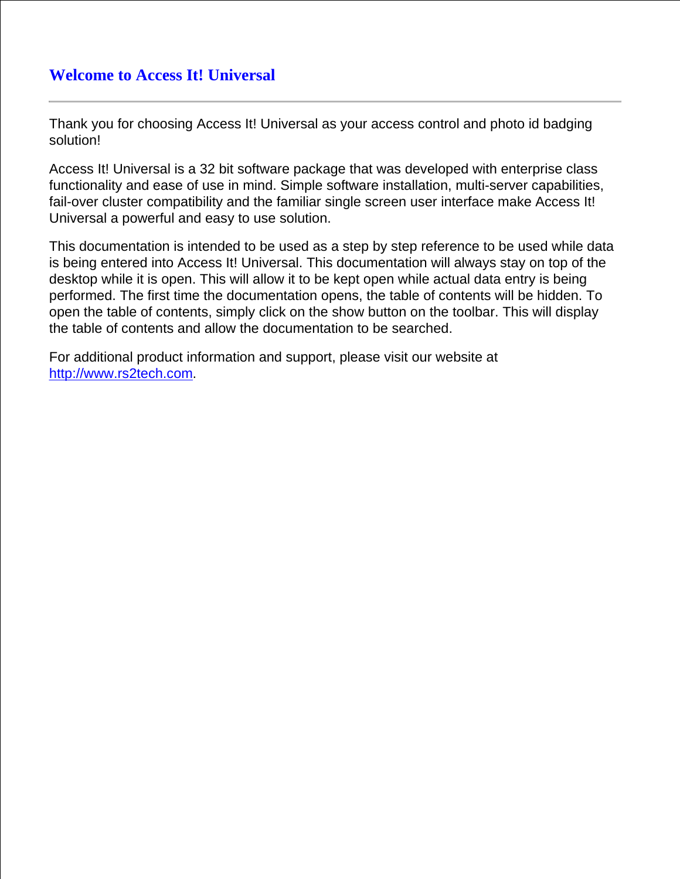# Welcome to Access It! Universal

---

Thank you for choosing Access It! Universal as your access control and photo id badging solution!

Access It! Universal is a 32 bit software package that was developed with enterprise class functionality and ease of use in mind. Simple software installation, multi-server capabilities, fail-over cluster compatibility and the familiar single screen user interface make Access It! Universal a powerful and easy to use solution.

This documentation is intended to be used as a step by step reference to be used while data is being entered into Access It! Universal. This documentation will always stay on top of the desktop while it is open. This will allow it to be kept open while actual data entry is being performed. The first time the documentation opens, the table of contents will be hidden. To open the table of contents, simply click on the show button on the toolbar. This will display the table of contents and allow the documentation to be searched.

For additional product information and support, please visit our website at [http://www.rs2tech.com](http://www.rs2tech.com).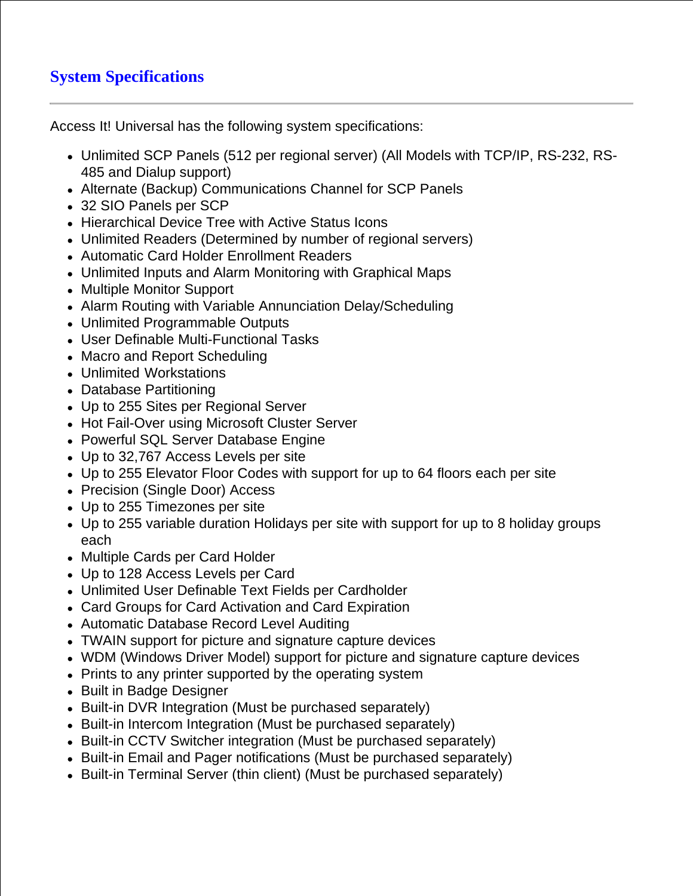## System Specifications

---

Access It! Universal has the following system specifications:

- Unlimited SCP Panels (512 per regional server) (All Models with TCP/IP, RS-232, RS-485 and Dialup support)
- Alternate (Backup) Communications Channel for SCP Panels
- 32 SIO Panels per SCP
- Hierarchical Device Tree with Active Status Icons
- Unlimited Readers (Determined by number of regional servers)
- Automatic Card Holder Enrollment Readers
- Unlimited Inputs and Alarm Monitoring with Graphical Maps
- Multiple Monitor Support
- Alarm Routing with Variable Annunciation Delay/Scheduling
- Unlimited Programmable Outputs
- User Definable Multi-Functional Tasks
- Macro and Report Scheduling
- Unlimited Workstations
- Database Partitioning
- Up to 255 Sites per Regional Server
- Hot Fail-Over using Microsoft Cluster Server
- Powerful SQL Server Database Engine
- Up to 32,767 Access Levels per site
- Up to 255 Elevator Floor Codes with support for up to 64 floors each per site
- Precision (Single Door) Access
- Up to 255 Timezones per site
- Up to 255 variable duration Holidays per site with support for up to 8 holiday groups each
- Multiple Cards per Card Holder
- Up to 128 Access Levels per Card
- Unlimited User Definable Text Fields per Cardholder
- Card Groups for Card Activation and Card Expiration
- Automatic Database Record Level Auditing
- TWAIN support for picture and signature capture devices
- WDM (Windows Driver Model) support for picture and signature capture devices
- Prints to any printer supported by the operating system
- Built in Badge Designer
- Built-in DVR Integration (Must be purchased separately)
- Built-in Intercom Integration (Must be purchased separately)
- Built-in CCTV Switcher integration (Must be purchased separately)
- Built-in Email and Pager notifications (Must be purchased separately)
- Built-in Terminal Server (thin client) (Must be purchased separately)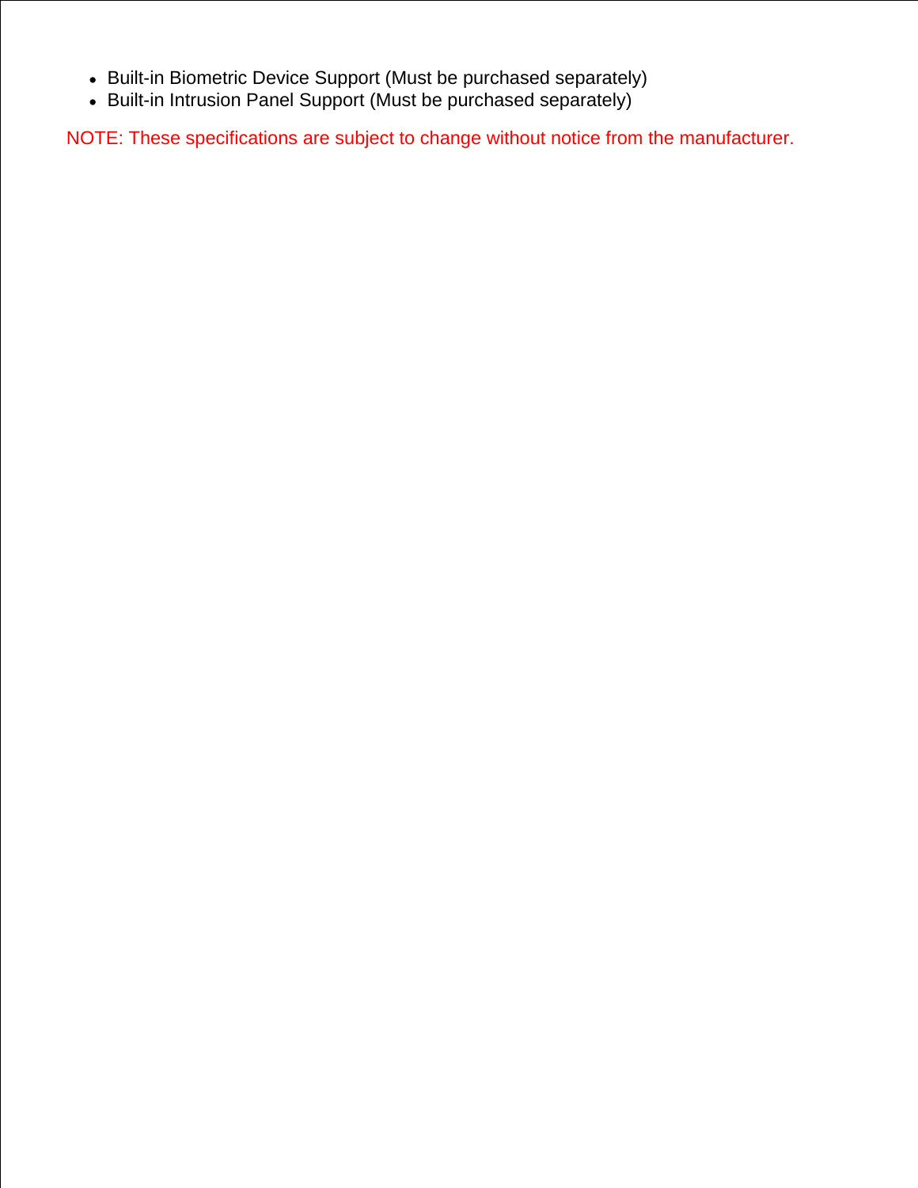- Built-in Biometric Device Support (Must be purchased separately)
- Built-in Intrusion Panel Support (Must be purchased separately)

NOTE: These specifications are subject to change without notice from the manufacturer.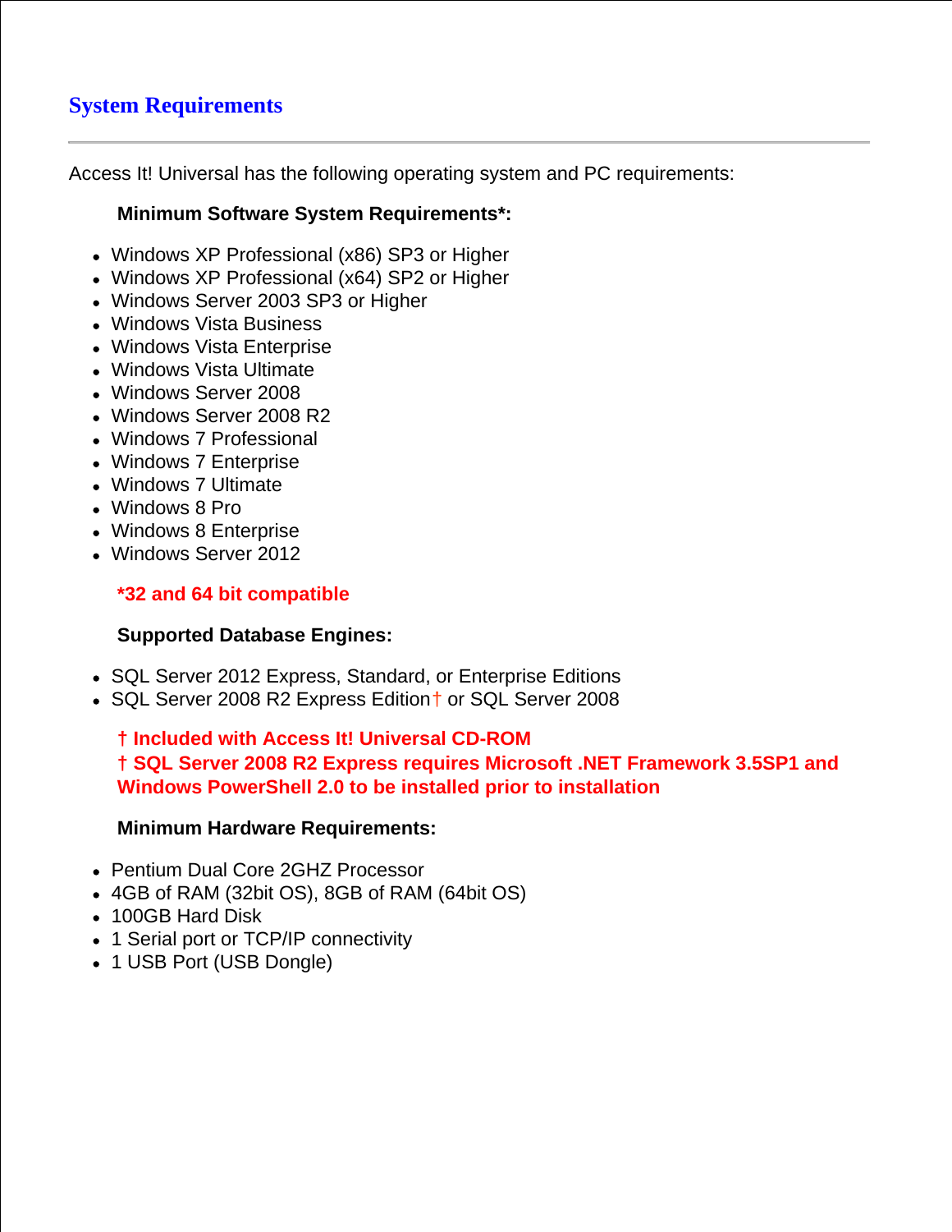# System Requirements

---

Access It! Universal has the following operating system and PC requirements:

**Minimum Software System Requirements*:**

- Windows XP Professional (x86) SP3 or Higher
- Windows XP Professional (x64) SP2 or Higher
- Windows Server 2003 SP3 or Higher
- Windows Vista Business
- Windows Vista Enterprise
- Windows Vista Ultimate
- Windows Server 2008
- Windows Server 2008 R2
- Windows 7 Professional
- Windows 7 Enterprise
- Windows 7 Ultimate
- Windows 8 Pro
- Windows 8 Enterprise
- Windows Server 2012

**\*32 and 64 bit compatible**

**Supported Database Engines:**

- SQL Server 2012 Express, Standard, or Enterprise Editions
- SQL Server 2008 R2 Express Edition† or SQL Server 2008

**† Included with Access It! Universal CD-ROM**
**† SQL Server 2008 R2 Express requires Microsoft .NET Framework 3.5SP1 and Windows PowerShell 2.0 to be installed prior to installation**

**Minimum Hardware Requirements:**

- Pentium Dual Core 2GHZ Processor
- 4GB of RAM (32bit OS), 8GB of RAM (64bit OS)
- 100GB Hard Disk
- 1 Serial port or TCP/IP connectivity
- 1 USB Port (USB Dongle)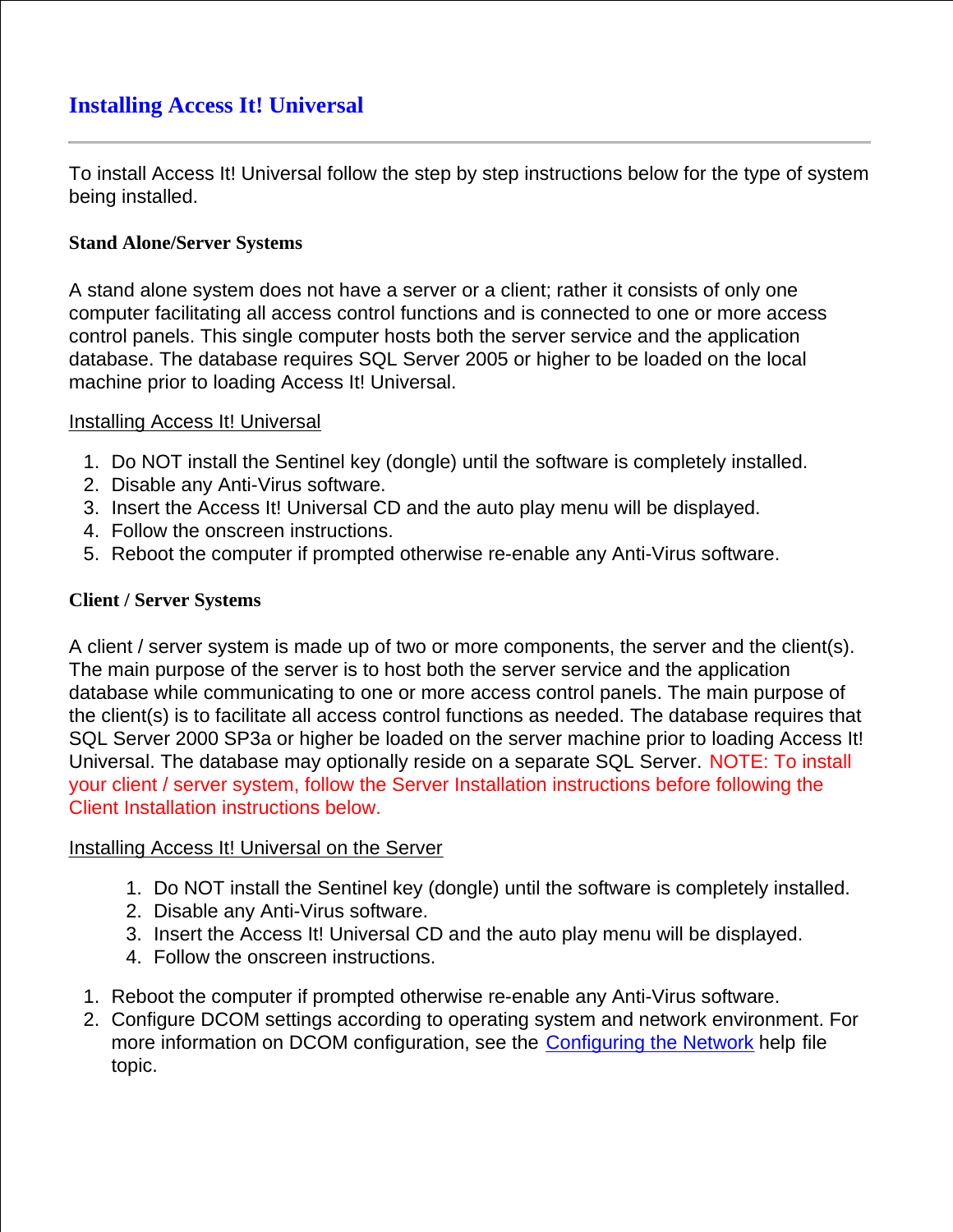# Installing Access It! Universal

---

To install Access It! Universal follow the step by step instructions below for the type of system being installed.

**Stand Alone/Server Systems**

A stand alone system does not have a server or a client; rather it consists of only one computer facilitating all access control functions and is connected to one or more access control panels. This single computer hosts both the server service and the application database. The database requires SQL Server 2005 or higher to be loaded on the local machine prior to loading Access It! Universal.

Installing Access It! Universal

1. Do NOT install the Sentinel key (dongle) until the software is completely installed.
2. Disable any Anti-Virus software.
3. Insert the Access It! Universal CD and the auto play menu will be displayed.
4. Follow the onscreen instructions.
5. Reboot the computer if prompted otherwise re-enable any Anti-Virus software.

**Client / Server Systems**

A client / server system is made up of two or more components, the server and the client(s). The main purpose of the server is to host both the server service and the application database while communicating to one or more access control panels. The main purpose of the client(s) is to facilitate all access control functions as needed. The database requires that SQL Server 2000 SP3a or higher be loaded on the server machine prior to loading Access It! Universal. The database may optionally reside on a separate SQL Server. NOTE: To install your client / server system, follow the Server Installation instructions before following the Client Installation instructions below.

Installing Access It! Universal on the Server

1. Do NOT install the Sentinel key (dongle) until the software is completely installed.
2. Disable any Anti-Virus software.
3. Insert the Access It! Universal CD and the auto play menu will be displayed.
4. Follow the onscreen instructions.

1. Reboot the computer if prompted otherwise re-enable any Anti-Virus software.
2. Configure DCOM settings according to operating system and network environment. For more information on DCOM configuration, see the Configuring the Network help file topic.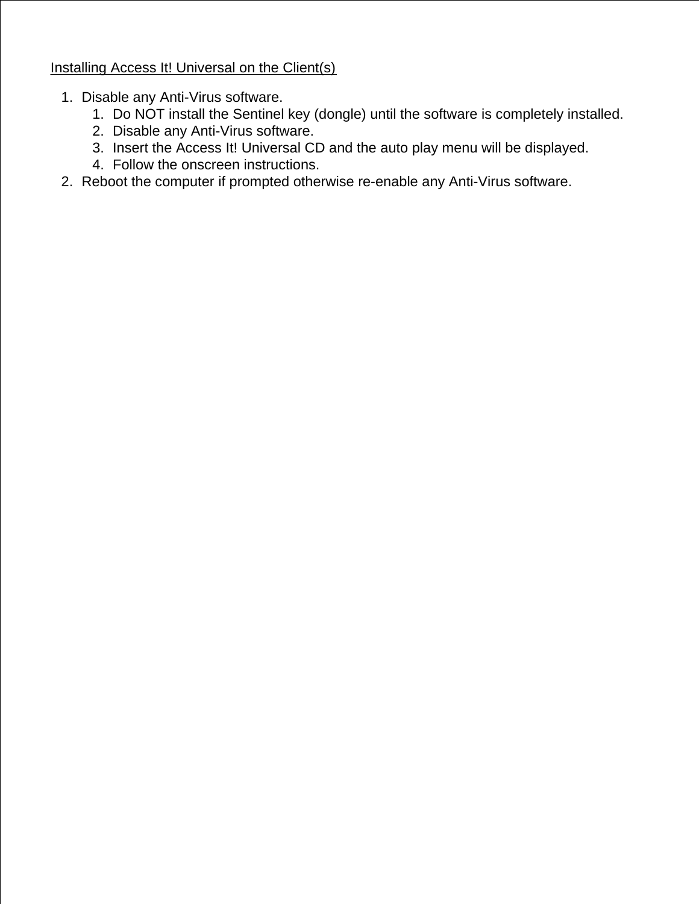<u>Installing Access It! Universal on the Client(s)</u>

1. Disable any Anti-Virus software.
    1. Do NOT install the Sentinel key (dongle) until the software is completely installed.
    2. Disable any Anti-Virus software.
    3. Insert the Access It! Universal CD and the auto play menu will be displayed.
    4. Follow the onscreen instructions.
2. Reboot the computer if prompted otherwise re-enable any Anti-Virus software.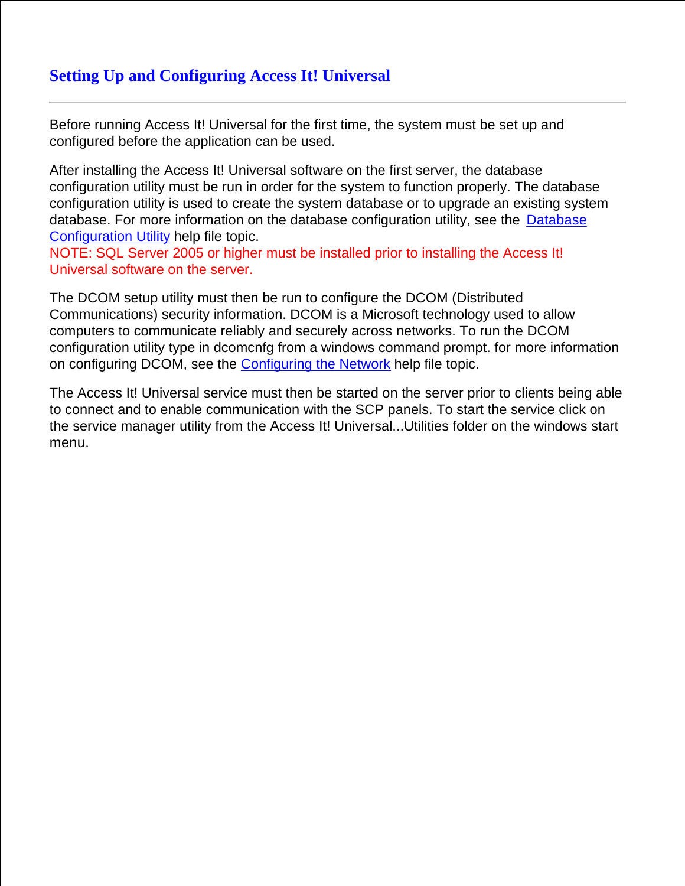# Setting Up and Configuring Access It! Universal

---

Before running Access It! Universal for the first time, the system must be set up and configured before the application can be used.

After installing the Access It! Universal software on the first server, the database configuration utility must be run in order for the system to function properly. The database configuration utility is used to create the system database or to upgrade an existing system database. For more information on the database configuration utility, see the Database Configuration Utility help file topic.
NOTE: SQL Server 2005 or higher must be installed prior to installing the Access It! Universal software on the server.

The DCOM setup utility must then be run to configure the DCOM (Distributed Communications) security information. DCOM is a Microsoft technology used to allow computers to communicate reliably and securely across networks. To run the DCOM configuration utility type in dcomcnfg from a windows command prompt. for more information on configuring DCOM, see the Configuring the Network help file topic.

The Access It! Universal service must then be started on the server prior to clients being able to connect and to enable communication with the SCP panels. To start the service click on the service manager utility from the Access It! Universal...Utilities folder on the windows start menu.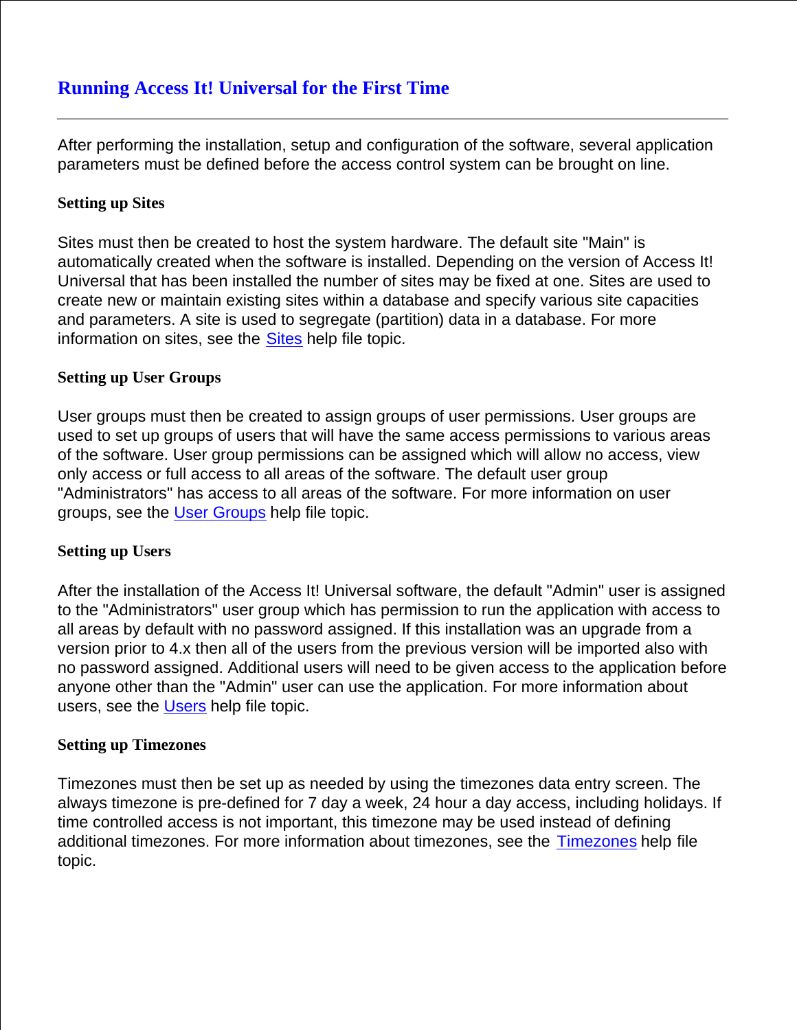# Running Access It! Universal for the First Time

---

After performing the installation, setup and configuration of the software, several application parameters must be defined before the access control system can be brought on line.

### Setting up Sites

Sites must then be created to host the system hardware. The default site "Main" is automatically created when the software is installed. Depending on the version of Access It! Universal that has been installed the number of sites may be fixed at one. Sites are used to create new or maintain existing sites within a database and specify various site capacities and parameters. A site is used to segregate (partition) data in a database. For more information on sites, see the Sites help file topic.

### Setting up User Groups

User groups must then be created to assign groups of user permissions. User groups are used to set up groups of users that will have the same access permissions to various areas of the software. User group permissions can be assigned which will allow no access, view only access or full access to all areas of the software. The default user group "Administrators" has access to all areas of the software. For more information on user groups, see the User Groups help file topic.

### Setting up Users

After the installation of the Access It! Universal software, the default "Admin" user is assigned to the "Administrators" user group which has permission to run the application with access to all areas by default with no password assigned. If this installation was an upgrade from a version prior to 4.x then all of the users from the previous version will be imported also with no password assigned. Additional users will need to be given access to the application before anyone other than the "Admin" user can use the application. For more information about users, see the Users help file topic.

### Setting up Timezones

Timezones must then be set up as needed by using the timezones data entry screen. The always timezone is pre-defined for 7 day a week, 24 hour a day access, including holidays. If time controlled access is not important, this timezone may be used instead of defining additional timezones. For more information about timezones, see the Timezones help file topic.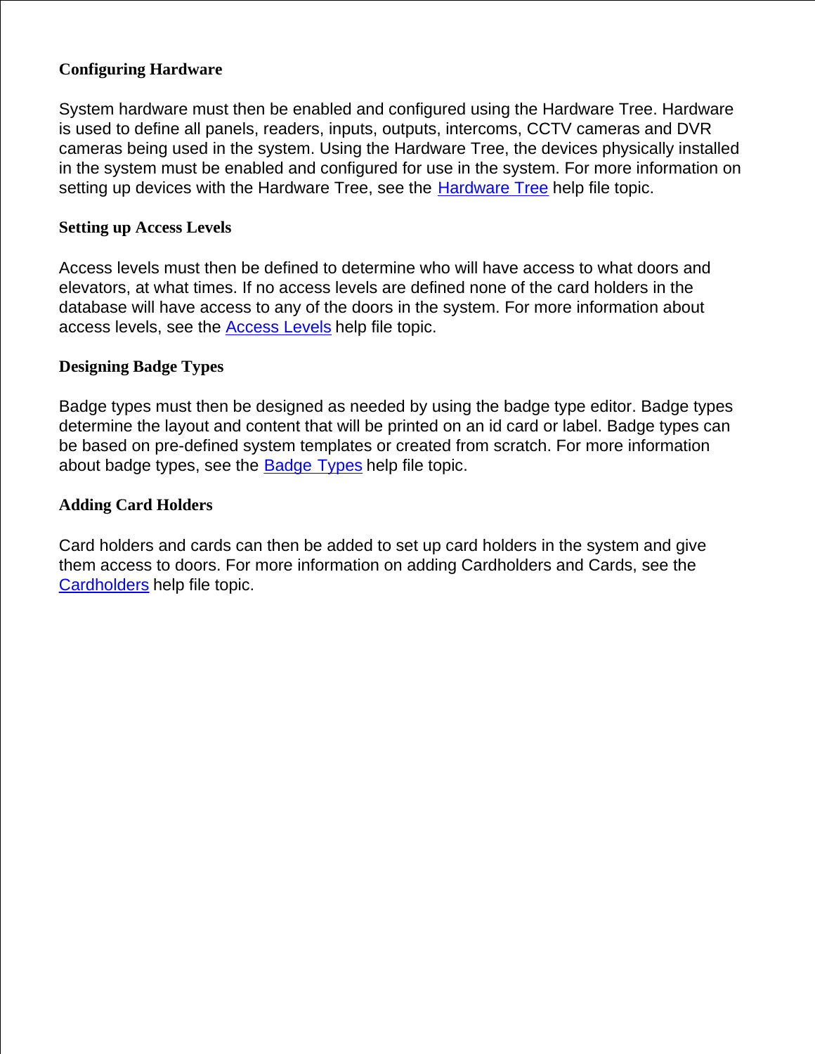**Configuring Hardware**

System hardware must then be enabled and configured using the Hardware Tree. Hardware is used to define all panels, readers, inputs, outputs, intercoms, CCTV cameras and DVR cameras being used in the system. Using the Hardware Tree, the devices physically installed in the system must be enabled and configured for use in the system. For more information on setting up devices with the Hardware Tree, see the Hardware Tree help file topic.

**Setting up Access Levels**

Access levels must then be defined to determine who will have access to what doors and elevators, at what times. If no access levels are defined none of the card holders in the database will have access to any of the doors in the system. For more information about access levels, see the Access Levels help file topic.

**Designing Badge Types**

Badge types must then be designed as needed by using the badge type editor. Badge types determine the layout and content that will be printed on an id card or label. Badge types can be based on pre-defined system templates or created from scratch. For more information about badge types, see the Badge Types help file topic.

**Adding Card Holders**

Card holders and cards can then be added to set up card holders in the system and give them access to doors. For more information on adding Cardholders and Cards, see the Cardholders help file topic.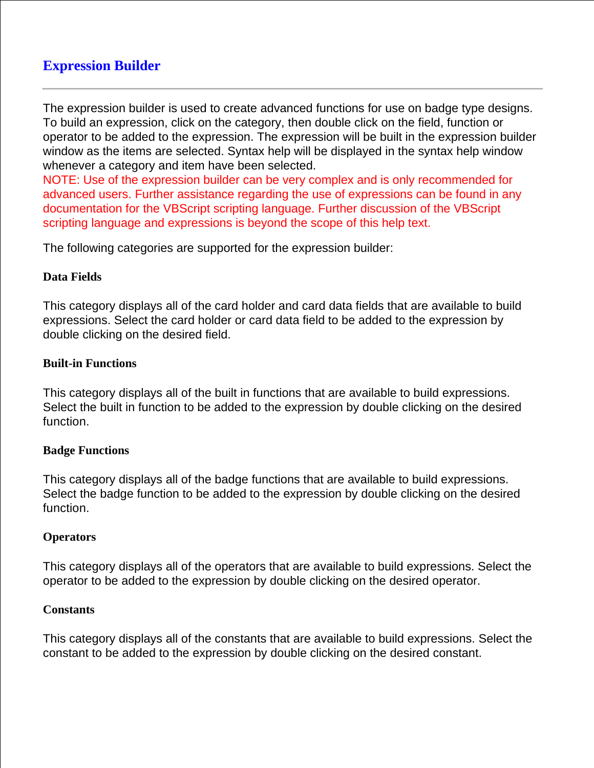# Expression Builder

---

The expression builder is used to create advanced functions for use on badge type designs. To build an expression, click on the category, then double click on the field, function or operator to be added to the expression. The expression will be built in the expression builder window as the items are selected. Syntax help will be displayed in the syntax help window whenever a category and item have been selected.
NOTE: Use of the expression builder can be very complex and is only recommended for advanced users. Further assistance regarding the use of expressions can be found in any documentation for the VBScript scripting language. Further discussion of the VBScript scripting language and expressions is beyond the scope of this help text.

The following categories are supported for the expression builder:

### Data Fields

This category displays all of the card holder and card data fields that are available to build expressions. Select the card holder or card data field to be added to the expression by double clicking on the desired field.

### Built-in Functions

This category displays all of the built in functions that are available to build expressions. Select the built in function to be added to the expression by double clicking on the desired function.

### Badge Functions

This category displays all of the badge functions that are available to build expressions. Select the badge function to be added to the expression by double clicking on the desired function.

### Operators

This category displays all of the operators that are available to build expressions. Select the operator to be added to the expression by double clicking on the desired operator.

### Constants

This category displays all of the constants that are available to build expressions. Select the constant to be added to the expression by double clicking on the desired constant.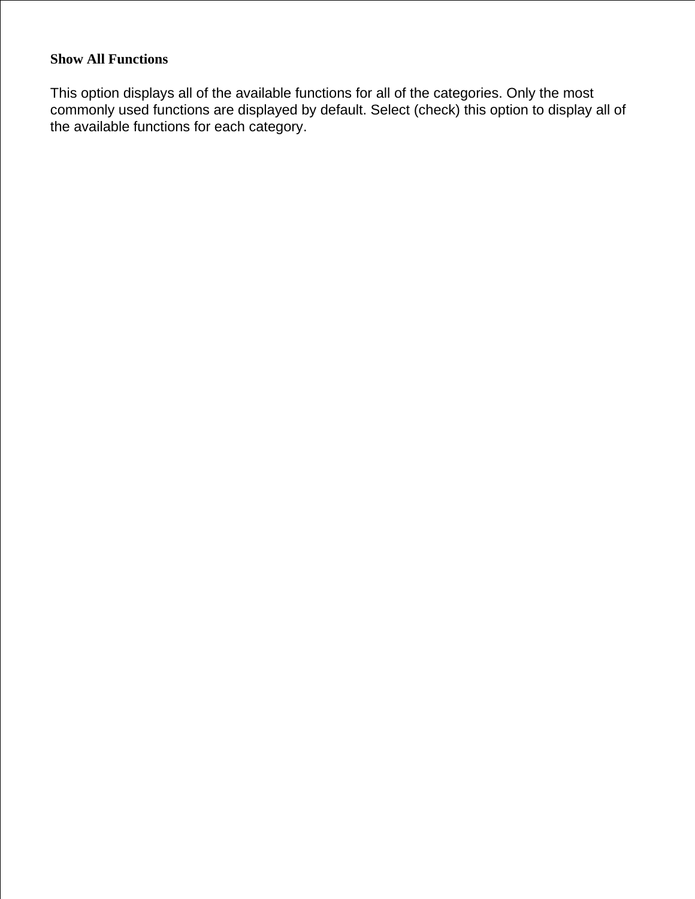**Show All Functions**

This option displays all of the available functions for all of the categories. Only the most commonly used functions are displayed by default. Select (check) this option to display all of the available functions for each category.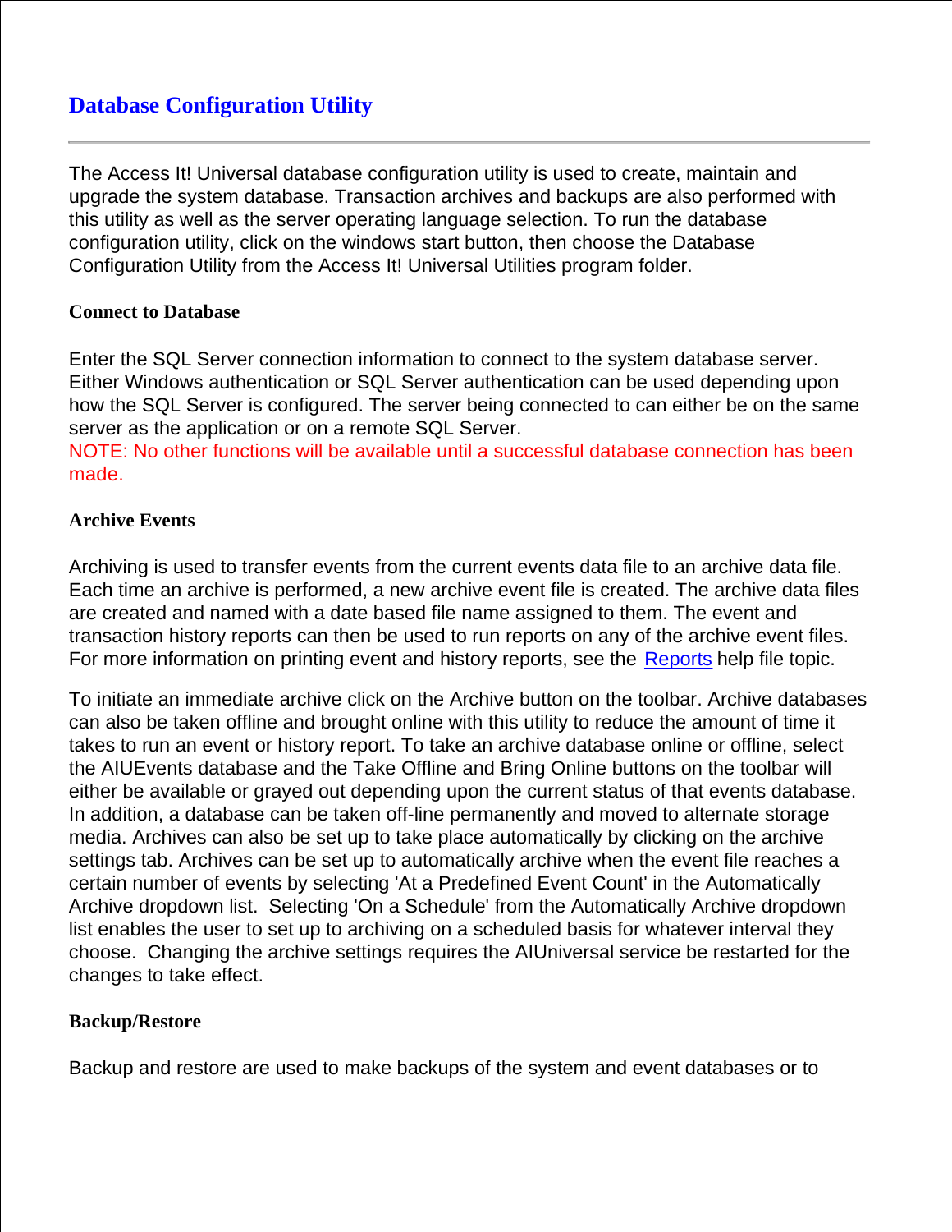# Database Configuration Utility

---

The Access It! Universal database configuration utility is used to create, maintain and upgrade the system database. Transaction archives and backups are also performed with this utility as well as the server operating language selection. To run the database configuration utility, click on the windows start button, then choose the Database Configuration Utility from the Access It! Universal Utilities program folder.

**Connect to Database**

Enter the SQL Server connection information to connect to the system database server. Either Windows authentication or SQL Server authentication can be used depending upon how the SQL Server is configured. The server being connected to can either be on the same server as the application or on a remote SQL Server.
NOTE: No other functions will be available until a successful database connection has been made.

**Archive Events**

Archiving is used to transfer events from the current events data file to an archive data file. Each time an archive is performed, a new archive event file is created. The archive data files are created and named with a date based file name assigned to them. The event and transaction history reports can then be used to run reports on any of the archive event files. For more information on printing event and history reports, see the Reports help file topic.

To initiate an immediate archive click on the Archive button on the toolbar. Archive databases can also be taken offline and brought online with this utility to reduce the amount of time it takes to run an event or history report. To take an archive database online or offline, select the AIUEvents database and the Take Offline and Bring Online buttons on the toolbar will either be available or grayed out depending upon the current status of that events database. In addition, a database can be taken off-line permanently and moved to alternate storage media. Archives can also be set up to take place automatically by clicking on the archive settings tab. Archives can be set up to automatically archive when the event file reaches a certain number of events by selecting 'At a Predefined Event Count' in the Automatically Archive dropdown list. Selecting 'On a Schedule' from the Automatically Archive dropdown list enables the user to set up to archiving on a scheduled basis for whatever interval they choose. Changing the archive settings requires the AIUniversal service be restarted for the changes to take effect.

**Backup/Restore**

Backup and restore are used to make backups of the system and event databases or to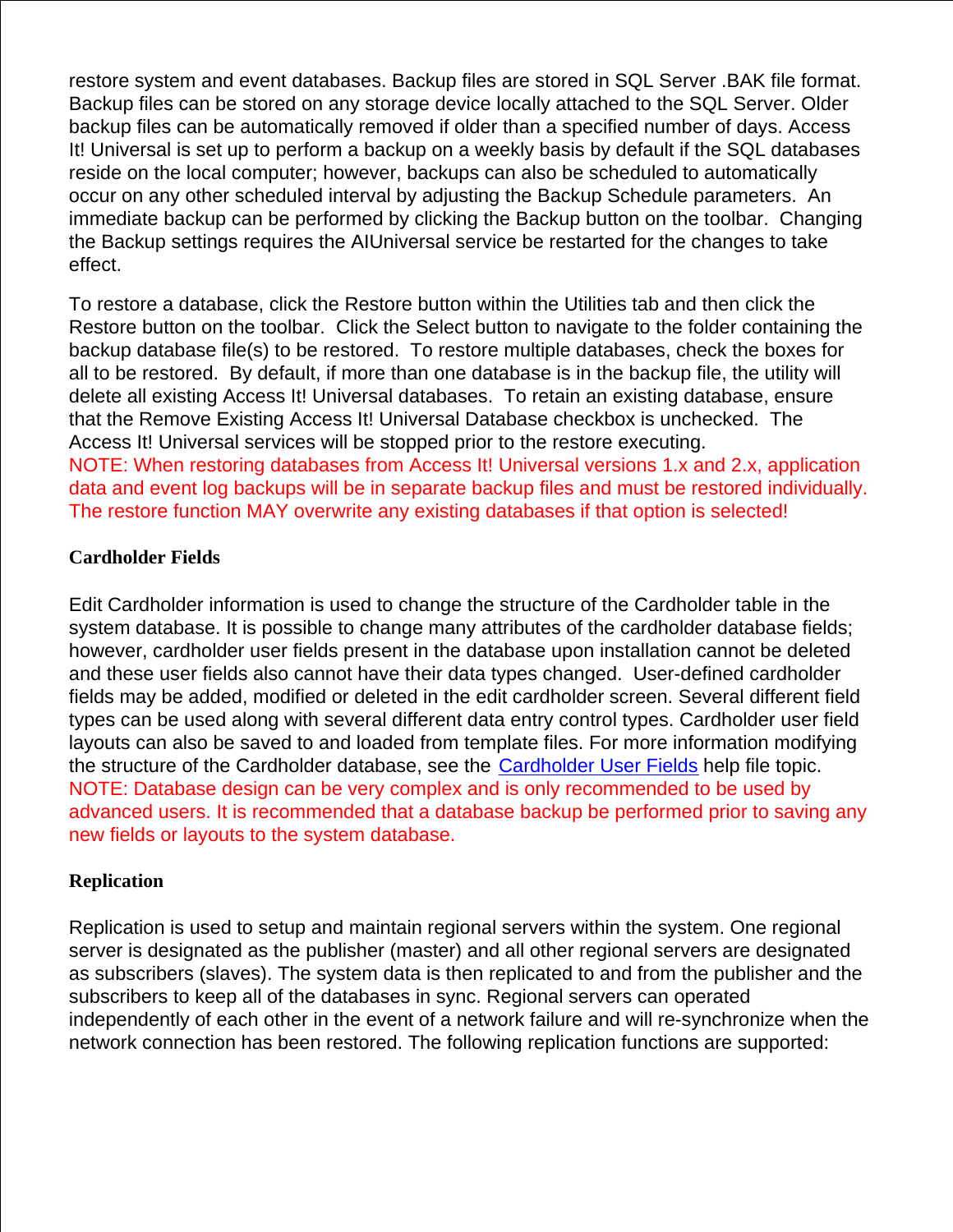restore system and event databases. Backup files are stored in SQL Server .BAK file format. Backup files can be stored on any storage device locally attached to the SQL Server. Older backup files can be automatically removed if older than a specified number of days. Access It! Universal is set up to perform a backup on a weekly basis by default if the SQL databases reside on the local computer; however, backups can also be scheduled to automatically occur on any other scheduled interval by adjusting the Backup Schedule parameters. An immediate backup can be performed by clicking the Backup button on the toolbar. Changing the Backup settings requires the AIUniversal service be restarted for the changes to take effect.

To restore a database, click the Restore button within the Utilities tab and then click the Restore button on the toolbar. Click the Select button to navigate to the folder containing the backup database file(s) to be restored. To restore multiple databases, check the boxes for all to be restored. By default, if more than one database is in the backup file, the utility will delete all existing Access It! Universal databases. To retain an existing database, ensure that the Remove Existing Access It! Universal Database checkbox is unchecked. The Access It! Universal services will be stopped prior to the restore executing.
NOTE: When restoring databases from Access It! Universal versions 1.x and 2.x, application data and event log backups will be in separate backup files and must be restored individually. The restore function MAY overwrite any existing databases if that option is selected!

**Cardholder Fields**

Edit Cardholder information is used to change the structure of the Cardholder table in the system database. It is possible to change many attributes of the cardholder database fields; however, cardholder user fields present in the database upon installation cannot be deleted and these user fields also cannot have their data types changed. User-defined cardholder fields may be added, modified or deleted in the edit cardholder screen. Several different field types can be used along with several different data entry control types. Cardholder user field layouts can also be saved to and loaded from template files. For more information modifying the structure of the Cardholder database, see the Cardholder User Fields help file topic.
NOTE: Database design can be very complex and is only recommended to be used by advanced users. It is recommended that a database backup be performed prior to saving any new fields or layouts to the system database.

**Replication**

Replication is used to setup and maintain regional servers within the system. One regional server is designated as the publisher (master) and all other regional servers are designated as subscribers (slaves). The system data is then replicated to and from the publisher and the subscribers to keep all of the databases in sync. Regional servers can operated independently of each other in the event of a network failure and will re-synchronize when the network connection has been restored. The following replication functions are supported: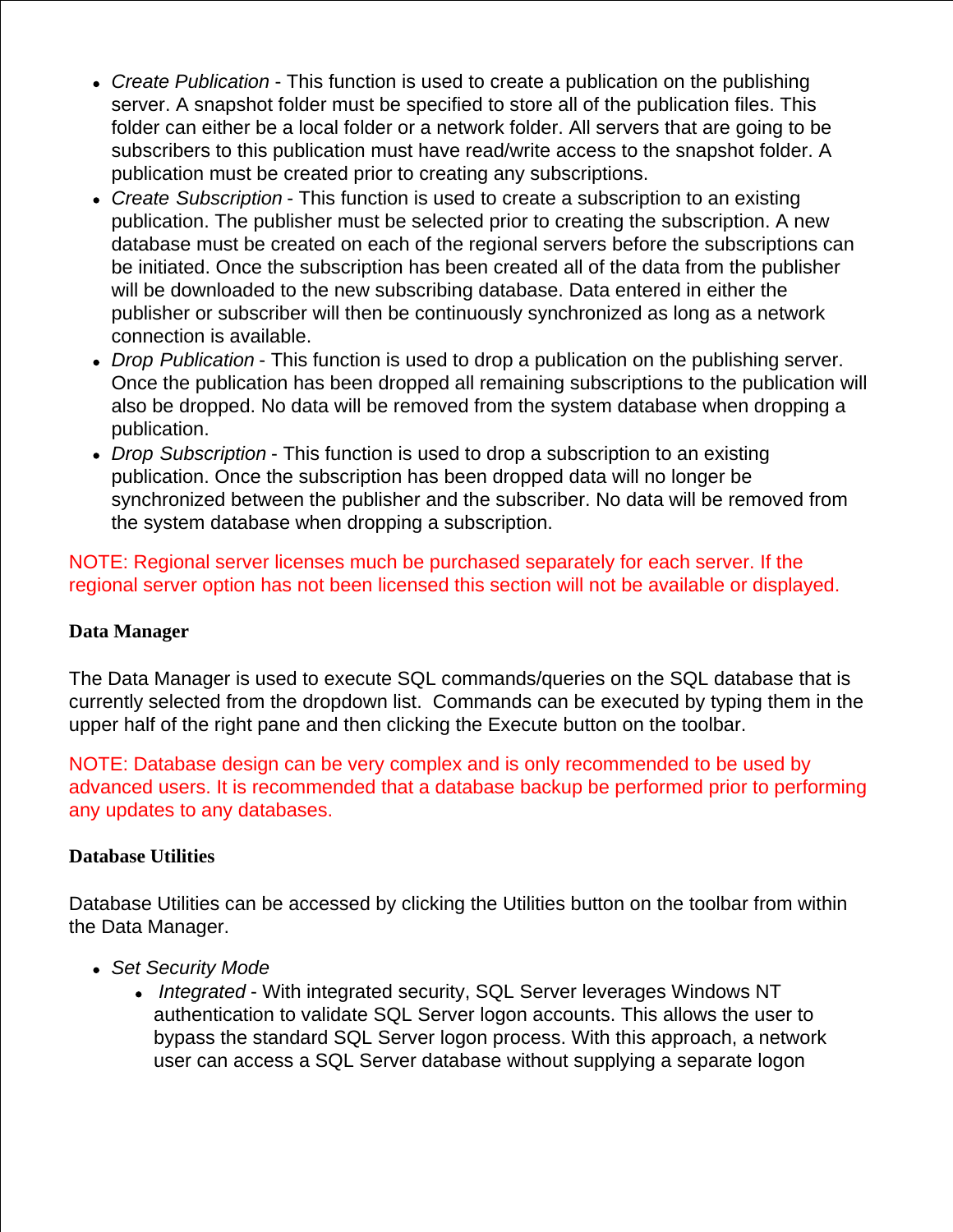- *Create Publication* - This function is used to create a publication on the publishing server. A snapshot folder must be specified to store all of the publication files. This folder can either be a local folder or a network folder. All servers that are going to be subscribers to this publication must have read/write access to the snapshot folder. A publication must be created prior to creating any subscriptions.
- *Create Subscription* - This function is used to create a subscription to an existing publication. The publisher must be selected prior to creating the subscription. A new database must be created on each of the regional servers before the subscriptions can be initiated. Once the subscription has been created all of the data from the publisher will be downloaded to the new subscribing database. Data entered in either the publisher or subscriber will then be continuously synchronized as long as a network connection is available.
- *Drop Publication* - This function is used to drop a publication on the publishing server. Once the publication has been dropped all remaining subscriptions to the publication will also be dropped. No data will be removed from the system database when dropping a publication.
- *Drop Subscription* - This function is used to drop a subscription to an existing publication. Once the subscription has been dropped data will no longer be synchronized between the publisher and the subscriber. No data will be removed from the system database when dropping a subscription.

NOTE: Regional server licenses much be purchased separately for each server. If the regional server option has not been licensed this section will not be available or displayed.

**Data Manager**

The Data Manager is used to execute SQL commands/queries on the SQL database that is currently selected from the dropdown list. Commands can be executed by typing them in the upper half of the right pane and then clicking the Execute button on the toolbar.

NOTE: Database design can be very complex and is only recommended to be used by advanced users. It is recommended that a database backup be performed prior to performing any updates to any databases.

**Database Utilities**

Database Utilities can be accessed by clicking the Utilities button on the toolbar from within the Data Manager.

- *Set Security Mode*
  - *Integrated* - With integrated security, SQL Server leverages Windows NT authentication to validate SQL Server logon accounts. This allows the user to bypass the standard SQL Server logon process. With this approach, a network user can access a SQL Server database without supplying a separate logon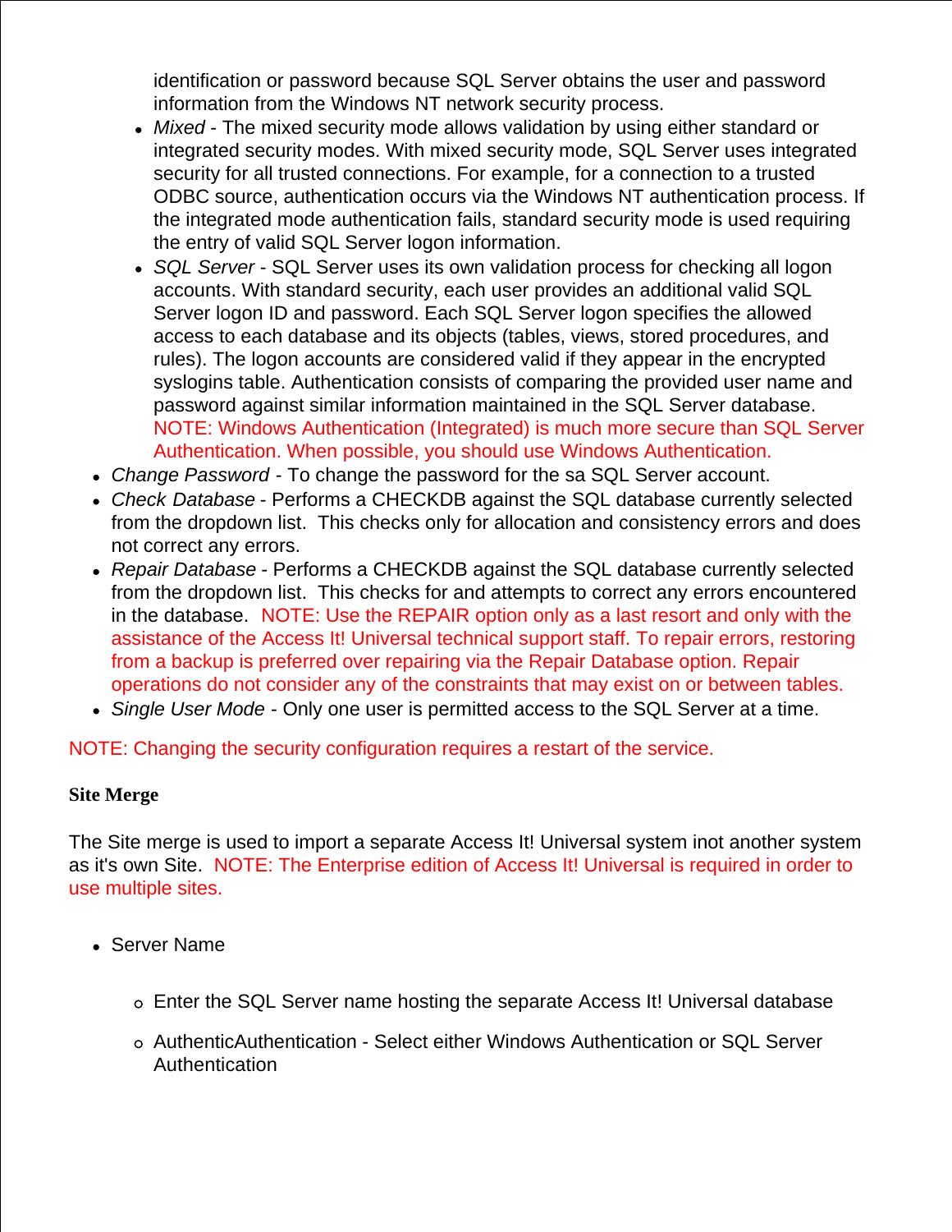identification or password because SQL Server obtains the user and password information from the Windows NT network security process.
    - *Mixed* - The mixed security mode allows validation by using either standard or integrated security modes. With mixed security mode, SQL Server uses integrated security for all trusted connections. For example, for a connection to a trusted ODBC source, authentication occurs via the Windows NT authentication process. If the integrated mode authentication fails, standard security mode is used requiring the entry of valid SQL Server logon information.
    - *SQL Server* - SQL Server uses its own validation process for checking all logon accounts. With standard security, each user provides an additional valid SQL Server logon ID and password. Each SQL Server logon specifies the allowed access to each database and its objects (tables, views, stored procedures, and rules). The logon accounts are considered valid if they appear in the encrypted syslogins table. Authentication consists of comparing the provided user name and password against similar information maintained in the SQL Server database. NOTE: Windows Authentication (Integrated) is much more secure than SQL Server Authentication. When possible, you should use Windows Authentication.
- *Change Password* - To change the password for the sa SQL Server account.
- *Check Database* - Performs a CHECKDB against the SQL database currently selected from the dropdown list. This checks only for allocation and consistency errors and does not correct any errors.
- *Repair Database* - Performs a CHECKDB against the SQL database currently selected from the dropdown list. This checks for and attempts to correct any errors encountered in the database. NOTE: Use the REPAIR option only as a last resort and only with the assistance of the Access It! Universal technical support staff. To repair errors, restoring from a backup is preferred over repairing via the Repair Database option. Repair operations do not consider any of the constraints that may exist on or between tables.
- *Single User Mode* - Only one user is permitted access to the SQL Server at a time.

NOTE: Changing the security configuration requires a restart of the service.

**Site Merge**

The Site merge is used to import a separate Access It! Universal system inot another system as it's own Site. NOTE: The Enterprise edition of Access It! Universal is required in order to use multiple sites.

- Server Name
    - Enter the SQL Server name hosting the separate Access It! Universal database
    - AuthenticAuthentication - Select either Windows Authentication or SQL Server Authentication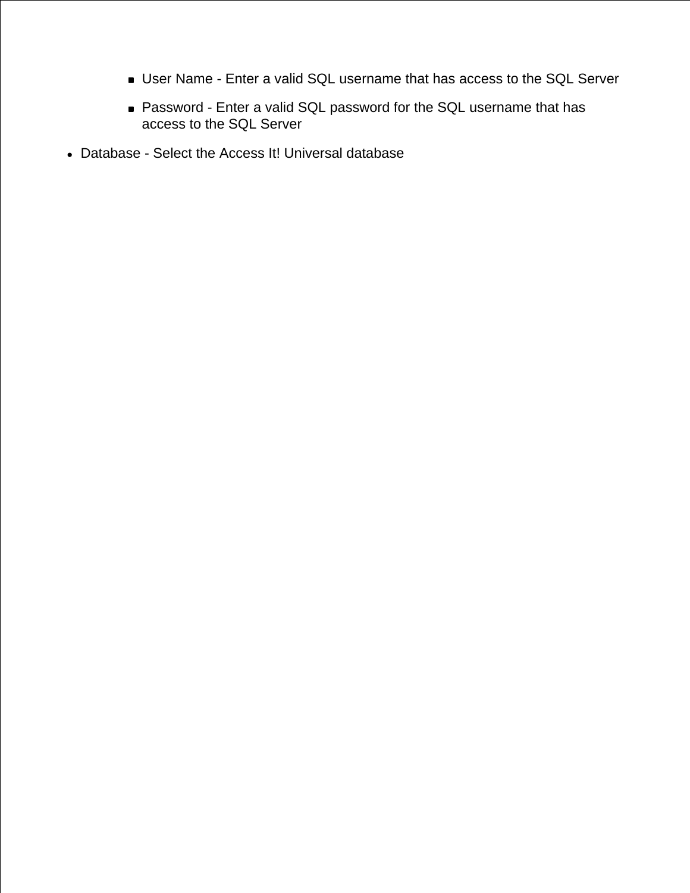- User Name - Enter a valid SQL username that has access to the SQL Server
    - Password - Enter a valid SQL password for the SQL username that has access to the SQL Server
- Database - Select the Access It! Universal database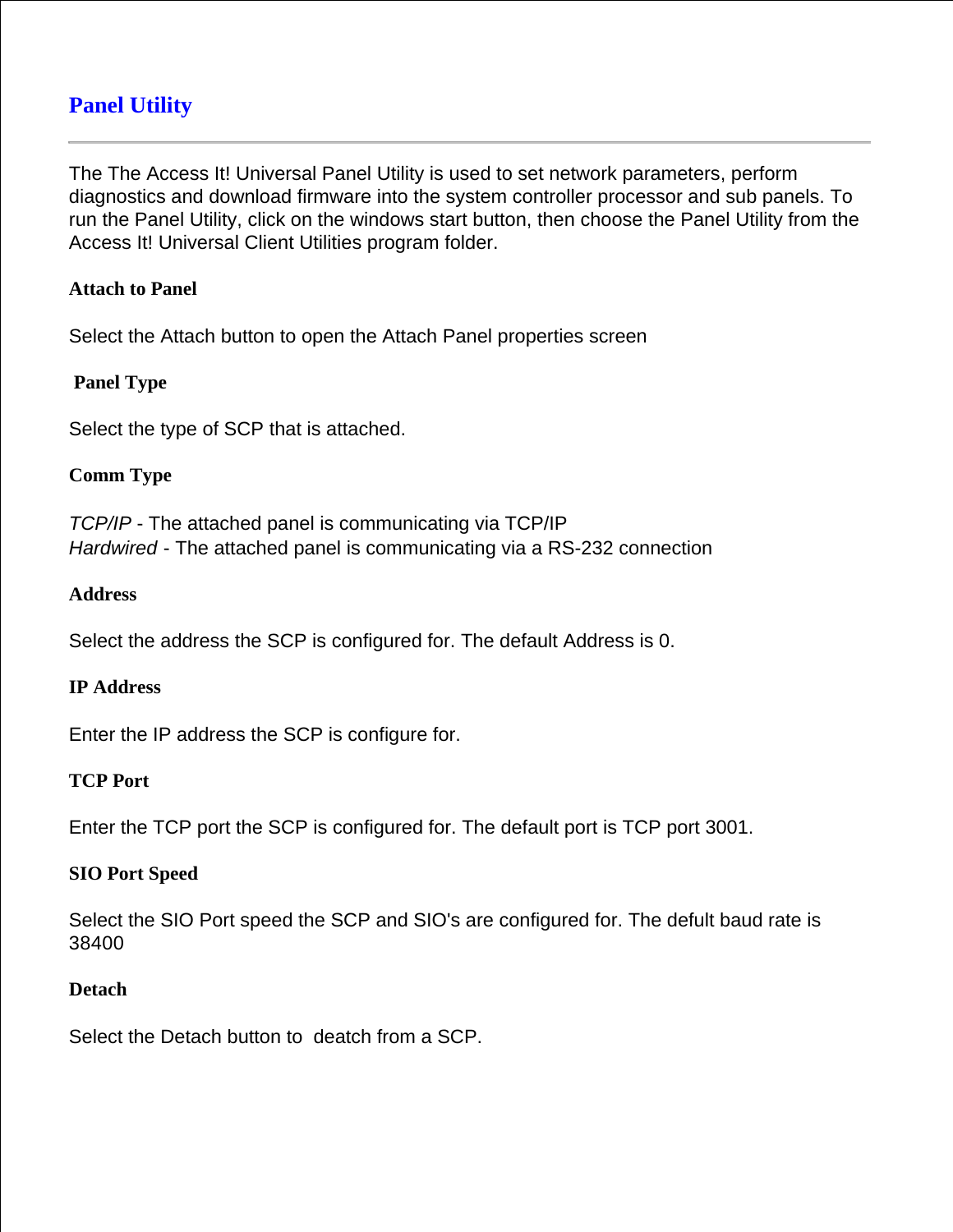# Panel Utility

---

The The Access It! Universal Panel Utility is used to set network parameters, perform diagnostics and download firmware into the system controller processor and sub panels. To run the Panel Utility, click on the windows start button, then choose the Panel Utility from the Access It! Universal Client Utilities program folder.

**Attach to Panel**

Select the Attach button to open the Attach Panel properties screen

**Panel Type**

Select the type of SCP that is attached.

**Comm Type**

*TCP/IP* - The attached panel is communicating via TCP/IP
*Hardwired* - The attached panel is communicating via a RS-232 connection

**Address**

Select the address the SCP is configured for. The default Address is 0.

**IP Address**

Enter the IP address the SCP is configure for.

**TCP Port**

Enter the TCP port the SCP is configured for. The default port is TCP port 3001.

**SIO Port Speed**

Select the SIO Port speed the SCP and SIO's are configured for. The defult baud rate is 38400

**Detach**

Select the Detach button to deatch from a SCP.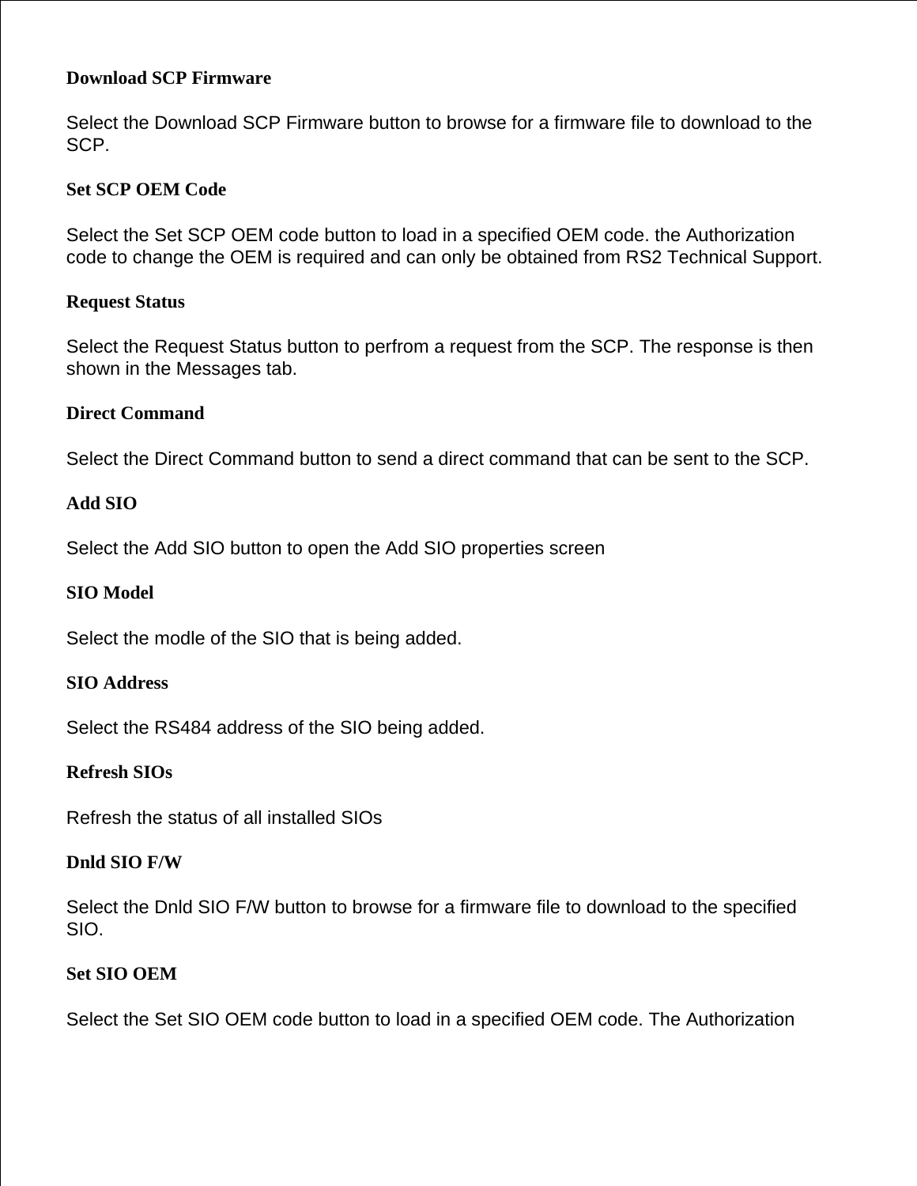**Download SCP Firmware**

Select the Download SCP Firmware button to browse for a firmware file to download to the SCP.

**Set SCP OEM Code**

Select the Set SCP OEM code button to load in a specified OEM code. the Authorization code to change the OEM is required and can only be obtained from RS2 Technical Support.

**Request Status**

Select the Request Status button to perfrom a request from the SCP. The response is then shown in the Messages tab.

**Direct Command**

Select the Direct Command button to send a direct command that can be sent to the SCP.

**Add SIO**

Select the Add SIO button to open the Add SIO properties screen

**SIO Model**

Select the modle of the SIO that is being added.

**SIO Address**

Select the RS484 address of the SIO being added.

**Refresh SIOs**

Refresh the status of all installed SIOs

**Dnld SIO F/W**

Select the Dnld SIO F/W button to browse for a firmware file to download to the specified SIO.

**Set SIO OEM**

Select the Set SIO OEM code button to load in a specified OEM code. The Authorization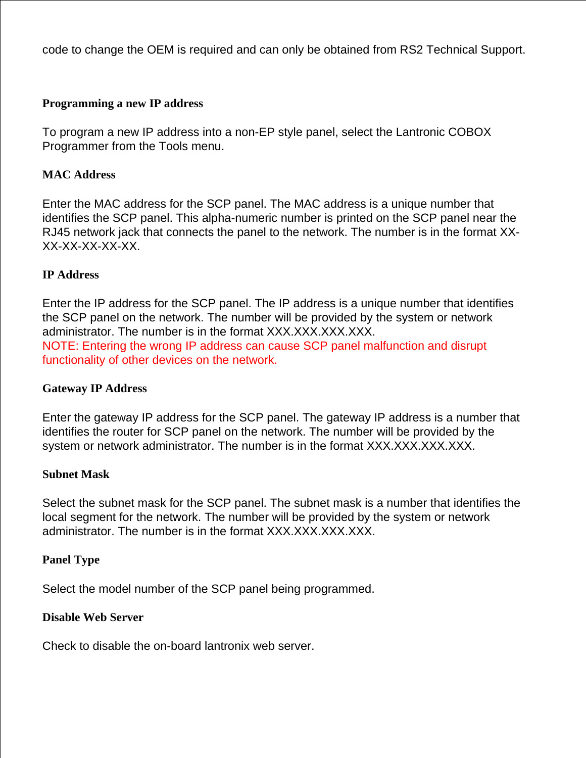code to change the OEM is required and can only be obtained from RS2 Technical Support.

### Programming a new IP address

To program a new IP address into a non-EP style panel, select the Lantronic COBOX Programmer from the Tools menu.

#### MAC Address

Enter the MAC address for the SCP panel. The MAC address is a unique number that identifies the SCP panel. This alpha-numeric number is printed on the SCP panel near the RJ45 network jack that connects the panel to the network. The number is in the format XX-XX-XX-XX-XX-XX.

#### IP Address

Enter the IP address for the SCP panel. The IP address is a unique number that identifies the SCP panel on the network. The number will be provided by the system or network administrator. The number is in the format XXX.XXX.XXX.XXX.
NOTE: Entering the wrong IP address can cause SCP panel malfunction and disrupt functionality of other devices on the network.

#### Gateway IP Address

Enter the gateway IP address for the SCP panel. The gateway IP address is a number that identifies the router for SCP panel on the network. The number will be provided by the system or network administrator. The number is in the format XXX.XXX.XXX.XXX.

#### Subnet Mask

Select the subnet mask for the SCP panel. The subnet mask is a number that identifies the local segment for the network. The number will be provided by the system or network administrator. The number is in the format XXX.XXX.XXX.XXX.

#### Panel Type

Select the model number of the SCP panel being programmed.

#### Disable Web Server

Check to disable the on-board lantronix web server.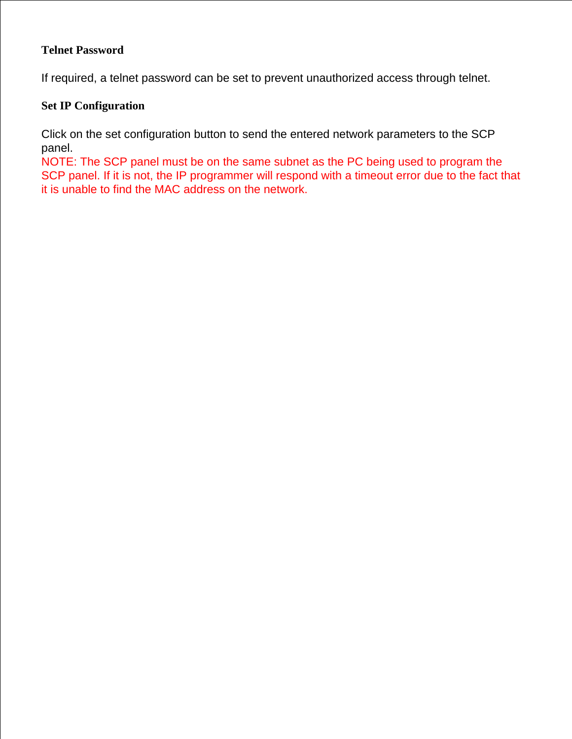### Telnet Password

If required, a telnet password can be set to prevent unauthorized access through telnet.

### Set IP Configuration

Click on the set configuration button to send the entered network parameters to the SCP panel.
NOTE: The SCP panel must be on the same subnet as the PC being used to program the SCP panel. If it is not, the IP programmer will respond with a timeout error due to the fact that it is unable to find the MAC address on the network.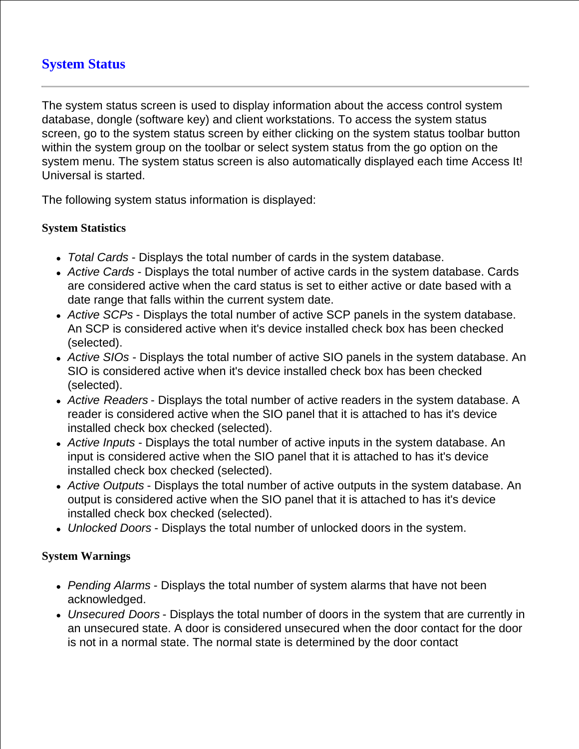# System Status

---

The system status screen is used to display information about the access control system database, dongle (software key) and client workstations. To access the system status screen, go to the system status screen by either clicking on the system status toolbar button within the system group on the toolbar or select system status from the go option on the system menu. The system status screen is also automatically displayed each time Access It! Universal is started.

The following system status information is displayed:

### System Statistics

- *Total Cards* - Displays the total number of cards in the system database.
- *Active Cards* - Displays the total number of active cards in the system database. Cards are considered active when the card status is set to either active or date based with a date range that falls within the current system date.
- *Active SCPs* - Displays the total number of active SCP panels in the system database. An SCP is considered active when it's device installed check box has been checked (selected).
- *Active SIOs* - Displays the total number of active SIO panels in the system database. An SIO is considered active when it's device installed check box has been checked (selected).
- *Active Readers* - Displays the total number of active readers in the system database. A reader is considered active when the SIO panel that it is attached to has it's device installed check box checked (selected).
- *Active Inputs* - Displays the total number of active inputs in the system database. An input is considered active when the SIO panel that it is attached to has it's device installed check box checked (selected).
- *Active Outputs* - Displays the total number of active outputs in the system database. An output is considered active when the SIO panel that it is attached to has it's device installed check box checked (selected).
- *Unlocked Doors* - Displays the total number of unlocked doors in the system.

### System Warnings

- *Pending Alarms* - Displays the total number of system alarms that have not been acknowledged.
- *Unsecured Doors* - Displays the total number of doors in the system that are currently in an unsecured state. A door is considered unsecured when the door contact for the door is not in a normal state. The normal state is determined by the door contact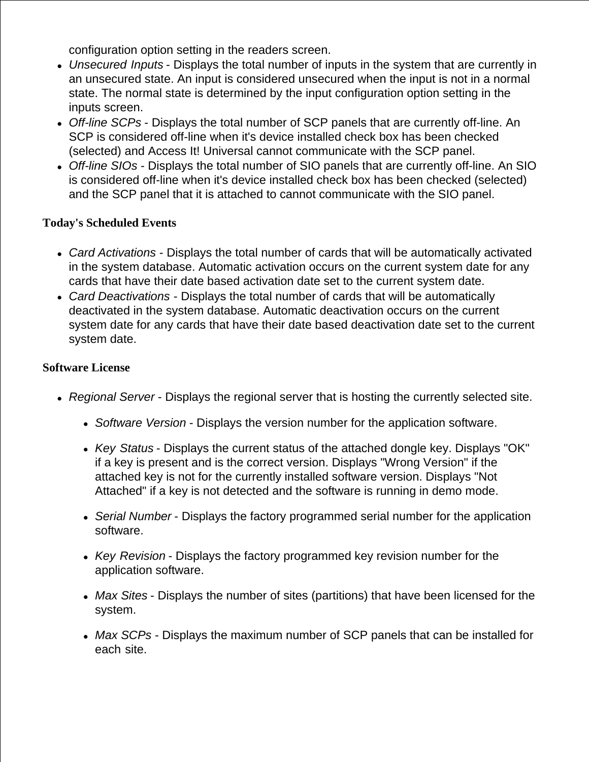configuration option setting in the readers screen.

- *Unsecured Inputs* - Displays the total number of inputs in the system that are currently in an unsecured state. An input is considered unsecured when the input is not in a normal state. The normal state is determined by the input configuration option setting in the inputs screen.
- *Off-line SCPs* - Displays the total number of SCP panels that are currently off-line. An SCP is considered off-line when it's device installed check box has been checked (selected) and Access It! Universal cannot communicate with the SCP panel.
- *Off-line SIOs* - Displays the total number of SIO panels that are currently off-line. An SIO is considered off-line when it's device installed check box has been checked (selected) and the SCP panel that it is attached to cannot communicate with the SIO panel.

**Today's Scheduled Events**

- *Card Activations* - Displays the total number of cards that will be automatically activated in the system database. Automatic activation occurs on the current system date for any cards that have their date based activation date set to the current system date.
- *Card Deactivations* - Displays the total number of cards that will be automatically deactivated in the system database. Automatic deactivation occurs on the current system date for any cards that have their date based deactivation date set to the current system date.

**Software License**

- *Regional Server* - Displays the regional server that is hosting the currently selected site.
  - *Software Version* - Displays the version number for the application software.
  - *Key Status* - Displays the current status of the attached dongle key. Displays "OK" if a key is present and is the correct version. Displays "Wrong Version" if the attached key is not for the currently installed software version. Displays "Not Attached" if a key is not detected and the software is running in demo mode.
  - *Serial Number* - Displays the factory programmed serial number for the application software.
  - *Key Revision* - Displays the factory programmed key revision number for the application software.
  - *Max Sites* - Displays the number of sites (partitions) that have been licensed for the system.
  - *Max SCPs* - Displays the maximum number of SCP panels that can be installed for each site.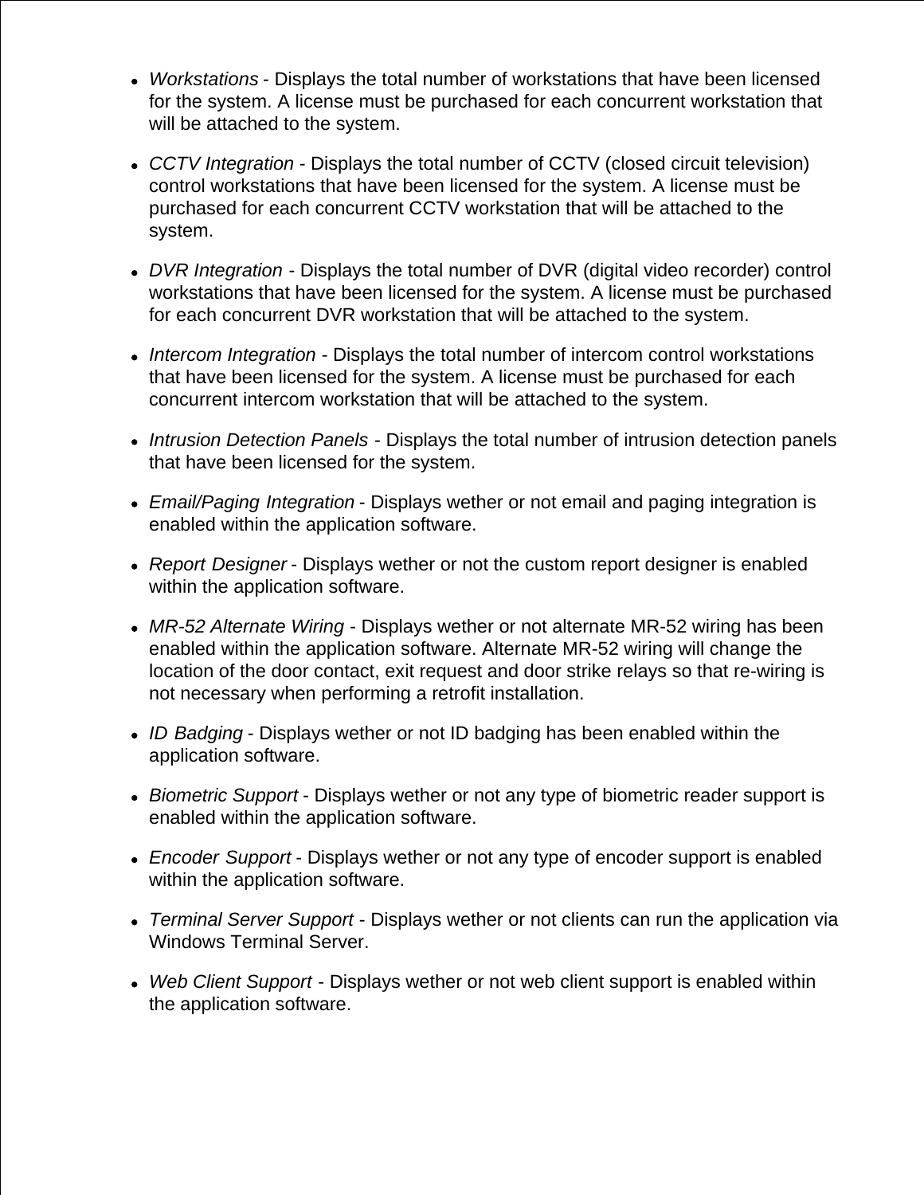- *Workstations* - Displays the total number of workstations that have been licensed for the system. A license must be purchased for each concurrent workstation that will be attached to the system.
- *CCTV Integration* - Displays the total number of CCTV (closed circuit television) control workstations that have been licensed for the system. A license must be purchased for each concurrent CCTV workstation that will be attached to the system.
- *DVR Integration* - Displays the total number of DVR (digital video recorder) control workstations that have been licensed for the system. A license must be purchased for each concurrent DVR workstation that will be attached to the system.
- *Intercom Integration* - Displays the total number of intercom control workstations that have been licensed for the system. A license must be purchased for each concurrent intercom workstation that will be attached to the system.
- *Intrusion Detection Panels* - Displays the total number of intrusion detection panels that have been licensed for the system.
- *Email/Paging Integration* - Displays wether or not email and paging integration is enabled within the application software.
- *Report Designer* - Displays wether or not the custom report designer is enabled within the application software.
- *MR-52 Alternate Wiring* - Displays wether or not alternate MR-52 wiring has been enabled within the application software. Alternate MR-52 wiring will change the location of the door contact, exit request and door strike relays so that re-wiring is not necessary when performing a retrofit installation.
- *ID Badging* - Displays wether or not ID badging has been enabled within the application software.
- *Biometric Support* - Displays wether or not any type of biometric reader support is enabled within the application software.
- *Encoder Support* - Displays wether or not any type of encoder support is enabled within the application software.
- *Terminal Server Support* - Displays wether or not clients can run the application via Windows Terminal Server.
- *Web Client Support* - Displays wether or not web client support is enabled within the application software.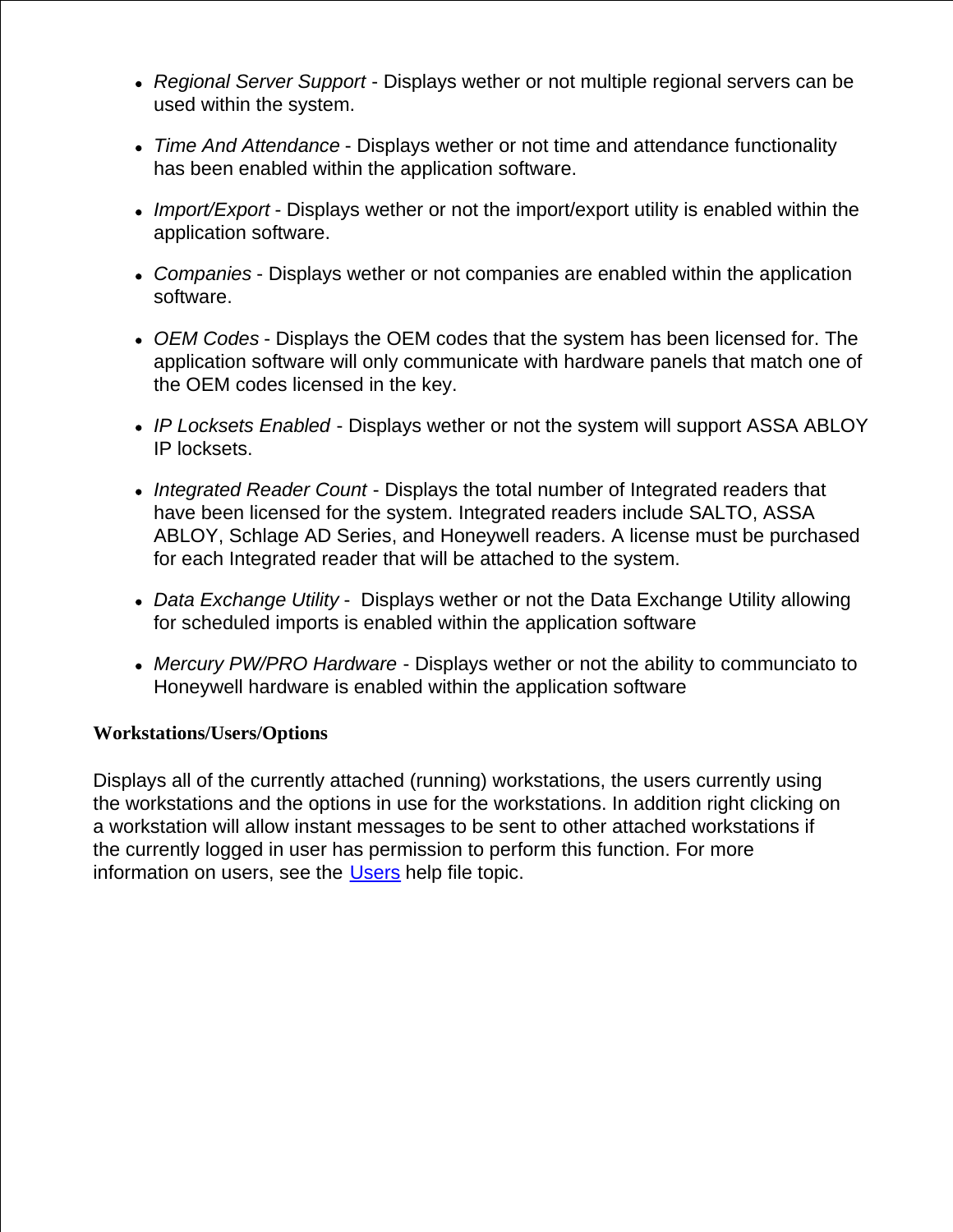- *Regional Server Support* - Displays wether or not multiple regional servers can be used within the system.
- *Time And Attendance* - Displays wether or not time and attendance functionality has been enabled within the application software.
- *Import/Export* - Displays wether or not the import/export utility is enabled within the application software.
- *Companies* - Displays wether or not companies are enabled within the application software.
- *OEM Codes* - Displays the OEM codes that the system has been licensed for. The application software will only communicate with hardware panels that match one of the OEM codes licensed in the key.
- *IP Locksets Enabled* - Displays wether or not the system will support ASSA ABLOY IP locksets.
- *Integrated Reader Count* - Displays the total number of Integrated readers that have been licensed for the system. Integrated readers include SALTO, ASSA ABLOY, Schlage AD Series, and Honeywell readers. A license must be purchased for each Integrated reader that will be attached to the system.
- *Data Exchange Utility* - Displays wether or not the Data Exchange Utility allowing for scheduled imports is enabled within the application software
- *Mercury PW/PRO Hardware* - Displays wether or not the ability to communciato to Honeywell hardware is enabled within the application software

**Workstations/Users/Options**

Displays all of the currently attached (running) workstations, the users currently using the workstations and the options in use for the workstations. In addition right clicking on a workstation will allow instant messages to be sent to other attached workstations if the currently logged in user has permission to perform this function. For more information on users, see the Users help file topic.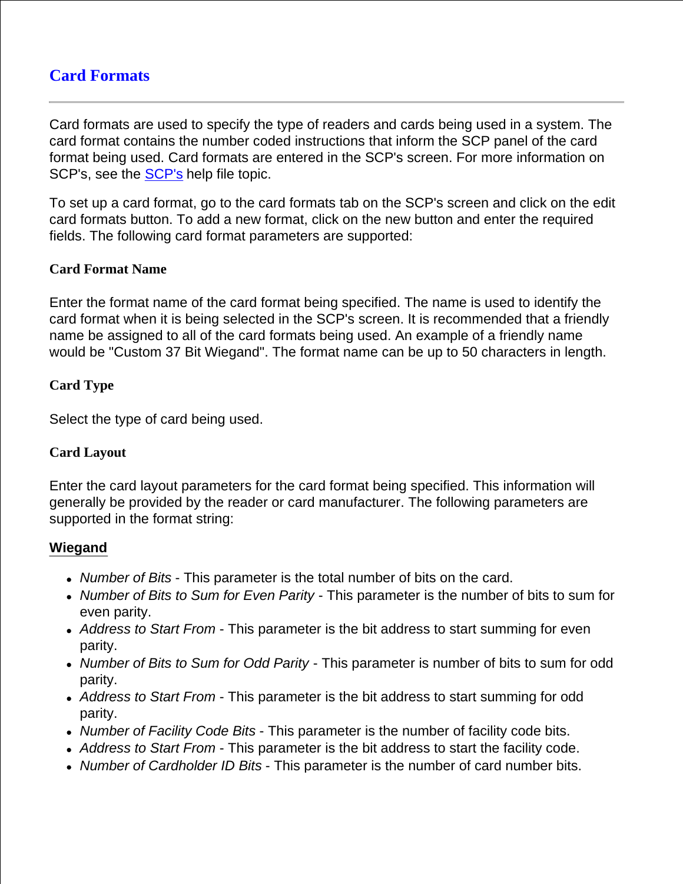# Card Formats

---

Card formats are used to specify the type of readers and cards being used in a system. The card format contains the number coded instructions that inform the SCP panel of the card format being used. Card formats are entered in the SCP's screen. For more information on SCP's, see the SCP's help file topic.

To set up a card format, go to the card formats tab on the SCP's screen and click on the edit card formats button. To add a new format, click on the new button and enter the required fields. The following card format parameters are supported:

### Card Format Name

Enter the format name of the card format being specified. The name is used to identify the card format when it is being selected in the SCP's screen. It is recommended that a friendly name be assigned to all of the card formats being used. An example of a friendly name would be "Custom 37 Bit Wiegand". The format name can be up to 50 characters in length.

### Card Type

Select the type of card being used.

### Card Layout

Enter the card layout parameters for the card format being specified. This information will generally be provided by the reader or card manufacturer. The following parameters are supported in the format string:

#### Wiegand

- *Number of Bits* - This parameter is the total number of bits on the card.
- *Number of Bits to Sum for Even Parity* - This parameter is the number of bits to sum for even parity.
- *Address to Start From* - This parameter is the bit address to start summing for even parity.
- *Number of Bits to Sum for Odd Parity* - This parameter is number of bits to sum for odd parity.
- *Address to Start From* - This parameter is the bit address to start summing for odd parity.
- *Number of Facility Code Bits* - This parameter is the number of facility code bits.
- *Address to Start From* - This parameter is the bit address to start the facility code.
- *Number of Cardholder ID Bits* - This parameter is the number of card number bits.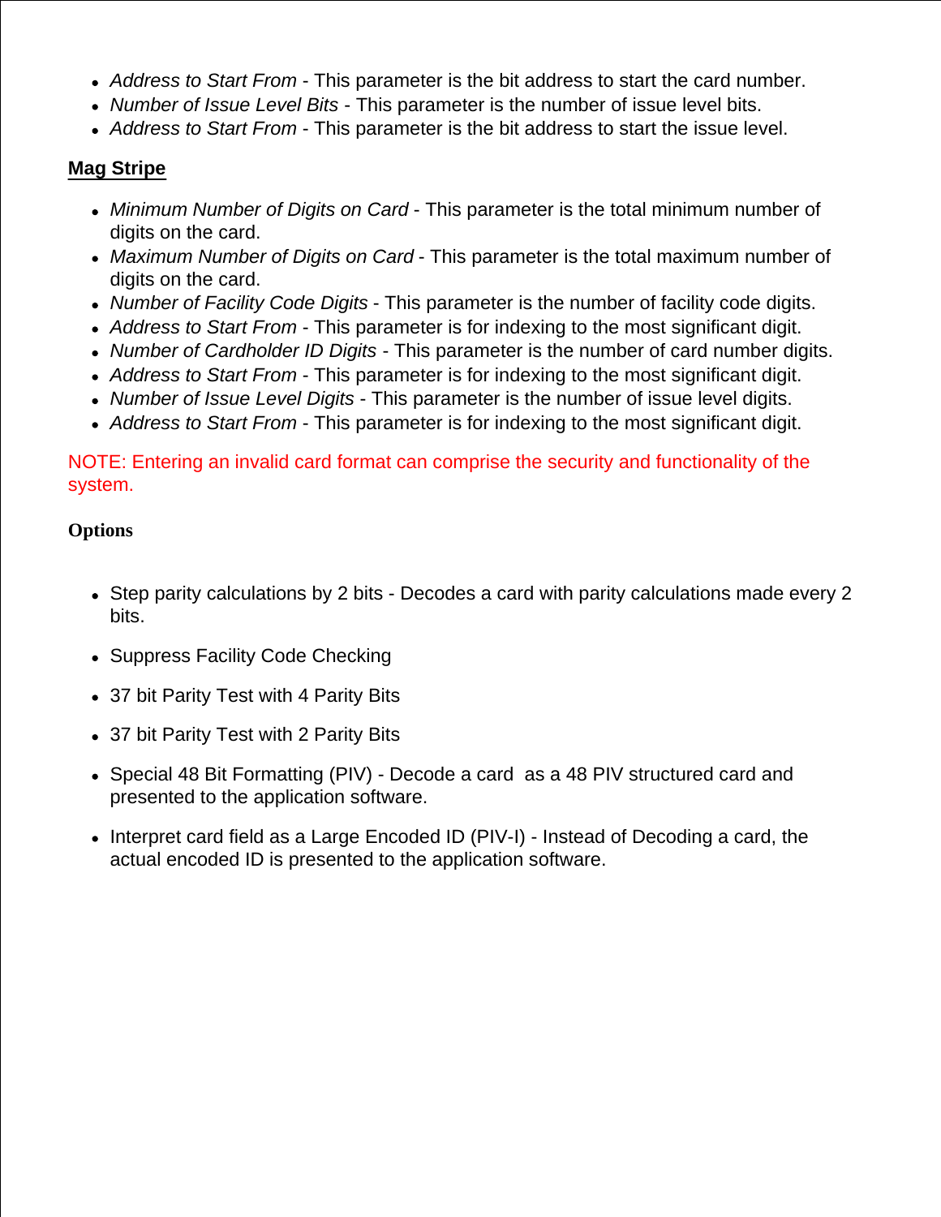- *Address to Start From* - This parameter is the bit address to start the card number.
- *Number of Issue Level Bits* - This parameter is the number of issue level bits.
- *Address to Start From* - This parameter is the bit address to start the issue level.

**Mag Stripe**

- *Minimum Number of Digits on Card* - This parameter is the total minimum number of digits on the card.
- *Maximum Number of Digits on Card* - This parameter is the total maximum number of digits on the card.
- *Number of Facility Code Digits* - This parameter is the number of facility code digits.
- *Address to Start From* - This parameter is for indexing to the most significant digit.
- *Number of Cardholder ID Digits* - This parameter is the number of card number digits.
- *Address to Start From* - This parameter is for indexing to the most significant digit.
- *Number of Issue Level Digits* - This parameter is the number of issue level digits.
- *Address to Start From* - This parameter is for indexing to the most significant digit.

NOTE: Entering an invalid card format can comprise the security and functionality of the system.

**Options**

- Step parity calculations by 2 bits - Decodes a card with parity calculations made every 2 bits.
- Suppress Facility Code Checking
- 37 bit Parity Test with 4 Parity Bits
- 37 bit Parity Test with 2 Parity Bits
- Special 48 Bit Formatting (PIV) - Decode a card as a 48 PIV structured card and presented to the application software.
- Interpret card field as a Large Encoded ID (PIV-I) - Instead of Decoding a card, the actual encoded ID is presented to the application software.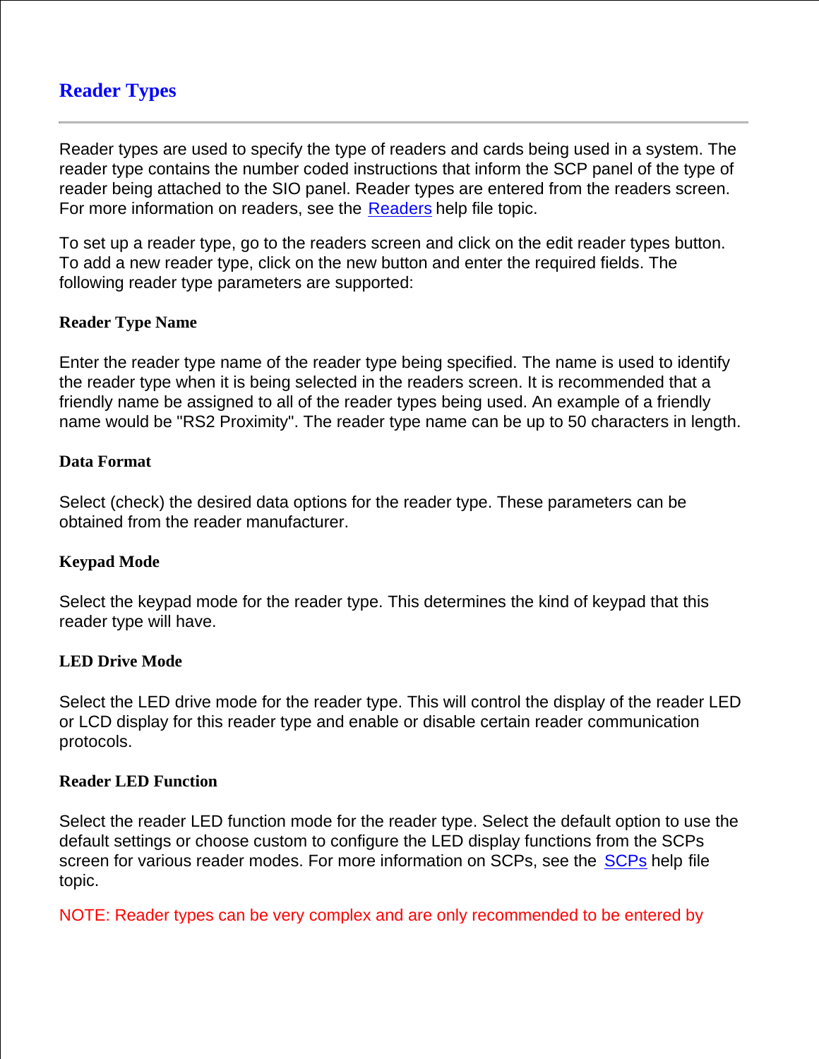# Reader Types

---

Reader types are used to specify the type of readers and cards being used in a system. The reader type contains the number coded instructions that inform the SCP panel of the type of reader being attached to the SIO panel. Reader types are entered from the readers screen. For more information on readers, see the Readers help file topic.

To set up a reader type, go to the readers screen and click on the edit reader types button. To add a new reader type, click on the new button and enter the required fields. The following reader type parameters are supported:

### Reader Type Name

Enter the reader type name of the reader type being specified. The name is used to identify the reader type when it is being selected in the readers screen. It is recommended that a friendly name be assigned to all of the reader types being used. An example of a friendly name would be "RS2 Proximity". The reader type name can be up to 50 characters in length.

### Data Format

Select (check) the desired data options for the reader type. These parameters can be obtained from the reader manufacturer.

### Keypad Mode

Select the keypad mode for the reader type. This determines the kind of keypad that this reader type will have.

### LED Drive Mode

Select the LED drive mode for the reader type. This will control the display of the reader LED or LCD display for this reader type and enable or disable certain reader communication protocols.

### Reader LED Function

Select the reader LED function mode for the reader type. Select the default option to use the default settings or choose custom to configure the LED display functions from the SCPs screen for various reader modes. For more information on SCPs, see the SCPs help file topic.

NOTE: Reader types can be very complex and are only recommended to be entered by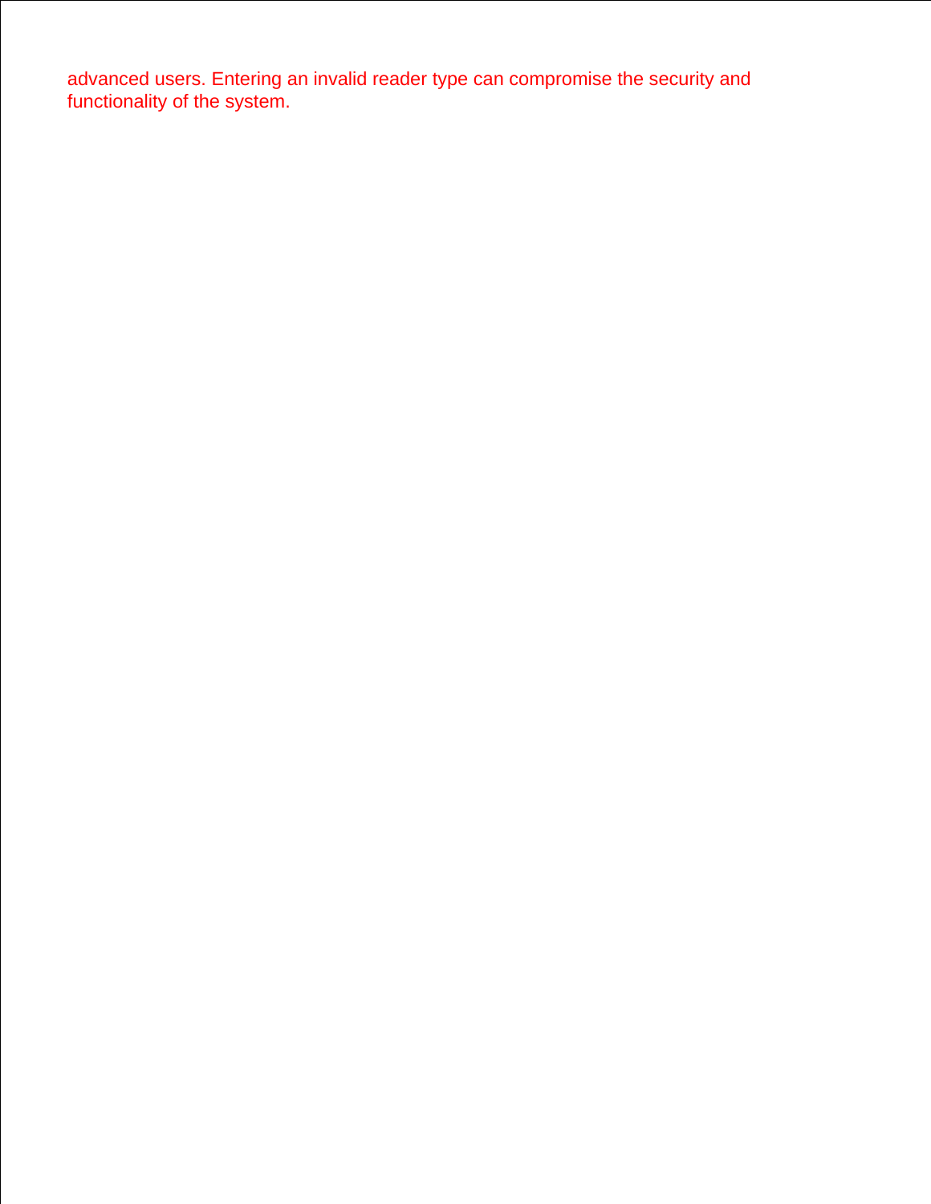advanced users. Entering an invalid reader type can compromise the security and functionality of the system.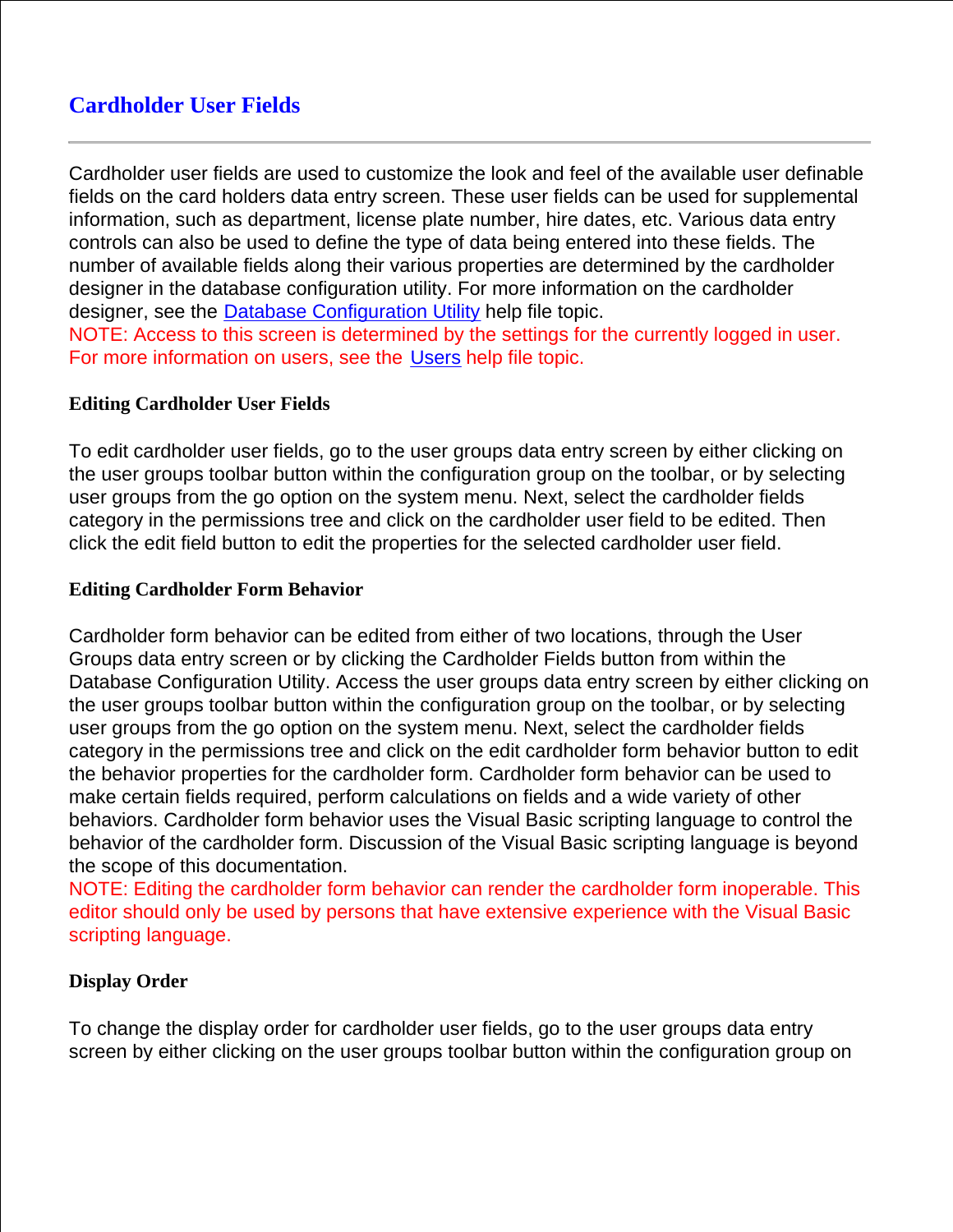# Cardholder User Fields

---

Cardholder user fields are used to customize the look and feel of the available user definable fields on the card holders data entry screen. These user fields can be used for supplemental information, such as department, license plate number, hire dates, etc. Various data entry controls can also be used to define the type of data being entered into these fields. The number of available fields along their various properties are determined by the cardholder designer in the database configuration utility. For more information on the cardholder designer, see the Database Configuration Utility help file topic.

NOTE: Access to this screen is determined by the settings for the currently logged in user. For more information on users, see the Users help file topic.

### Editing Cardholder User Fields

To edit cardholder user fields, go to the user groups data entry screen by either clicking on the user groups toolbar button within the configuration group on the toolbar, or by selecting user groups from the go option on the system menu. Next, select the cardholder fields category in the permissions tree and click on the cardholder user field to be edited. Then click the edit field button to edit the properties for the selected cardholder user field.

### Editing Cardholder Form Behavior

Cardholder form behavior can be edited from either of two locations, through the User Groups data entry screen or by clicking the Cardholder Fields button from within the Database Configuration Utility. Access the user groups data entry screen by either clicking on the user groups toolbar button within the configuration group on the toolbar, or by selecting user groups from the go option on the system menu. Next, select the cardholder fields category in the permissions tree and click on the edit cardholder form behavior button to edit the behavior properties for the cardholder form. Cardholder form behavior can be used to make certain fields required, perform calculations on fields and a wide variety of other behaviors. Cardholder form behavior uses the Visual Basic scripting language to control the behavior of the cardholder form. Discussion of the Visual Basic scripting language is beyond the scope of this documentation.

NOTE: Editing the cardholder form behavior can render the cardholder form inoperable. This editor should only be used by persons that have extensive experience with the Visual Basic scripting language.

### Display Order

To change the display order for cardholder user fields, go to the user groups data entry screen by either clicking on the user groups toolbar button within the configuration group on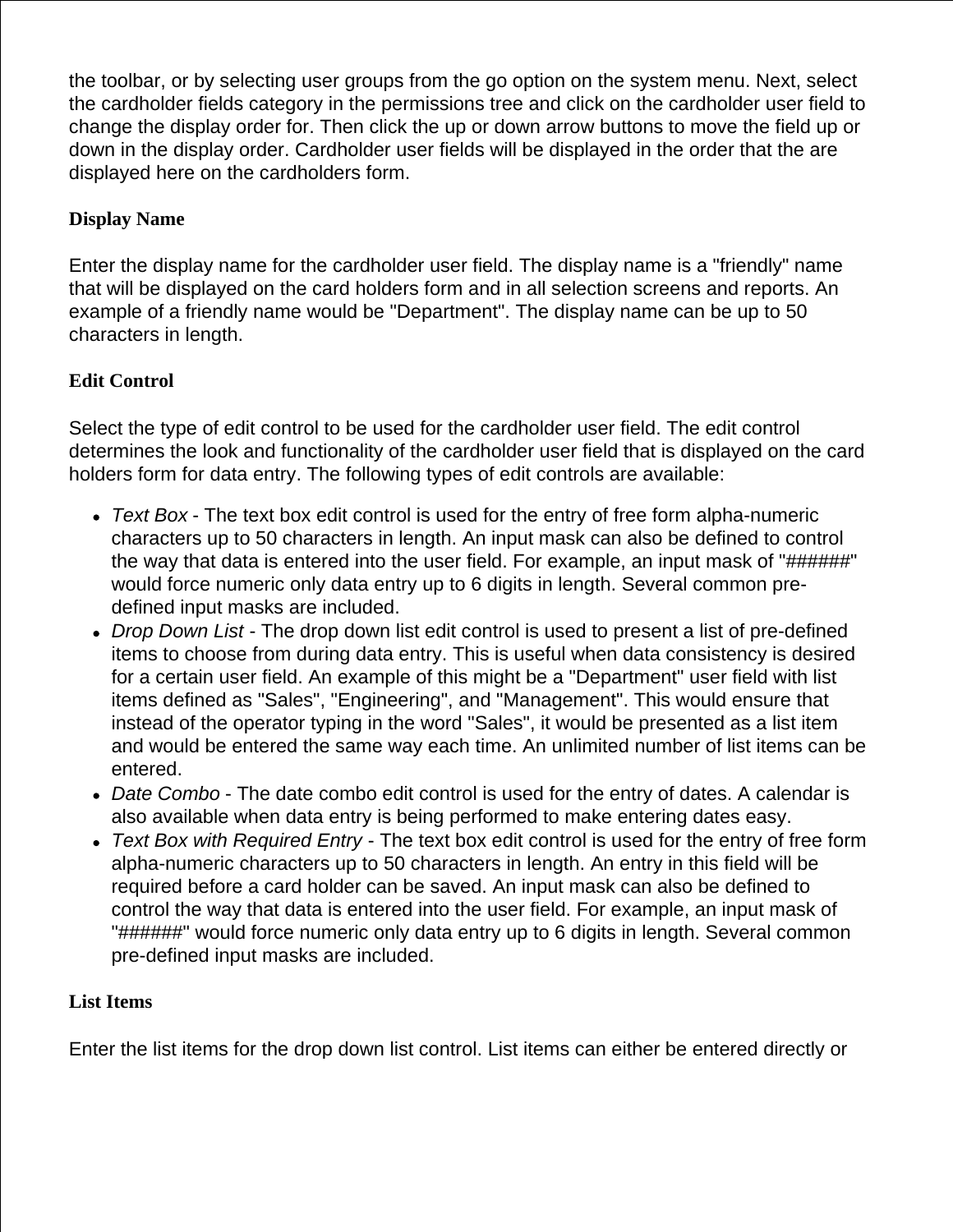the toolbar, or by selecting user groups from the go option on the system menu. Next, select the cardholder fields category in the permissions tree and click on the cardholder user field to change the display order for. Then click the up or down arrow buttons to move the field up or down in the display order. Cardholder user fields will be displayed in the order that the are displayed here on the cardholders form.

**Display Name**

Enter the display name for the cardholder user field. The display name is a "friendly" name that will be displayed on the card holders form and in all selection screens and reports. An example of a friendly name would be "Department". The display name can be up to 50 characters in length.

**Edit Control**

Select the type of edit control to be used for the cardholder user field. The edit control determines the look and functionality of the cardholder user field that is displayed on the card holders form for data entry. The following types of edit controls are available:

- *Text Box* - The text box edit control is used for the entry of free form alpha-numeric characters up to 50 characters in length. An input mask can also be defined to control the way that data is entered into the user field. For example, an input mask of "######" would force numeric only data entry up to 6 digits in length. Several common pre-defined input masks are included.
- *Drop Down List* - The drop down list edit control is used to present a list of pre-defined items to choose from during data entry. This is useful when data consistency is desired for a certain user field. An example of this might be a "Department" user field with list items defined as "Sales", "Engineering", and "Management". This would ensure that instead of the operator typing in the word "Sales", it would be presented as a list item and would be entered the same way each time. An unlimited number of list items can be entered.
- *Date Combo* - The date combo edit control is used for the entry of dates. A calendar is also available when data entry is being performed to make entering dates easy.
- *Text Box with Required Entry* - The text box edit control is used for the entry of free form alpha-numeric characters up to 50 characters in length. An entry in this field will be required before a card holder can be saved. An input mask can also be defined to control the way that data is entered into the user field. For example, an input mask of "######" would force numeric only data entry up to 6 digits in length. Several common pre-defined input masks are included.

**List Items**

Enter the list items for the drop down list control. List items can either be entered directly or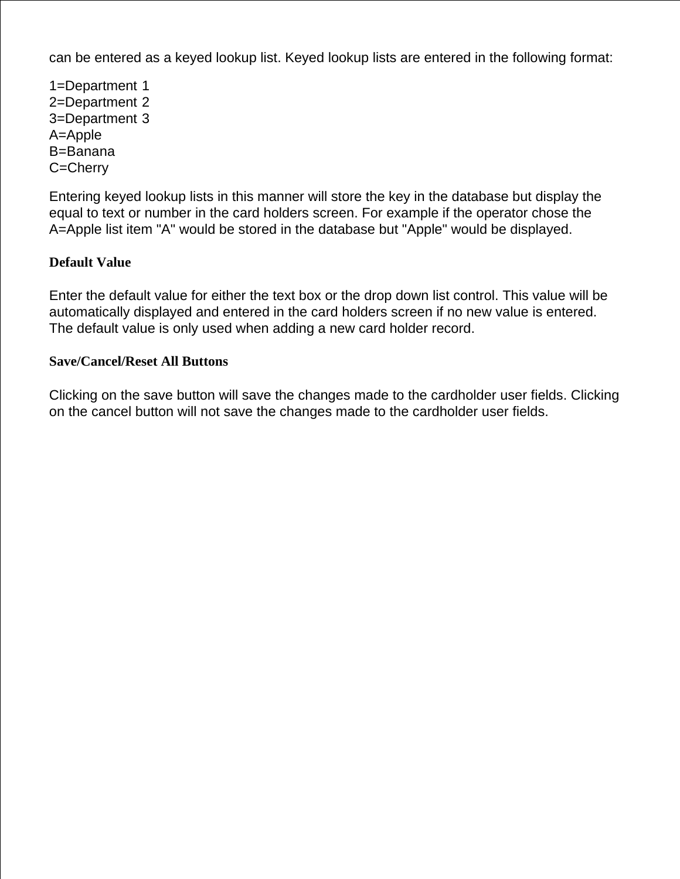can be entered as a keyed lookup list. Keyed lookup lists are entered in the following format:

1=Department 1
2=Department 2
3=Department 3
A=Apple
B=Banana
C=Cherry

Entering keyed lookup lists in this manner will store the key in the database but display the equal to text or number in the card holders screen. For example if the operator chose the A=Apple list item "A" would be stored in the database but "Apple" would be displayed.

### Default Value

Enter the default value for either the text box or the drop down list control. This value will be automatically displayed and entered in the card holders screen if no new value is entered. The default value is only used when adding a new card holder record.

### Save/Cancel/Reset All Buttons

Clicking on the save button will save the changes made to the cardholder user fields. Clicking on the cancel button will not save the changes made to the cardholder user fields.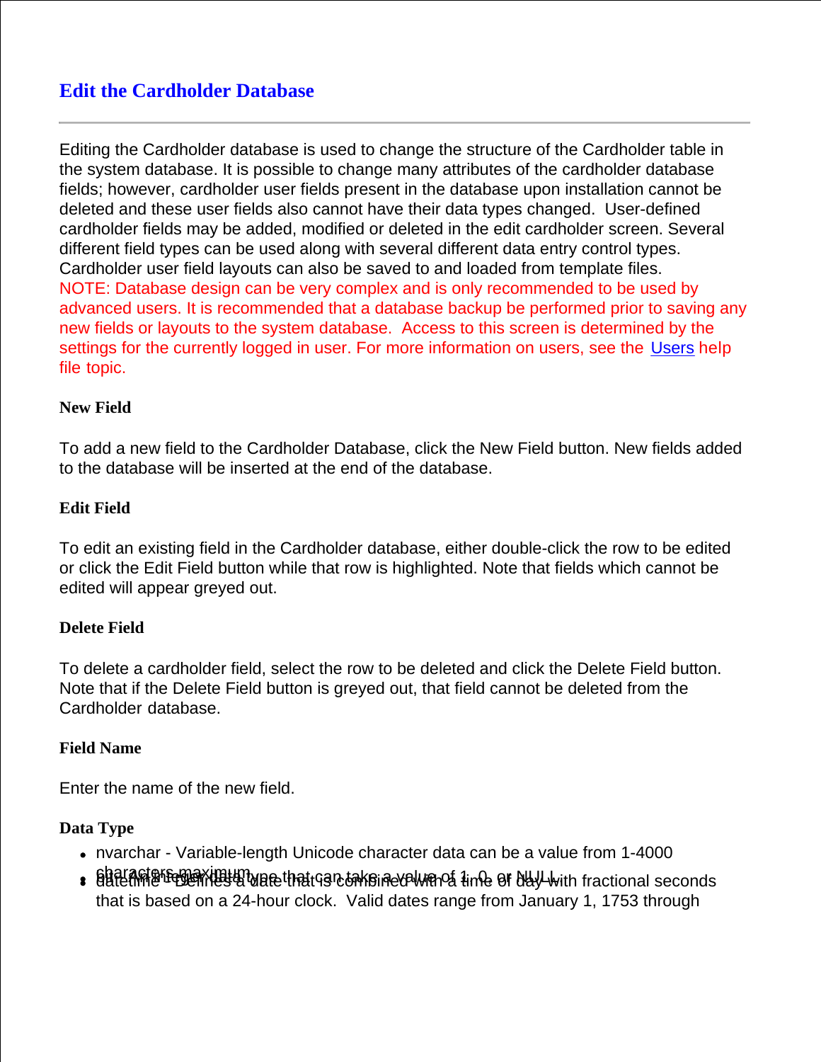# Edit the Cardholder Database

---

Editing the Cardholder database is used to change the structure of the Cardholder table in the system database. It is possible to change many attributes of the cardholder database fields; however, cardholder user fields present in the database upon installation cannot be deleted and these user fields also cannot have their data types changed. User-defined cardholder fields may be added, modified or deleted in the edit cardholder screen. Several different field types can be used along with several different data entry control types. Cardholder user field layouts can also be saved to and loaded from template files.
NOTE: Database design can be very complex and is only recommended to be used by advanced users. It is recommended that a database backup be performed prior to saving any new fields or layouts to the system database. Access to this screen is determined by the settings for the currently logged in user. For more information on users, see the Users help file topic.

#### New Field

To add a new field to the Cardholder Database, click the New Field button. New fields added to the database will be inserted at the end of the database.

#### Edit Field

To edit an existing field in the Cardholder database, either double-click the row to be edited or click the Edit Field button while that row is highlighted. Note that fields which cannot be edited will appear greyed out.

#### Delete Field

To delete a cardholder field, select the row to be deleted and click the Delete Field button. Note that if the Delete Field button is greyed out, that field cannot be deleted from the Cardholder database.

#### Field Name

Enter the name of the new field.

#### Data Type

- nvarchar - Variable-length Unicode character data can be a value from 1-4000 characters maximum.
- bit - An integer data type that can take a value of 1, 0, or NULL.
- datetime - Defines a date that is combined with a time of day with fractional seconds that is based on a 24-hour clock. Valid dates range from January 1, 1753 through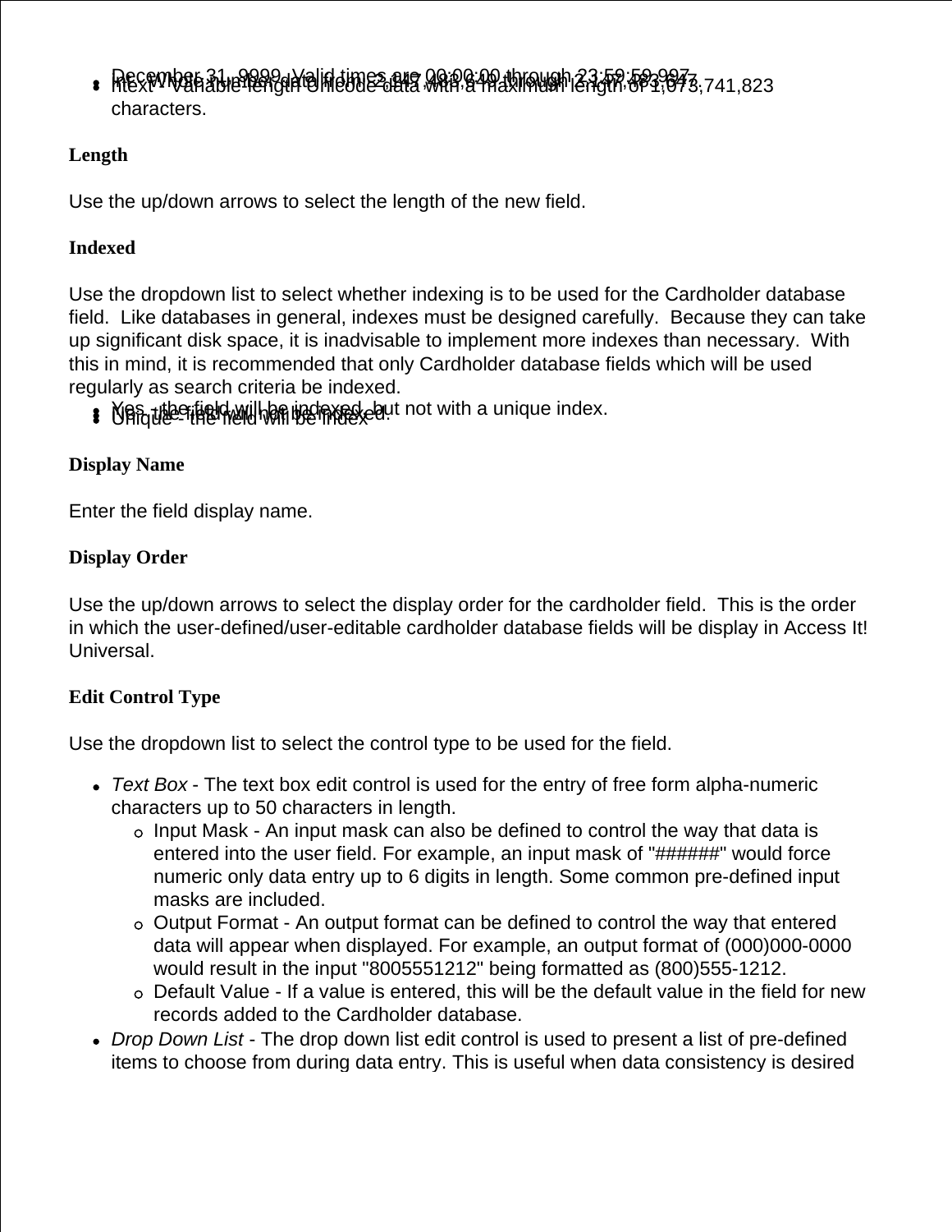December 31, 9999. Valid times are 00:00:00 through 23:59:59.997.

- Int - Whole number data from -2,147,483,648 through 2,147,483,647
- ntext - Variable-length Unicode data with a maximum length of 1,073,741,823 characters.

**Length**

Use the up/down arrows to select the length of the new field.

**Indexed**

Use the dropdown list to select whether indexing is to be used for the Cardholder database field. Like databases in general, indexes must be designed carefully. Because they can take up significant disk space, it is inadvisable to implement more indexes than necessary. With this in mind, it is recommended that only Cardholder database fields which will be used regularly as search criteria be indexed.

- No - the field will not be indexed.
- Yes - the field will be indexed, but not with a unique index.
- Unique - the field will be index

**Display Name**

Enter the field display name.

**Display Order**

Use the up/down arrows to select the display order for the cardholder field. This is the order in which the user-defined/user-editable cardholder database fields will be display in Access It! Universal.

**Edit Control Type**

Use the dropdown list to select the control type to be used for the field.

- *Text Box* - The text box edit control is used for the entry of free form alpha-numeric characters up to 50 characters in length.
  - Input Mask - An input mask can also be defined to control the way that data is entered into the user field. For example, an input mask of "######" would force numeric only data entry up to 6 digits in length. Some common pre-defined input masks are included.
  - Output Format - An output format can be defined to control the way that entered data will appear when displayed. For example, an output format of (000)000-0000 would result in the input "8005551212" being formatted as (800)555-1212.
  - Default Value - If a value is entered, this will be the default value in the field for new records added to the Cardholder database.
- *Drop Down List* - The drop down list edit control is used to present a list of pre-defined items to choose from during data entry. This is useful when data consistency is desired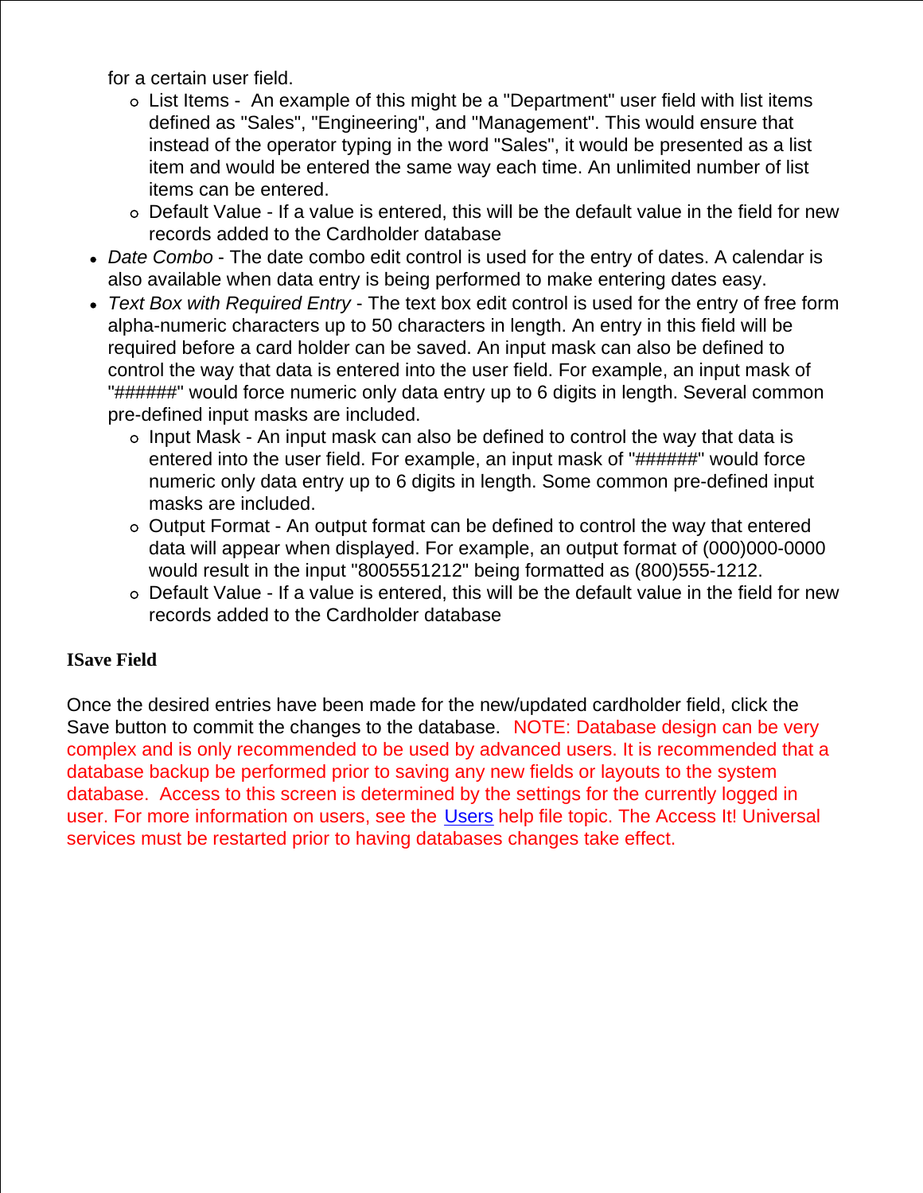for a certain user field.

  - List Items -  An example of this might be a "Department" user field with list items defined as "Sales", "Engineering", and "Management". This would ensure that instead of the operator typing in the word "Sales", it would be presented as a list item and would be entered the same way each time. An unlimited number of list items can be entered.
  - Default Value - If a value is entered, this will be the default value in the field for new records added to the Cardholder database

- *Date Combo* - The date combo edit control is used for the entry of dates. A calendar is also available when data entry is being performed to make entering dates easy.
- *Text Box with Required Entry* - The text box edit control is used for the entry of free form alpha-numeric characters up to 50 characters in length. An entry in this field will be required before a card holder can be saved. An input mask can also be defined to control the way that data is entered into the user field. For example, an input mask of "######" would force numeric only data entry up to 6 digits in length. Several common pre-defined input masks are included.
  - Input Mask - An input mask can also be defined to control the way that data is entered into the user field. For example, an input mask of "######" would force numeric only data entry up to 6 digits in length. Some common pre-defined input masks are included.
  - Output Format - An output format can be defined to control the way that entered data will appear when displayed. For example, an output format of (000)000-0000 would result in the input "8005551212" being formatted as (800)555-1212.
  - Default Value - If a value is entered, this will be the default value in the field for new records added to the Cardholder database

**ISave Field**

Once the desired entries have been made for the new/updated cardholder field, click the Save button to commit the changes to the database.  NOTE: Database design can be very complex and is only recommended to be used by advanced users. It is recommended that a database backup be performed prior to saving any new fields or layouts to the system database.  Access to this screen is determined by the settings for the currently logged in user. For more information on users, see the Users help file topic. The Access It! Universal services must be restarted prior to having databases changes take effect.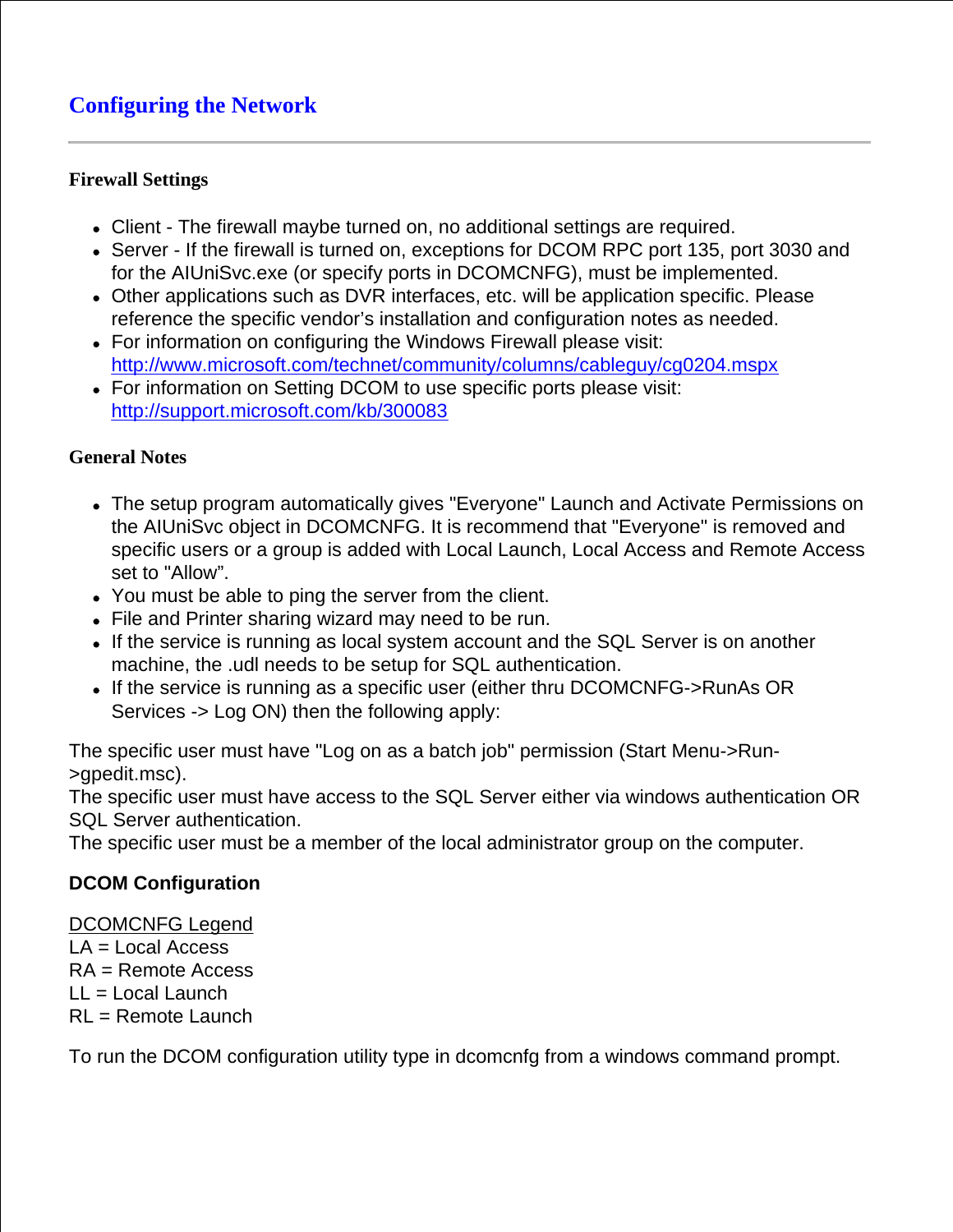# Configuring the Network

---

### Firewall Settings

- Client - The firewall maybe turned on, no additional settings are required.
- Server - If the firewall is turned on, exceptions for DCOM RPC port 135, port 3030 and for the AIUniSvc.exe (or specify ports in DCOMCNFG), must be implemented.
- Other applications such as DVR interfaces, etc. will be application specific. Please reference the specific vendor's installation and configuration notes as needed.
- For information on configuring the Windows Firewall please visit: http://www.microsoft.com/technet/community/columns/cableguy/cg0204.mspx
- For information on Setting DCOM to use specific ports please visit: http://support.microsoft.com/kb/300083

### General Notes

- The setup program automatically gives "Everyone" Launch and Activate Permissions on the AIUniSvc object in DCOMCNFG. It is recommend that "Everyone" is removed and specific users or a group is added with Local Launch, Local Access and Remote Access set to "Allow".
- You must be able to ping the server from the client.
- File and Printer sharing wizard may need to be run.
- If the service is running as local system account and the SQL Server is on another machine, the .udl needs to be setup for SQL authentication.
- If the service is running as a specific user (either thru DCOMCNFG->RunAs OR Services -> Log ON) then the following apply:

The specific user must have "Log on as a batch job" permission (Start Menu->Run->gpedit.msc).
The specific user must have access to the SQL Server either via windows authentication OR SQL Server authentication.
The specific user must be a member of the local administrator group on the computer.

### DCOM Configuration

DCOMCNFG Legend
LA = Local Access
RA = Remote Access
LL = Local Launch
RL = Remote Launch

To run the DCOM configuration utility type in dcomcnfg from a windows command prompt.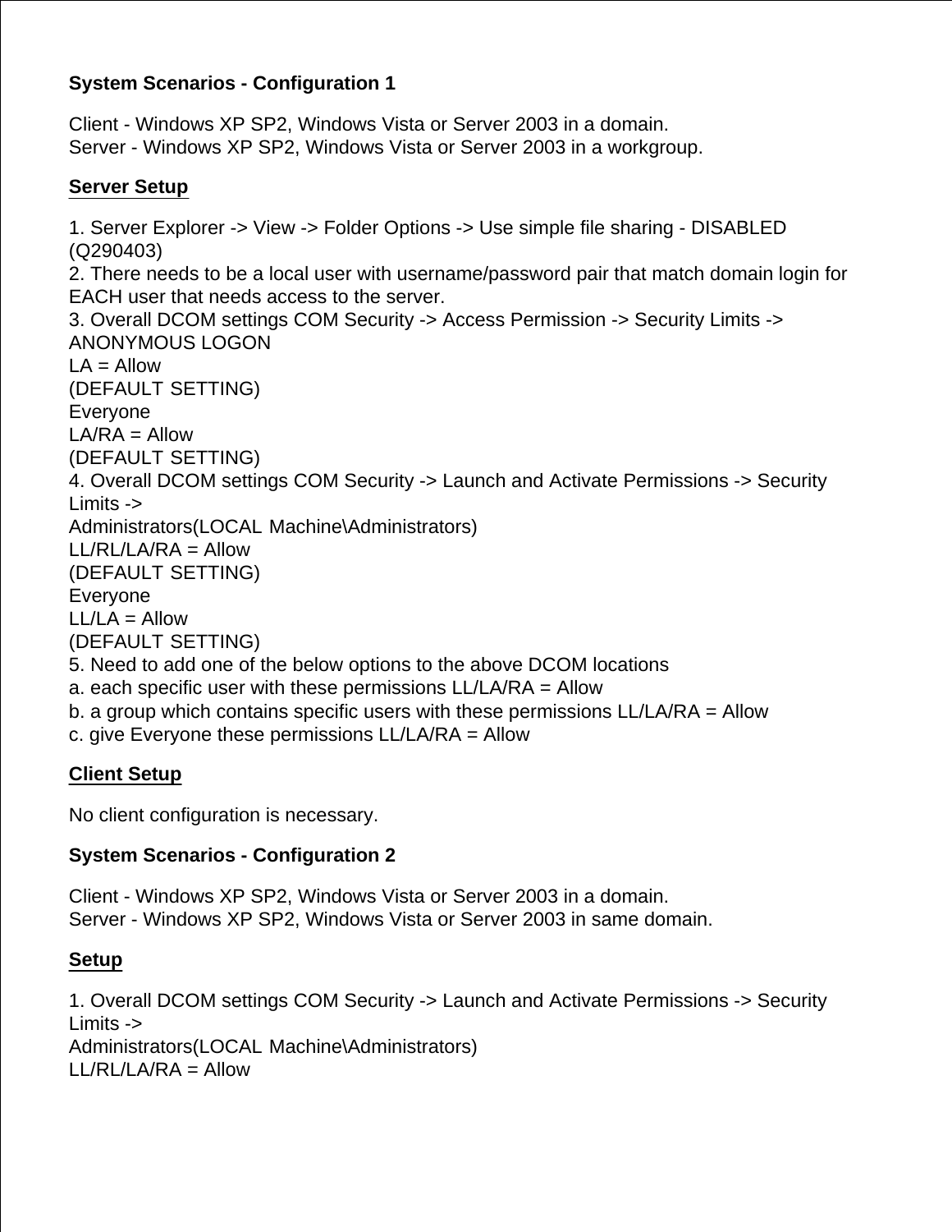**System Scenarios - Configuration 1**

Client - Windows XP SP2, Windows Vista or Server 2003 in a domain.
Server - Windows XP SP2, Windows Vista or Server 2003 in a workgroup.

**Server Setup**

1. Server Explorer -> View -> Folder Options -> Use simple file sharing - DISABLED (Q290403)
2. There needs to be a local user with username/password pair that match domain login for EACH user that needs access to the server.
3. Overall DCOM settings COM Security -> Access Permission -> Security Limits ->
ANONYMOUS LOGON
LA = Allow
(DEFAULT SETTING)
Everyone
LA/RA = Allow
(DEFAULT SETTING)
4. Overall DCOM settings COM Security -> Launch and Activate Permissions -> Security Limits ->
Administrators(LOCAL Machine\Administrators)
LL/RL/LA/RA = Allow
(DEFAULT SETTING)
Everyone
LL/LA = Allow
(DEFAULT SETTING)
5. Need to add one of the below options to the above DCOM locations
a. each specific user with these permissions LL/LA/RA = Allow
b. a group which contains specific users with these permissions LL/LA/RA = Allow
c. give Everyone these permissions LL/LA/RA = Allow

**Client Setup**

No client configuration is necessary.

**System Scenarios - Configuration 2**

Client - Windows XP SP2, Windows Vista or Server 2003 in a domain.
Server - Windows XP SP2, Windows Vista or Server 2003 in same domain.

**Setup**

1. Overall DCOM settings COM Security -> Launch and Activate Permissions -> Security Limits ->
Administrators(LOCAL Machine\Administrators)
LL/RL/LA/RA = Allow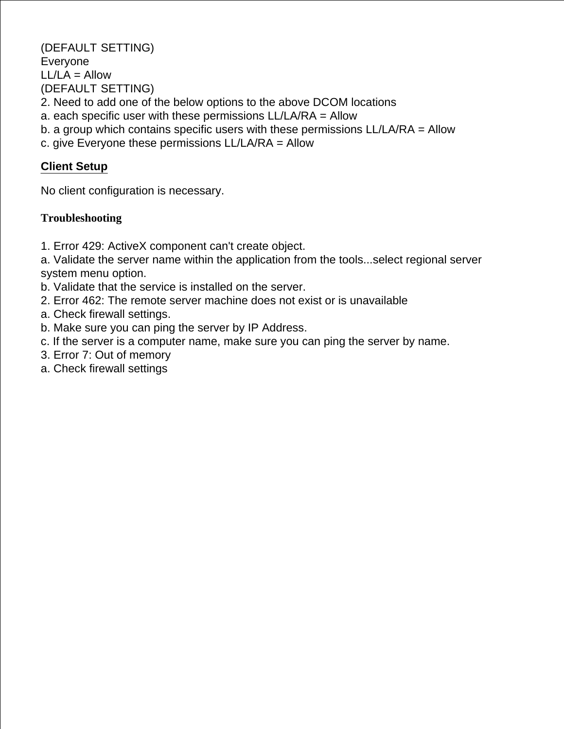(DEFAULT SETTING)
Everyone
LL/LA = Allow
(DEFAULT SETTING)
2. Need to add one of the below options to the above DCOM locations
a. each specific user with these permissions LL/LA/RA = Allow
b. a group which contains specific users with these permissions LL/LA/RA = Allow
c. give Everyone these permissions LL/LA/RA = Allow

## Client Setup

No client configuration is necessary.

## Troubleshooting

1. Error 429: ActiveX component can't create object.
a. Validate the server name within the application from the tools...select regional server system menu option.
b. Validate that the service is installed on the server.
2. Error 462: The remote server machine does not exist or is unavailable
a. Check firewall settings.
b. Make sure you can ping the server by IP Address.
c. If the server is a computer name, make sure you can ping the server by name.
3. Error 7: Out of memory
a. Check firewall settings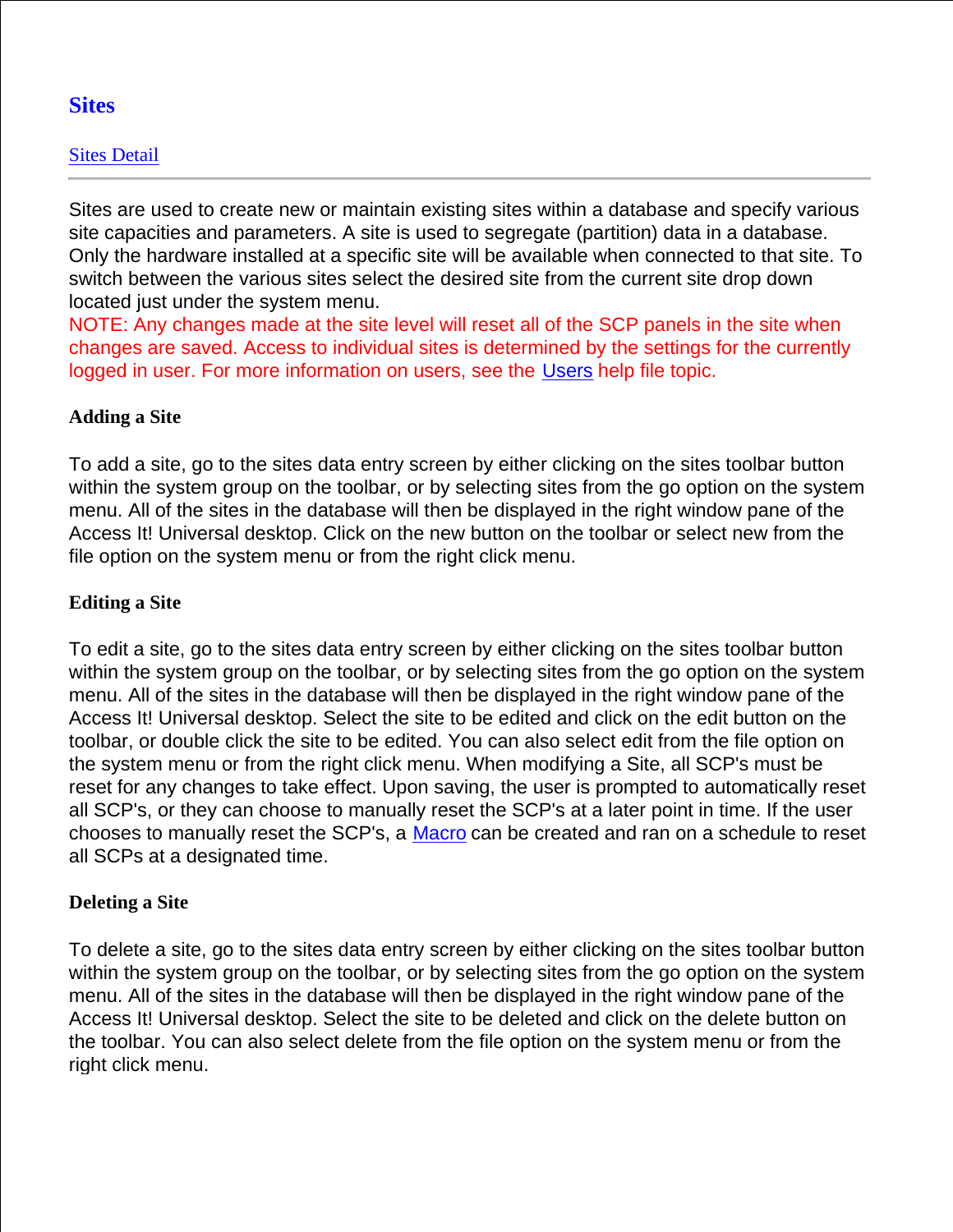# Sites

Sites Detail

---

Sites are used to create new or maintain existing sites within a database and specify various site capacities and parameters. A site is used to segregate (partition) data in a database. Only the hardware installed at a specific site will be available when connected to that site. To switch between the various sites select the desired site from the current site drop down located just under the system menu.

NOTE: Any changes made at the site level will reset all of the SCP panels in the site when changes are saved. Access to individual sites is determined by the settings for the currently logged in user. For more information on users, see the Users help file topic.

### Adding a Site

To add a site, go to the sites data entry screen by either clicking on the sites toolbar button within the system group on the toolbar, or by selecting sites from the go option on the system menu. All of the sites in the database will then be displayed in the right window pane of the Access It! Universal desktop. Click on the new button on the toolbar or select new from the file option on the system menu or from the right click menu.

### Editing a Site

To edit a site, go to the sites data entry screen by either clicking on the sites toolbar button within the system group on the toolbar, or by selecting sites from the go option on the system menu. All of the sites in the database will then be displayed in the right window pane of the Access It! Universal desktop. Select the site to be edited and click on the edit button on the toolbar, or double click the site to be edited. You can also select edit from the file option on the system menu or from the right click menu. When modifying a Site, all SCP's must be reset for any changes to take effect. Upon saving, the user is prompted to automatically reset all SCP's, or they can choose to manually reset the SCP's at a later point in time. If the user chooses to manually reset the SCP's, a Macro can be created and ran on a schedule to reset all SCPs at a designated time.

### Deleting a Site

To delete a site, go to the sites data entry screen by either clicking on the sites toolbar button within the system group on the toolbar, or by selecting sites from the go option on the system menu. All of the sites in the database will then be displayed in the right window pane of the Access It! Universal desktop. Select the site to be deleted and click on the delete button on the toolbar. You can also select delete from the file option on the system menu or from the right click menu.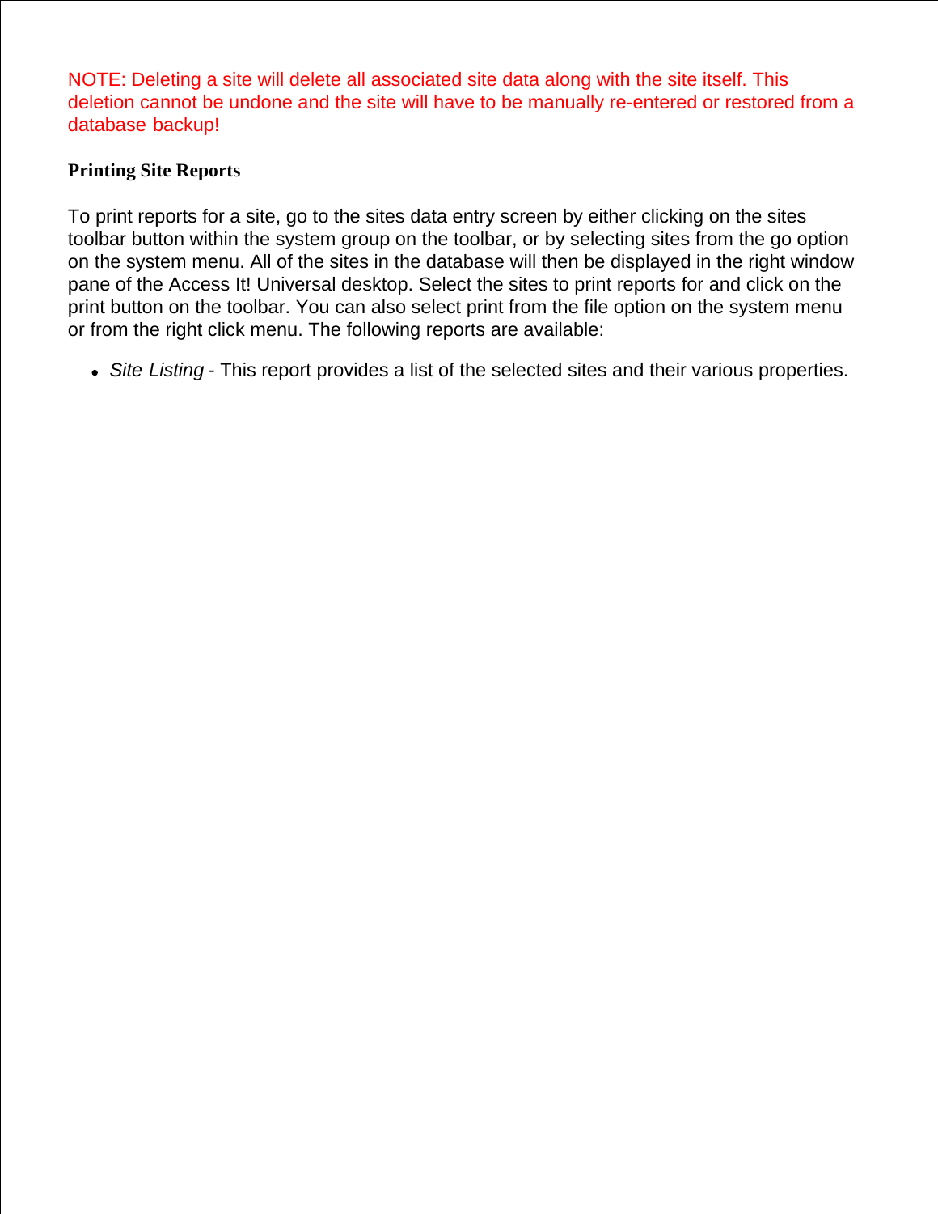NOTE: Deleting a site will delete all associated site data along with the site itself. This deletion cannot be undone and the site will have to be manually re-entered or restored from a database backup!

**Printing Site Reports**

To print reports for a site, go to the sites data entry screen by either clicking on the sites toolbar button within the system group on the toolbar, or by selecting sites from the go option on the system menu. All of the sites in the database will then be displayed in the right window pane of the Access It! Universal desktop. Select the sites to print reports for and click on the print button on the toolbar. You can also select print from the file option on the system menu or from the right click menu. The following reports are available:

- *Site Listing* - This report provides a list of the selected sites and their various properties.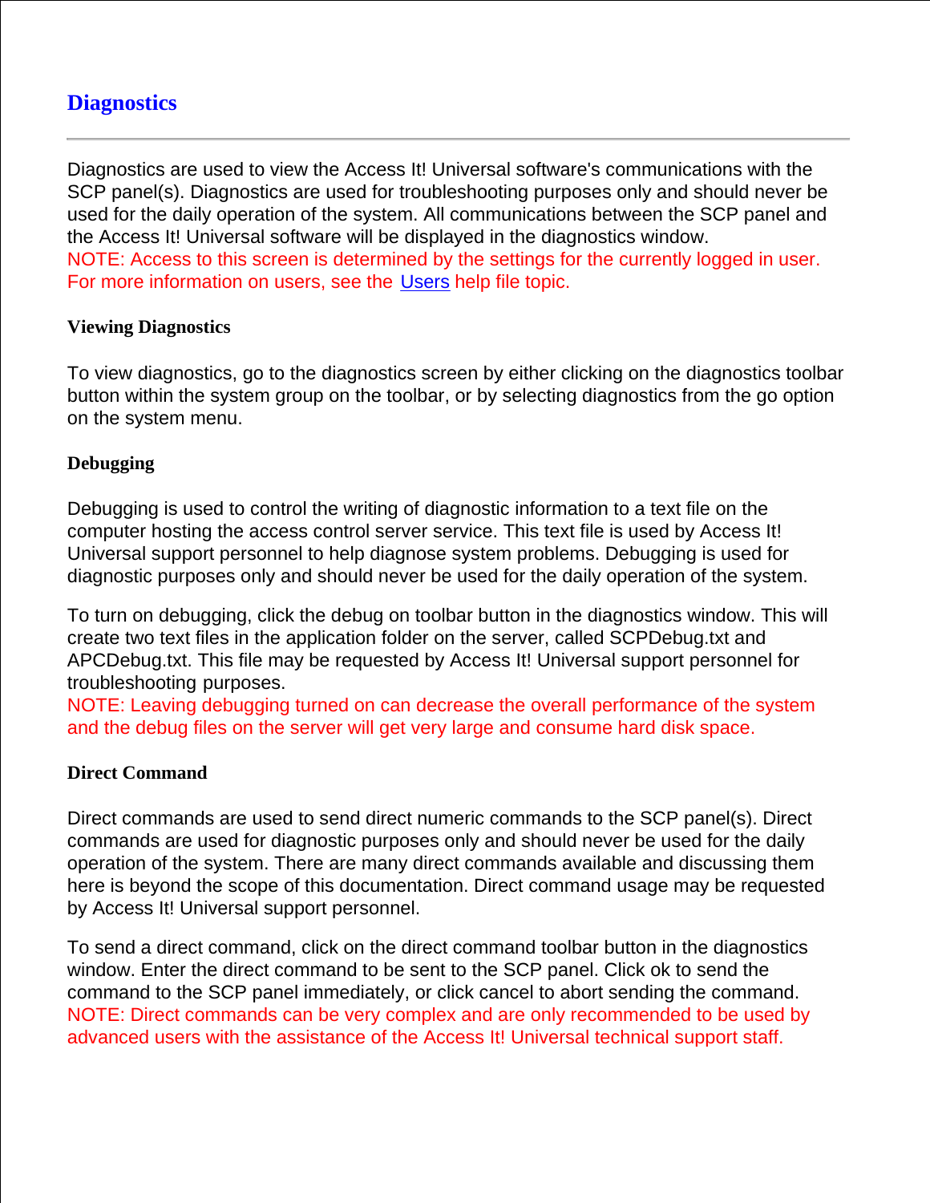# Diagnostics

---

Diagnostics are used to view the Access It! Universal software's communications with the SCP panel(s). Diagnostics are used for troubleshooting purposes only and should never be used for the daily operation of the system. All communications between the SCP panel and the Access It! Universal software will be displayed in the diagnostics window.
NOTE: Access to this screen is determined by the settings for the currently logged in user. For more information on users, see the Users help file topic.

### Viewing Diagnostics

To view diagnostics, go to the diagnostics screen by either clicking on the diagnostics toolbar button within the system group on the toolbar, or by selecting diagnostics from the go option on the system menu.

### Debugging

Debugging is used to control the writing of diagnostic information to a text file on the computer hosting the access control server service. This text file is used by Access It! Universal support personnel to help diagnose system problems. Debugging is used for diagnostic purposes only and should never be used for the daily operation of the system.

To turn on debugging, click the debug on toolbar button in the diagnostics window. This will create two text files in the application folder on the server, called SCPDebug.txt and APCDebug.txt. This file may be requested by Access It! Universal support personnel for troubleshooting purposes.
NOTE: Leaving debugging turned on can decrease the overall performance of the system and the debug files on the server will get very large and consume hard disk space.

### Direct Command

Direct commands are used to send direct numeric commands to the SCP panel(s). Direct commands are used for diagnostic purposes only and should never be used for the daily operation of the system. There are many direct commands available and discussing them here is beyond the scope of this documentation. Direct command usage may be requested by Access It! Universal support personnel.

To send a direct command, click on the direct command toolbar button in the diagnostics window. Enter the direct command to be sent to the SCP panel. Click ok to send the command to the SCP panel immediately, or click cancel to abort sending the command.
NOTE: Direct commands can be very complex and are only recommended to be used by advanced users with the assistance of the Access It! Universal technical support staff.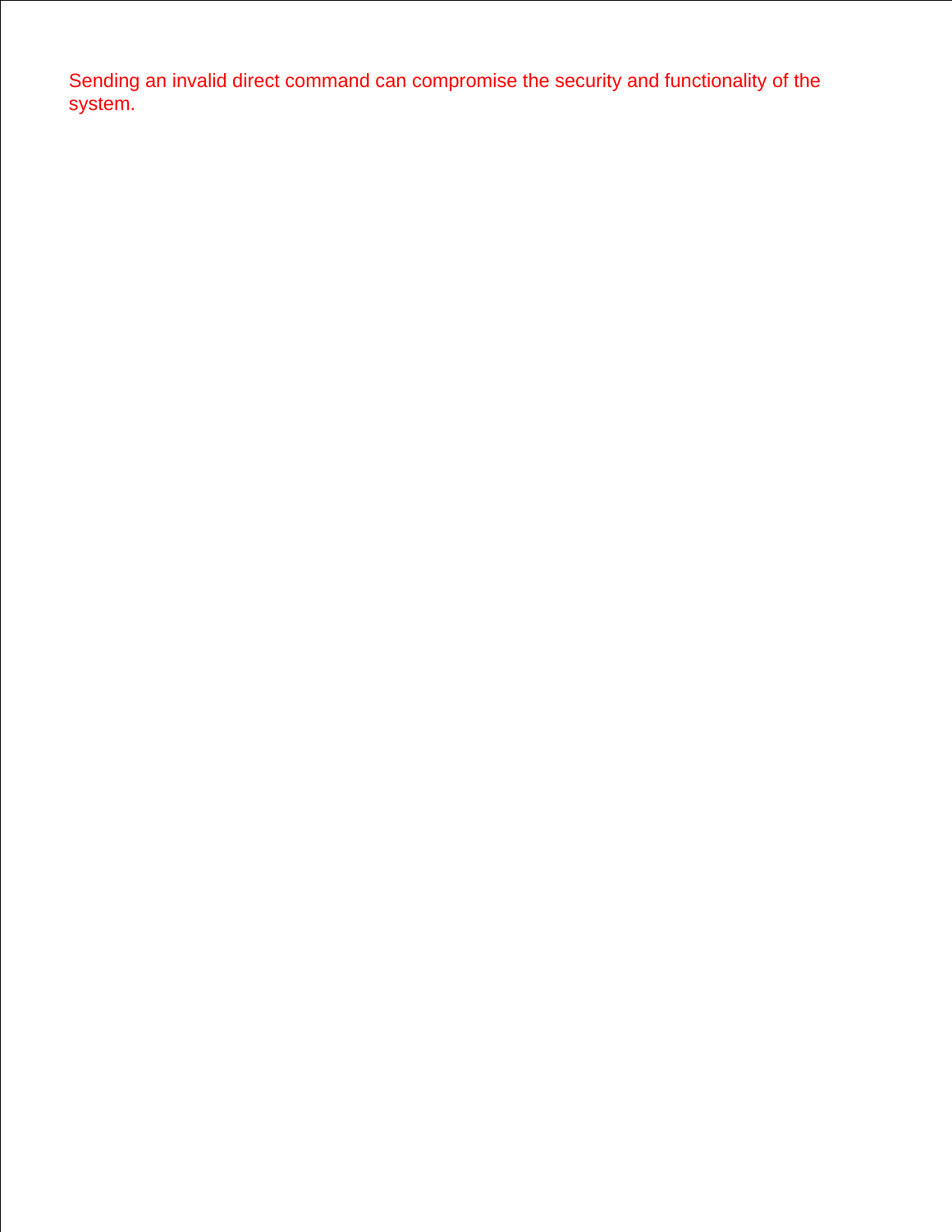Sending an invalid direct command can compromise the security and functionality of the system.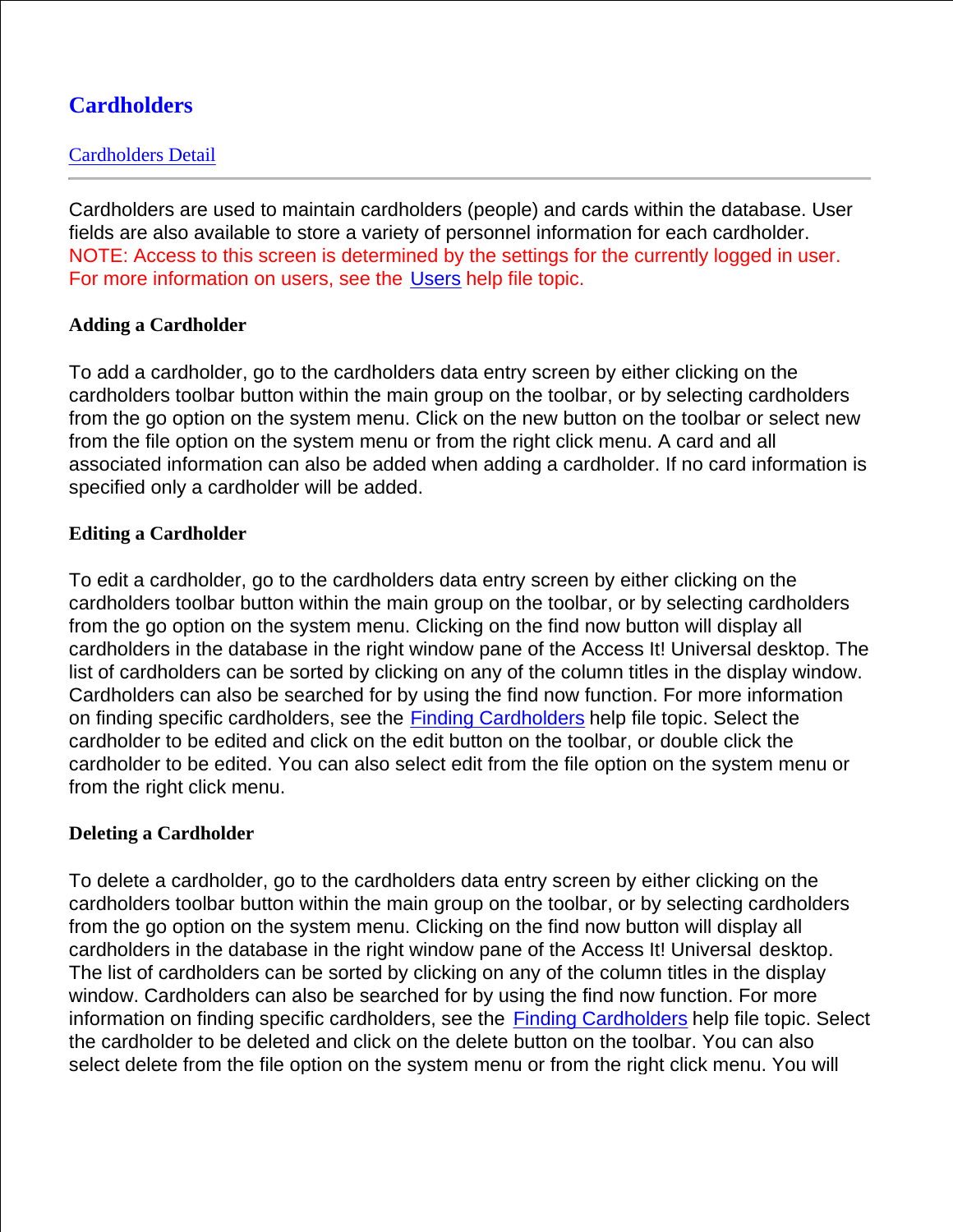# Cardholders

[Cardholders Detail]

---

Cardholders are used to maintain cardholders (people) and cards within the database. User fields are also available to store a variety of personnel information for each cardholder. NOTE: Access to this screen is determined by the settings for the currently logged in user. For more information on users, see the Users help file topic.

### Adding a Cardholder

To add a cardholder, go to the cardholders data entry screen by either clicking on the cardholders toolbar button within the main group on the toolbar, or by selecting cardholders from the go option on the system menu. Click on the new button on the toolbar or select new from the file option on the system menu or from the right click menu. A card and all associated information can also be added when adding a cardholder. If no card information is specified only a cardholder will be added.

### Editing a Cardholder

To edit a cardholder, go to the cardholders data entry screen by either clicking on the cardholders toolbar button within the main group on the toolbar, or by selecting cardholders from the go option on the system menu. Clicking on the find now button will display all cardholders in the database in the right window pane of the Access It! Universal desktop. The list of cardholders can be sorted by clicking on any of the column titles in the display window. Cardholders can also be searched for by using the find now function. For more information on finding specific cardholders, see the Finding Cardholders help file topic. Select the cardholder to be edited and click on the edit button on the toolbar, or double click the cardholder to be edited. You can also select edit from the file option on the system menu or from the right click menu.

### Deleting a Cardholder

To delete a cardholder, go to the cardholders data entry screen by either clicking on the cardholders toolbar button within the main group on the toolbar, or by selecting cardholders from the go option on the system menu. Clicking on the find now button will display all cardholders in the database in the right window pane of the Access It! Universal desktop. The list of cardholders can be sorted by clicking on any of the column titles in the display window. Cardholders can also be searched for by using the find now function. For more information on finding specific cardholders, see the Finding Cardholders help file topic. Select the cardholder to be deleted and click on the delete button on the toolbar. You can also select delete from the file option on the system menu or from the right click menu. You will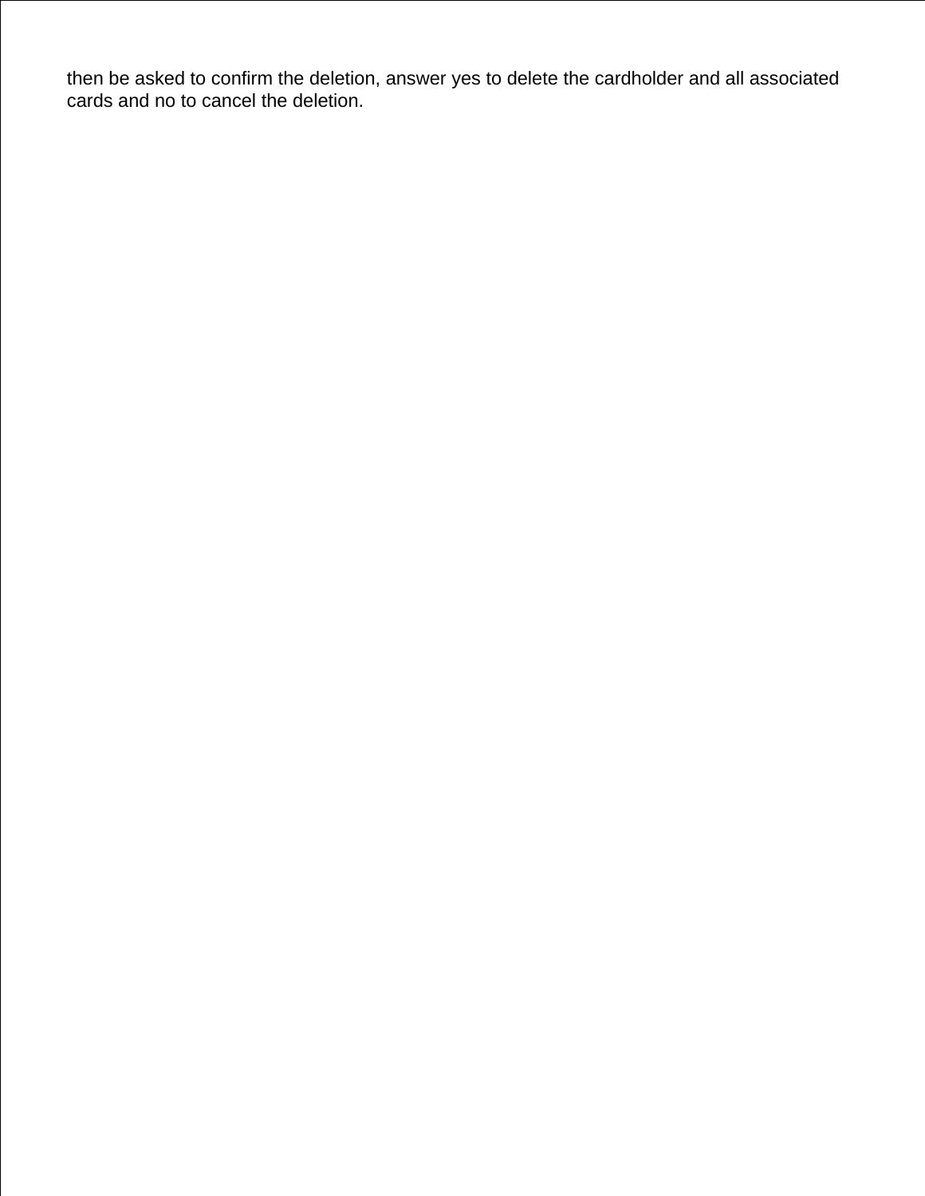then be asked to confirm the deletion, answer yes to delete the cardholder and all associated cards and no to cancel the deletion.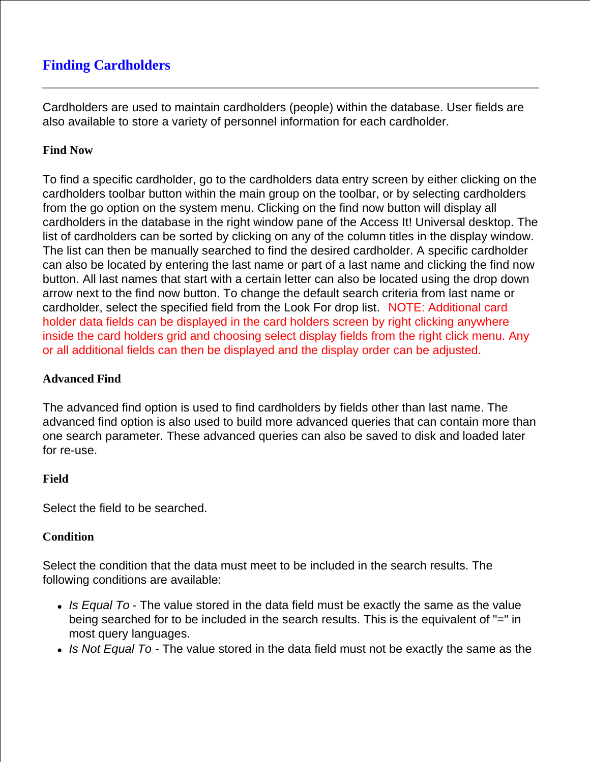## Finding Cardholders

---

Cardholders are used to maintain cardholders (people) within the database. User fields are also available to store a variety of personnel information for each cardholder.

**Find Now**

To find a specific cardholder, go to the cardholders data entry screen by either clicking on the cardholders toolbar button within the main group on the toolbar, or by selecting cardholders from the go option on the system menu. Clicking on the find now button will display all cardholders in the database in the right window pane of the Access It! Universal desktop. The list of cardholders can be sorted by clicking on any of the column titles in the display window. The list can then be manually searched to find the desired cardholder. A specific cardholder can also be located by entering the last name or part of a last name and clicking the find now button. All last names that start with a certain letter can also be located using the drop down arrow next to the find now button. To change the default search criteria from last name or cardholder, select the specified field from the Look For drop list.  NOTE: Additional card holder data fields can be displayed in the card holders screen by right clicking anywhere inside the card holders grid and choosing select display fields from the right click menu. Any or all additional fields can then be displayed and the display order can be adjusted.

**Advanced Find**

The advanced find option is used to find cardholders by fields other than last name. The advanced find option is also used to build more advanced queries that can contain more than one search parameter. These advanced queries can also be saved to disk and loaded later for re-use.

**Field**

Select the field to be searched.

**Condition**

Select the condition that the data must meet to be included in the search results. The following conditions are available:

- *Is Equal To* - The value stored in the data field must be exactly the same as the value being searched for to be included in the search results. This is the equivalent of "=" in most query languages.
- *Is Not Equal To* - The value stored in the data field must not be exactly the same as the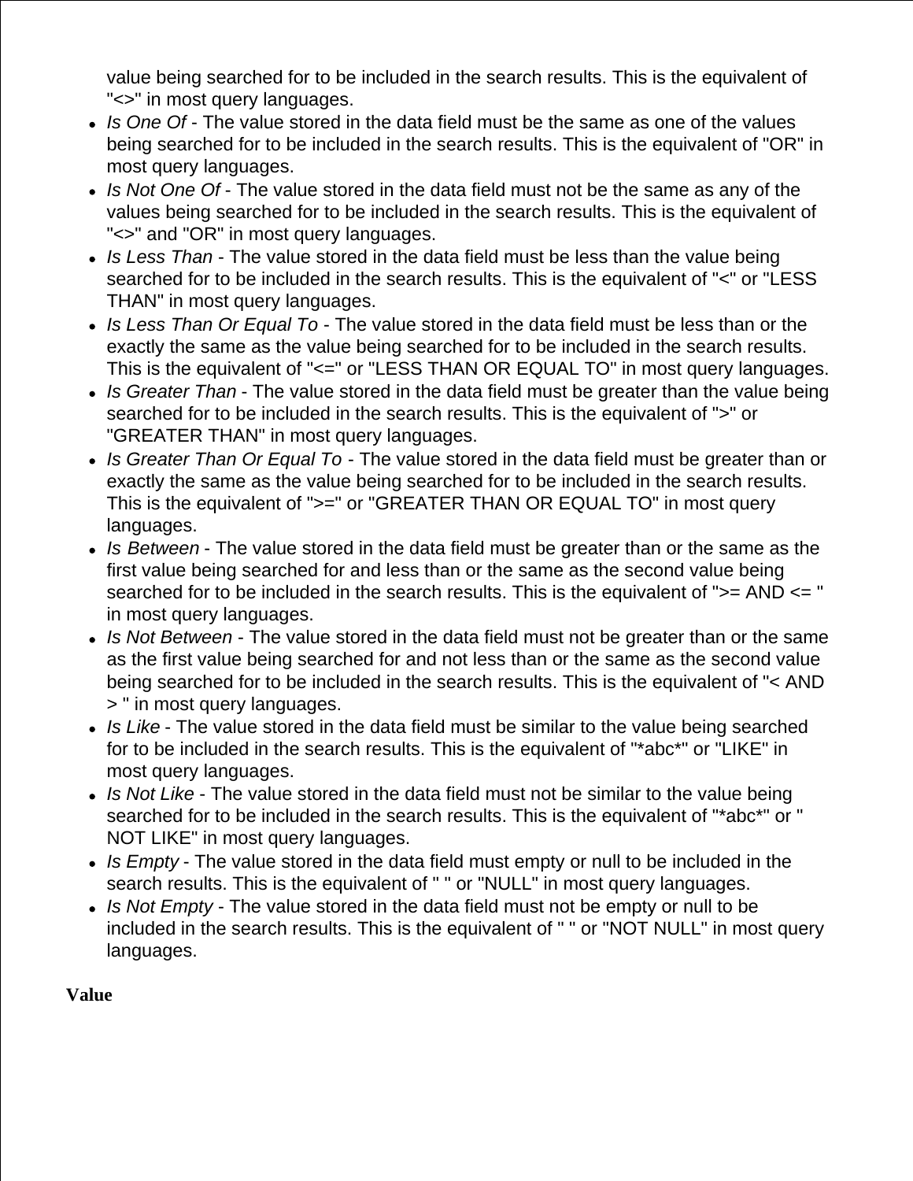value being searched for to be included in the search results. This is the equivalent of "<>" in most query languages.

- *Is One Of* - The value stored in the data field must be the same as one of the values being searched for to be included in the search results. This is the equivalent of "OR" in most query languages.
- *Is Not One Of* - The value stored in the data field must not be the same as any of the values being searched for to be included in the search results. This is the equivalent of "<>" and "OR" in most query languages.
- *Is Less Than* - The value stored in the data field must be less than the value being searched for to be included in the search results. This is the equivalent of "<" or "LESS THAN" in most query languages.
- *Is Less Than Or Equal To* - The value stored in the data field must be less than or the exactly the same as the value being searched for to be included in the search results. This is the equivalent of "<=" or "LESS THAN OR EQUAL TO" in most query languages.
- *Is Greater Than* - The value stored in the data field must be greater than the value being searched for to be included in the search results. This is the equivalent of ">" or "GREATER THAN" in most query languages.
- *Is Greater Than Or Equal To* - The value stored in the data field must be greater than or exactly the same as the value being searched for to be included in the search results. This is the equivalent of ">=" or "GREATER THAN OR EQUAL TO" in most query languages.
- *Is Between* - The value stored in the data field must be greater than or the same as the first value being searched for and less than or the same as the second value being searched for to be included in the search results. This is the equivalent of ">= AND <= " in most query languages.
- *Is Not Between* - The value stored in the data field must not be greater than or the same as the first value being searched for and not less than or the same as the second value being searched for to be included in the search results. This is the equivalent of "< AND > " in most query languages.
- *Is Like* - The value stored in the data field must be similar to the value being searched for to be included in the search results. This is the equivalent of "*abc*" or "LIKE" in most query languages.
- *Is Not Like* - The value stored in the data field must not be similar to the value being searched for to be included in the search results. This is the equivalent of "*abc*" or " NOT LIKE" in most query languages.
- *Is Empty* - The value stored in the data field must empty or null to be included in the search results. This is the equivalent of " " or "NULL" in most query languages.
- *Is Not Empty* - The value stored in the data field must not be empty or null to be included in the search results. This is the equivalent of " " or "NOT NULL" in most query languages.

**Value**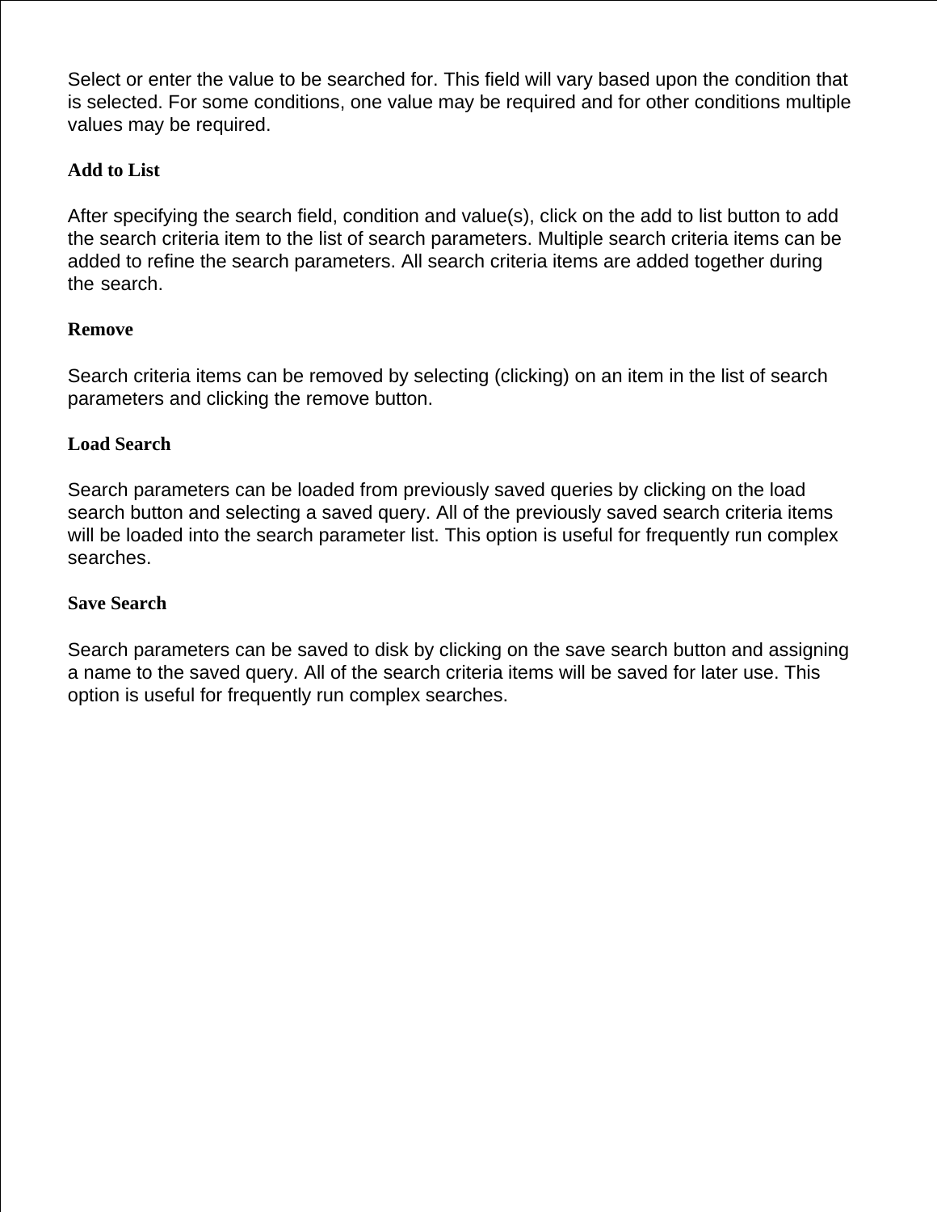Select or enter the value to be searched for. This field will vary based upon the condition that is selected. For some conditions, one value may be required and for other conditions multiple values may be required.

**Add to List**

After specifying the search field, condition and value(s), click on the add to list button to add the search criteria item to the list of search parameters. Multiple search criteria items can be added to refine the search parameters. All search criteria items are added together during the search.

**Remove**

Search criteria items can be removed by selecting (clicking) on an item in the list of search parameters and clicking the remove button.

**Load Search**

Search parameters can be loaded from previously saved queries by clicking on the load search button and selecting a saved query. All of the previously saved search criteria items will be loaded into the search parameter list. This option is useful for frequently run complex searches.

**Save Search**

Search parameters can be saved to disk by clicking on the save search button and assigning a name to the saved query. All of the search criteria items will be saved for later use. This option is useful for frequently run complex searches.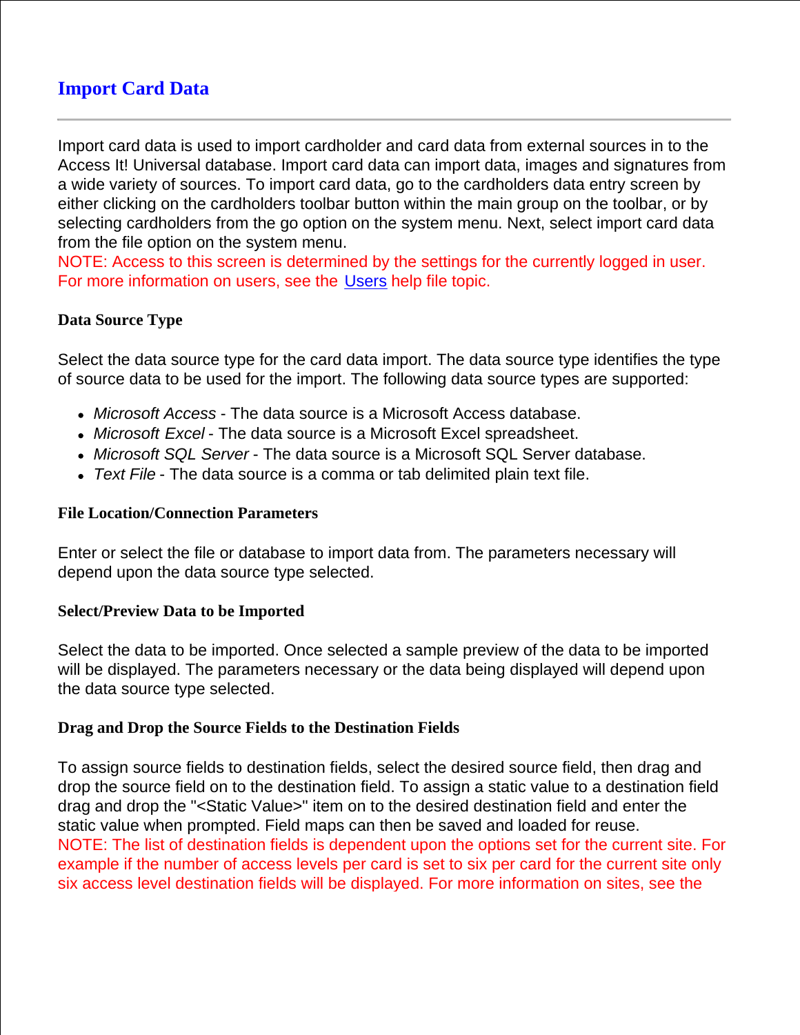# Import Card Data

---

Import card data is used to import cardholder and card data from external sources in to the Access It! Universal database. Import card data can import data, images and signatures from a wide variety of sources. To import card data, go to the cardholders data entry screen by either clicking on the cardholders toolbar button within the main group on the toolbar, or by selecting cardholders from the go option on the system menu. Next, select import card data from the file option on the system menu.
NOTE: Access to this screen is determined by the settings for the currently logged in user. For more information on users, see the Users help file topic.

### Data Source Type

Select the data source type for the card data import. The data source type identifies the type of source data to be used for the import. The following data source types are supported:

- *Microsoft Access* - The data source is a Microsoft Access database.
- *Microsoft Excel* - The data source is a Microsoft Excel spreadsheet.
- *Microsoft SQL Server* - The data source is a Microsoft SQL Server database.
- *Text File* - The data source is a comma or tab delimited plain text file.

### File Location/Connection Parameters

Enter or select the file or database to import data from. The parameters necessary will depend upon the data source type selected.

### Select/Preview Data to be Imported

Select the data to be imported. Once selected a sample preview of the data to be imported will be displayed. The parameters necessary or the data being displayed will depend upon the data source type selected.

### Drag and Drop the Source Fields to the Destination Fields

To assign source fields to destination fields, select the desired source field, then drag and drop the source field on to the destination field. To assign a static value to a destination field drag and drop the "<Static Value>" item on to the desired destination field and enter the static value when prompted. Field maps can then be saved and loaded for reuse.
NOTE: The list of destination fields is dependent upon the options set for the current site. For example if the number of access levels per card is set to six per card for the current site only six access level destination fields will be displayed. For more information on sites, see the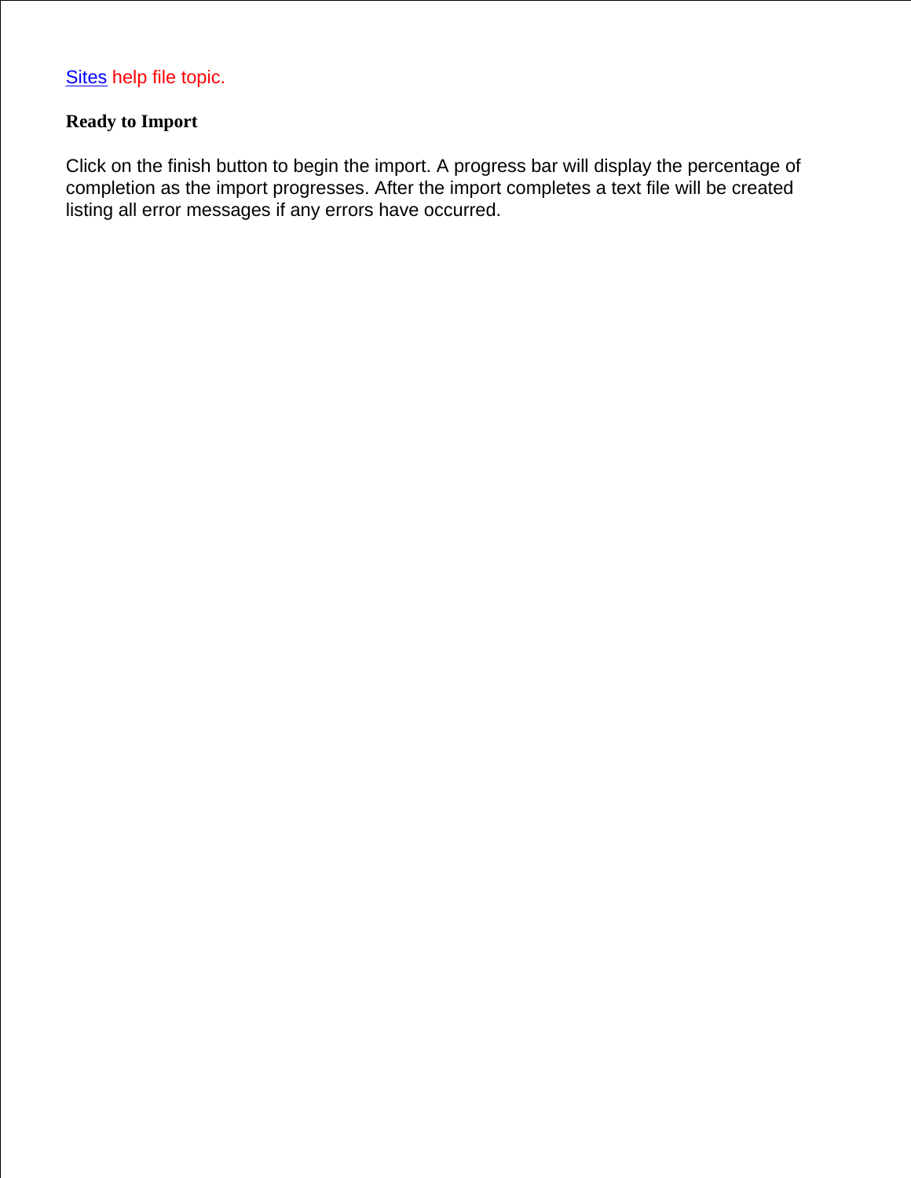Sites help file topic.

**Ready to Import**

Click on the finish button to begin the import. A progress bar will display the percentage of completion as the import progresses. After the import completes a text file will be created listing all error messages if any errors have occurred.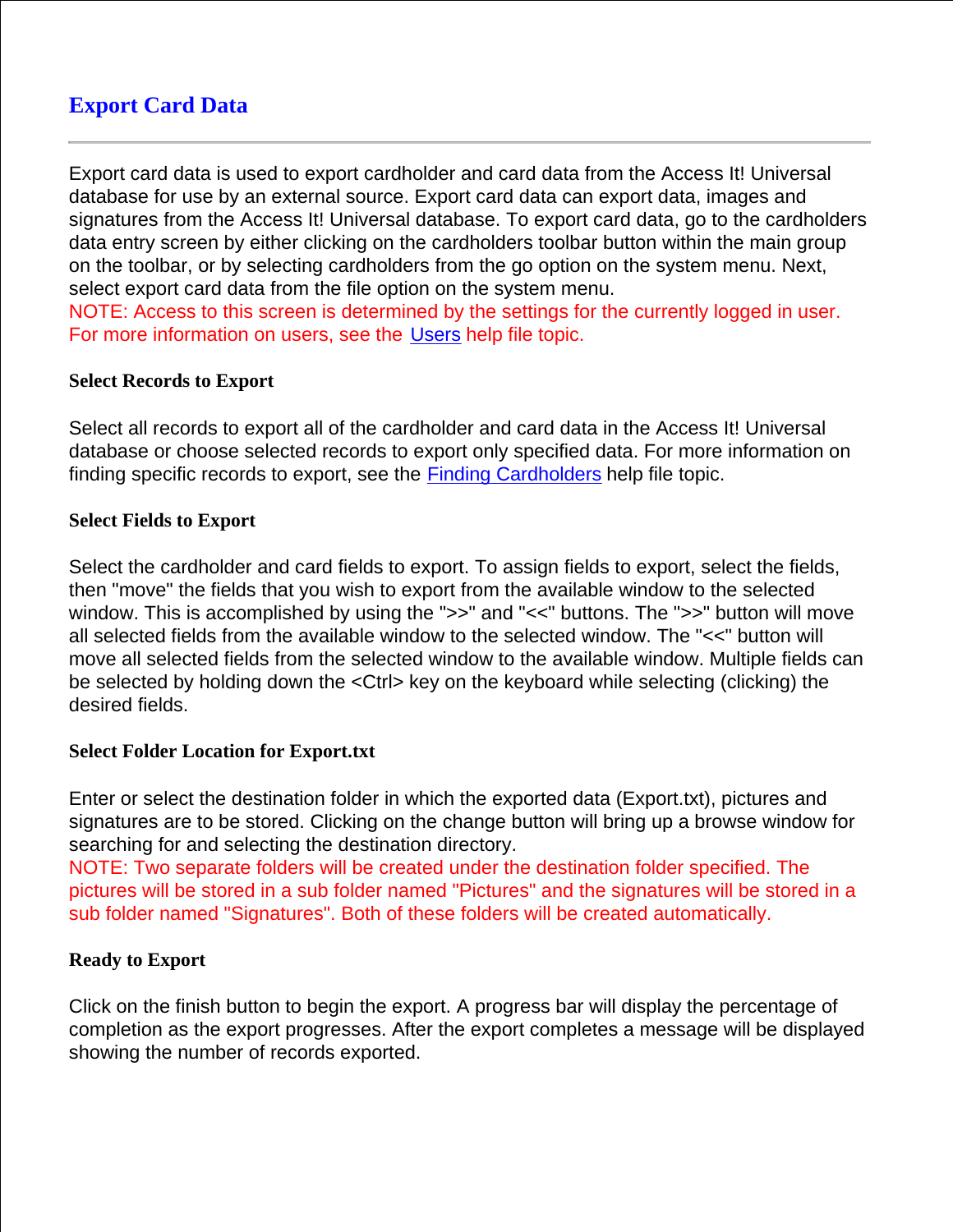# Export Card Data

---

Export card data is used to export cardholder and card data from the Access It! Universal database for use by an external source. Export card data can export data, images and signatures from the Access It! Universal database. To export card data, go to the cardholders data entry screen by either clicking on the cardholders toolbar button within the main group on the toolbar, or by selecting cardholders from the go option on the system menu. Next, select export card data from the file option on the system menu.
NOTE: Access to this screen is determined by the settings for the currently logged in user. For more information on users, see the Users help file topic.

#### Select Records to Export

Select all records to export all of the cardholder and card data in the Access It! Universal database or choose selected records to export only specified data. For more information on finding specific records to export, see the Finding Cardholders help file topic.

#### Select Fields to Export

Select the cardholder and card fields to export. To assign fields to export, select the fields, then "move" the fields that you wish to export from the available window to the selected window. This is accomplished by using the ">>" and "<<" buttons. The ">>" button will move all selected fields from the available window to the selected window. The "<<" button will move all selected fields from the selected window to the available window. Multiple fields can be selected by holding down the <Ctrl> key on the keyboard while selecting (clicking) the desired fields.

#### Select Folder Location for Export.txt

Enter or select the destination folder in which the exported data (Export.txt), pictures and signatures are to be stored. Clicking on the change button will bring up a browse window for searching for and selecting the destination directory.
NOTE: Two separate folders will be created under the destination folder specified. The pictures will be stored in a sub folder named "Pictures" and the signatures will be stored in a sub folder named "Signatures". Both of these folders will be created automatically.

#### Ready to Export

Click on the finish button to begin the export. A progress bar will display the percentage of completion as the export progresses. After the export completes a message will be displayed showing the number of records exported.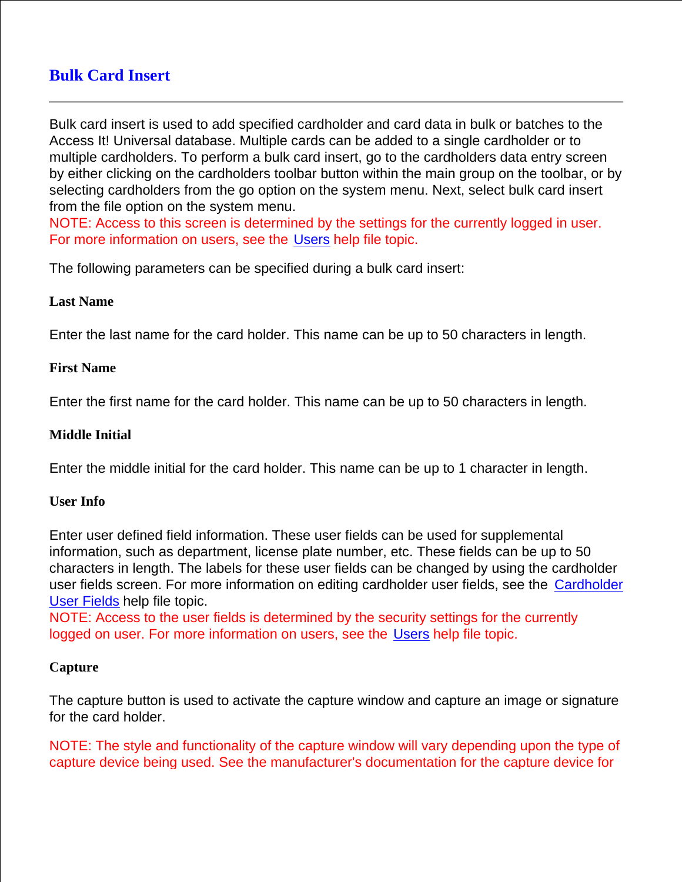# Bulk Card Insert

---

Bulk card insert is used to add specified cardholder and card data in bulk or batches to the Access It! Universal database. Multiple cards can be added to a single cardholder or to multiple cardholders. To perform a bulk card insert, go to the cardholders data entry screen by either clicking on the cardholders toolbar button within the main group on the toolbar, or by selecting cardholders from the go option on the system menu. Next, select bulk card insert from the file option on the system menu.
NOTE: Access to this screen is determined by the settings for the currently logged in user. For more information on users, see the Users help file topic.

The following parameters can be specified during a bulk card insert:

### Last Name

Enter the last name for the card holder. This name can be up to 50 characters in length.

### First Name

Enter the first name for the card holder. This name can be up to 50 characters in length.

### Middle Initial

Enter the middle initial for the card holder. This name can be up to 1 character in length.

### User Info

Enter user defined field information. These user fields can be used for supplemental information, such as department, license plate number, etc. These fields can be up to 50 characters in length. The labels for these user fields can be changed by using the cardholder user fields screen. For more information on editing cardholder user fields, see the Cardholder User Fields help file topic.
NOTE: Access to the user fields is determined by the security settings for the currently logged on user. For more information on users, see the Users help file topic.

### Capture

The capture button is used to activate the capture window and capture an image or signature for the card holder.

NOTE: The style and functionality of the capture window will vary depending upon the type of capture device being used. See the manufacturer's documentation for the capture device for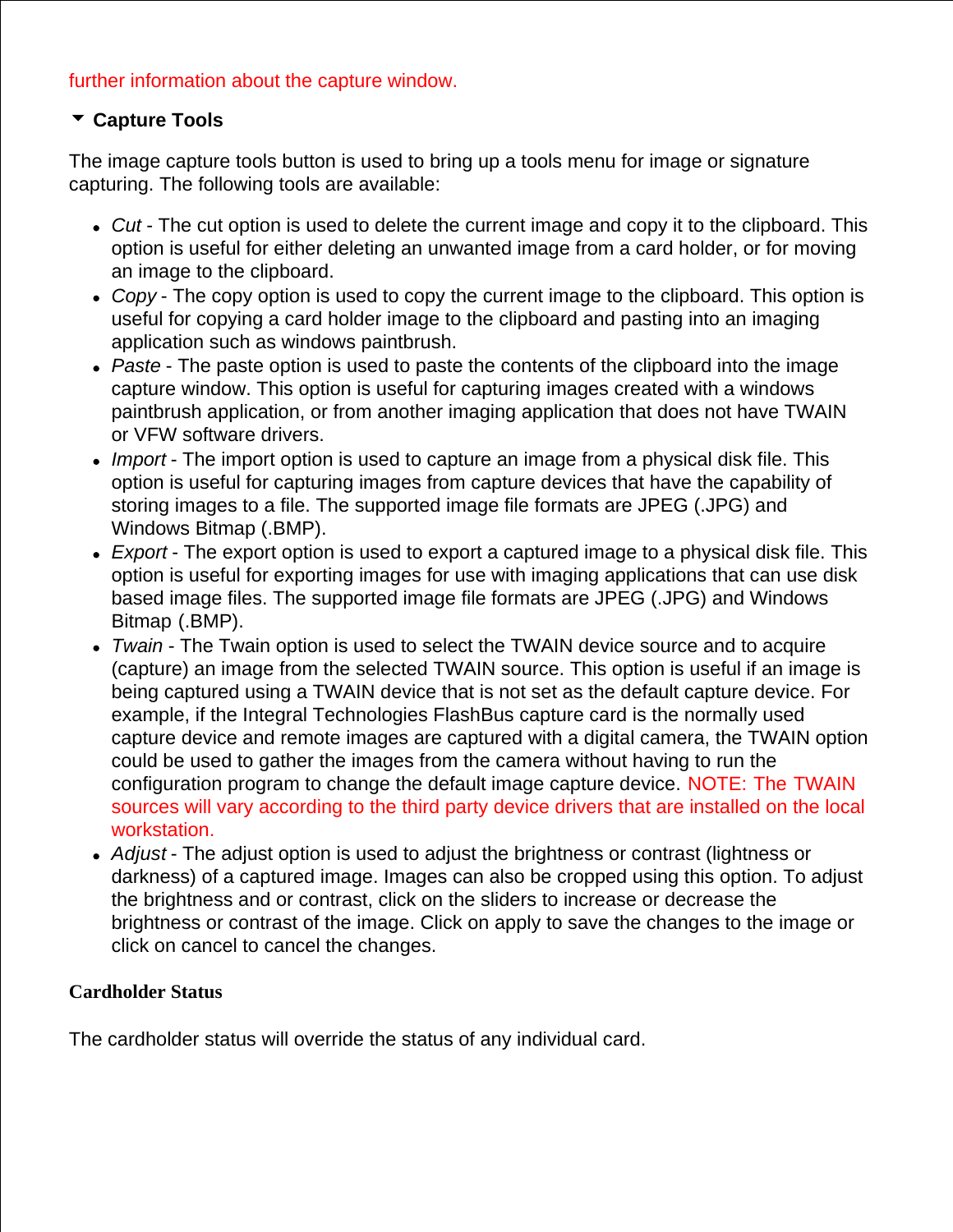further information about the capture window.

### Capture Tools

The image capture tools button is used to bring up a tools menu for image or signature capturing. The following tools are available:

- *Cut* - The cut option is used to delete the current image and copy it to the clipboard. This option is useful for either deleting an unwanted image from a card holder, or for moving an image to the clipboard.
- *Copy* - The copy option is used to copy the current image to the clipboard. This option is useful for copying a card holder image to the clipboard and pasting into an imaging application such as windows paintbrush.
- *Paste* - The paste option is used to paste the contents of the clipboard into the image capture window. This option is useful for capturing images created with a windows paintbrush application, or from another imaging application that does not have TWAIN or VFW software drivers.
- *Import* - The import option is used to capture an image from a physical disk file. This option is useful for capturing images from capture devices that have the capability of storing images to a file. The supported image file formats are JPEG (.JPG) and Windows Bitmap (.BMP).
- *Export* - The export option is used to export a captured image to a physical disk file. This option is useful for exporting images for use with imaging applications that can use disk based image files. The supported image file formats are JPEG (.JPG) and Windows Bitmap (.BMP).
- *Twain* - The Twain option is used to select the TWAIN device source and to acquire (capture) an image from the selected TWAIN source. This option is useful if an image is being captured using a TWAIN device that is not set as the default capture device. For example, if the Integral Technologies FlashBus capture card is the normally used capture device and remote images are captured with a digital camera, the TWAIN option could be used to gather the images from the camera without having to run the configuration program to change the default image capture device. NOTE: The TWAIN sources will vary according to the third party device drivers that are installed on the local workstation.
- *Adjust* - The adjust option is used to adjust the brightness or contrast (lightness or darkness) of a captured image. Images can also be cropped using this option. To adjust the brightness and or contrast, click on the sliders to increase or decrease the brightness or contrast of the image. Click on apply to save the changes to the image or click on cancel to cancel the changes.

**Cardholder Status**

The cardholder status will override the status of any individual card.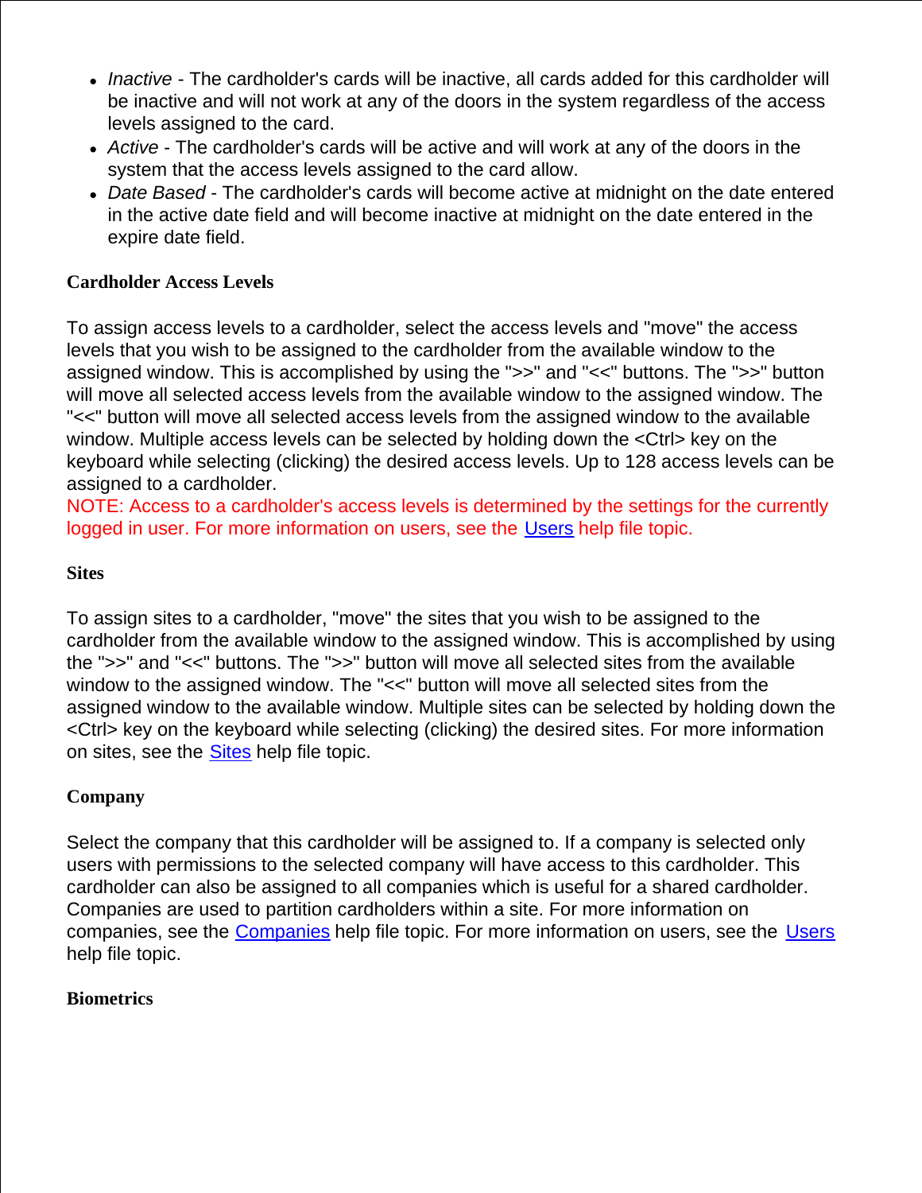- *Inactive* - The cardholder's cards will be inactive, all cards added for this cardholder will be inactive and will not work at any of the doors in the system regardless of the access levels assigned to the card.
- *Active* - The cardholder's cards will be active and will work at any of the doors in the system that the access levels assigned to the card allow.
- *Date Based* - The cardholder's cards will become active at midnight on the date entered in the active date field and will become inactive at midnight on the date entered in the expire date field.

**Cardholder Access Levels**

To assign access levels to a cardholder, select the access levels and "move" the access levels that you wish to be assigned to the cardholder from the available window to the assigned window. This is accomplished by using the ">>" and "<<" buttons. The ">>" button will move all selected access levels from the available window to the assigned window. The "<<" button will move all selected access levels from the assigned window to the available window. Multiple access levels can be selected by holding down the <Ctrl> key on the keyboard while selecting (clicking) the desired access levels. Up to 128 access levels can be assigned to a cardholder.
NOTE: Access to a cardholder's access levels is determined by the settings for the currently logged in user. For more information on users, see the Users help file topic.

**Sites**

To assign sites to a cardholder, "move" the sites that you wish to be assigned to the cardholder from the available window to the assigned window. This is accomplished by using the ">>" and "<<" buttons. The ">>" button will move all selected sites from the available window to the assigned window. The "<<" button will move all selected sites from the assigned window to the available window. Multiple sites can be selected by holding down the <Ctrl> key on the keyboard while selecting (clicking) the desired sites. For more information on sites, see the Sites help file topic.

**Company**

Select the company that this cardholder will be assigned to. If a company is selected only users with permissions to the selected company will have access to this cardholder. This cardholder can also be assigned to all companies which is useful for a shared cardholder. Companies are used to partition cardholders within a site. For more information on companies, see the Companies help file topic. For more information on users, see the Users help file topic.

**Biometrics**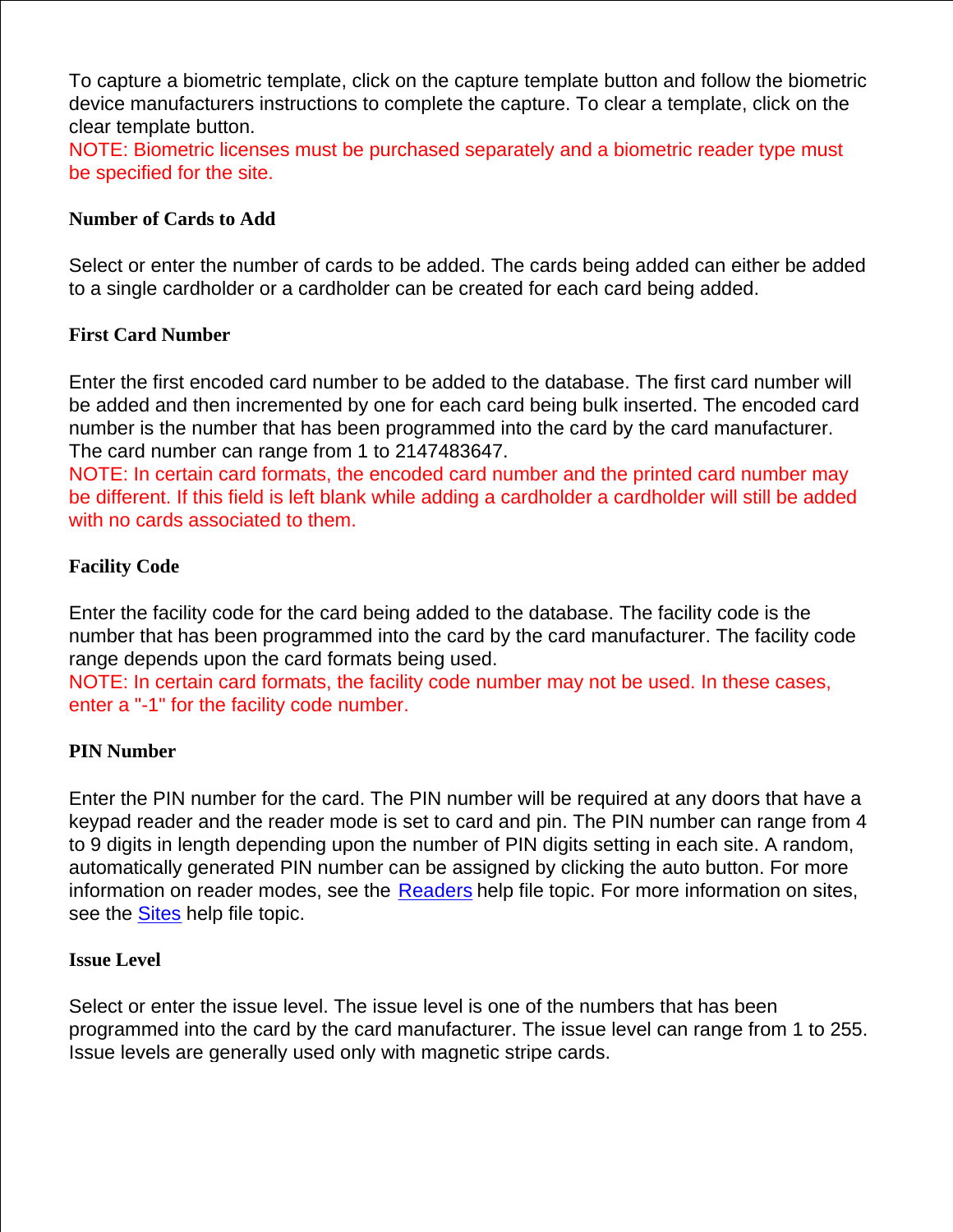To capture a biometric template, click on the capture template button and follow the biometric device manufacturers instructions to complete the capture. To clear a template, click on the clear template button.
NOTE: Biometric licenses must be purchased separately and a biometric reader type must be specified for the site.

### Number of Cards to Add

Select or enter the number of cards to be added. The cards being added can either be added to a single cardholder or a cardholder can be created for each card being added.

### First Card Number

Enter the first encoded card number to be added to the database. The first card number will be added and then incremented by one for each card being bulk inserted. The encoded card number is the number that has been programmed into the card by the card manufacturer. The card number can range from 1 to 2147483647.
NOTE: In certain card formats, the encoded card number and the printed card number may be different. If this field is left blank while adding a cardholder a cardholder will still be added with no cards associated to them.

### Facility Code

Enter the facility code for the card being added to the database. The facility code is the number that has been programmed into the card by the card manufacturer. The facility code range depends upon the card formats being used.
NOTE: In certain card formats, the facility code number may not be used. In these cases, enter a "-1" for the facility code number.

### PIN Number

Enter the PIN number for the card. The PIN number will be required at any doors that have a keypad reader and the reader mode is set to card and pin. The PIN number can range from 4 to 9 digits in length depending upon the number of PIN digits setting in each site. A random, automatically generated PIN number can be assigned by clicking the auto button. For more information on reader modes, see the Readers help file topic. For more information on sites, see the Sites help file topic.

### Issue Level

Select or enter the issue level. The issue level is one of the numbers that has been programmed into the card by the card manufacturer. The issue level can range from 1 to 255. Issue levels are generally used only with magnetic stripe cards.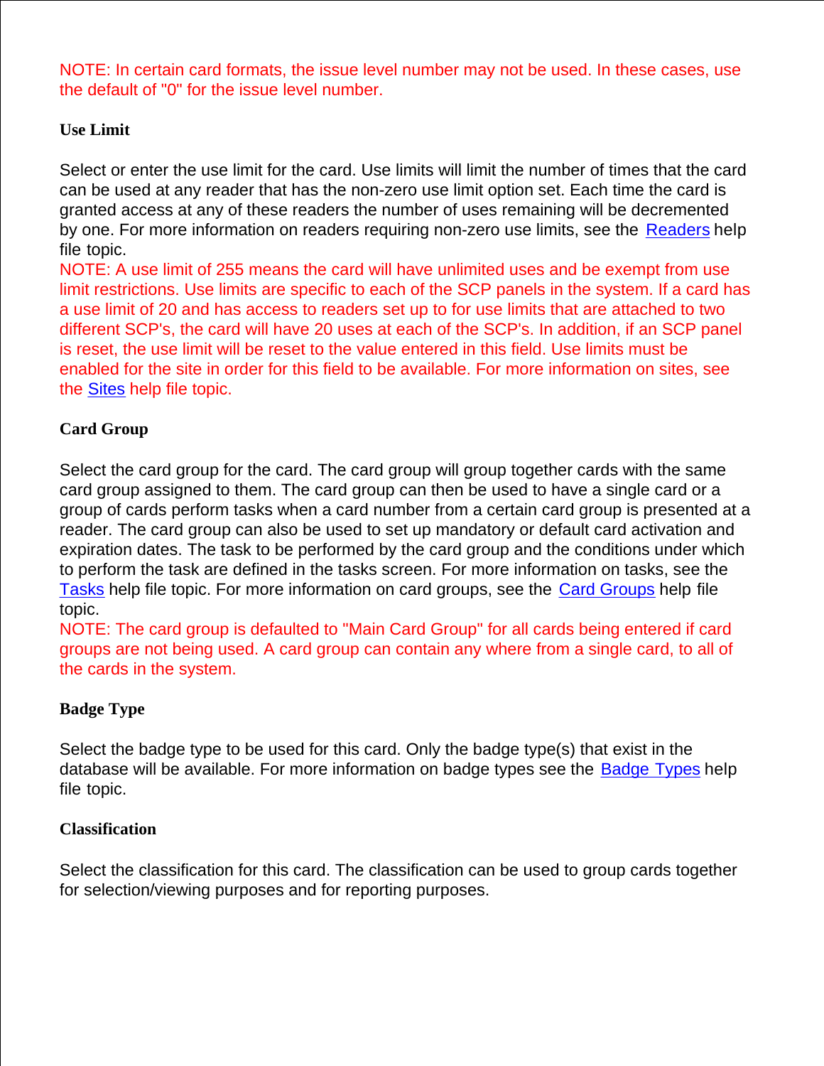NOTE: In certain card formats, the issue level number may not be used. In these cases, use the default of "0" for the issue level number.

**Use Limit**

Select or enter the use limit for the card. Use limits will limit the number of times that the card can be used at any reader that has the non-zero use limit option set. Each time the card is granted access at any of these readers the number of uses remaining will be decremented by one. For more information on readers requiring non-zero use limits, see the Readers help file topic.
NOTE: A use limit of 255 means the card will have unlimited uses and be exempt from use limit restrictions. Use limits are specific to each of the SCP panels in the system. If a card has a use limit of 20 and has access to readers set up to for use limits that are attached to two different SCP's, the card will have 20 uses at each of the SCP's. In addition, if an SCP panel is reset, the use limit will be reset to the value entered in this field. Use limits must be enabled for the site in order for this field to be available. For more information on sites, see the Sites help file topic.

**Card Group**

Select the card group for the card. The card group will group together cards with the same card group assigned to them. The card group can then be used to have a single card or a group of cards perform tasks when a card number from a certain card group is presented at a reader. The card group can also be used to set up mandatory or default card activation and expiration dates. The task to be performed by the card group and the conditions under which to perform the task are defined in the tasks screen. For more information on tasks, see the Tasks help file topic. For more information on card groups, see the Card Groups help file topic.
NOTE: The card group is defaulted to "Main Card Group" for all cards being entered if card groups are not being used. A card group can contain any where from a single card, to all of the cards in the system.

**Badge Type**

Select the badge type to be used for this card. Only the badge type(s) that exist in the database will be available. For more information on badge types see the Badge Types help file topic.

**Classification**

Select the classification for this card. The classification can be used to group cards together for selection/viewing purposes and for reporting purposes.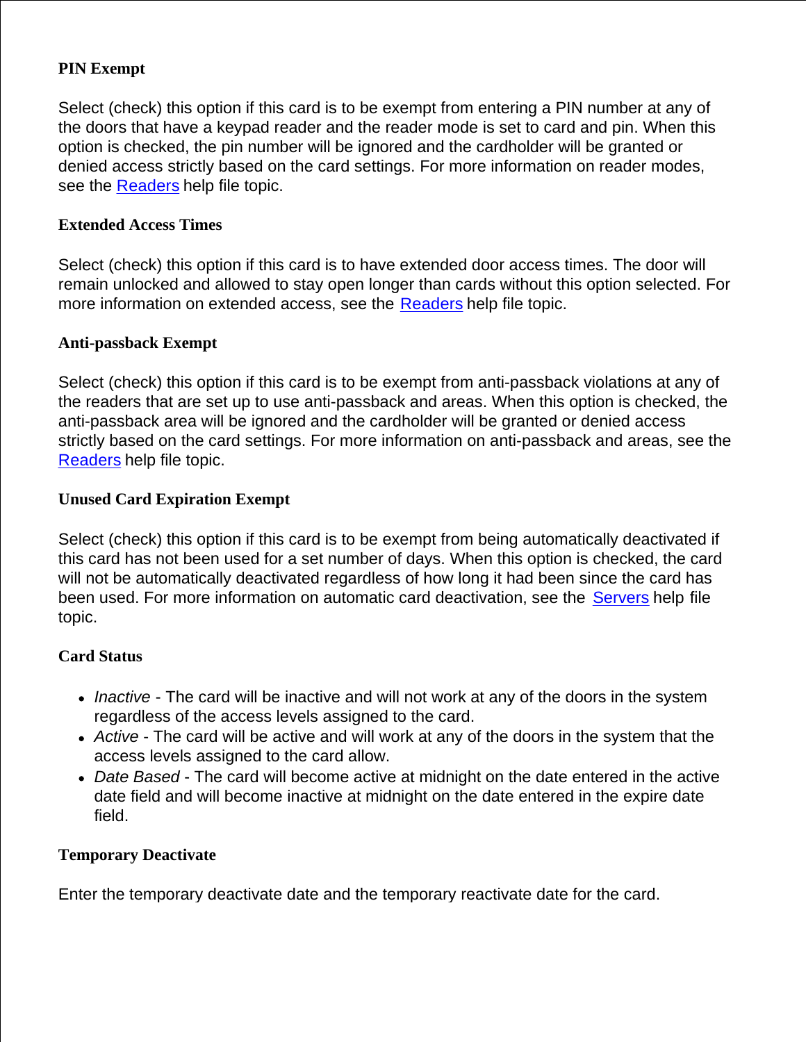### PIN Exempt

Select (check) this option if this card is to be exempt from entering a PIN number at any of the doors that have a keypad reader and the reader mode is set to card and pin. When this option is checked, the pin number will be ignored and the cardholder will be granted or denied access strictly based on the card settings. For more information on reader modes, see the Readers help file topic.

### Extended Access Times

Select (check) this option if this card is to have extended door access times. The door will remain unlocked and allowed to stay open longer than cards without this option selected. For more information on extended access, see the Readers help file topic.

### Anti-passback Exempt

Select (check) this option if this card is to be exempt from anti-passback violations at any of the readers that are set up to use anti-passback and areas. When this option is checked, the anti-passback area will be ignored and the cardholder will be granted or denied access strictly based on the card settings. For more information on anti-passback and areas, see the Readers help file topic.

### Unused Card Expiration Exempt

Select (check) this option if this card is to be exempt from being automatically deactivated if this card has not been used for a set number of days. When this option is checked, the card will not be automatically deactivated regardless of how long it had been since the card has been used. For more information on automatic card deactivation, see the Servers help file topic.

### Card Status

- *Inactive* - The card will be inactive and will not work at any of the doors in the system regardless of the access levels assigned to the card.
- *Active* - The card will be active and will work at any of the doors in the system that the access levels assigned to the card allow.
- *Date Based* - The card will become active at midnight on the date entered in the active date field and will become inactive at midnight on the date entered in the expire date field.

### Temporary Deactivate

Enter the temporary deactivate date and the temporary reactivate date for the card.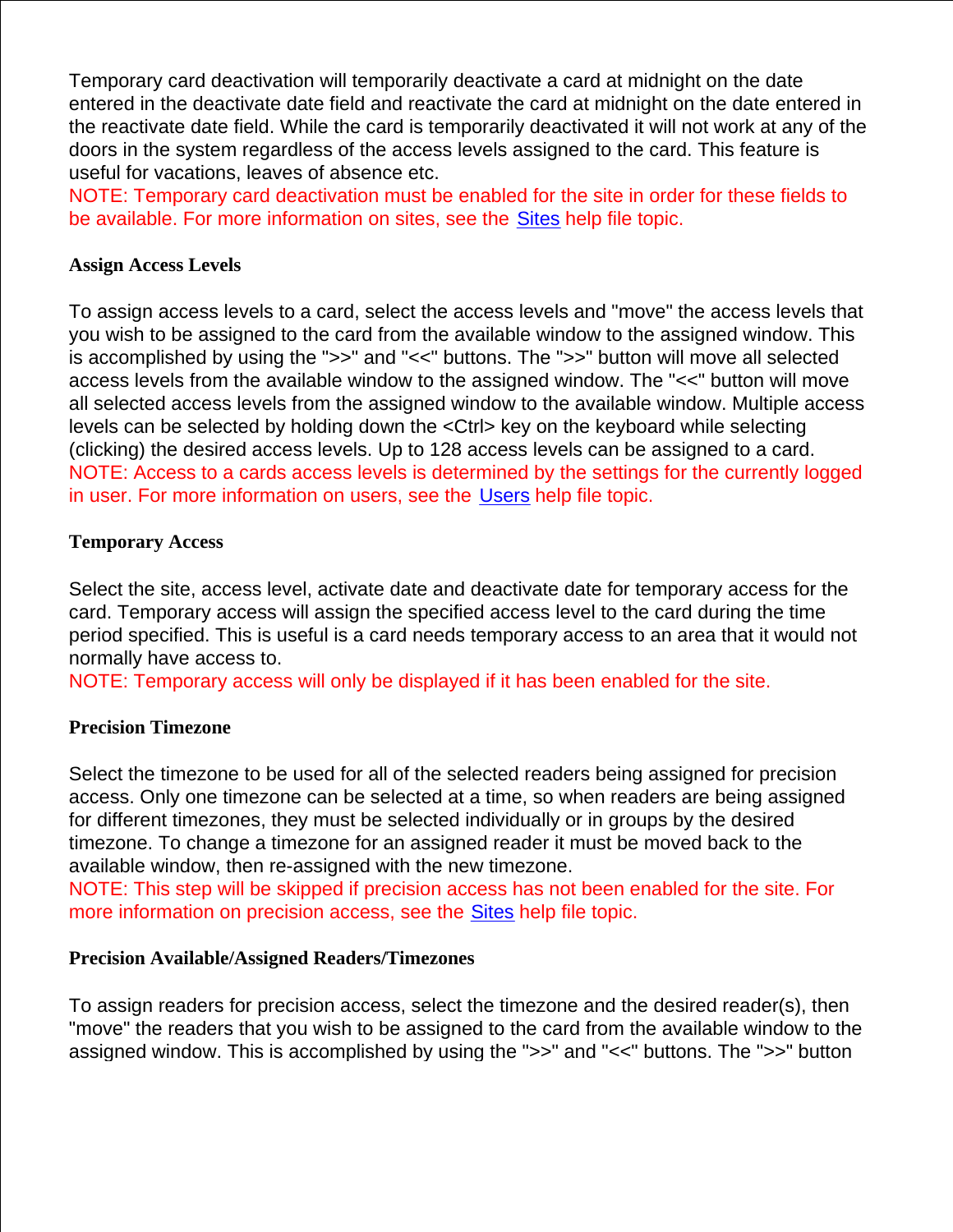Temporary card deactivation will temporarily deactivate a card at midnight on the date entered in the deactivate date field and reactivate the card at midnight on the date entered in the reactivate date field. While the card is temporarily deactivated it will not work at any of the doors in the system regardless of the access levels assigned to the card. This feature is useful for vacations, leaves of absence etc.
NOTE: Temporary card deactivation must be enabled for the site in order for these fields to be available. For more information on sites, see the Sites help file topic.

**Assign Access Levels**

To assign access levels to a card, select the access levels and "move" the access levels that you wish to be assigned to the card from the available window to the assigned window. This is accomplished by using the ">>" and "<<" buttons. The ">>" button will move all selected access levels from the available window to the assigned window. The "<<" button will move all selected access levels from the assigned window to the available window. Multiple access levels can be selected by holding down the <Ctrl> key on the keyboard while selecting (clicking) the desired access levels. Up to 128 access levels can be assigned to a card.
NOTE: Access to a cards access levels is determined by the settings for the currently logged in user. For more information on users, see the Users help file topic.

**Temporary Access**

Select the site, access level, activate date and deactivate date for temporary access for the card. Temporary access will assign the specified access level to the card during the time period specified. This is useful is a card needs temporary access to an area that it would not normally have access to.
NOTE: Temporary access will only be displayed if it has been enabled for the site.

**Precision Timezone**

Select the timezone to be used for all of the selected readers being assigned for precision access. Only one timezone can be selected at a time, so when readers are being assigned for different timezones, they must be selected individually or in groups by the desired timezone. To change a timezone for an assigned reader it must be moved back to the available window, then re-assigned with the new timezone.
NOTE: This step will be skipped if precision access has not been enabled for the site. For more information on precision access, see the Sites help file topic.

**Precision Available/Assigned Readers/Timezones**

To assign readers for precision access, select the timezone and the desired reader(s), then "move" the readers that you wish to be assigned to the card from the available window to the assigned window. This is accomplished by using the ">>" and "<<" buttons. The ">>" button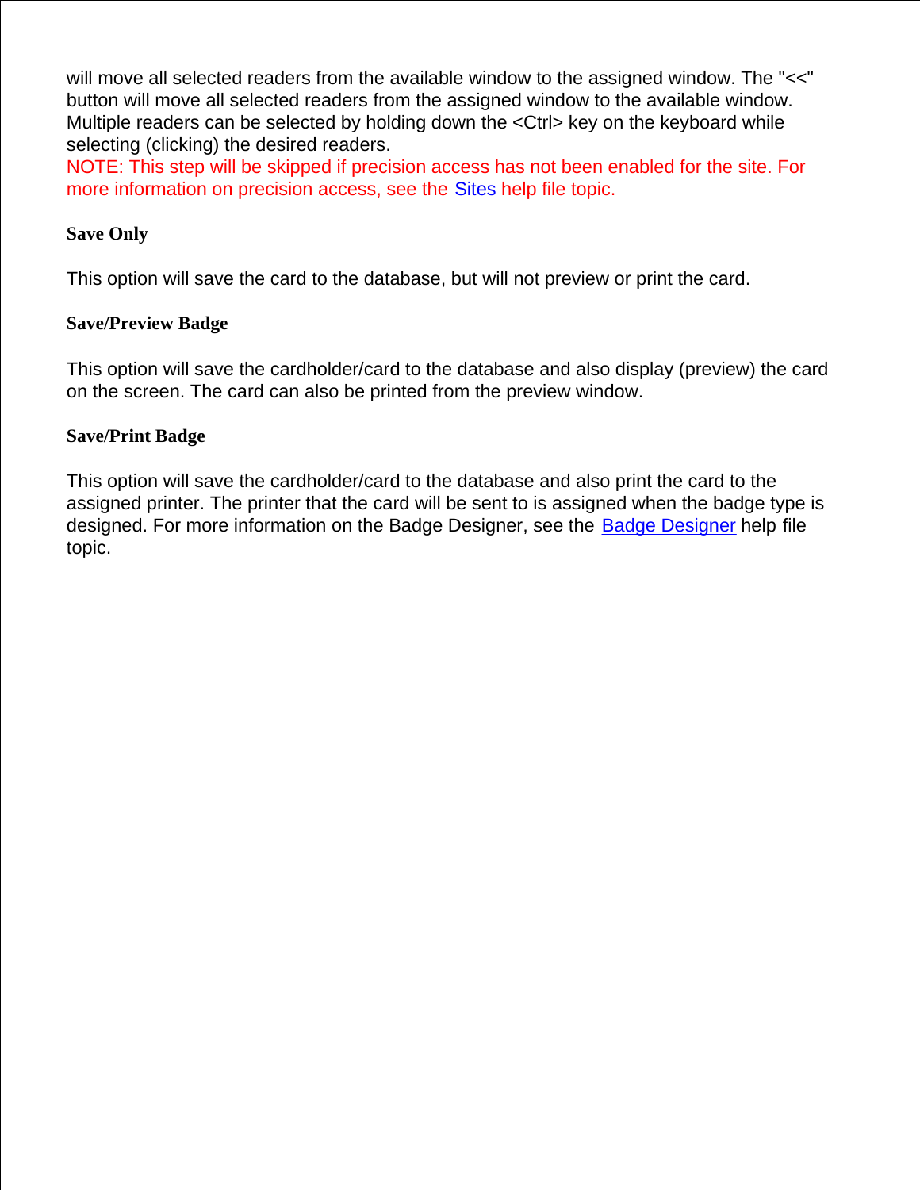will move all selected readers from the available window to the assigned window. The "<<" button will move all selected readers from the assigned window to the available window. Multiple readers can be selected by holding down the <Ctrl> key on the keyboard while selecting (clicking) the desired readers.
NOTE: This step will be skipped if precision access has not been enabled for the site. For more information on precision access, see the Sites help file topic.

**Save Only**

This option will save the card to the database, but will not preview or print the card.

**Save/Preview Badge**

This option will save the cardholder/card to the database and also display (preview) the card on the screen. The card can also be printed from the preview window.

**Save/Print Badge**

This option will save the cardholder/card to the database and also print the card to the assigned printer. The printer that the card will be sent to is assigned when the badge type is designed. For more information on the Badge Designer, see the Badge Designer help file topic.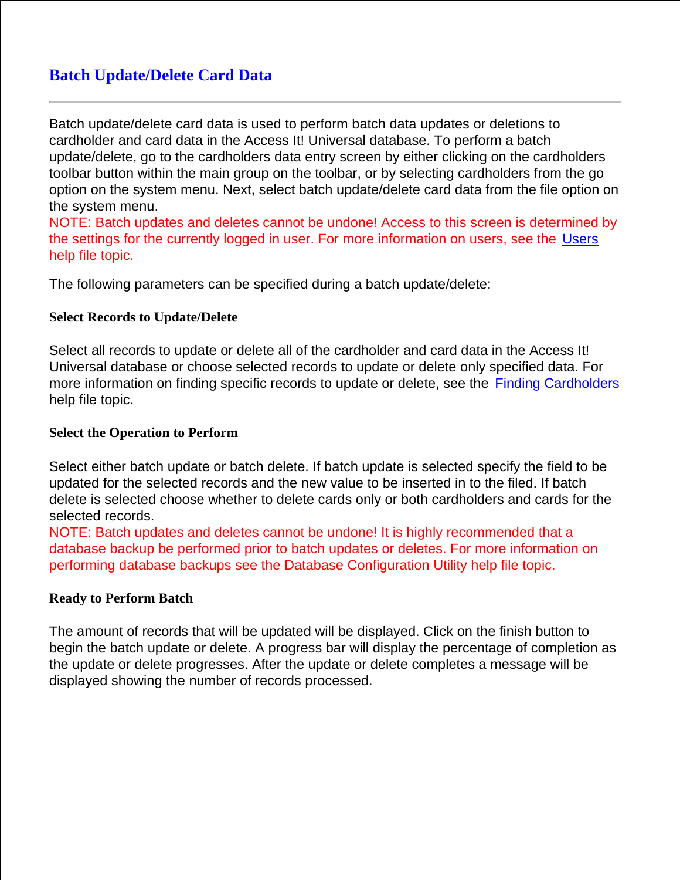# Batch Update/Delete Card Data

Batch update/delete card data is used to perform batch data updates or deletions to cardholder and card data in the Access It! Universal database. To perform a batch update/delete, go to the cardholders data entry screen by either clicking on the cardholders toolbar button within the main group on the toolbar, or by selecting cardholders from the go option on the system menu. Next, select batch update/delete card data from the file option on the system menu.

NOTE: Batch updates and deletes cannot be undone! Access to this screen is determined by the settings for the currently logged in user. For more information on users, see the Users help file topic.

The following parameters can be specified during a batch update/delete:

### Select Records to Update/Delete

Select all records to update or delete all of the cardholder and card data in the Access It! Universal database or choose selected records to update or delete only specified data. For more information on finding specific records to update or delete, see the Finding Cardholders help file topic.

### Select the Operation to Perform

Select either batch update or batch delete. If batch update is selected specify the field to be updated for the selected records and the new value to be inserted in to the filed. If batch delete is selected choose whether to delete cards only or both cardholders and cards for the selected records.

NOTE: Batch updates and deletes cannot be undone! It is highly recommended that a database backup be performed prior to batch updates or deletes. For more information on performing database backups see the Database Configuration Utility help file topic.

### Ready to Perform Batch

The amount of records that will be updated will be displayed. Click on the finish button to begin the batch update or delete. A progress bar will display the percentage of completion as the update or delete progresses. After the update or delete completes a message will be displayed showing the number of records processed.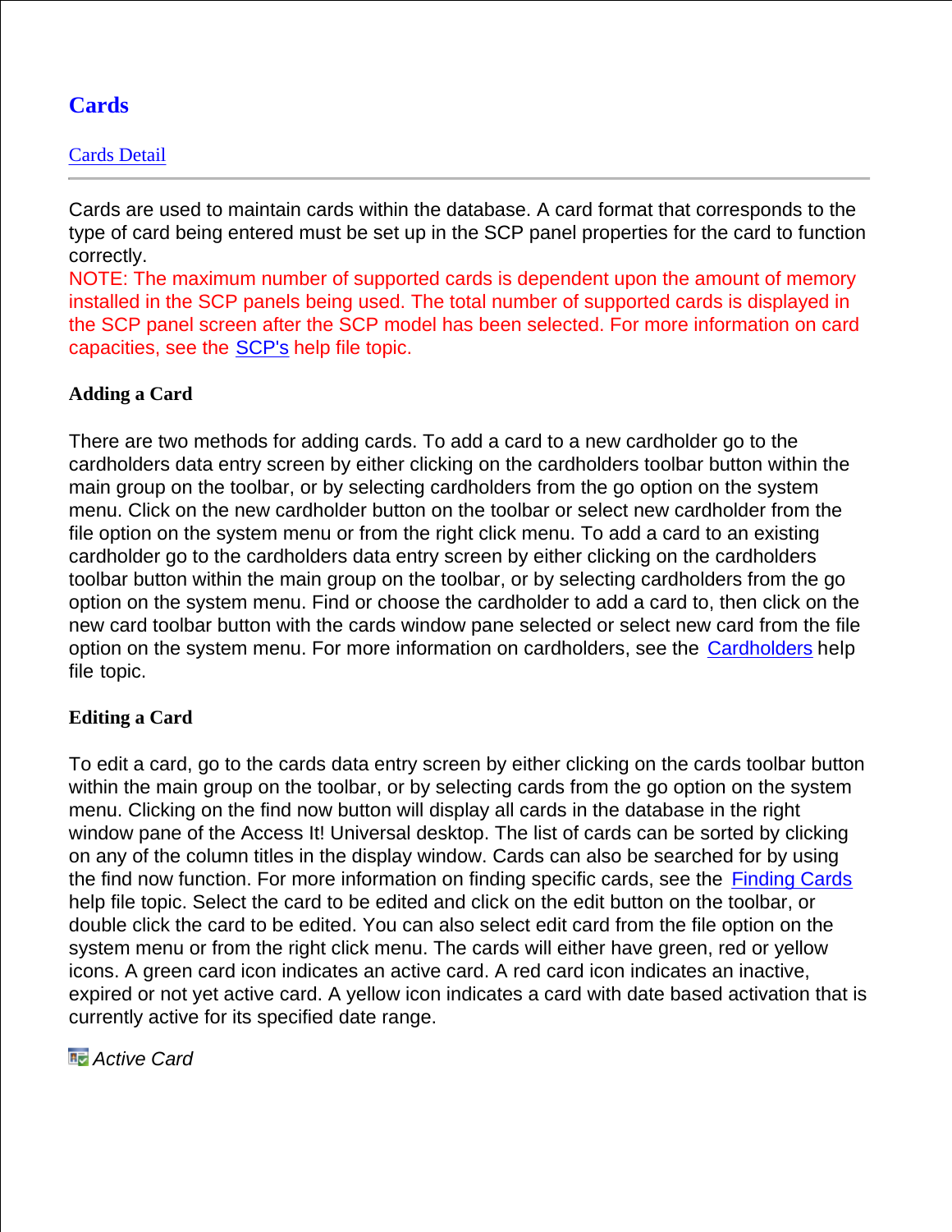# Cards

[Cards Detail]

---

Cards are used to maintain cards within the database. A card format that corresponds to the type of card being entered must be set up in the SCP panel properties for the card to function correctly.

NOTE: The maximum number of supported cards is dependent upon the amount of memory installed in the SCP panels being used. The total number of supported cards is displayed in the SCP panel screen after the SCP model has been selected. For more information on card capacities, see the SCP's help file topic.

### Adding a Card

There are two methods for adding cards. To add a card to a new cardholder go to the cardholders data entry screen by either clicking on the cardholders toolbar button within the main group on the toolbar, or by selecting cardholders from the go option on the system menu. Click on the new cardholder button on the toolbar or select new cardholder from the file option on the system menu or from the right click menu. To add a card to an existing cardholder go to the cardholders data entry screen by either clicking on the cardholders toolbar button within the main group on the toolbar, or by selecting cardholders from the go option on the system menu. Find or choose the cardholder to add a card to, then click on the new card toolbar button with the cards window pane selected or select new card from the file option on the system menu. For more information on cardholders, see the Cardholders help file topic.

### Editing a Card

To edit a card, go to the cards data entry screen by either clicking on the cards toolbar button within the main group on the toolbar, or by selecting cards from the go option on the system menu. Clicking on the find now button will display all cards in the database in the right window pane of the Access It! Universal desktop. The list of cards can be sorted by clicking on any of the column titles in the display window. Cards can also be searched for by using the find now function. For more information on finding specific cards, see the Finding Cards help file topic. Select the card to be edited and click on the edit button on the toolbar, or double click the card to be edited. You can also select edit card from the file option on the system menu or from the right click menu. The cards will either have green, red or yellow icons. A green card icon indicates an active card. A red card icon indicates an inactive, expired or not yet active card. A yellow icon indicates a card with date based activation that is currently active for its specified date range.

*Active Card*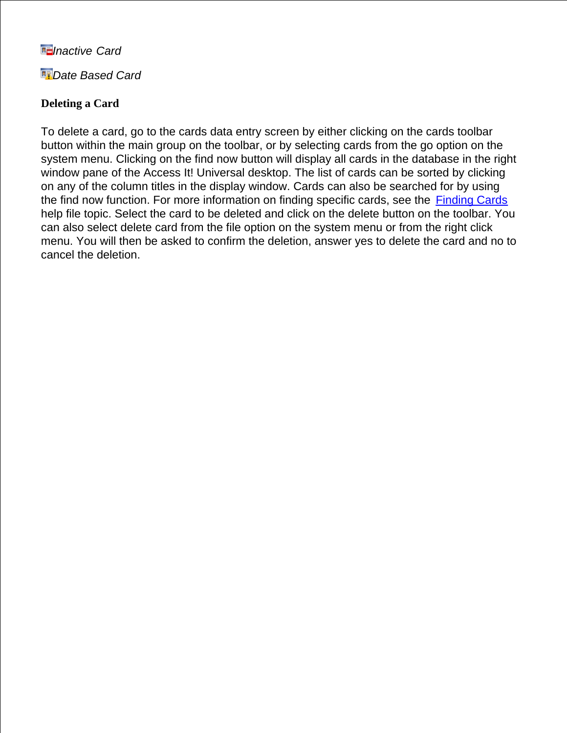*Inactive Card*

*Date Based Card*

**Deleting a Card**

To delete a card, go to the cards data entry screen by either clicking on the cards toolbar button within the main group on the toolbar, or by selecting cards from the go option on the system menu. Clicking on the find now button will display all cards in the database in the right window pane of the Access It! Universal desktop. The list of cards can be sorted by clicking on any of the column titles in the display window. Cards can also be searched for by using the find now function. For more information on finding specific cards, see the Finding Cards help file topic. Select the card to be deleted and click on the delete button on the toolbar. You can also select delete card from the file option on the system menu or from the right click menu. You will then be asked to confirm the deletion, answer yes to delete the card and no to cancel the deletion.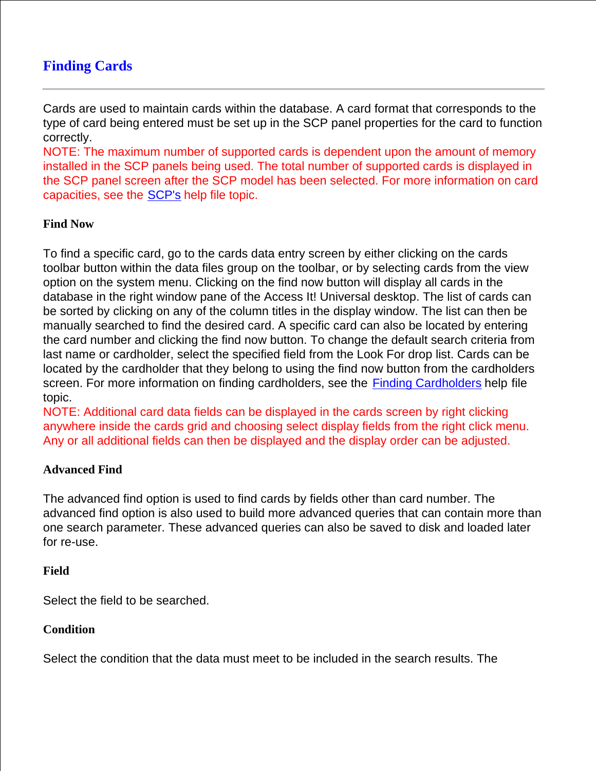# Finding Cards

---

Cards are used to maintain cards within the database. A card format that corresponds to the type of card being entered must be set up in the SCP panel properties for the card to function correctly.

NOTE: The maximum number of supported cards is dependent upon the amount of memory installed in the SCP panels being used. The total number of supported cards is displayed in the SCP panel screen after the SCP model has been selected. For more information on card capacities, see the SCP's help file topic.

**Find Now**

To find a specific card, go to the cards data entry screen by either clicking on the cards toolbar button within the data files group on the toolbar, or by selecting cards from the view option on the system menu. Clicking on the find now button will display all cards in the database in the right window pane of the Access It! Universal desktop. The list of cards can be sorted by clicking on any of the column titles in the display window. The list can then be manually searched to find the desired card. A specific card can also be located by entering the card number and clicking the find now button. To change the default search criteria from last name or cardholder, select the specified field from the Look For drop list. Cards can be located by the cardholder that they belong to using the find now button from the cardholders screen. For more information on finding cardholders, see the Finding Cardholders help file topic.

NOTE: Additional card data fields can be displayed in the cards screen by right clicking anywhere inside the cards grid and choosing select display fields from the right click menu. Any or all additional fields can then be displayed and the display order can be adjusted.

**Advanced Find**

The advanced find option is used to find cards by fields other than card number. The advanced find option is also used to build more advanced queries that can contain more than one search parameter. These advanced queries can also be saved to disk and loaded later for re-use.

**Field**

Select the field to be searched.

**Condition**

Select the condition that the data must meet to be included in the search results. The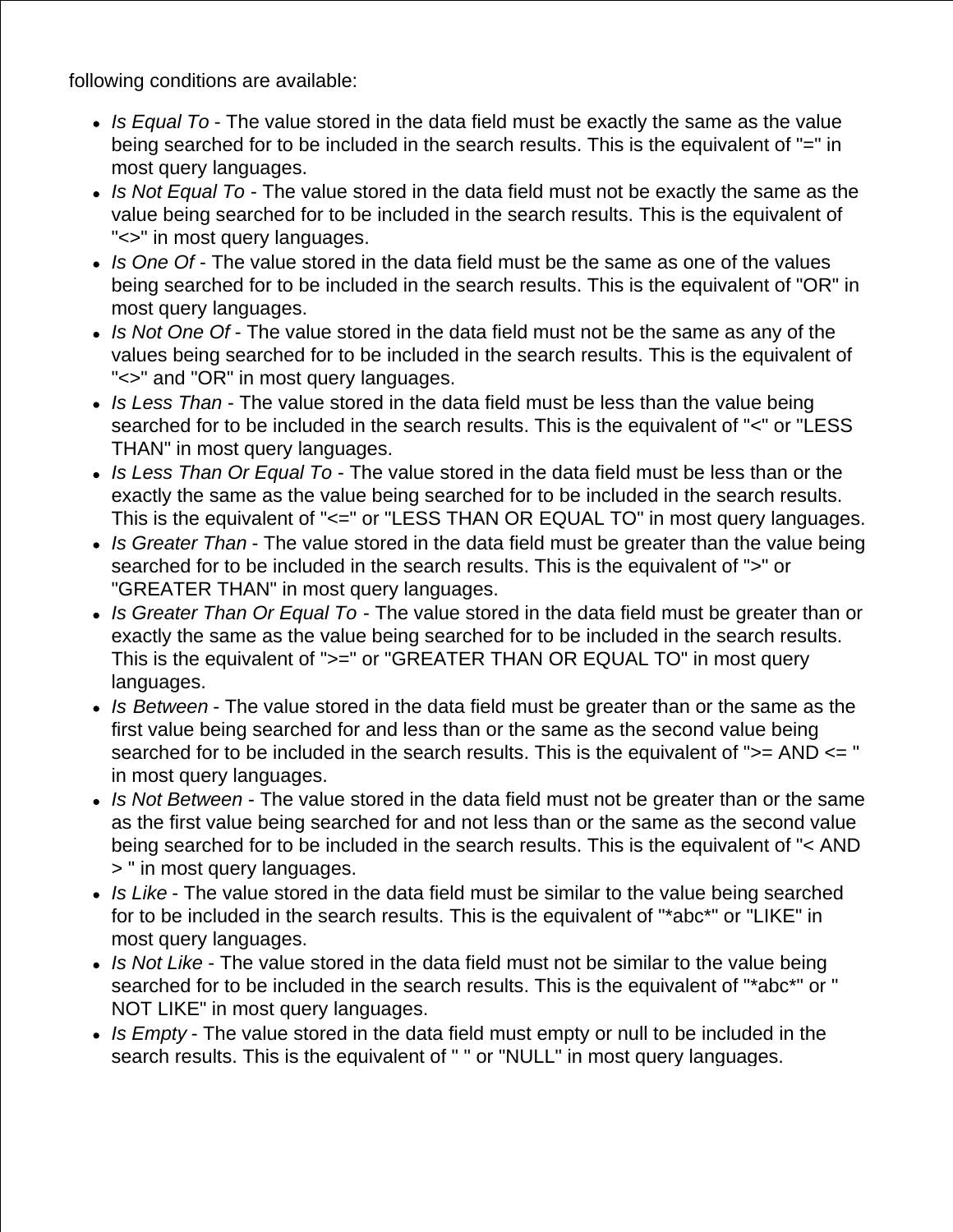following conditions are available:

- *Is Equal To* - The value stored in the data field must be exactly the same as the value being searched for to be included in the search results. This is the equivalent of "=" in most query languages.
- *Is Not Equal To* - The value stored in the data field must not be exactly the same as the value being searched for to be included in the search results. This is the equivalent of "<>" in most query languages.
- *Is One Of* - The value stored in the data field must be the same as one of the values being searched for to be included in the search results. This is the equivalent of "OR" in most query languages.
- *Is Not One Of* - The value stored in the data field must not be the same as any of the values being searched for to be included in the search results. This is the equivalent of "<>" and "OR" in most query languages.
- *Is Less Than* - The value stored in the data field must be less than the value being searched for to be included in the search results. This is the equivalent of "<" or "LESS THAN" in most query languages.
- *Is Less Than Or Equal To* - The value stored in the data field must be less than or the exactly the same as the value being searched for to be included in the search results. This is the equivalent of "<=" or "LESS THAN OR EQUAL TO" in most query languages.
- *Is Greater Than* - The value stored in the data field must be greater than the value being searched for to be included in the search results. This is the equivalent of ">" or "GREATER THAN" in most query languages.
- *Is Greater Than Or Equal To* - The value stored in the data field must be greater than or exactly the same as the value being searched for to be included in the search results. This is the equivalent of ">=" or "GREATER THAN OR EQUAL TO" in most query languages.
- *Is Between* - The value stored in the data field must be greater than or the same as the first value being searched for and less than or the same as the second value being searched for to be included in the search results. This is the equivalent of ">= AND <= " in most query languages.
- *Is Not Between* - The value stored in the data field must not be greater than or the same as the first value being searched for and not less than or the same as the second value being searched for to be included in the search results. This is the equivalent of "< AND > " in most query languages.
- *Is Like* - The value stored in the data field must be similar to the value being searched for to be included in the search results. This is the equivalent of "*abc*" or "LIKE" in most query languages.
- *Is Not Like* - The value stored in the data field must not be similar to the value being searched for to be included in the search results. This is the equivalent of "*abc*" or " NOT LIKE" in most query languages.
- *Is Empty* - The value stored in the data field must empty or null to be included in the search results. This is the equivalent of " " or "NULL" in most query languages.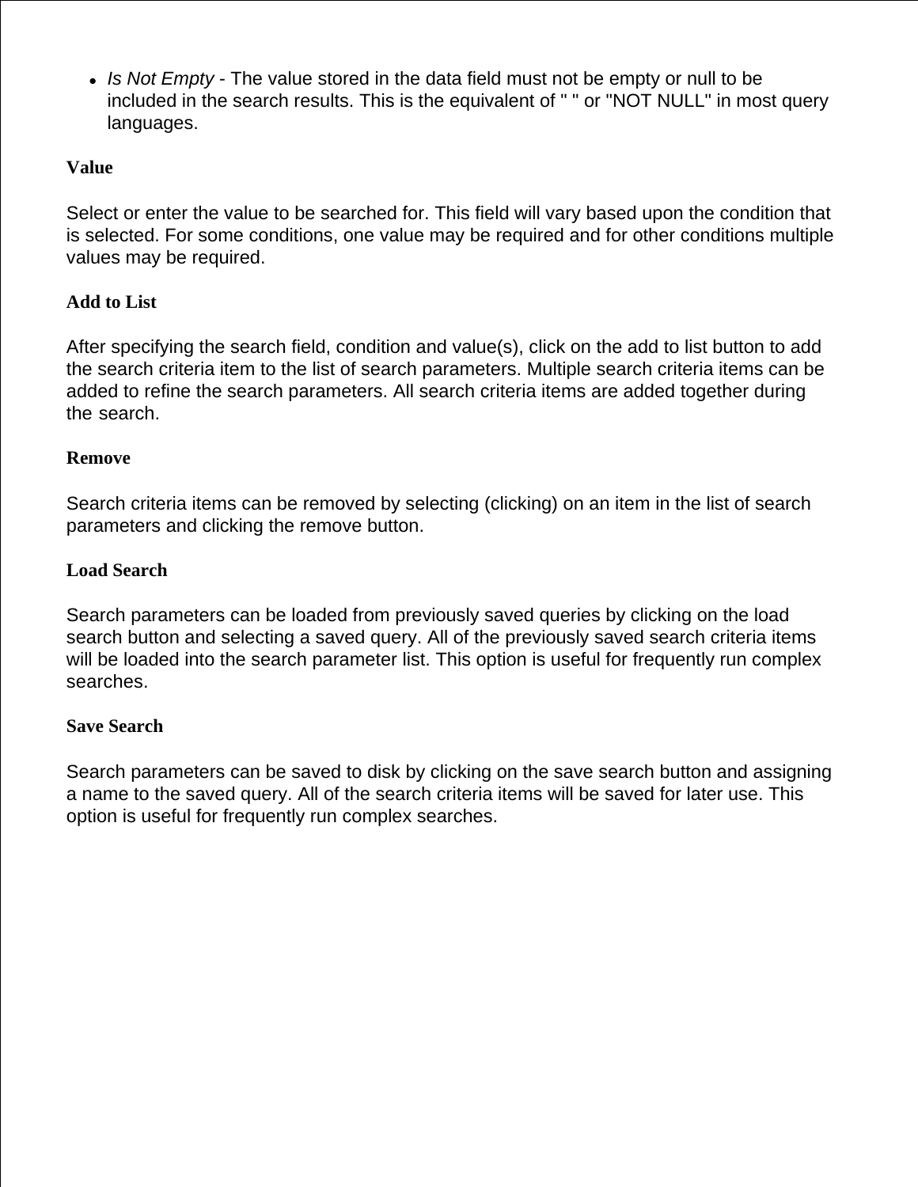- *Is Not Empty* - The value stored in the data field must not be empty or null to be included in the search results. This is the equivalent of " " or "NOT NULL" in most query languages.

**Value**

Select or enter the value to be searched for. This field will vary based upon the condition that is selected. For some conditions, one value may be required and for other conditions multiple values may be required.

**Add to List**

After specifying the search field, condition and value(s), click on the add to list button to add the search criteria item to the list of search parameters. Multiple search criteria items can be added to refine the search parameters. All search criteria items are added together during the search.

**Remove**

Search criteria items can be removed by selecting (clicking) on an item in the list of search parameters and clicking the remove button.

**Load Search**

Search parameters can be loaded from previously saved queries by clicking on the load search button and selecting a saved query. All of the previously saved search criteria items will be loaded into the search parameter list. This option is useful for frequently run complex searches.

**Save Search**

Search parameters can be saved to disk by clicking on the save search button and assigning a name to the saved query. All of the search criteria items will be saved for later use. This option is useful for frequently run complex searches.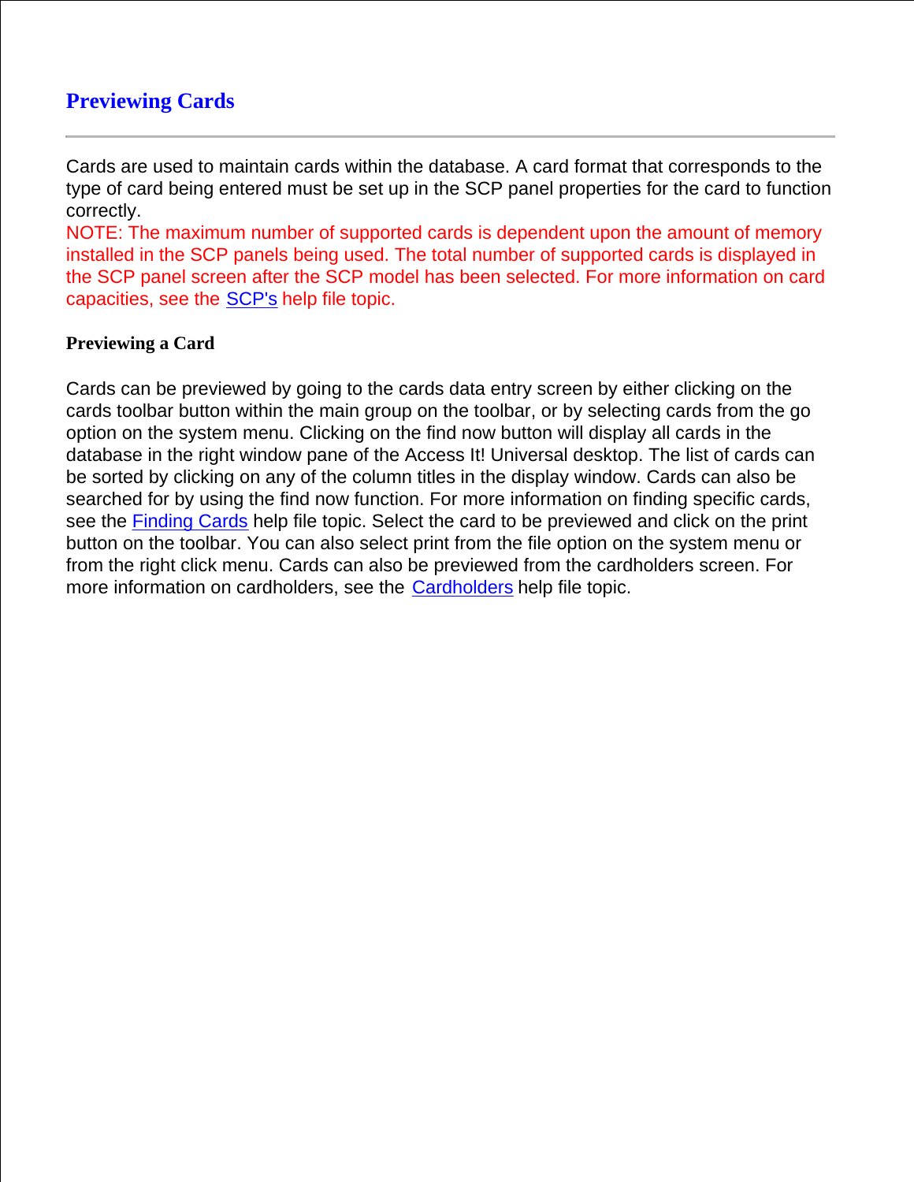# Previewing Cards

---

Cards are used to maintain cards within the database. A card format that corresponds to the type of card being entered must be set up in the SCP panel properties for the card to function correctly.

NOTE: The maximum number of supported cards is dependent upon the amount of memory installed in the SCP panels being used. The total number of supported cards is displayed in the SCP panel screen after the SCP model has been selected. For more information on card capacities, see the SCP's help file topic.

**Previewing a Card**

Cards can be previewed by going to the cards data entry screen by either clicking on the cards toolbar button within the main group on the toolbar, or by selecting cards from the go option on the system menu. Clicking on the find now button will display all cards in the database in the right window pane of the Access It! Universal desktop. The list of cards can be sorted by clicking on any of the column titles in the display window. Cards can also be searched for by using the find now function. For more information on finding specific cards, see the Finding Cards help file topic. Select the card to be previewed and click on the print button on the toolbar. You can also select print from the file option on the system menu or from the right click menu. Cards can also be previewed from the cardholders screen. For more information on cardholders, see the Cardholders help file topic.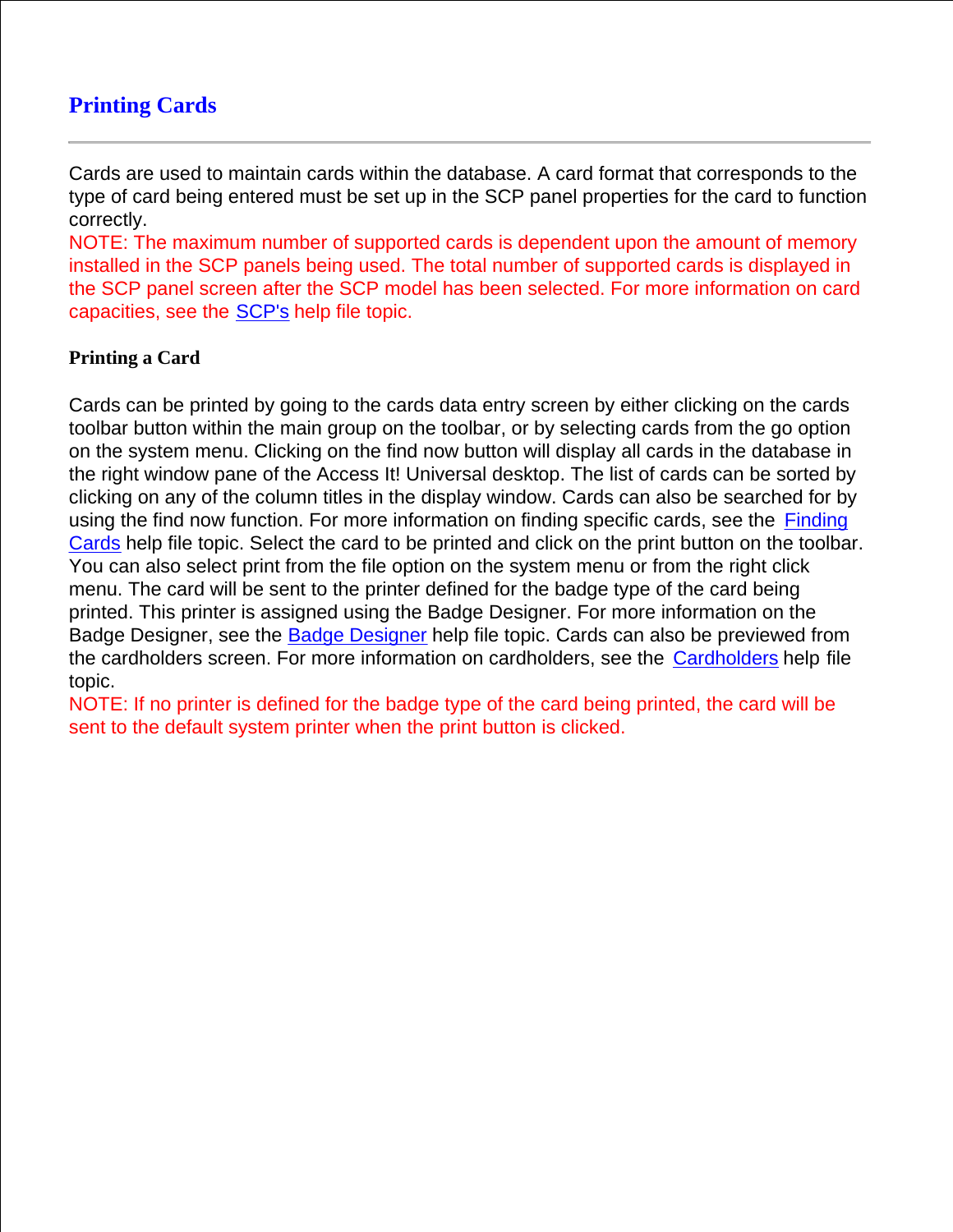# Printing Cards

---

Cards are used to maintain cards within the database. A card format that corresponds to the type of card being entered must be set up in the SCP panel properties for the card to function correctly.
NOTE: The maximum number of supported cards is dependent upon the amount of memory installed in the SCP panels being used. The total number of supported cards is displayed in the SCP panel screen after the SCP model has been selected. For more information on card capacities, see the SCP's help file topic.

**Printing a Card**

Cards can be printed by going to the cards data entry screen by either clicking on the cards toolbar button within the main group on the toolbar, or by selecting cards from the go option on the system menu. Clicking on the find now button will display all cards in the database in the right window pane of the Access It! Universal desktop. The list of cards can be sorted by clicking on any of the column titles in the display window. Cards can also be searched for by using the find now function. For more information on finding specific cards, see the Finding Cards help file topic. Select the card to be printed and click on the print button on the toolbar. You can also select print from the file option on the system menu or from the right click menu. The card will be sent to the printer defined for the badge type of the card being printed. This printer is assigned using the Badge Designer. For more information on the Badge Designer, see the Badge Designer help file topic. Cards can also be previewed from the cardholders screen. For more information on cardholders, see the Cardholders help file topic.
NOTE: If no printer is defined for the badge type of the card being printed, the card will be sent to the default system printer when the print button is clicked.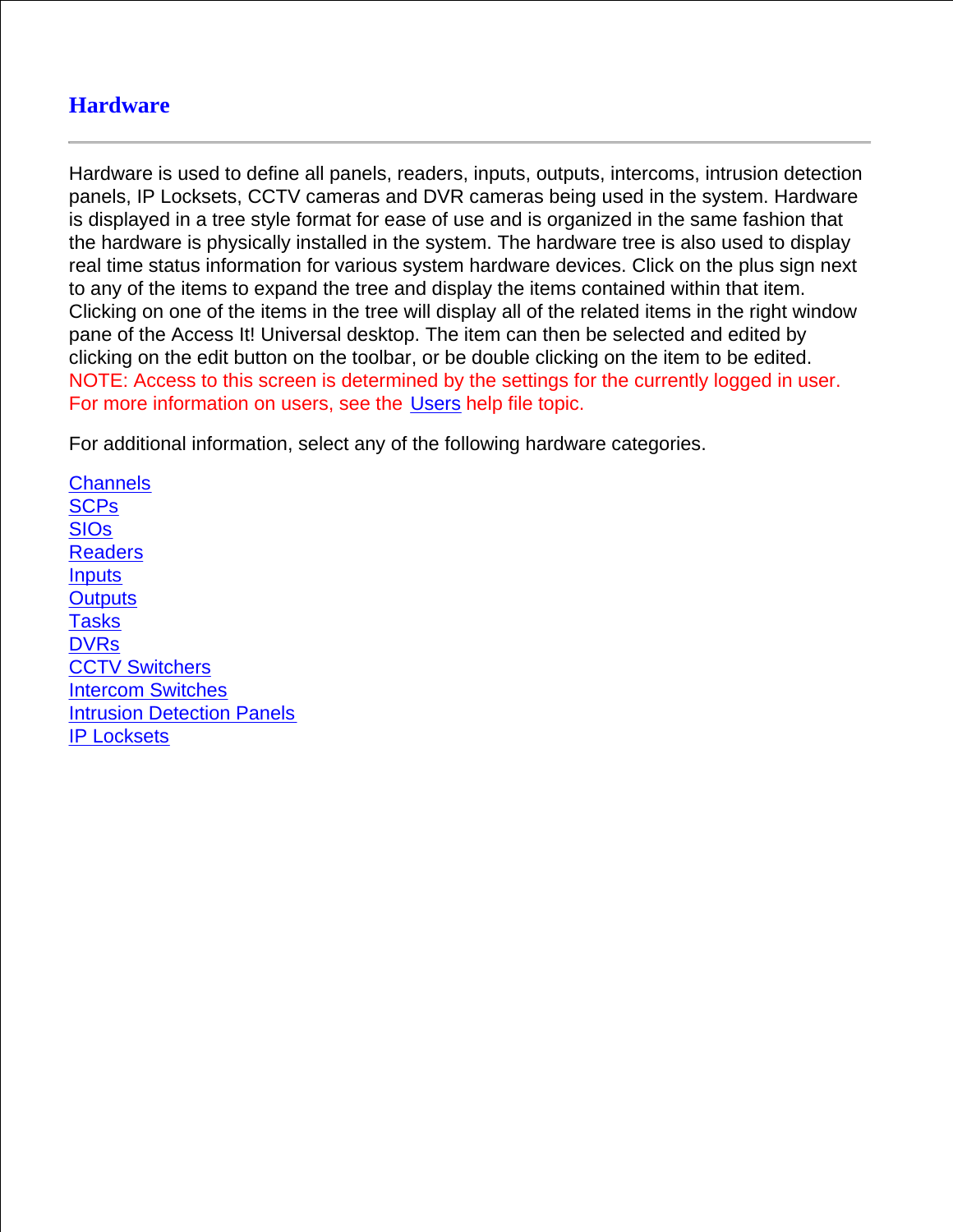# Hardware

---

Hardware is used to define all panels, readers, inputs, outputs, intercoms, intrusion detection panels, IP Locksets, CCTV cameras and DVR cameras being used in the system. Hardware is displayed in a tree style format for ease of use and is organized in the same fashion that the hardware is physically installed in the system. The hardware tree is also used to display real time status information for various system hardware devices. Click on the plus sign next to any of the items to expand the tree and display the items contained within that item. Clicking on one of the items in the tree will display all of the related items in the right window pane of the Access It! Universal desktop. The item can then be selected and edited by clicking on the edit button on the toolbar, or be double clicking on the item to be edited. NOTE: Access to this screen is determined by the settings for the currently logged in user. For more information on users, see the Users help file topic.

For additional information, select any of the following hardware categories.

Channels
SCPs
SIOs
Readers
Inputs
Outputs
Tasks
DVRs
CCTV Switchers
Intercom Switches
Intrusion Detection Panels
IP Locksets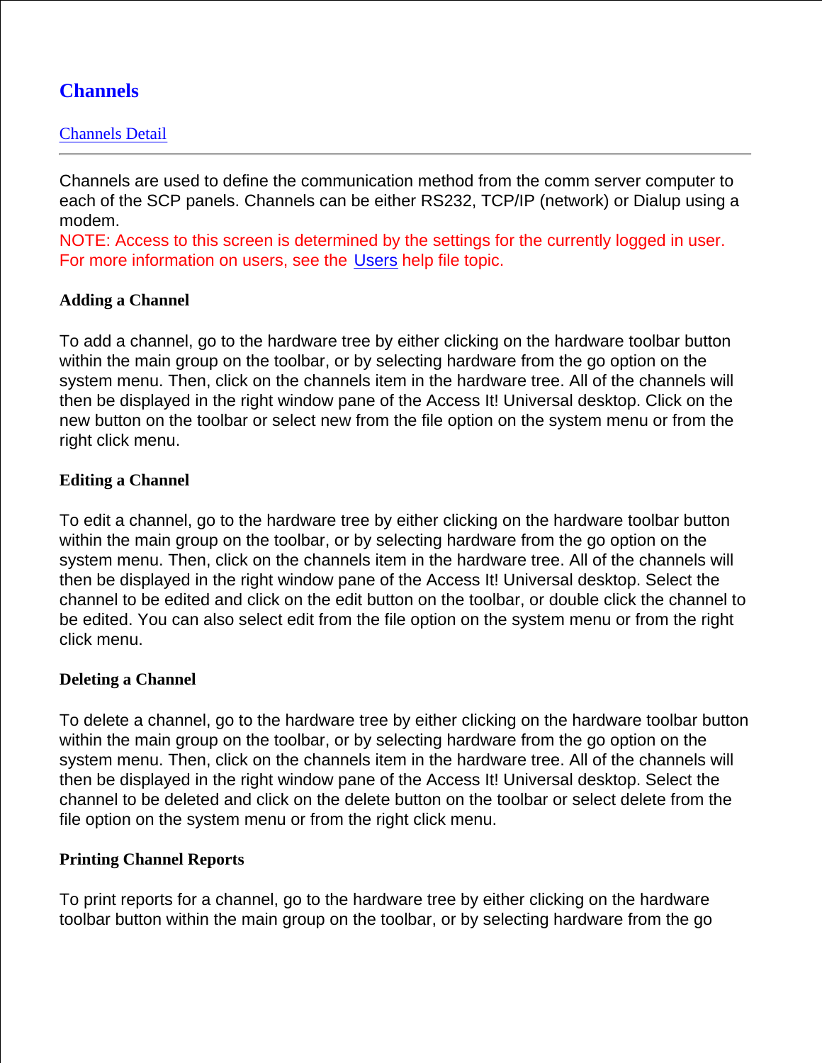# Channels

Channels Detail

---

Channels are used to define the communication method from the comm server computer to each of the SCP panels. Channels can be either RS232, TCP/IP (network) or Dialup using a modem.
NOTE: Access to this screen is determined by the settings for the currently logged in user. For more information on users, see the Users help file topic.

### Adding a Channel

To add a channel, go to the hardware tree by either clicking on the hardware toolbar button within the main group on the toolbar, or by selecting hardware from the go option on the system menu. Then, click on the channels item in the hardware tree. All of the channels will then be displayed in the right window pane of the Access It! Universal desktop. Click on the new button on the toolbar or select new from the file option on the system menu or from the right click menu.

### Editing a Channel

To edit a channel, go to the hardware tree by either clicking on the hardware toolbar button within the main group on the toolbar, or by selecting hardware from the go option on the system menu. Then, click on the channels item in the hardware tree. All of the channels will then be displayed in the right window pane of the Access It! Universal desktop. Select the channel to be edited and click on the edit button on the toolbar, or double click the channel to be edited. You can also select edit from the file option on the system menu or from the right click menu.

### Deleting a Channel

To delete a channel, go to the hardware tree by either clicking on the hardware toolbar button within the main group on the toolbar, or by selecting hardware from the go option on the system menu. Then, click on the channels item in the hardware tree. All of the channels will then be displayed in the right window pane of the Access It! Universal desktop. Select the channel to be deleted and click on the delete button on the toolbar or select delete from the file option on the system menu or from the right click menu.

### Printing Channel Reports

To print reports for a channel, go to the hardware tree by either clicking on the hardware toolbar button within the main group on the toolbar, or by selecting hardware from the go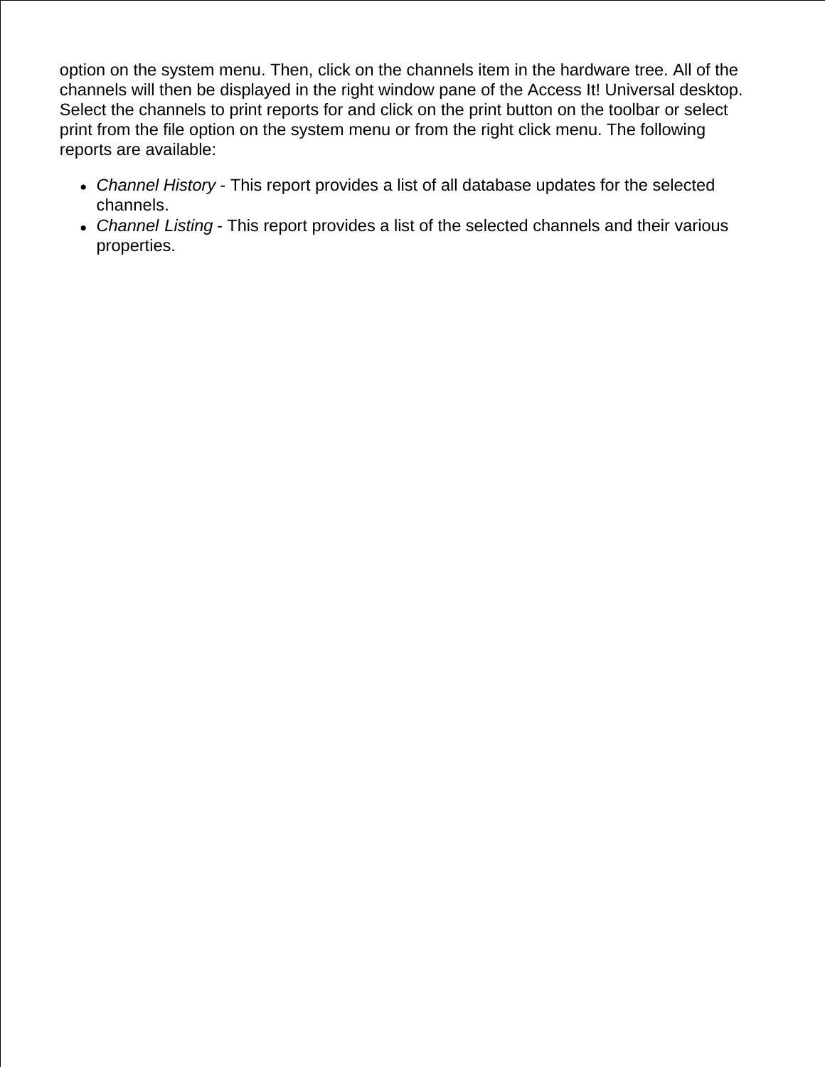option on the system menu. Then, click on the channels item in the hardware tree. All of the channels will then be displayed in the right window pane of the Access It! Universal desktop. Select the channels to print reports for and click on the print button on the toolbar or select print from the file option on the system menu or from the right click menu. The following reports are available:

- *Channel History* - This report provides a list of all database updates for the selected channels.
- *Channel Listing* - This report provides a list of the selected channels and their various properties.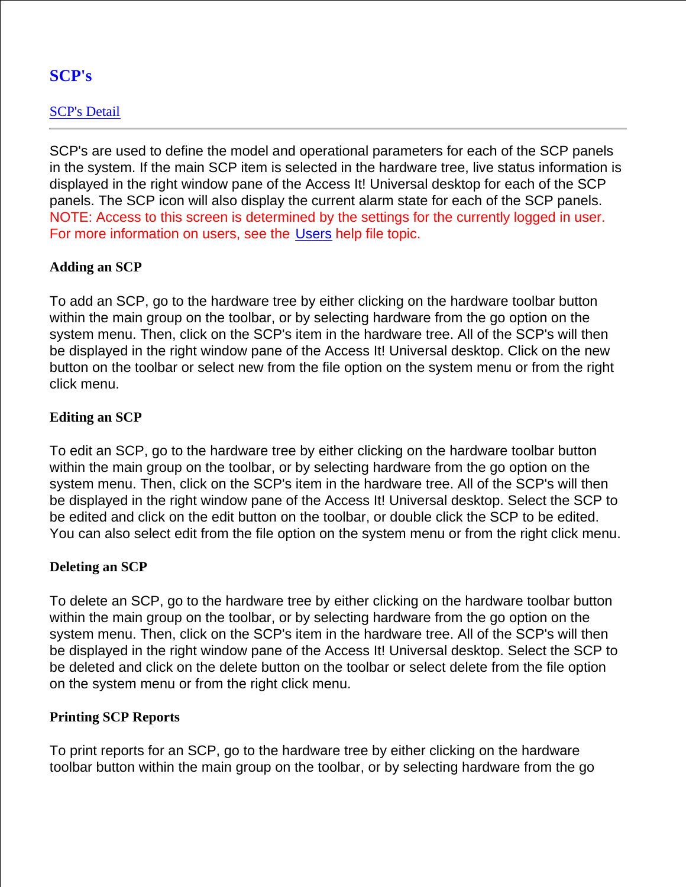# SCP's

[SCP's Detail]

---

SCP's are used to define the model and operational parameters for each of the SCP panels in the system. If the main SCP item is selected in the hardware tree, live status information is displayed in the right window pane of the Access It! Universal desktop for each of the SCP panels. The SCP icon will also display the current alarm state for each of the SCP panels. NOTE: Access to this screen is determined by the settings for the currently logged in user. For more information on users, see the Users help file topic.

**Adding an SCP**

To add an SCP, go to the hardware tree by either clicking on the hardware toolbar button within the main group on the toolbar, or by selecting hardware from the go option on the system menu. Then, click on the SCP's item in the hardware tree. All of the SCP's will then be displayed in the right window pane of the Access It! Universal desktop. Click on the new button on the toolbar or select new from the file option on the system menu or from the right click menu.

**Editing an SCP**

To edit an SCP, go to the hardware tree by either clicking on the hardware toolbar button within the main group on the toolbar, or by selecting hardware from the go option on the system menu. Then, click on the SCP's item in the hardware tree. All of the SCP's will then be displayed in the right window pane of the Access It! Universal desktop. Select the SCP to be edited and click on the edit button on the toolbar, or double click the SCP to be edited. You can also select edit from the file option on the system menu or from the right click menu.

**Deleting an SCP**

To delete an SCP, go to the hardware tree by either clicking on the hardware toolbar button within the main group on the toolbar, or by selecting hardware from the go option on the system menu. Then, click on the SCP's item in the hardware tree. All of the SCP's will then be displayed in the right window pane of the Access It! Universal desktop. Select the SCP to be deleted and click on the delete button on the toolbar or select delete from the file option on the system menu or from the right click menu.

**Printing SCP Reports**

To print reports for an SCP, go to the hardware tree by either clicking on the hardware toolbar button within the main group on the toolbar, or by selecting hardware from the go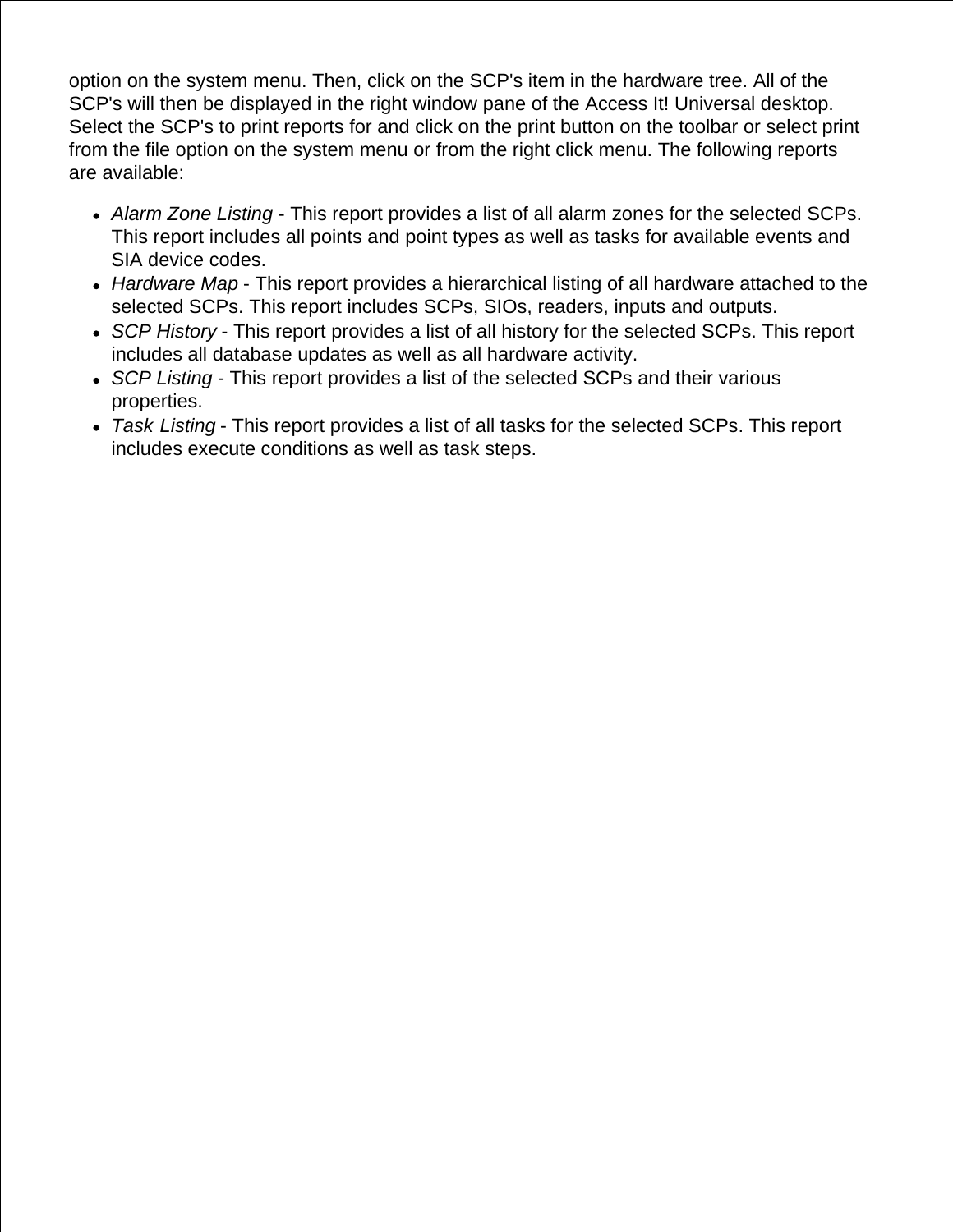option on the system menu. Then, click on the SCP's item in the hardware tree. All of the SCP's will then be displayed in the right window pane of the Access It! Universal desktop. Select the SCP's to print reports for and click on the print button on the toolbar or select print from the file option on the system menu or from the right click menu. The following reports are available:

- *Alarm Zone Listing* - This report provides a list of all alarm zones for the selected SCPs. This report includes all points and point types as well as tasks for available events and SIA device codes.
- *Hardware Map* - This report provides a hierarchical listing of all hardware attached to the selected SCPs. This report includes SCPs, SIOs, readers, inputs and outputs.
- *SCP History* - This report provides a list of all history for the selected SCPs. This report includes all database updates as well as all hardware activity.
- *SCP Listing* - This report provides a list of the selected SCPs and their various properties.
- *Task Listing* - This report provides a list of all tasks for the selected SCPs. This report includes execute conditions as well as task steps.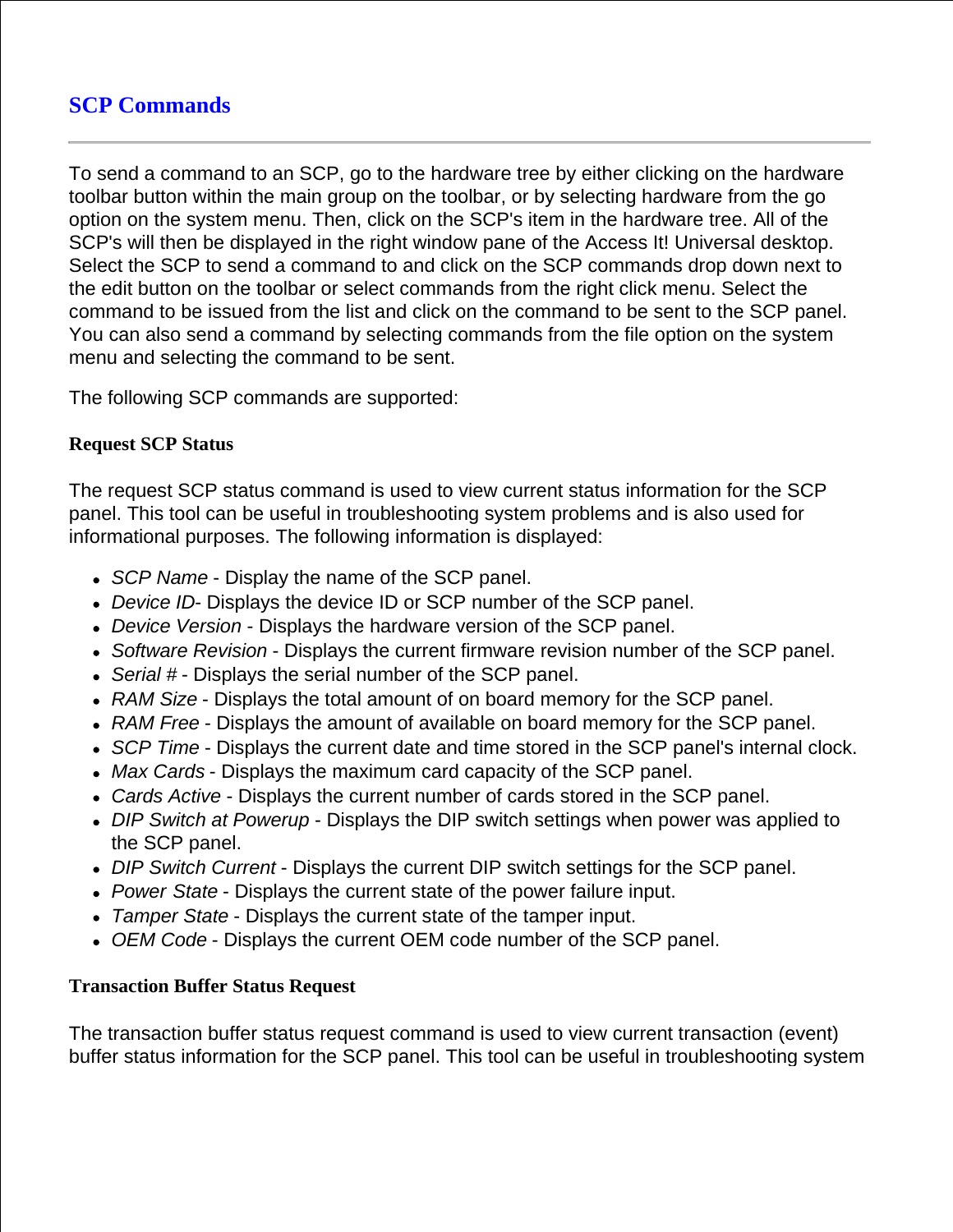## SCP Commands

---

To send a command to an SCP, go to the hardware tree by either clicking on the hardware toolbar button within the main group on the toolbar, or by selecting hardware from the go option on the system menu. Then, click on the SCP's item in the hardware tree. All of the SCP's will then be displayed in the right window pane of the Access It! Universal desktop. Select the SCP to send a command to and click on the SCP commands drop down next to the edit button on the toolbar or select commands from the right click menu. Select the command to be issued from the list and click on the command to be sent to the SCP panel. You can also send a command by selecting commands from the file option on the system menu and selecting the command to be sent.

The following SCP commands are supported:

**Request SCP Status**

The request SCP status command is used to view current status information for the SCP panel. This tool can be useful in troubleshooting system problems and is also used for informational purposes. The following information is displayed:

- *SCP Name* - Display the name of the SCP panel.
- *Device ID*- Displays the device ID or SCP number of the SCP panel.
- *Device Version* - Displays the hardware version of the SCP panel.
- *Software Revision* - Displays the current firmware revision number of the SCP panel.
- *Serial #* - Displays the serial number of the SCP panel.
- *RAM Size* - Displays the total amount of on board memory for the SCP panel.
- *RAM Free* - Displays the amount of available on board memory for the SCP panel.
- *SCP Time* - Displays the current date and time stored in the SCP panel's internal clock.
- *Max Cards* - Displays the maximum card capacity of the SCP panel.
- *Cards Active* - Displays the current number of cards stored in the SCP panel.
- *DIP Switch at Powerup* - Displays the DIP switch settings when power was applied to the SCP panel.
- *DIP Switch Current* - Displays the current DIP switch settings for the SCP panel.
- *Power State* - Displays the current state of the power failure input.
- *Tamper State* - Displays the current state of the tamper input.
- *OEM Code* - Displays the current OEM code number of the SCP panel.

**Transaction Buffer Status Request**

The transaction buffer status request command is used to view current transaction (event) buffer status information for the SCP panel. This tool can be useful in troubleshooting system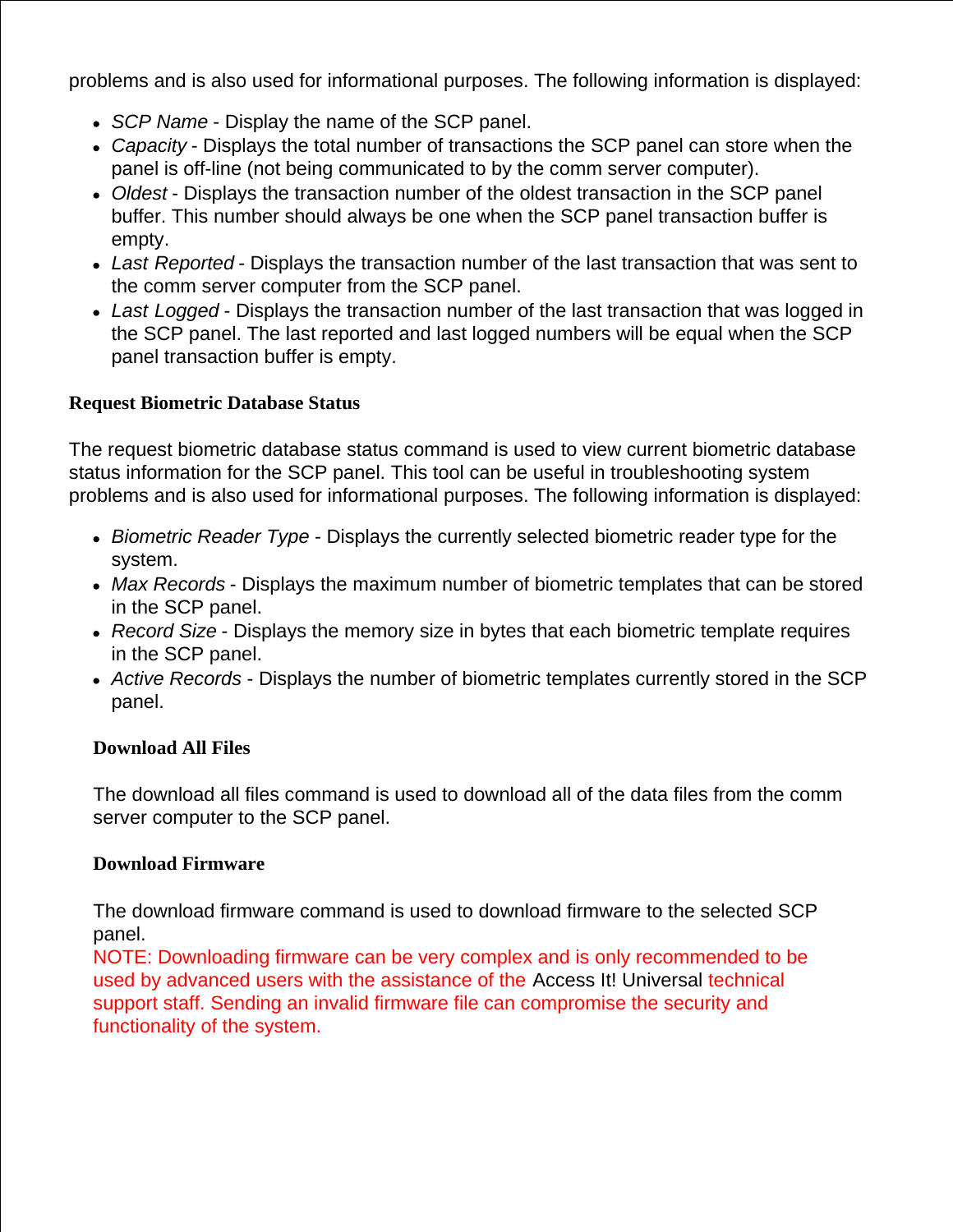problems and is also used for informational purposes. The following information is displayed:

- *SCP Name* - Display the name of the SCP panel.
- *Capacity* - Displays the total number of transactions the SCP panel can store when the panel is off-line (not being communicated to by the comm server computer).
- *Oldest* - Displays the transaction number of the oldest transaction in the SCP panel buffer. This number should always be one when the SCP panel transaction buffer is empty.
- *Last Reported* - Displays the transaction number of the last transaction that was sent to the comm server computer from the SCP panel.
- *Last Logged* - Displays the transaction number of the last transaction that was logged in the SCP panel. The last reported and last logged numbers will be equal when the SCP panel transaction buffer is empty.

**Request Biometric Database Status**

The request biometric database status command is used to view current biometric database status information for the SCP panel. This tool can be useful in troubleshooting system problems and is also used for informational purposes. The following information is displayed:

- *Biometric Reader Type* - Displays the currently selected biometric reader type for the system.
- *Max Records* - Displays the maximum number of biometric templates that can be stored in the SCP panel.
- *Record Size* - Displays the memory size in bytes that each biometric template requires in the SCP panel.
- *Active Records* - Displays the number of biometric templates currently stored in the SCP panel.

**Download All Files**

The download all files command is used to download all of the data files from the comm server computer to the SCP panel.

**Download Firmware**

The download firmware command is used to download firmware to the selected SCP panel.
NOTE: Downloading firmware can be very complex and is only recommended to be used by advanced users with the assistance of the Access It! Universal technical support staff. Sending an invalid firmware file can compromise the security and functionality of the system.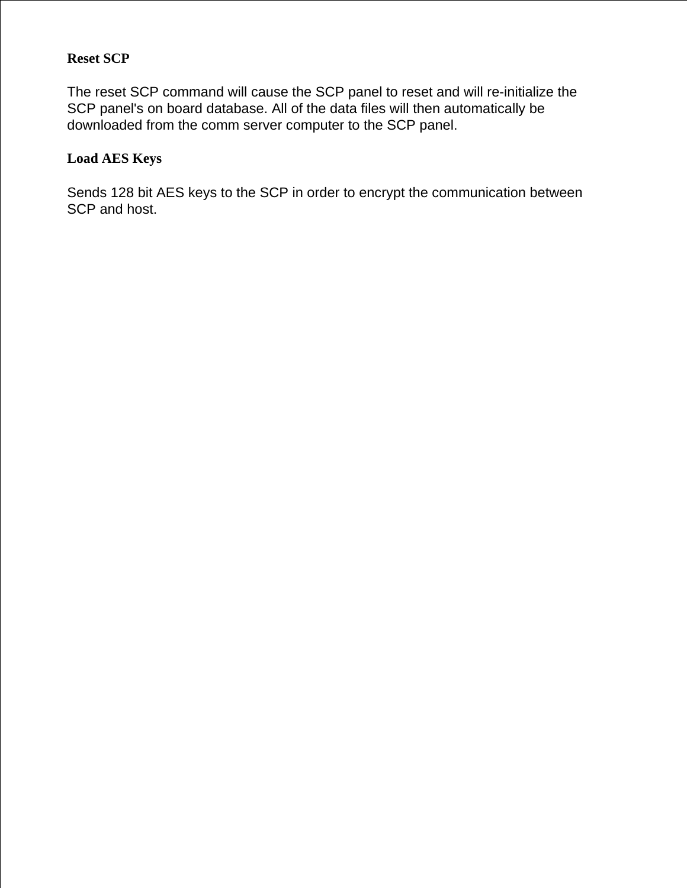**Reset SCP**

The reset SCP command will cause the SCP panel to reset and will re-initialize the SCP panel's on board database. All of the data files will then automatically be downloaded from the comm server computer to the SCP panel.

**Load AES Keys**

Sends 128 bit AES keys to the SCP in order to encrypt the communication between SCP and host.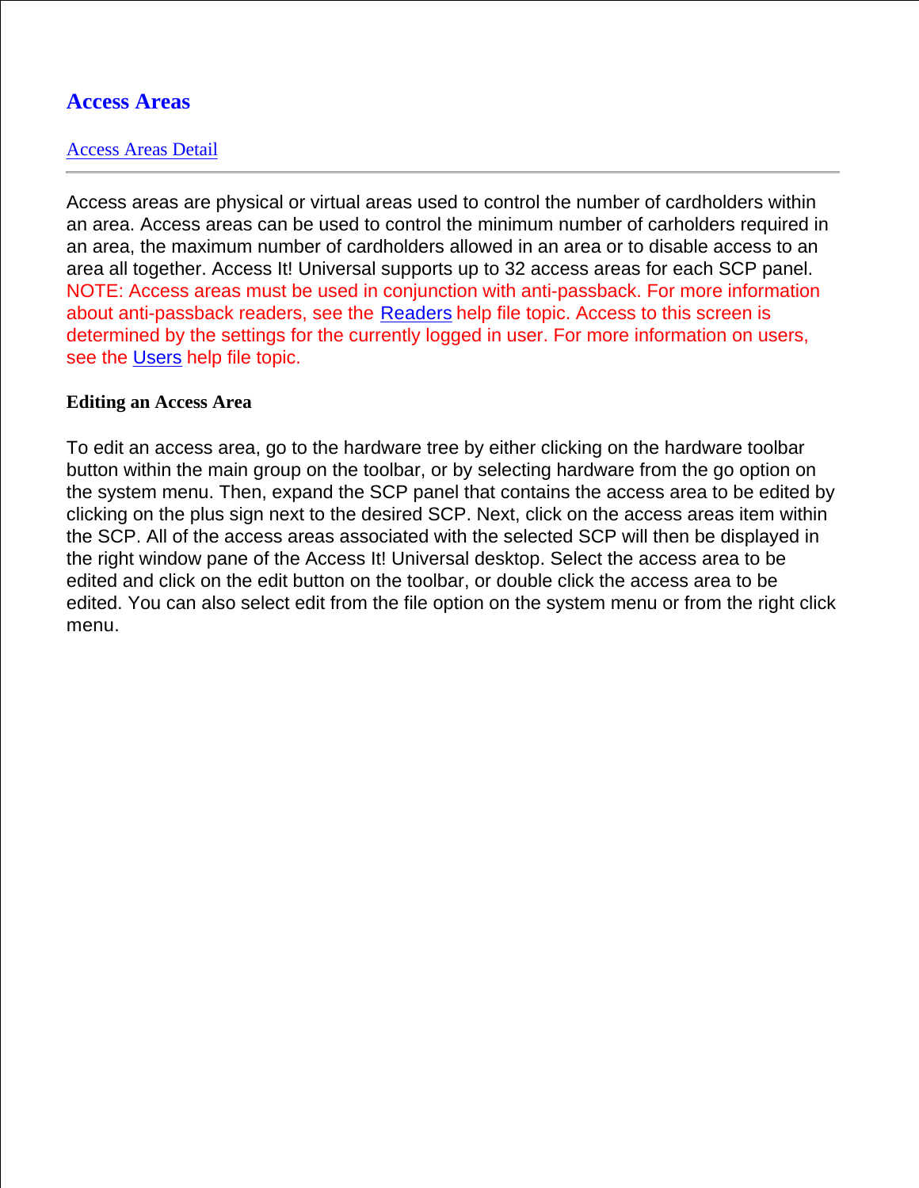# Access Areas

Access Areas Detail

---

Access areas are physical or virtual areas used to control the number of cardholders within an area. Access areas can be used to control the minimum number of carholders required in an area, the maximum number of cardholders allowed in an area or to disable access to an area all together. Access It! Universal supports up to 32 access areas for each SCP panel. NOTE: Access areas must be used in conjunction with anti-passback. For more information about anti-passback readers, see the Readers help file topic. Access to this screen is determined by the settings for the currently logged in user. For more information on users, see the Users help file topic.

**Editing an Access Area**

To edit an access area, go to the hardware tree by either clicking on the hardware toolbar button within the main group on the toolbar, or by selecting hardware from the go option on the system menu. Then, expand the SCP panel that contains the access area to be edited by clicking on the plus sign next to the desired SCP. Next, click on the access areas item within the SCP. All of the access areas associated with the selected SCP will then be displayed in the right window pane of the Access It! Universal desktop. Select the access area to be edited and click on the edit button on the toolbar, or double click the access area to be edited. You can also select edit from the file option on the system menu or from the right click menu.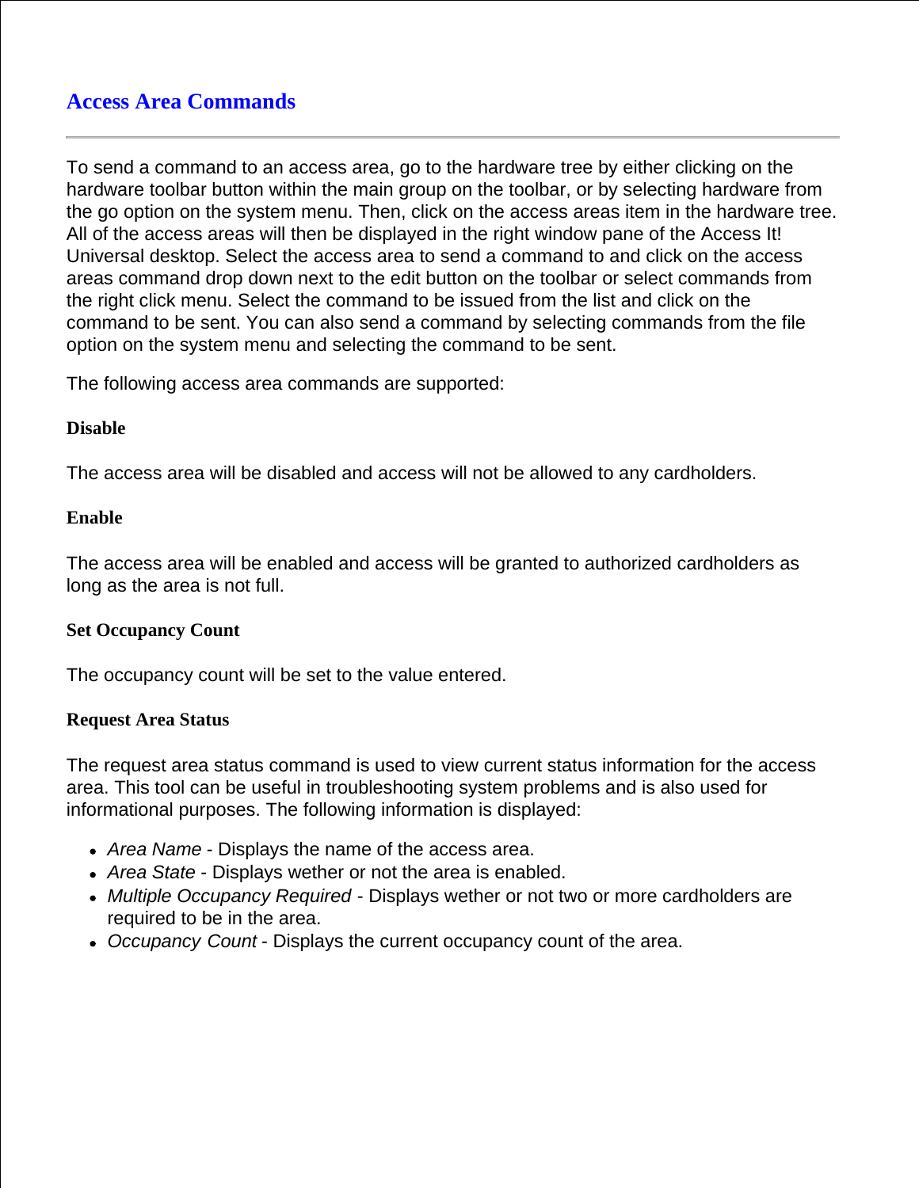# Access Area Commands

---

To send a command to an access area, go to the hardware tree by either clicking on the hardware toolbar button within the main group on the toolbar, or by selecting hardware from the go option on the system menu. Then, click on the access areas item in the hardware tree. All of the access areas will then be displayed in the right window pane of the Access It! Universal desktop. Select the access area to send a command to and click on the access areas command drop down next to the edit button on the toolbar or select commands from the right click menu. Select the command to be issued from the list and click on the command to be sent. You can also send a command by selecting commands from the file option on the system menu and selecting the command to be sent.

The following access area commands are supported:

**Disable**

The access area will be disabled and access will not be allowed to any cardholders.

**Enable**

The access area will be enabled and access will be granted to authorized cardholders as long as the area is not full.

**Set Occupancy Count**

The occupancy count will be set to the value entered.

**Request Area Status**

The request area status command is used to view current status information for the access area. This tool can be useful in troubleshooting system problems and is also used for informational purposes. The following information is displayed:

- *Area Name* - Displays the name of the access area.
- *Area State* - Displays wether or not the area is enabled.
- *Multiple Occupancy Required* - Displays wether or not two or more cardholders are required to be in the area.
- *Occupancy Count* - Displays the current occupancy count of the area.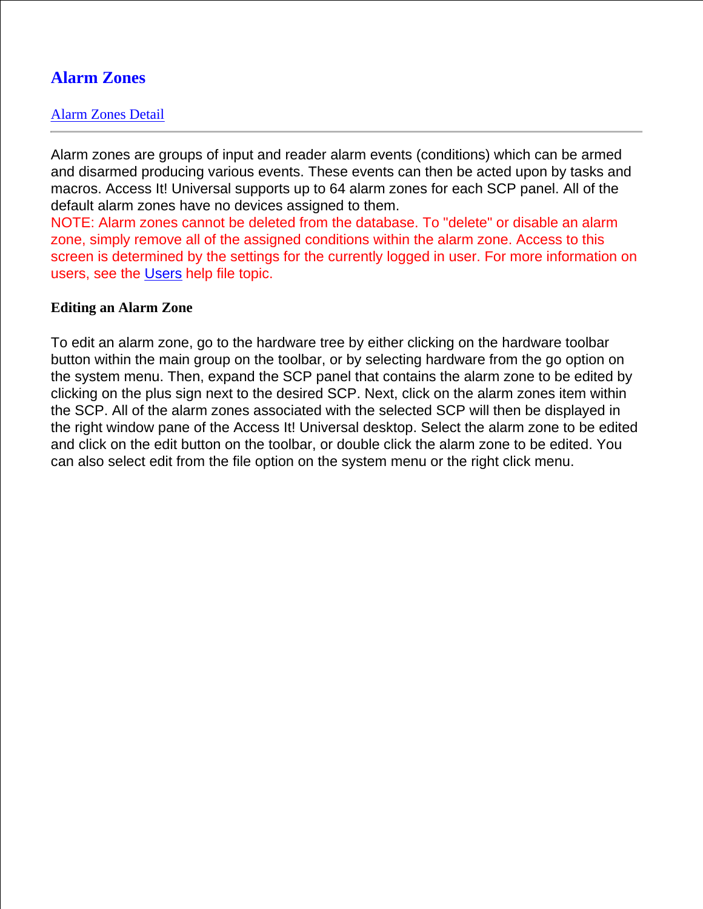# Alarm Zones

Alarm Zones Detail

---

Alarm zones are groups of input and reader alarm events (conditions) which can be armed and disarmed producing various events. These events can then be acted upon by tasks and macros. Access It! Universal supports up to 64 alarm zones for each SCP panel. All of the default alarm zones have no devices assigned to them.

NOTE: Alarm zones cannot be deleted from the database. To "delete" or disable an alarm zone, simply remove all of the assigned conditions within the alarm zone. Access to this screen is determined by the settings for the currently logged in user. For more information on users, see the Users help file topic.

**Editing an Alarm Zone**

To edit an alarm zone, go to the hardware tree by either clicking on the hardware toolbar button within the main group on the toolbar, or by selecting hardware from the go option on the system menu. Then, expand the SCP panel that contains the alarm zone to be edited by clicking on the plus sign next to the desired SCP. Next, click on the alarm zones item within the SCP. All of the alarm zones associated with the selected SCP will then be displayed in the right window pane of the Access It! Universal desktop. Select the alarm zone to be edited and click on the edit button on the toolbar, or double click the alarm zone to be edited. You can also select edit from the file option on the system menu or the right click menu.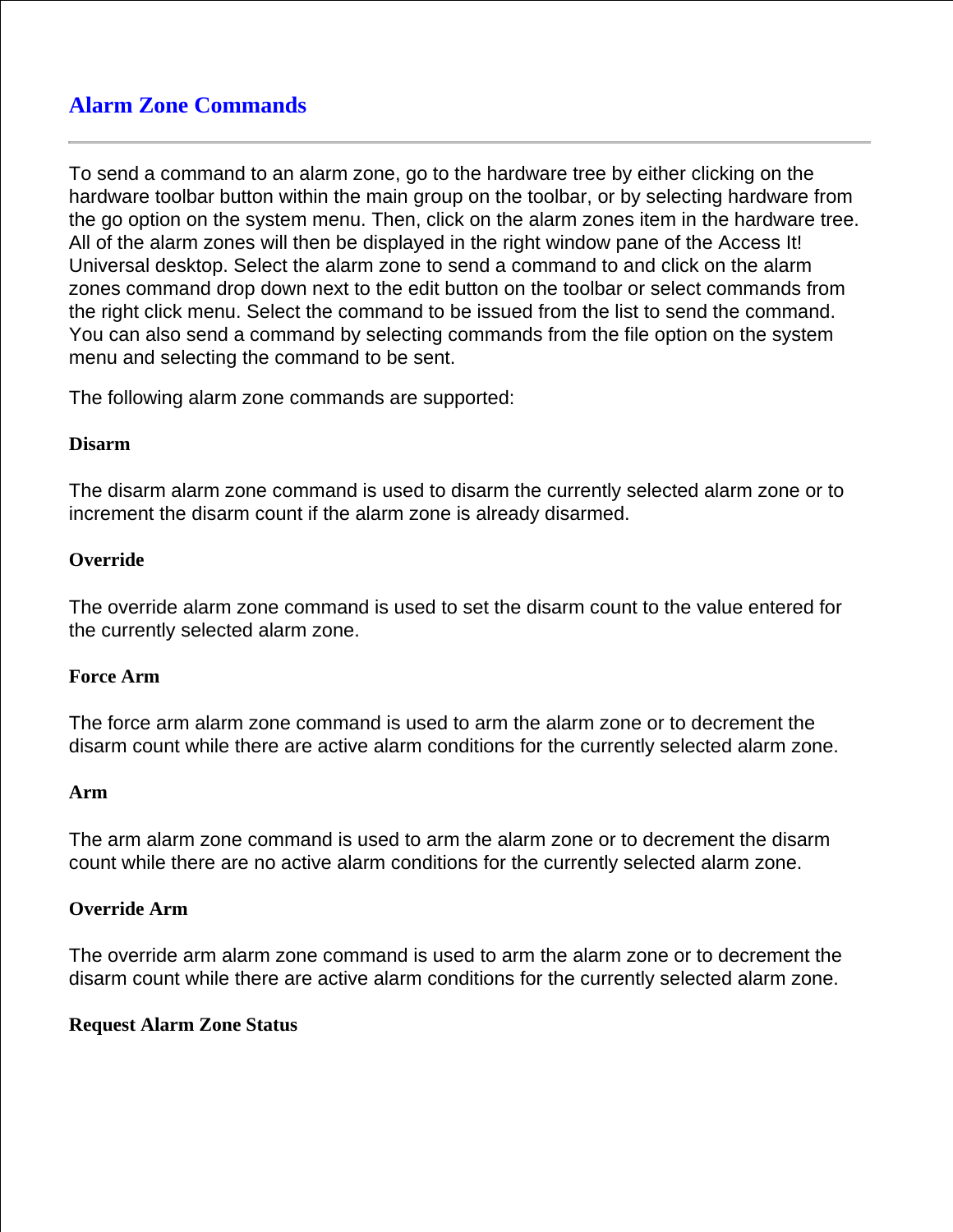# Alarm Zone Commands

---

To send a command to an alarm zone, go to the hardware tree by either clicking on the hardware toolbar button within the main group on the toolbar, or by selecting hardware from the go option on the system menu. Then, click on the alarm zones item in the hardware tree. All of the alarm zones will then be displayed in the right window pane of the Access It! Universal desktop. Select the alarm zone to send a command to and click on the alarm zones command drop down next to the edit button on the toolbar or select commands from the right click menu. Select the command to be issued from the list to send the command. You can also send a command by selecting commands from the file option on the system menu and selecting the command to be sent.

The following alarm zone commands are supported:

**Disarm**

The disarm alarm zone command is used to disarm the currently selected alarm zone or to increment the disarm count if the alarm zone is already disarmed.

**Override**

The override alarm zone command is used to set the disarm count to the value entered for the currently selected alarm zone.

**Force Arm**

The force arm alarm zone command is used to arm the alarm zone or to decrement the disarm count while there are active alarm conditions for the currently selected alarm zone.

**Arm**

The arm alarm zone command is used to arm the alarm zone or to decrement the disarm count while there are no active alarm conditions for the currently selected alarm zone.

**Override Arm**

The override arm alarm zone command is used to arm the alarm zone or to decrement the disarm count while there are active alarm conditions for the currently selected alarm zone.

**Request Alarm Zone Status**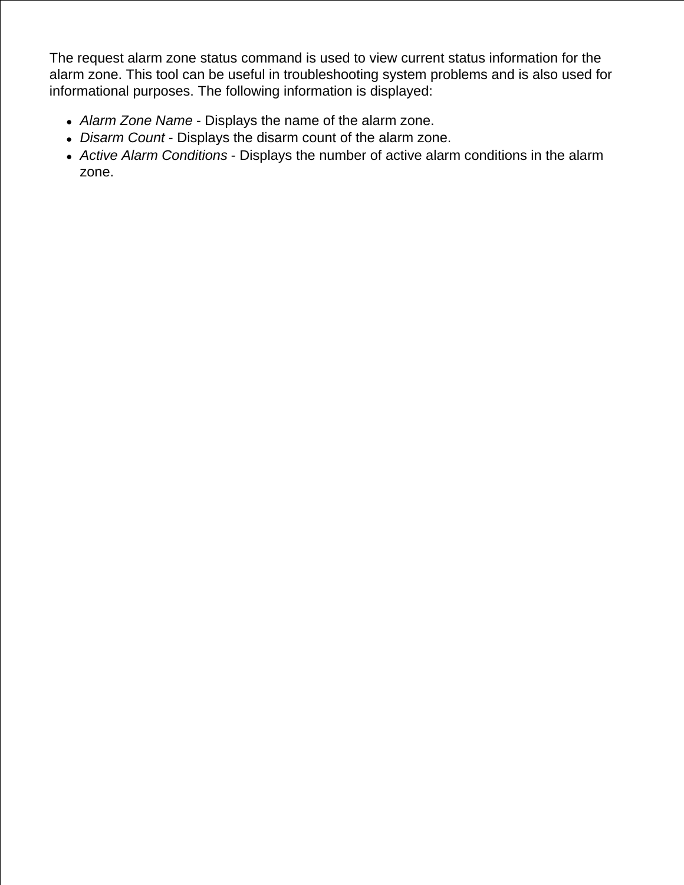The request alarm zone status command is used to view current status information for the alarm zone. This tool can be useful in troubleshooting system problems and is also used for informational purposes. The following information is displayed:

- *Alarm Zone Name* - Displays the name of the alarm zone.
- *Disarm Count* - Displays the disarm count of the alarm zone.
- *Active Alarm Conditions* - Displays the number of active alarm conditions in the alarm zone.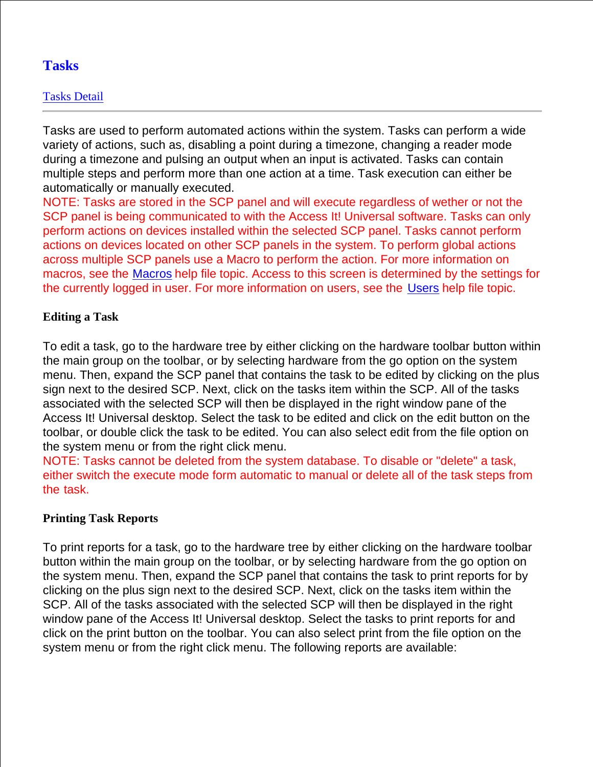# Tasks

Tasks Detail

---

Tasks are used to perform automated actions within the system. Tasks can perform a wide variety of actions, such as, disabling a point during a timezone, changing a reader mode during a timezone and pulsing an output when an input is activated. Tasks can contain multiple steps and perform more than one action at a time. Task execution can either be automatically or manually executed.

NOTE: Tasks are stored in the SCP panel and will execute regardless of wether or not the SCP panel is being communicated to with the Access It! Universal software. Tasks can only perform actions on devices installed within the selected SCP panel. Tasks cannot perform actions on devices located on other SCP panels in the system. To perform global actions across multiple SCP panels use a Macro to perform the action. For more information on macros, see the Macros help file topic. Access to this screen is determined by the settings for the currently logged in user. For more information on users, see the Users help file topic.

### Editing a Task

To edit a task, go to the hardware tree by either clicking on the hardware toolbar button within the main group on the toolbar, or by selecting hardware from the go option on the system menu. Then, expand the SCP panel that contains the task to be edited by clicking on the plus sign next to the desired SCP. Next, click on the tasks item within the SCP. All of the tasks associated with the selected SCP will then be displayed in the right window pane of the Access It! Universal desktop. Select the task to be edited and click on the edit button on the toolbar, or double click the task to be edited. You can also select edit from the file option on the system menu or from the right click menu.

NOTE: Tasks cannot be deleted from the system database. To disable or "delete" a task, either switch the execute mode form automatic to manual or delete all of the task steps from the task.

### Printing Task Reports

To print reports for a task, go to the hardware tree by either clicking on the hardware toolbar button within the main group on the toolbar, or by selecting hardware from the go option on the system menu. Then, expand the SCP panel that contains the task to print reports for by clicking on the plus sign next to the desired SCP. Next, click on the tasks item within the SCP. All of the tasks associated with the selected SCP will then be displayed in the right window pane of the Access It! Universal desktop. Select the tasks to print reports for and click on the print button on the toolbar. You can also select print from the file option on the system menu or from the right click menu. The following reports are available: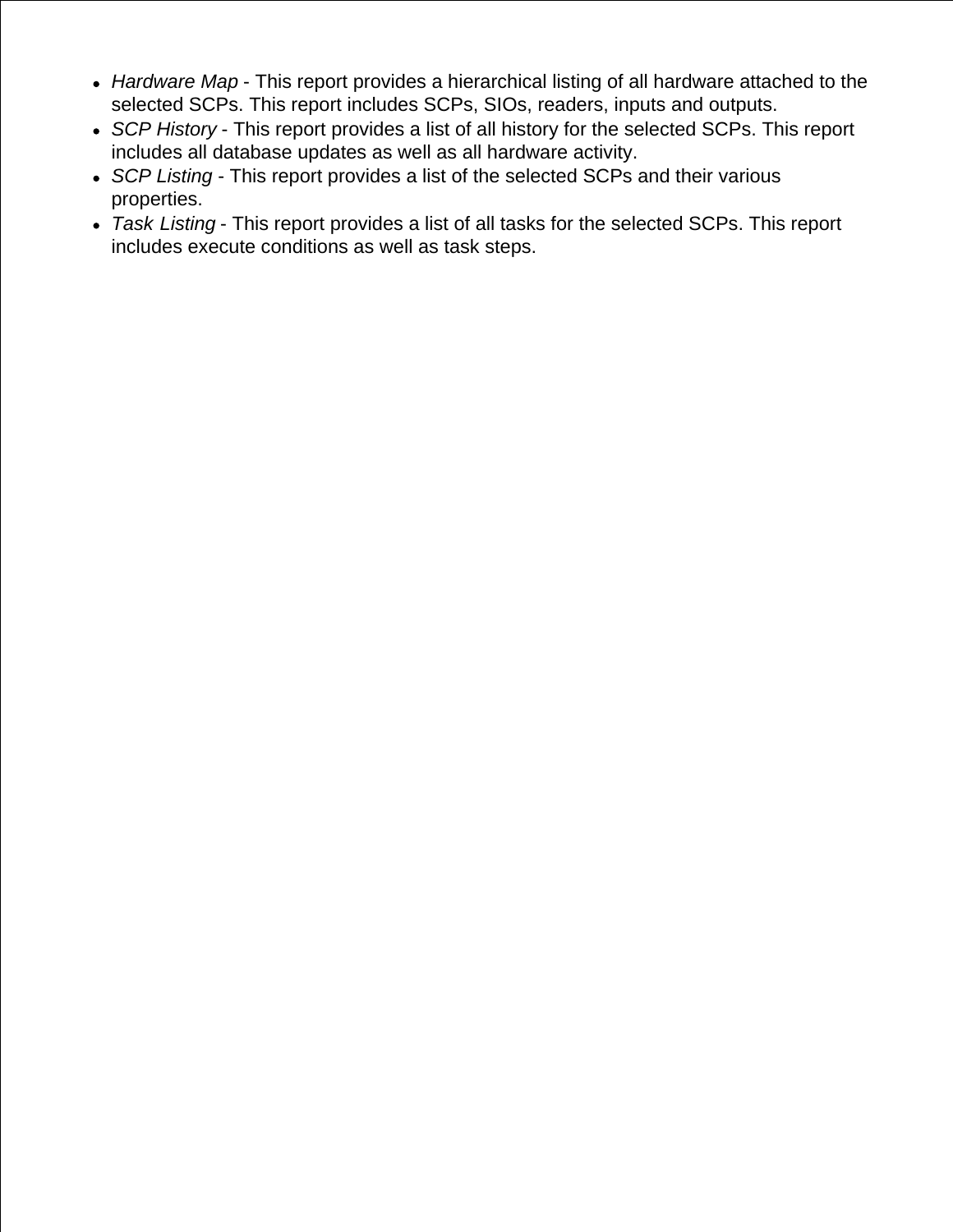- *Hardware Map* - This report provides a hierarchical listing of all hardware attached to the selected SCPs. This report includes SCPs, SIOs, readers, inputs and outputs.
- *SCP History* - This report provides a list of all history for the selected SCPs. This report includes all database updates as well as all hardware activity.
- *SCP Listing* - This report provides a list of the selected SCPs and their various properties.
- *Task Listing* - This report provides a list of all tasks for the selected SCPs. This report includes execute conditions as well as task steps.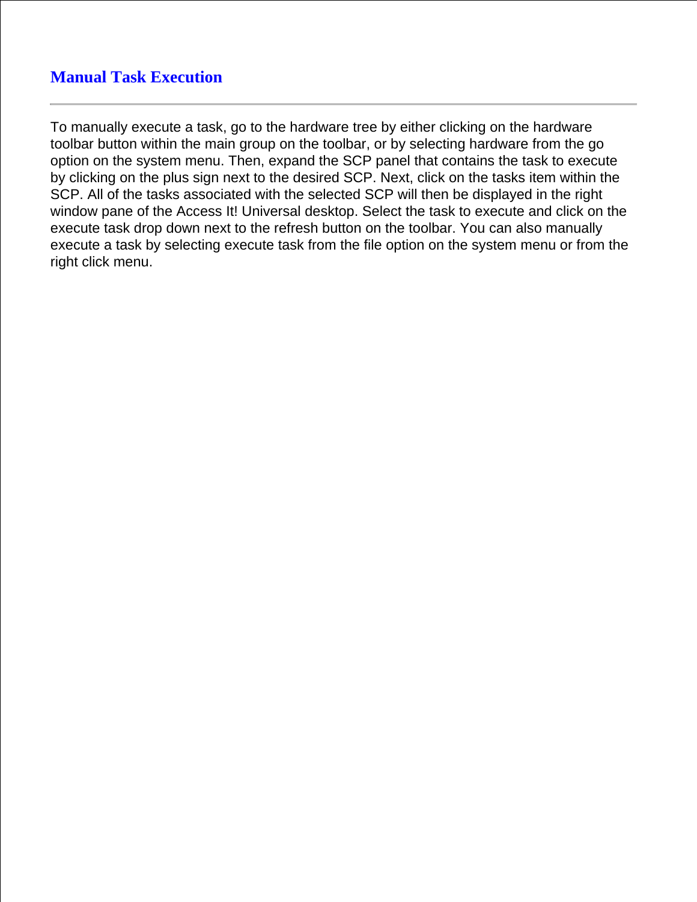## Manual Task Execution

---

To manually execute a task, go to the hardware tree by either clicking on the hardware toolbar button within the main group on the toolbar, or by selecting hardware from the go option on the system menu. Then, expand the SCP panel that contains the task to execute by clicking on the plus sign next to the desired SCP. Next, click on the tasks item within the SCP. All of the tasks associated with the selected SCP will then be displayed in the right window pane of the Access It! Universal desktop. Select the task to execute and click on the execute task drop down next to the refresh button on the toolbar. You can also manually execute a task by selecting execute task from the file option on the system menu or from the right click menu.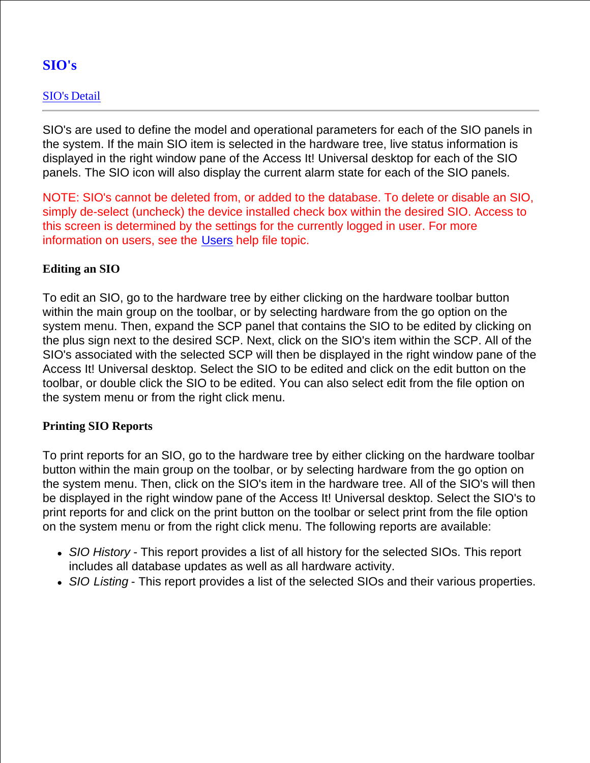# SIO's

SIO's Detail

---

SIO's are used to define the model and operational parameters for each of the SIO panels in the system. If the main SIO item is selected in the hardware tree, live status information is displayed in the right window pane of the Access It! Universal desktop for each of the SIO panels. The SIO icon will also display the current alarm state for each of the SIO panels.

NOTE: SIO's cannot be deleted from, or added to the database. To delete or disable an SIO, simply de-select (uncheck) the device installed check box within the desired SIO. Access to this screen is determined by the settings for the currently logged in user. For more information on users, see the Users help file topic.

**Editing an SIO**

To edit an SIO, go to the hardware tree by either clicking on the hardware toolbar button within the main group on the toolbar, or by selecting hardware from the go option on the system menu. Then, expand the SCP panel that contains the SIO to be edited by clicking on the plus sign next to the desired SCP. Next, click on the SIO's item within the SCP. All of the SIO's associated with the selected SCP will then be displayed in the right window pane of the Access It! Universal desktop. Select the SIO to be edited and click on the edit button on the toolbar, or double click the SIO to be edited. You can also select edit from the file option on the system menu or from the right click menu.

**Printing SIO Reports**

To print reports for an SIO, go to the hardware tree by either clicking on the hardware toolbar button within the main group on the toolbar, or by selecting hardware from the go option on the system menu. Then, click on the SIO's item in the hardware tree. All of the SIO's will then be displayed in the right window pane of the Access It! Universal desktop. Select the SIO's to print reports for and click on the print button on the toolbar or select print from the file option on the system menu or from the right click menu. The following reports are available:

- *SIO History* - This report provides a list of all history for the selected SIOs. This report includes all database updates as well as all hardware activity.
- *SIO Listing* - This report provides a list of the selected SIOs and their various properties.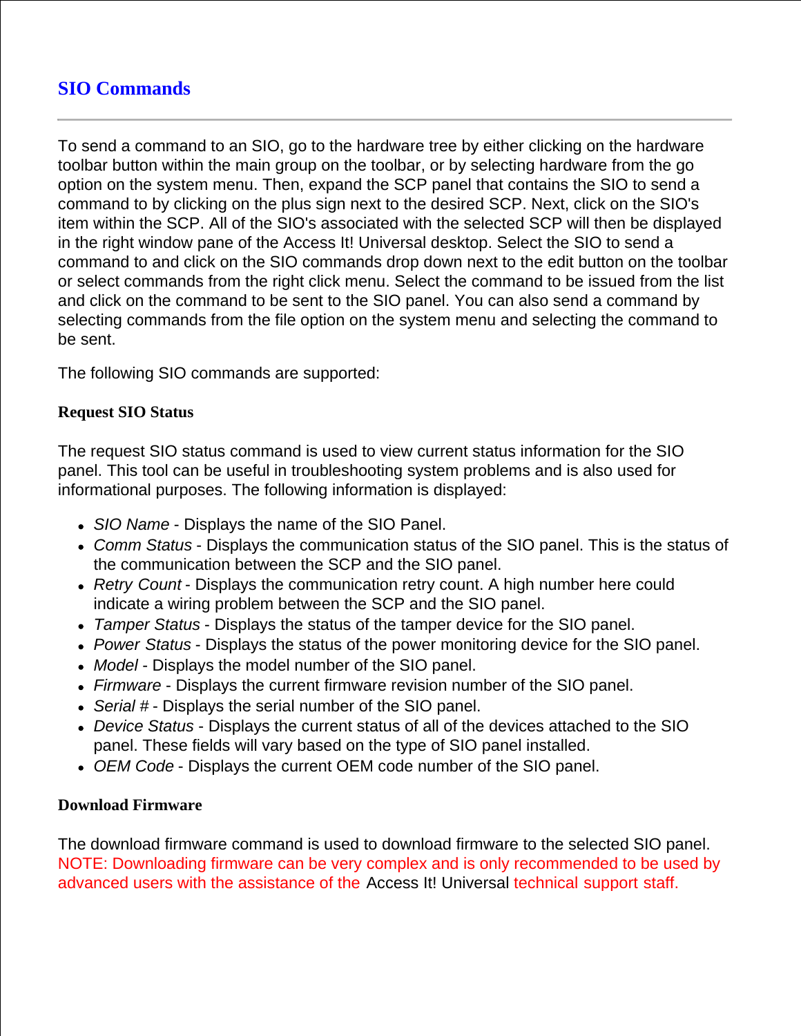# SIO Commands

---

To send a command to an SIO, go to the hardware tree by either clicking on the hardware toolbar button within the main group on the toolbar, or by selecting hardware from the go option on the system menu. Then, expand the SCP panel that contains the SIO to send a command to by clicking on the plus sign next to the desired SCP. Next, click on the SIO's item within the SCP. All of the SIO's associated with the selected SCP will then be displayed in the right window pane of the Access It! Universal desktop. Select the SIO to send a command to and click on the SIO commands drop down next to the edit button on the toolbar or select commands from the right click menu. Select the command to be issued from the list and click on the command to be sent to the SIO panel. You can also send a command by selecting commands from the file option on the system menu and selecting the command to be sent.

The following SIO commands are supported:

**Request SIO Status**

The request SIO status command is used to view current status information for the SIO panel. This tool can be useful in troubleshooting system problems and is also used for informational purposes. The following information is displayed:

- *SIO Name* - Displays the name of the SIO Panel.
- *Comm Status* - Displays the communication status of the SIO panel. This is the status of the communication between the SCP and the SIO panel.
- *Retry Count* - Displays the communication retry count. A high number here could indicate a wiring problem between the SCP and the SIO panel.
- *Tamper Status* - Displays the status of the tamper device for the SIO panel.
- *Power Status* - Displays the status of the power monitoring device for the SIO panel.
- *Model* - Displays the model number of the SIO panel.
- *Firmware* - Displays the current firmware revision number of the SIO panel.
- *Serial #* - Displays the serial number of the SIO panel.
- *Device Status* - Displays the current status of all of the devices attached to the SIO panel. These fields will vary based on the type of SIO panel installed.
- *OEM Code* - Displays the current OEM code number of the SIO panel.

**Download Firmware**

The download firmware command is used to download firmware to the selected SIO panel. NOTE: Downloading firmware can be very complex and is only recommended to be used by advanced users with the assistance of the Access It! Universal technical support staff.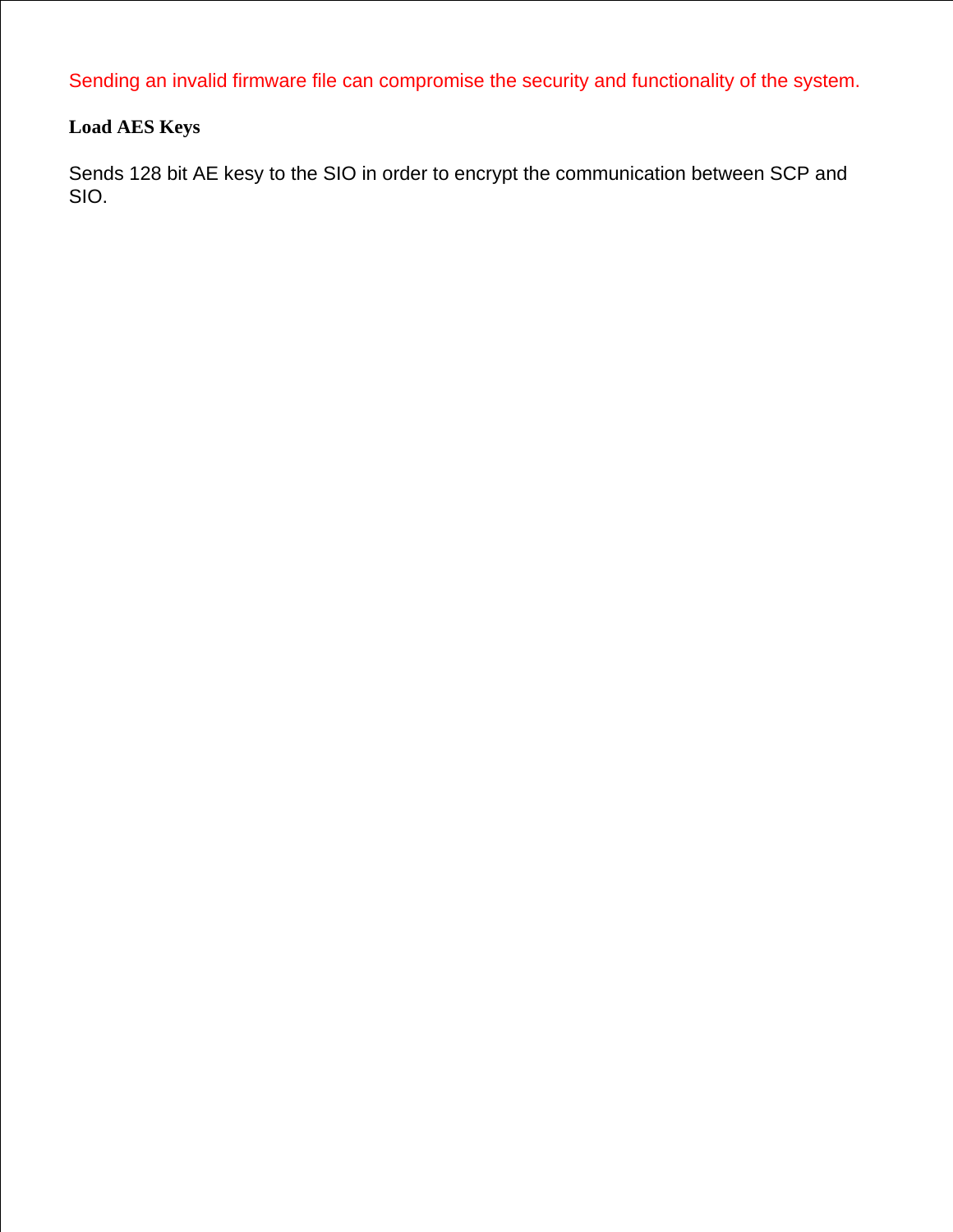Sending an invalid firmware file can compromise the security and functionality of the system.

**Load AES Keys**

Sends 128 bit AE kesy to the SIO in order to encrypt the communication between SCP and SIO.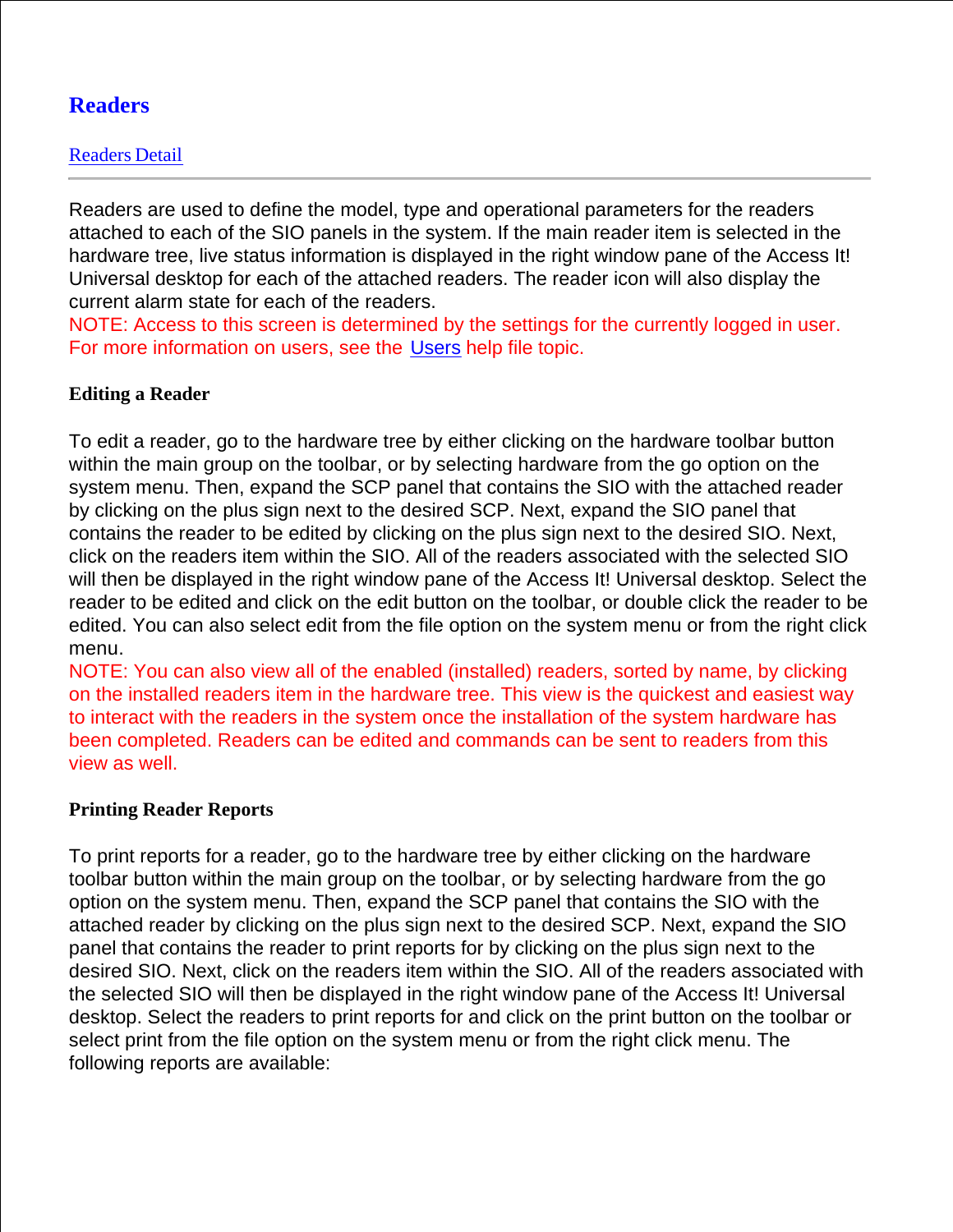# Readers

[Readers Detail]

---

Readers are used to define the model, type and operational parameters for the readers attached to each of the SIO panels in the system. If the main reader item is selected in the hardware tree, live status information is displayed in the right window pane of the Access It! Universal desktop for each of the attached readers. The reader icon will also display the current alarm state for each of the readers.
NOTE: Access to this screen is determined by the settings for the currently logged in user. For more information on users, see the Users help file topic.

### Editing a Reader

To edit a reader, go to the hardware tree by either clicking on the hardware toolbar button within the main group on the toolbar, or by selecting hardware from the go option on the system menu. Then, expand the SCP panel that contains the SIO with the attached reader by clicking on the plus sign next to the desired SCP. Next, expand the SIO panel that contains the reader to be edited by clicking on the plus sign next to the desired SIO. Next, click on the readers item within the SIO. All of the readers associated with the selected SIO will then be displayed in the right window pane of the Access It! Universal desktop. Select the reader to be edited and click on the edit button on the toolbar, or double click the reader to be edited. You can also select edit from the file option on the system menu or from the right click menu.
NOTE: You can also view all of the enabled (installed) readers, sorted by name, by clicking on the installed readers item in the hardware tree. This view is the quickest and easiest way to interact with the readers in the system once the installation of the system hardware has been completed. Readers can be edited and commands can be sent to readers from this view as well.

### Printing Reader Reports

To print reports for a reader, go to the hardware tree by either clicking on the hardware toolbar button within the main group on the toolbar, or by selecting hardware from the go option on the system menu. Then, expand the SCP panel that contains the SIO with the attached reader by clicking on the plus sign next to the desired SCP. Next, expand the SIO panel that contains the reader to print reports for by clicking on the plus sign next to the desired SIO. Next, click on the readers item within the SIO. All of the readers associated with the selected SIO will then be displayed in the right window pane of the Access It! Universal desktop. Select the readers to print reports for and click on the print button on the toolbar or select print from the file option on the system menu or from the right click menu. The following reports are available: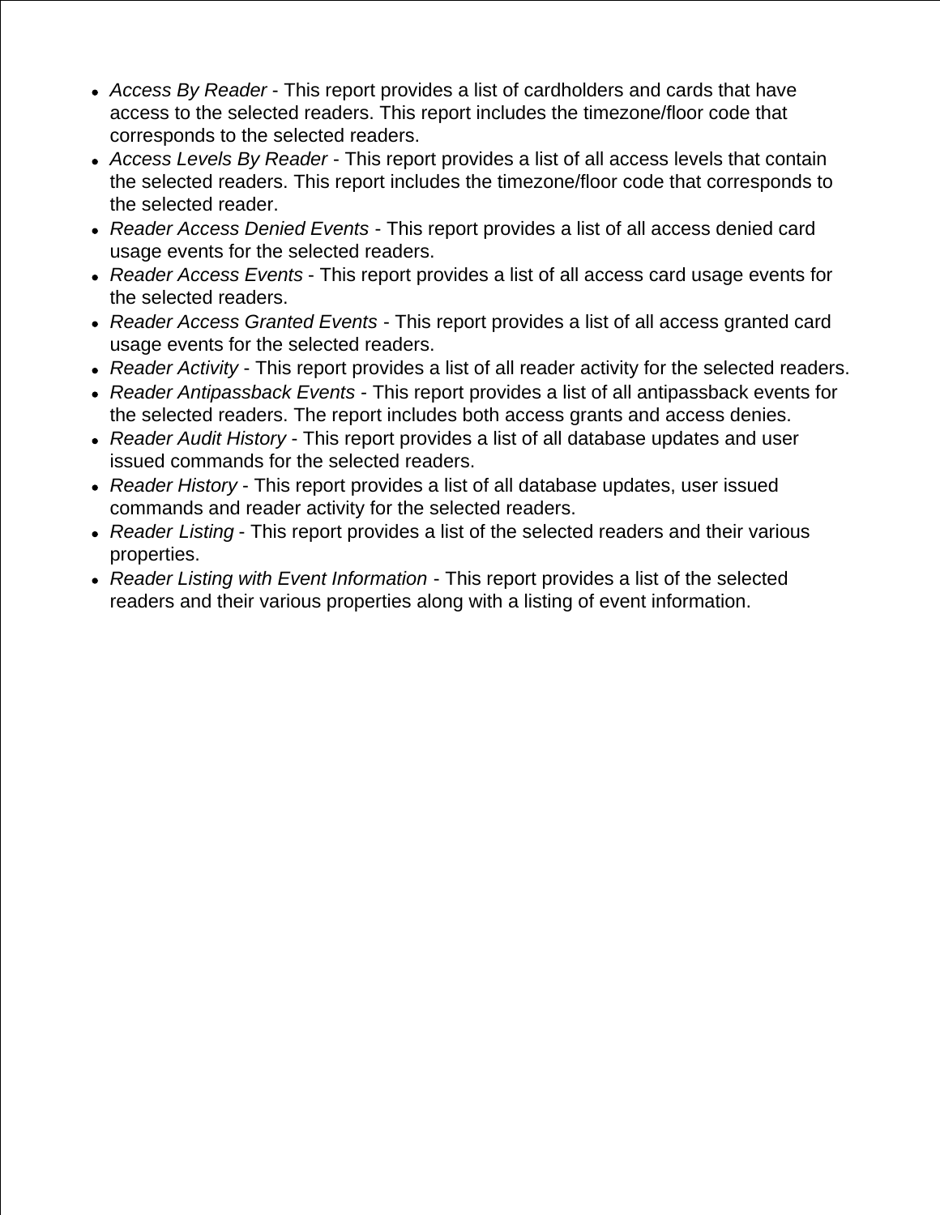- *Access By Reader* - This report provides a list of cardholders and cards that have access to the selected readers. This report includes the timezone/floor code that corresponds to the selected readers.
- *Access Levels By Reader* - This report provides a list of all access levels that contain the selected readers. This report includes the timezone/floor code that corresponds to the selected reader.
- *Reader Access Denied Events* - This report provides a list of all access denied card usage events for the selected readers.
- *Reader Access Events* - This report provides a list of all access card usage events for the selected readers.
- *Reader Access Granted Events* - This report provides a list of all access granted card usage events for the selected readers.
- *Reader Activity* - This report provides a list of all reader activity for the selected readers.
- *Reader Antipassback Events* - This report provides a list of all antipassback events for the selected readers. The report includes both access grants and access denies.
- *Reader Audit History* - This report provides a list of all database updates and user issued commands for the selected readers.
- *Reader History* - This report provides a list of all database updates, user issued commands and reader activity for the selected readers.
- *Reader Listing* - This report provides a list of the selected readers and their various properties.
- *Reader Listing with Event Information* - This report provides a list of the selected readers and their various properties along with a listing of event information.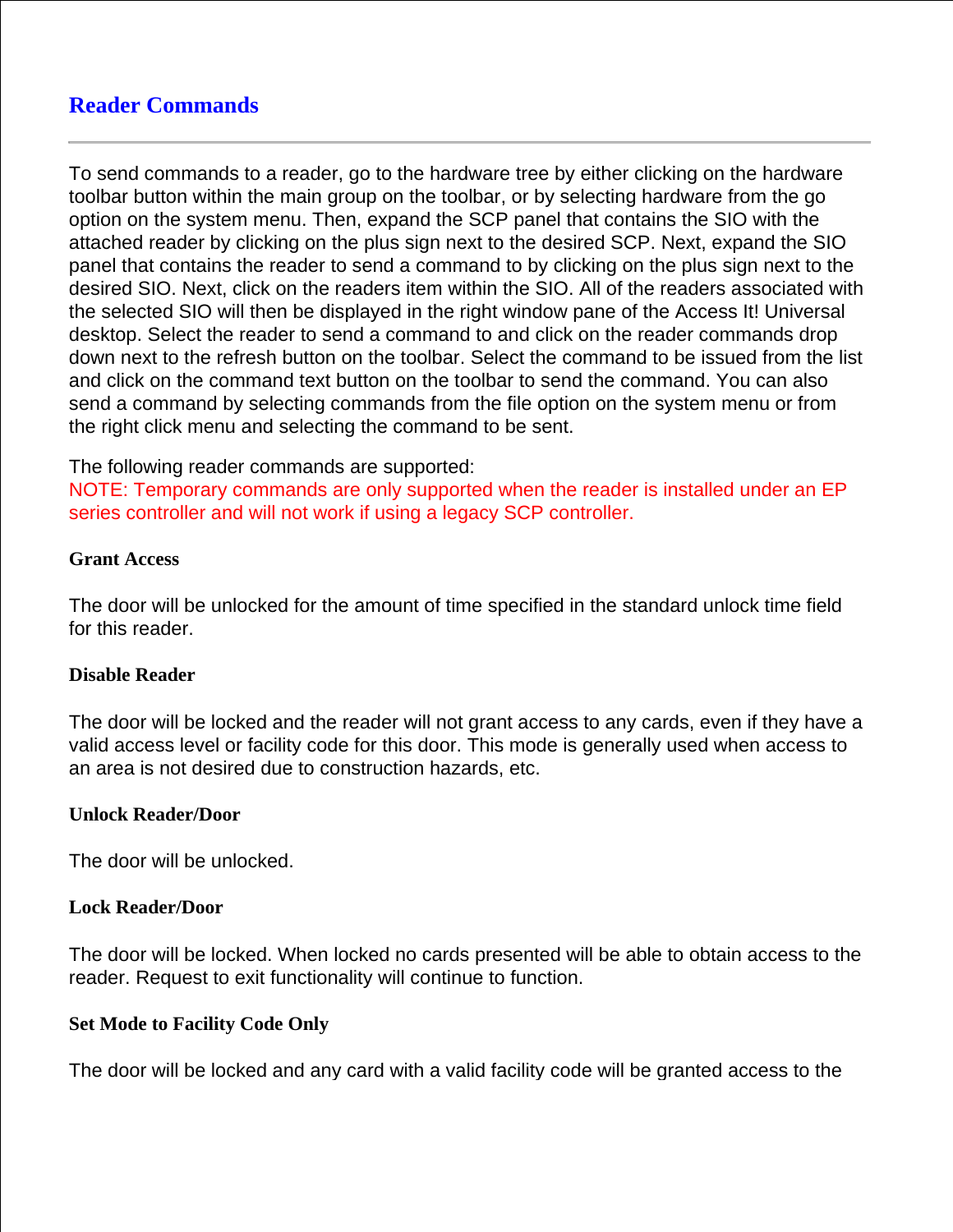# Reader Commands

---

To send commands to a reader, go to the hardware tree by either clicking on the hardware toolbar button within the main group on the toolbar, or by selecting hardware from the go option on the system menu. Then, expand the SCP panel that contains the SIO with the attached reader by clicking on the plus sign next to the desired SCP. Next, expand the SIO panel that contains the reader to send a command to by clicking on the plus sign next to the desired SIO. Next, click on the readers item within the SIO. All of the readers associated with the selected SIO will then be displayed in the right window pane of the Access It! Universal desktop. Select the reader to send a command to and click on the reader commands drop down next to the refresh button on the toolbar. Select the command to be issued from the list and click on the command text button on the toolbar to send the command. You can also send a command by selecting commands from the file option on the system menu or from the right click menu and selecting the command to be sent.

The following reader commands are supported:
NOTE: Temporary commands are only supported when the reader is installed under an EP series controller and will not work if using a legacy SCP controller.

**Grant Access**

The door will be unlocked for the amount of time specified in the standard unlock time field for this reader.

**Disable Reader**

The door will be locked and the reader will not grant access to any cards, even if they have a valid access level or facility code for this door. This mode is generally used when access to an area is not desired due to construction hazards, etc.

**Unlock Reader/Door**

The door will be unlocked.

**Lock Reader/Door**

The door will be locked. When locked no cards presented will be able to obtain access to the reader. Request to exit functionality will continue to function.

**Set Mode to Facility Code Only**

The door will be locked and any card with a valid facility code will be granted access to the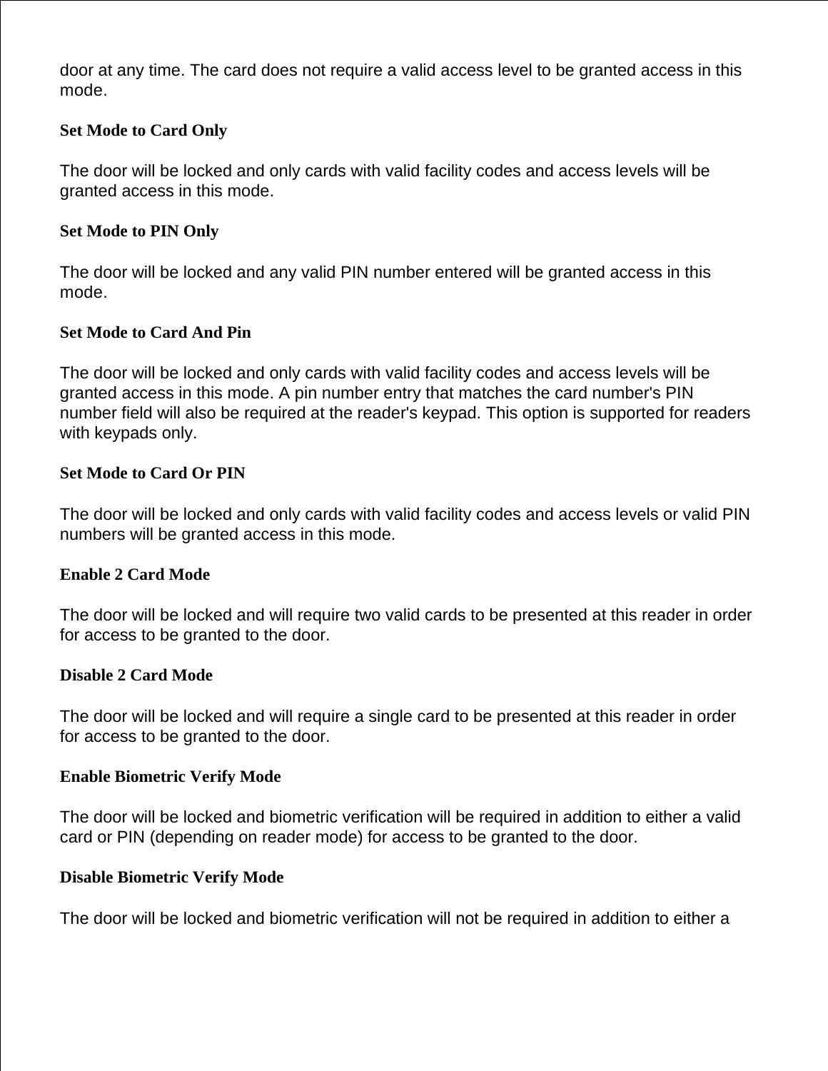door at any time. The card does not require a valid access level to be granted access in this mode.

**Set Mode to Card Only**

The door will be locked and only cards with valid facility codes and access levels will be granted access in this mode.

**Set Mode to PIN Only**

The door will be locked and any valid PIN number entered will be granted access in this mode.

**Set Mode to Card And Pin**

The door will be locked and only cards with valid facility codes and access levels will be granted access in this mode. A pin number entry that matches the card number's PIN number field will also be required at the reader's keypad. This option is supported for readers with keypads only.

**Set Mode to Card Or PIN**

The door will be locked and only cards with valid facility codes and access levels or valid PIN numbers will be granted access in this mode.

**Enable 2 Card Mode**

The door will be locked and will require two valid cards to be presented at this reader in order for access to be granted to the door.

**Disable 2 Card Mode**

The door will be locked and will require a single card to be presented at this reader in order for access to be granted to the door.

**Enable Biometric Verify Mode**

The door will be locked and biometric verification will be required in addition to either a valid card or PIN (depending on reader mode) for access to be granted to the door.

**Disable Biometric Verify Mode**

The door will be locked and biometric verification will not be required in addition to either a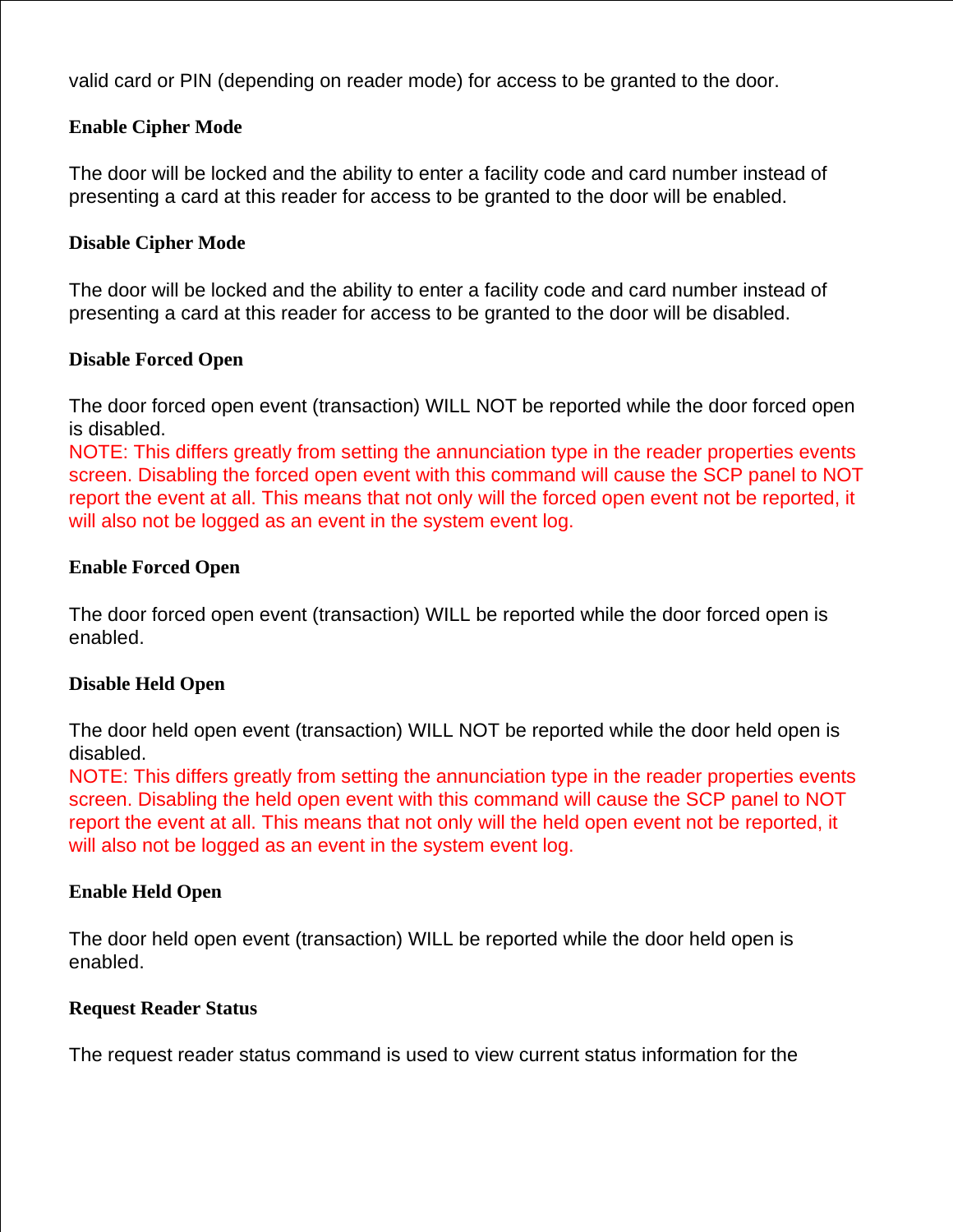valid card or PIN (depending on reader mode) for access to be granted to the door.

**Enable Cipher Mode**

The door will be locked and the ability to enter a facility code and card number instead of presenting a card at this reader for access to be granted to the door will be enabled.

**Disable Cipher Mode**

The door will be locked and the ability to enter a facility code and card number instead of presenting a card at this reader for access to be granted to the door will be disabled.

**Disable Forced Open**

The door forced open event (transaction) WILL NOT be reported while the door forced open is disabled.
NOTE: This differs greatly from setting the annunciation type in the reader properties events screen. Disabling the forced open event with this command will cause the SCP panel to NOT report the event at all. This means that not only will the forced open event not be reported, it will also not be logged as an event in the system event log.

**Enable Forced Open**

The door forced open event (transaction) WILL be reported while the door forced open is enabled.

**Disable Held Open**

The door held open event (transaction) WILL NOT be reported while the door held open is disabled.
NOTE: This differs greatly from setting the annunciation type in the reader properties events screen. Disabling the held open event with this command will cause the SCP panel to NOT report the event at all. This means that not only will the held open event not be reported, it will also not be logged as an event in the system event log.

**Enable Held Open**

The door held open event (transaction) WILL be reported while the door held open is enabled.

**Request Reader Status**

The request reader status command is used to view current status information for the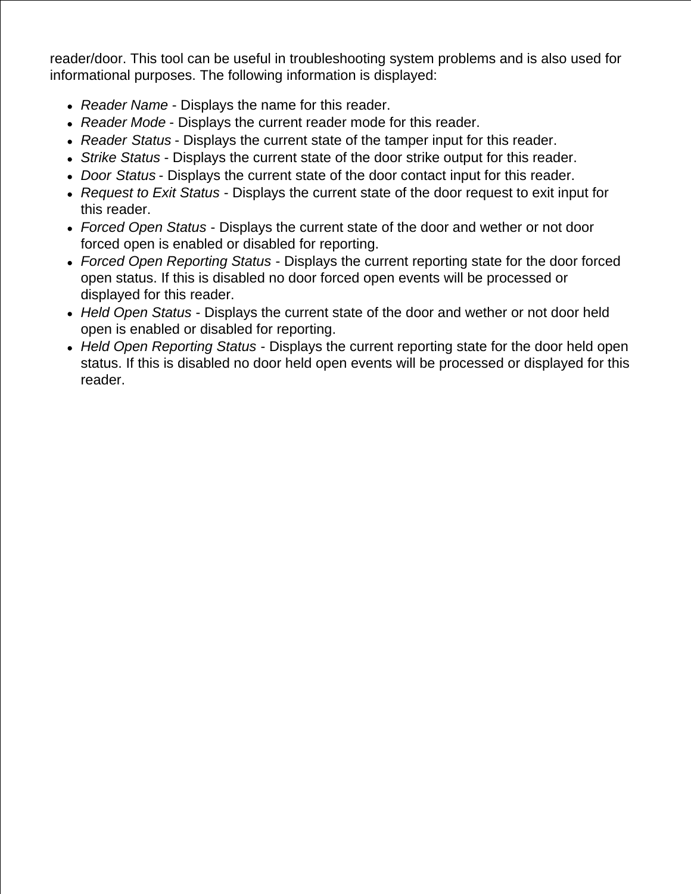reader/door. This tool can be useful in troubleshooting system problems and is also used for informational purposes. The following information is displayed:

- *Reader Name* - Displays the name for this reader.
- *Reader Mode* - Displays the current reader mode for this reader.
- *Reader Status* - Displays the current state of the tamper input for this reader.
- *Strike Status* - Displays the current state of the door strike output for this reader.
- *Door Status* - Displays the current state of the door contact input for this reader.
- *Request to Exit Status* - Displays the current state of the door request to exit input for this reader.
- *Forced Open Status* - Displays the current state of the door and wether or not door forced open is enabled or disabled for reporting.
- *Forced Open Reporting Status* - Displays the current reporting state for the door forced open status. If this is disabled no door forced open events will be processed or displayed for this reader.
- *Held Open Status* - Displays the current state of the door and wether or not door held open is enabled or disabled for reporting.
- *Held Open Reporting Status* - Displays the current reporting state for the door held open status. If this is disabled no door held open events will be processed or displayed for this reader.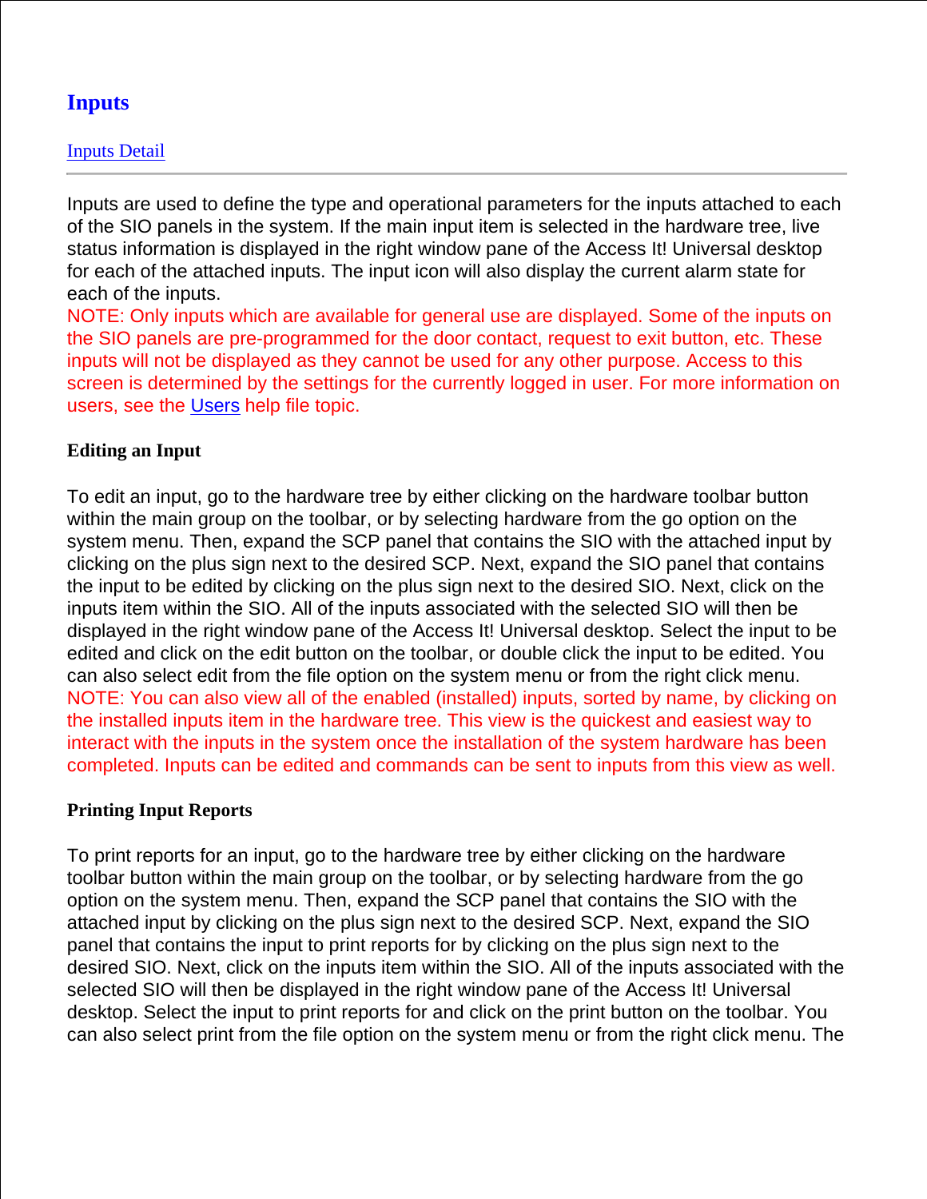# Inputs

[Inputs Detail]

---

Inputs are used to define the type and operational parameters for the inputs attached to each of the SIO panels in the system. If the main input item is selected in the hardware tree, live status information is displayed in the right window pane of the Access It! Universal desktop for each of the attached inputs. The input icon will also display the current alarm state for each of the inputs.
NOTE: Only inputs which are available for general use are displayed. Some of the inputs on the SIO panels are pre-programmed for the door contact, request to exit button, etc. These inputs will not be displayed as they cannot be used for any other purpose. Access to this screen is determined by the settings for the currently logged in user. For more information on users, see the Users help file topic.

### Editing an Input

To edit an input, go to the hardware tree by either clicking on the hardware toolbar button within the main group on the toolbar, or by selecting hardware from the go option on the system menu. Then, expand the SCP panel that contains the SIO with the attached input by clicking on the plus sign next to the desired SCP. Next, expand the SIO panel that contains the input to be edited by clicking on the plus sign next to the desired SIO. Next, click on the inputs item within the SIO. All of the inputs associated with the selected SIO will then be displayed in the right window pane of the Access It! Universal desktop. Select the input to be edited and click on the edit button on the toolbar, or double click the input to be edited. You can also select edit from the file option on the system menu or from the right click menu.
NOTE: You can also view all of the enabled (installed) inputs, sorted by name, by clicking on the installed inputs item in the hardware tree. This view is the quickest and easiest way to interact with the inputs in the system once the installation of the system hardware has been completed. Inputs can be edited and commands can be sent to inputs from this view as well.

### Printing Input Reports

To print reports for an input, go to the hardware tree by either clicking on the hardware toolbar button within the main group on the toolbar, or by selecting hardware from the go option on the system menu. Then, expand the SCP panel that contains the SIO with the attached input by clicking on the plus sign next to the desired SCP. Next, expand the SIO panel that contains the input to print reports for by clicking on the plus sign next to the desired SIO. Next, click on the inputs item within the SIO. All of the inputs associated with the selected SIO will then be displayed in the right window pane of the Access It! Universal desktop. Select the input to print reports for and click on the print button on the toolbar. You can also select print from the file option on the system menu or from the right click menu. The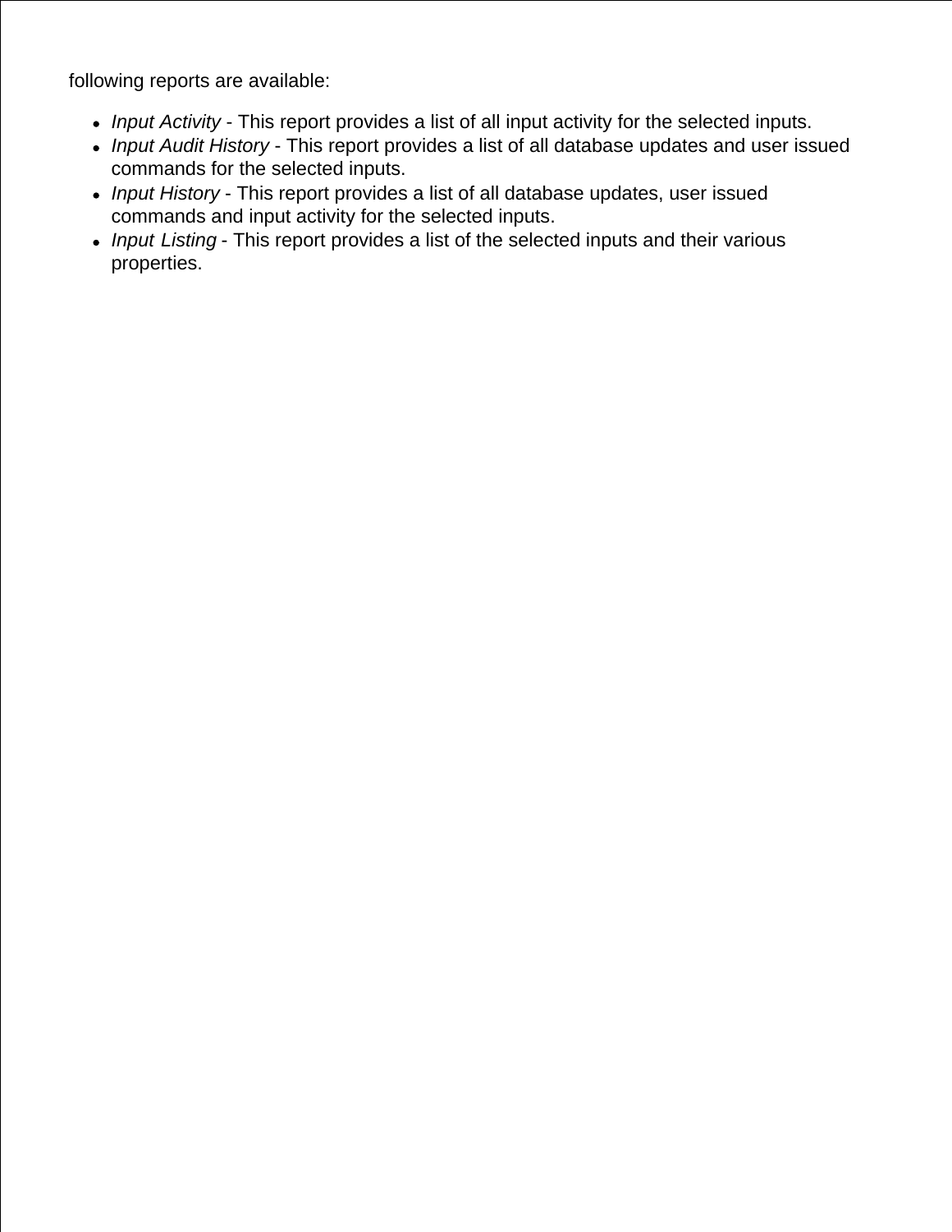following reports are available:

- *Input Activity* - This report provides a list of all input activity for the selected inputs.
- *Input Audit History* - This report provides a list of all database updates and user issued commands for the selected inputs.
- *Input History* - This report provides a list of all database updates, user issued commands and input activity for the selected inputs.
- *Input Listing* - This report provides a list of the selected inputs and their various properties.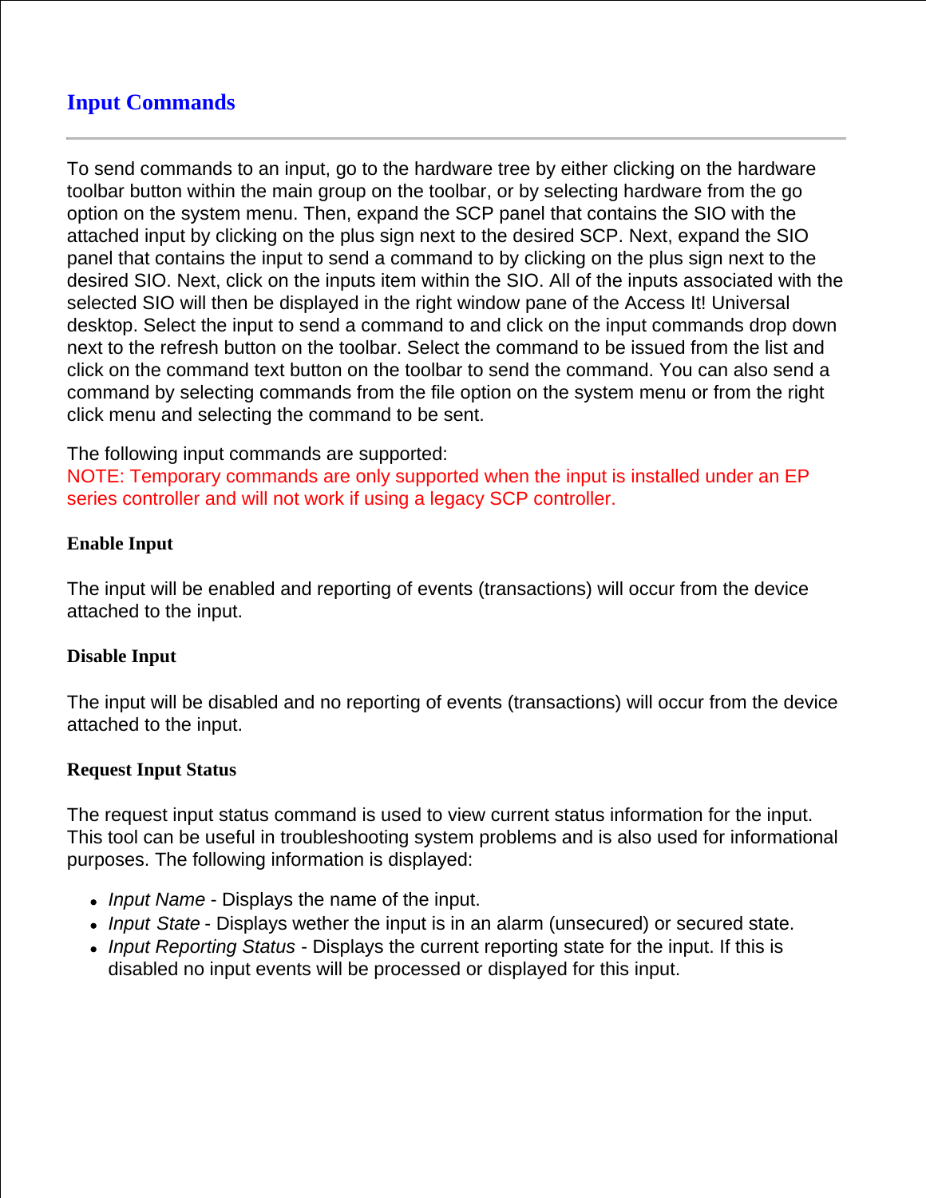# Input Commands

---

To send commands to an input, go to the hardware tree by either clicking on the hardware toolbar button within the main group on the toolbar, or by selecting hardware from the go option on the system menu. Then, expand the SCP panel that contains the SIO with the attached input by clicking on the plus sign next to the desired SCP. Next, expand the SIO panel that contains the input to send a command to by clicking on the plus sign next to the desired SIO. Next, click on the inputs item within the SIO. All of the inputs associated with the selected SIO will then be displayed in the right window pane of the Access It! Universal desktop. Select the input to send a command to and click on the input commands drop down next to the refresh button on the toolbar. Select the command to be issued from the list and click on the command text button on the toolbar to send the command. You can also send a command by selecting commands from the file option on the system menu or from the right click menu and selecting the command to be sent.

The following input commands are supported:
NOTE: Temporary commands are only supported when the input is installed under an EP series controller and will not work if using a legacy SCP controller.

### Enable Input

The input will be enabled and reporting of events (transactions) will occur from the device attached to the input.

### Disable Input

The input will be disabled and no reporting of events (transactions) will occur from the device attached to the input.

### Request Input Status

The request input status command is used to view current status information for the input. This tool can be useful in troubleshooting system problems and is also used for informational purposes. The following information is displayed:

- *Input Name* - Displays the name of the input.
- *Input State* - Displays wether the input is in an alarm (unsecured) or secured state.
- *Input Reporting Status* - Displays the current reporting state for the input. If this is disabled no input events will be processed or displayed for this input.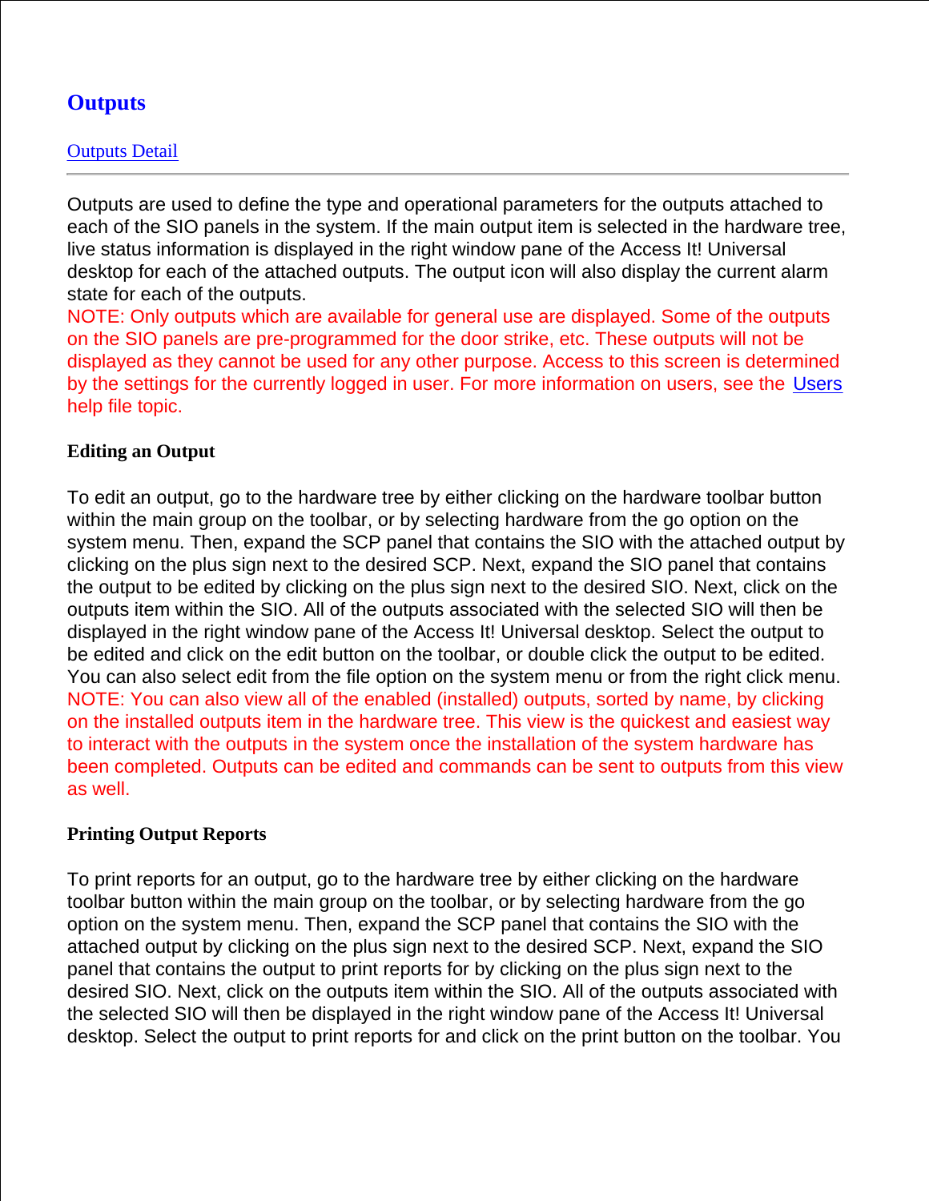# Outputs

Outputs Detail

---

Outputs are used to define the type and operational parameters for the outputs attached to each of the SIO panels in the system. If the main output item is selected in the hardware tree, live status information is displayed in the right window pane of the Access It! Universal desktop for each of the attached outputs. The output icon will also display the current alarm state for each of the outputs.
NOTE: Only outputs which are available for general use are displayed. Some of the outputs on the SIO panels are pre-programmed for the door strike, etc. These outputs will not be displayed as they cannot be used for any other purpose. Access to this screen is determined by the settings for the currently logged in user. For more information on users, see the Users help file topic.

**Editing an Output**

To edit an output, go to the hardware tree by either clicking on the hardware toolbar button within the main group on the toolbar, or by selecting hardware from the go option on the system menu. Then, expand the SCP panel that contains the SIO with the attached output by clicking on the plus sign next to the desired SCP. Next, expand the SIO panel that contains the output to be edited by clicking on the plus sign next to the desired SIO. Next, click on the outputs item within the SIO. All of the outputs associated with the selected SIO will then be displayed in the right window pane of the Access It! Universal desktop. Select the output to be edited and click on the edit button on the toolbar, or double click the output to be edited. You can also select edit from the file option on the system menu or from the right click menu.
NOTE: You can also view all of the enabled (installed) outputs, sorted by name, by clicking on the installed outputs item in the hardware tree. This view is the quickest and easiest way to interact with the outputs in the system once the installation of the system hardware has been completed. Outputs can be edited and commands can be sent to outputs from this view as well.

**Printing Output Reports**

To print reports for an output, go to the hardware tree by either clicking on the hardware toolbar button within the main group on the toolbar, or by selecting hardware from the go option on the system menu. Then, expand the SCP panel that contains the SIO with the attached output by clicking on the plus sign next to the desired SCP. Next, expand the SIO panel that contains the output to print reports for by clicking on the plus sign next to the desired SIO. Next, click on the outputs item within the SIO. All of the outputs associated with the selected SIO will then be displayed in the right window pane of the Access It! Universal desktop. Select the output to print reports for and click on the print button on the toolbar. You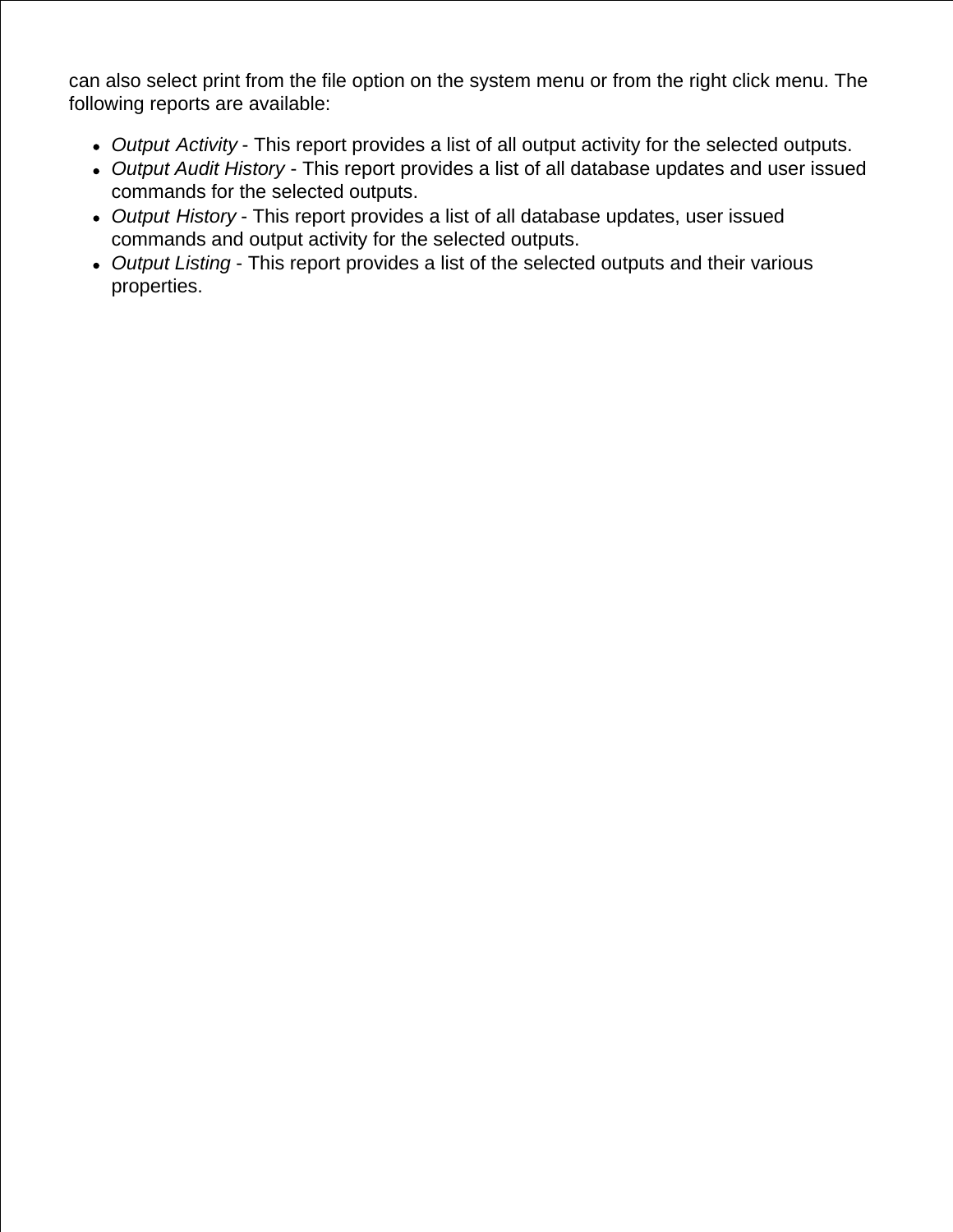can also select print from the file option on the system menu or from the right click menu. The following reports are available:

- *Output Activity* - This report provides a list of all output activity for the selected outputs.
- *Output Audit History* - This report provides a list of all database updates and user issued commands for the selected outputs.
- *Output History* - This report provides a list of all database updates, user issued commands and output activity for the selected outputs.
- *Output Listing* - This report provides a list of the selected outputs and their various properties.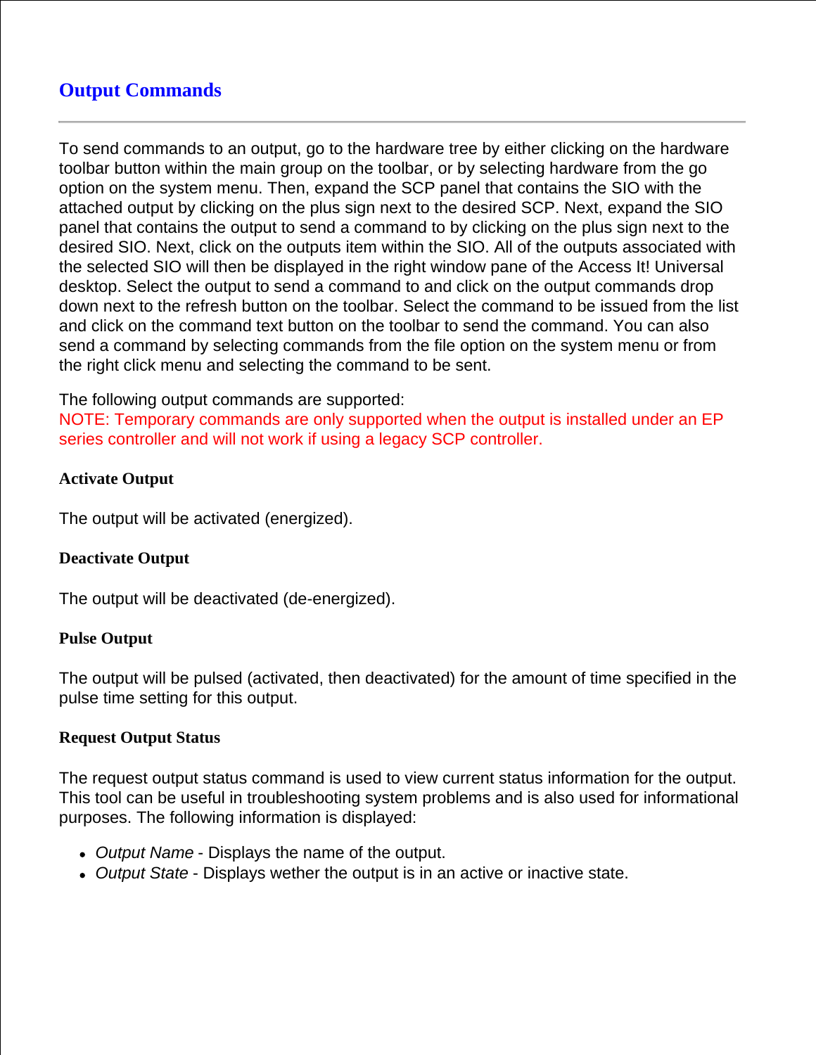## Output Commands

---

To send commands to an output, go to the hardware tree by either clicking on the hardware toolbar button within the main group on the toolbar, or by selecting hardware from the go option on the system menu. Then, expand the SCP panel that contains the SIO with the attached output by clicking on the plus sign next to the desired SCP. Next, expand the SIO panel that contains the output to send a command to by clicking on the plus sign next to the desired SIO. Next, click on the outputs item within the SIO. All of the outputs associated with the selected SIO will then be displayed in the right window pane of the Access It! Universal desktop. Select the output to send a command to and click on the output commands drop down next to the refresh button on the toolbar. Select the command to be issued from the list and click on the command text button on the toolbar to send the command. You can also send a command by selecting commands from the file option on the system menu or from the right click menu and selecting the command to be sent.

The following output commands are supported:
NOTE: Temporary commands are only supported when the output is installed under an EP series controller and will not work if using a legacy SCP controller.

**Activate Output**

The output will be activated (energized).

**Deactivate Output**

The output will be deactivated (de-energized).

**Pulse Output**

The output will be pulsed (activated, then deactivated) for the amount of time specified in the pulse time setting for this output.

**Request Output Status**

The request output status command is used to view current status information for the output. This tool can be useful in troubleshooting system problems and is also used for informational purposes. The following information is displayed:

- *Output Name* - Displays the name of the output.
- *Output State* - Displays wether the output is in an active or inactive state.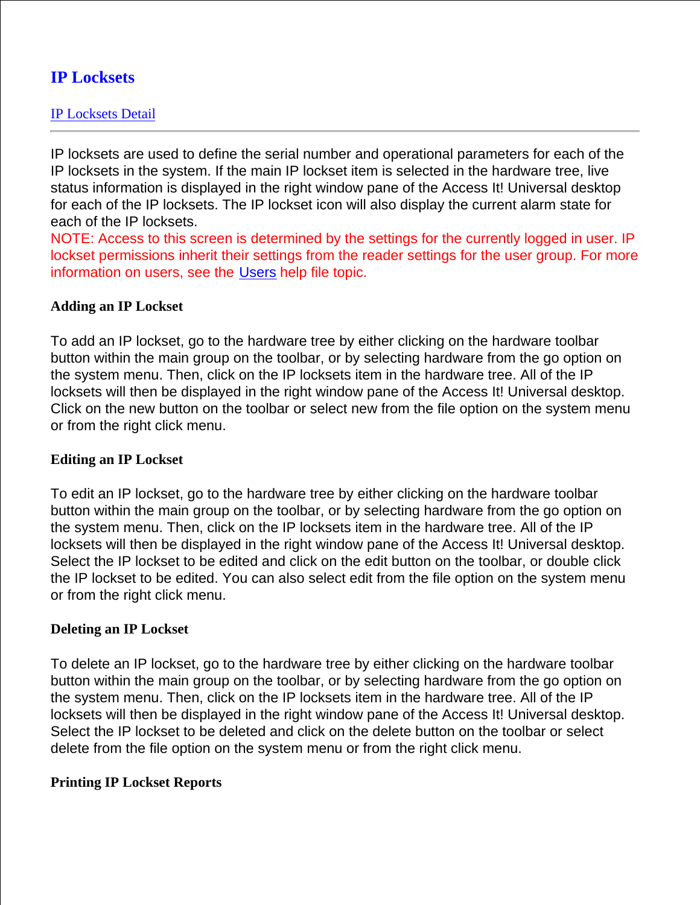# IP Locksets

[IP Locksets Detail]

---

IP locksets are used to define the serial number and operational parameters for each of the IP locksets in the system. If the main IP lockset item is selected in the hardware tree, live status information is displayed in the right window pane of the Access It! Universal desktop for each of the IP locksets. The IP lockset icon will also display the current alarm state for each of the IP locksets.

NOTE: Access to this screen is determined by the settings for the currently logged in user. IP lockset permissions inherit their settings from the reader settings for the user group. For more information on users, see the [Users] help file topic.

### Adding an IP Lockset

To add an IP lockset, go to the hardware tree by either clicking on the hardware toolbar button within the main group on the toolbar, or by selecting hardware from the go option on the system menu. Then, click on the IP locksets item in the hardware tree. All of the IP locksets will then be displayed in the right window pane of the Access It! Universal desktop. Click on the new button on the toolbar or select new from the file option on the system menu or from the right click menu.

### Editing an IP Lockset

To edit an IP lockset, go to the hardware tree by either clicking on the hardware toolbar button within the main group on the toolbar, or by selecting hardware from the go option on the system menu. Then, click on the IP locksets item in the hardware tree. All of the IP locksets will then be displayed in the right window pane of the Access It! Universal desktop. Select the IP lockset to be edited and click on the edit button on the toolbar, or double click the IP lockset to be edited. You can also select edit from the file option on the system menu or from the right click menu.

### Deleting an IP Lockset

To delete an IP lockset, go to the hardware tree by either clicking on the hardware toolbar button within the main group on the toolbar, or by selecting hardware from the go option on the system menu. Then, click on the IP locksets item in the hardware tree. All of the IP locksets will then be displayed in the right window pane of the Access It! Universal desktop. Select the IP lockset to be deleted and click on the delete button on the toolbar or select delete from the file option on the system menu or from the right click menu.

### Printing IP Lockset Reports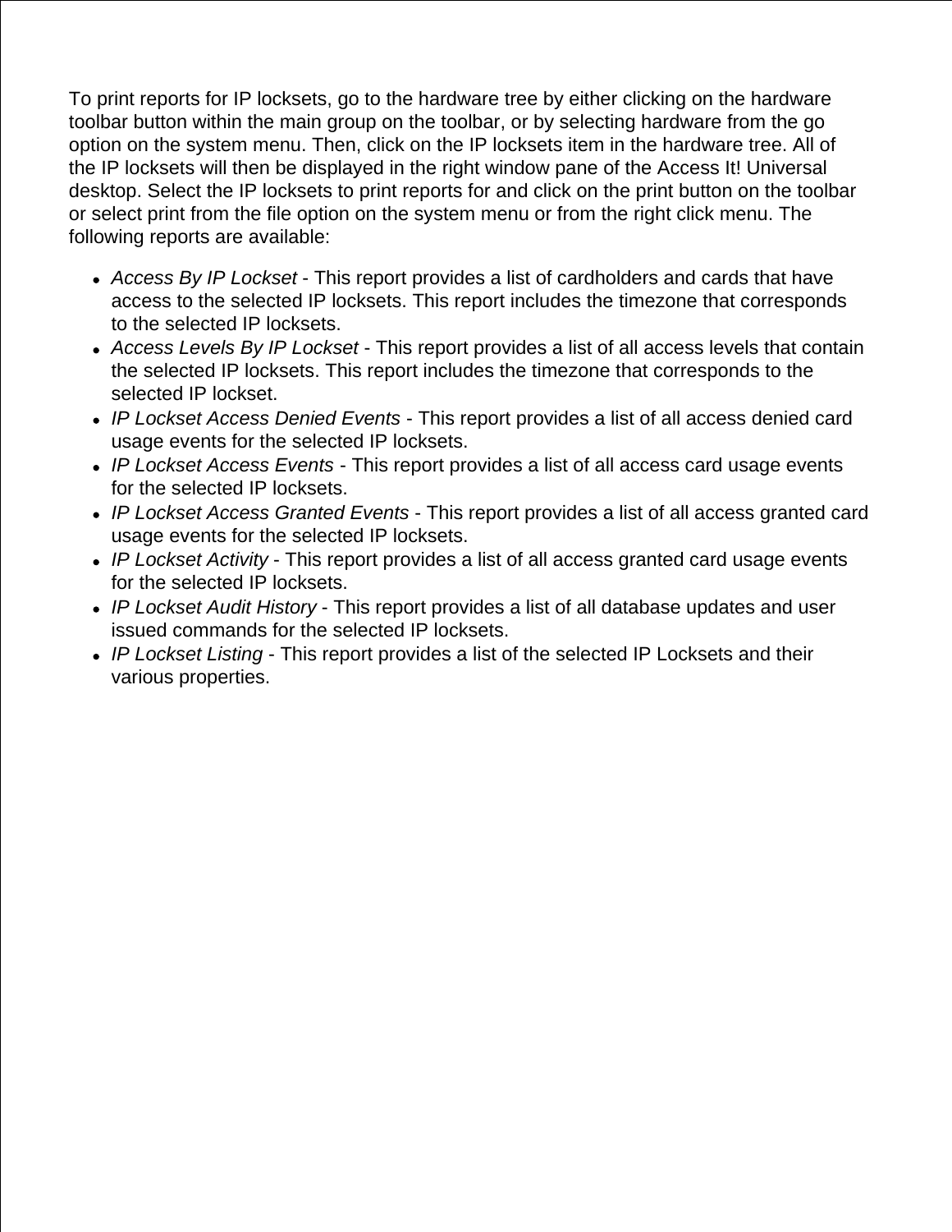To print reports for IP locksets, go to the hardware tree by either clicking on the hardware toolbar button within the main group on the toolbar, or by selecting hardware from the go option on the system menu. Then, click on the IP locksets item in the hardware tree. All of the IP locksets will then be displayed in the right window pane of the Access It! Universal desktop. Select the IP locksets to print reports for and click on the print button on the toolbar or select print from the file option on the system menu or from the right click menu. The following reports are available:

- *Access By IP Lockset* - This report provides a list of cardholders and cards that have access to the selected IP locksets. This report includes the timezone that corresponds to the selected IP locksets.
- *Access Levels By IP Lockset* - This report provides a list of all access levels that contain the selected IP locksets. This report includes the timezone that corresponds to the selected IP lockset.
- *IP Lockset Access Denied Events* - This report provides a list of all access denied card usage events for the selected IP locksets.
- *IP Lockset Access Events* - This report provides a list of all access card usage events for the selected IP locksets.
- *IP Lockset Access Granted Events* - This report provides a list of all access granted card usage events for the selected IP locksets.
- *IP Lockset Activity* - This report provides a list of all access granted card usage events for the selected IP locksets.
- *IP Lockset Audit History* - This report provides a list of all database updates and user issued commands for the selected IP locksets.
- *IP Lockset Listing* - This report provides a list of the selected IP Locksets and their various properties.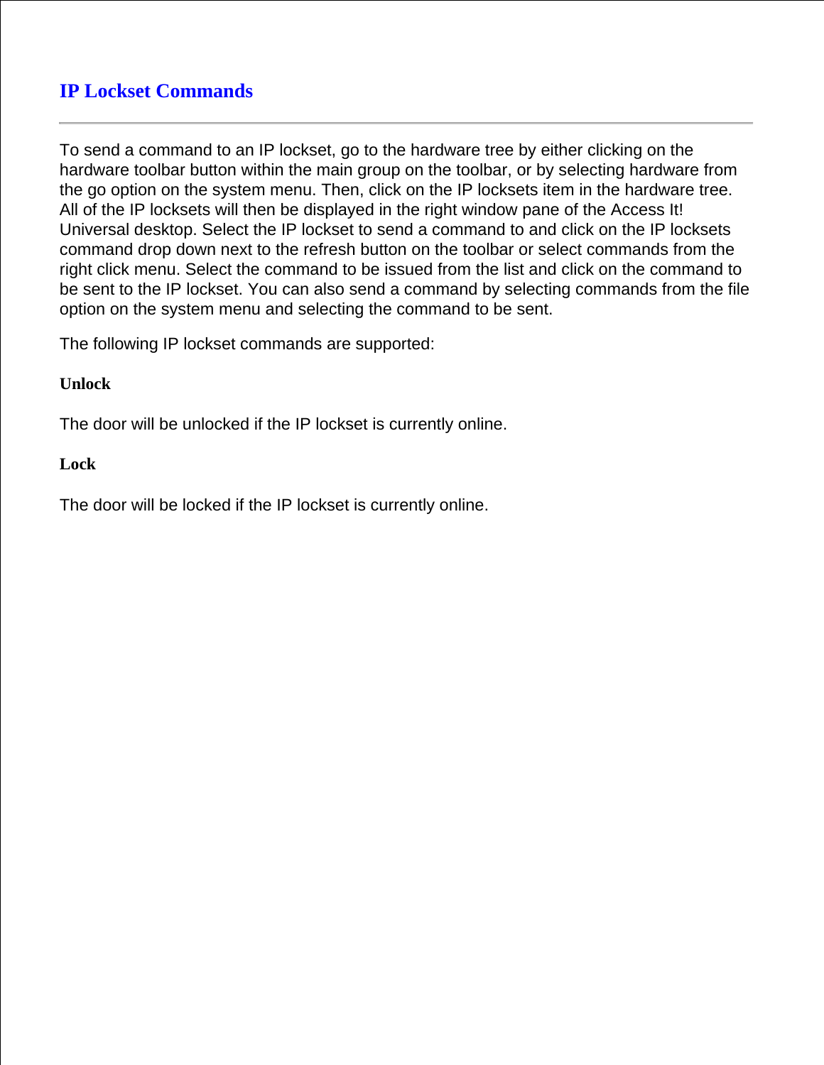# IP Lockset Commands

---

To send a command to an IP lockset, go to the hardware tree by either clicking on the hardware toolbar button within the main group on the toolbar, or by selecting hardware from the go option on the system menu. Then, click on the IP locksets item in the hardware tree. All of the IP locksets will then be displayed in the right window pane of the Access It! Universal desktop. Select the IP lockset to send a command to and click on the IP locksets command drop down next to the refresh button on the toolbar or select commands from the right click menu. Select the command to be issued from the list and click on the command to be sent to the IP lockset. You can also send a command by selecting commands from the file option on the system menu and selecting the command to be sent.

The following IP lockset commands are supported:

**Unlock**

The door will be unlocked if the IP lockset is currently online.

**Lock**

The door will be locked if the IP lockset is currently online.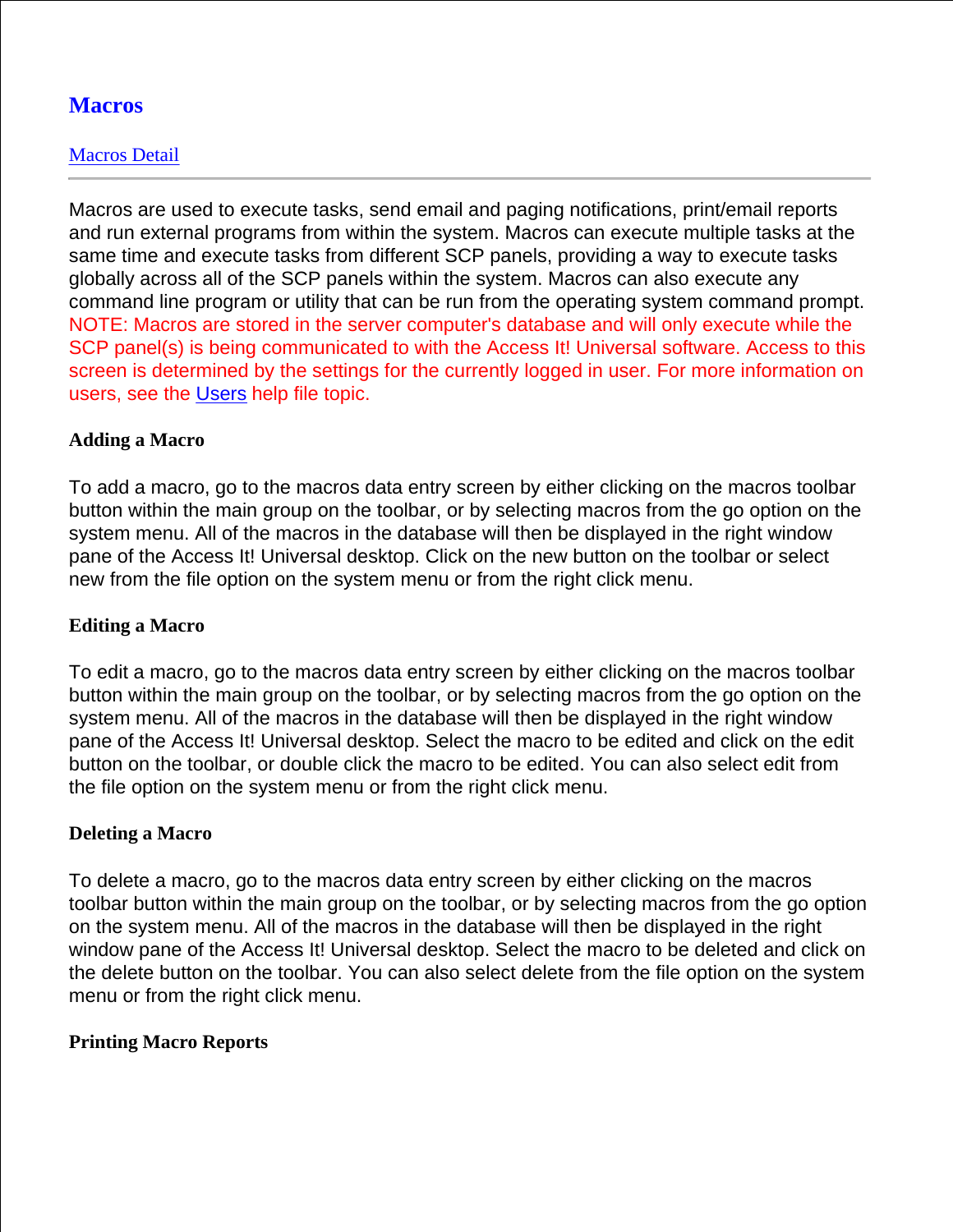# Macros

Macros Detail

---

Macros are used to execute tasks, send email and paging notifications, print/email reports and run external programs from within the system. Macros can execute multiple tasks at the same time and execute tasks from different SCP panels, providing a way to execute tasks globally across all of the SCP panels within the system. Macros can also execute any command line program or utility that can be run from the operating system command prompt. NOTE: Macros are stored in the server computer's database and will only execute while the SCP panel(s) is being communicated to with the Access It! Universal software. Access to this screen is determined by the settings for the currently logged in user. For more information on users, see the Users help file topic.

**Adding a Macro**

To add a macro, go to the macros data entry screen by either clicking on the macros toolbar button within the main group on the toolbar, or by selecting macros from the go option on the system menu. All of the macros in the database will then be displayed in the right window pane of the Access It! Universal desktop. Click on the new button on the toolbar or select new from the file option on the system menu or from the right click menu.

**Editing a Macro**

To edit a macro, go to the macros data entry screen by either clicking on the macros toolbar button within the main group on the toolbar, or by selecting macros from the go option on the system menu. All of the macros in the database will then be displayed in the right window pane of the Access It! Universal desktop. Select the macro to be edited and click on the edit button on the toolbar, or double click the macro to be edited. You can also select edit from the file option on the system menu or from the right click menu.

**Deleting a Macro**

To delete a macro, go to the macros data entry screen by either clicking on the macros toolbar button within the main group on the toolbar, or by selecting macros from the go option on the system menu. All of the macros in the database will then be displayed in the right window pane of the Access It! Universal desktop. Select the macro to be deleted and click on the delete button on the toolbar. You can also select delete from the file option on the system menu or from the right click menu.

**Printing Macro Reports**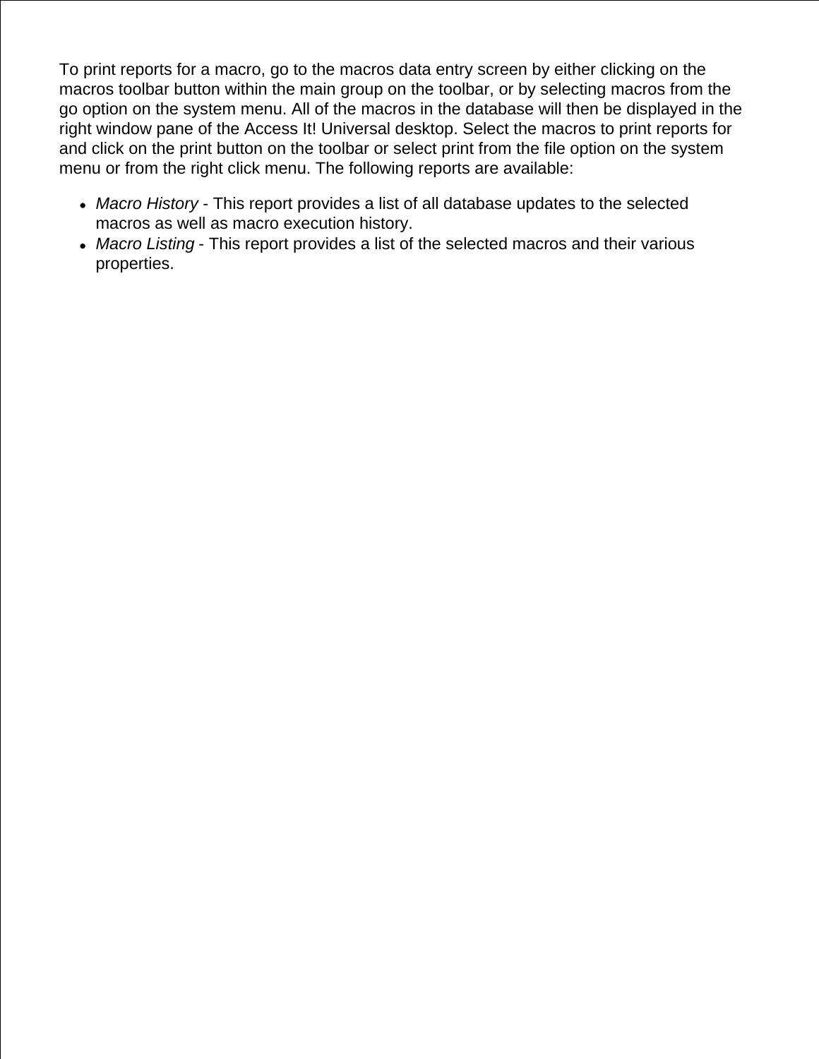To print reports for a macro, go to the macros data entry screen by either clicking on the macros toolbar button within the main group on the toolbar, or by selecting macros from the go option on the system menu. All of the macros in the database will then be displayed in the right window pane of the Access It! Universal desktop. Select the macros to print reports for and click on the print button on the toolbar or select print from the file option on the system menu or from the right click menu. The following reports are available:

- *Macro History* - This report provides a list of all database updates to the selected macros as well as macro execution history.
- *Macro Listing* - This report provides a list of the selected macros and their various properties.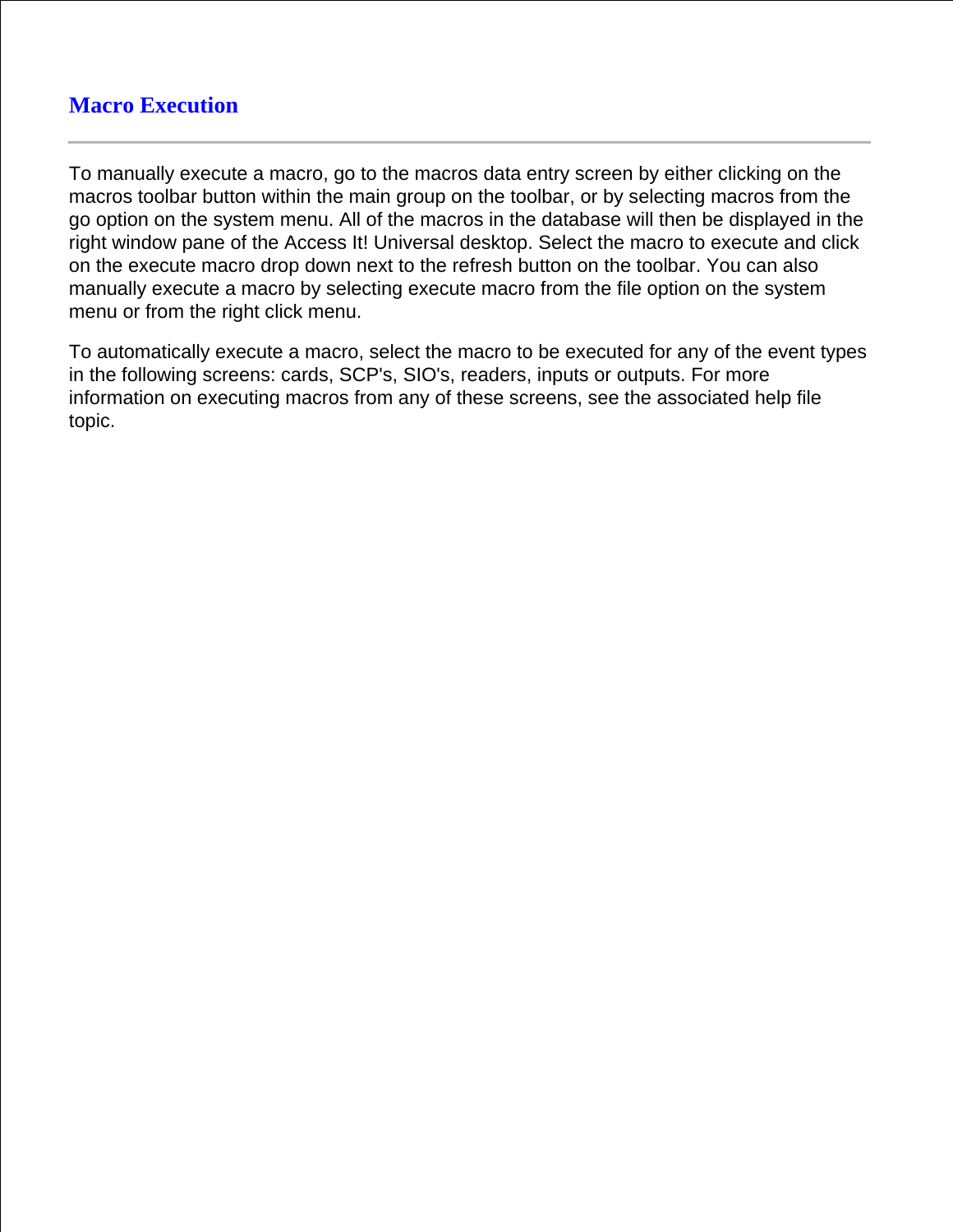# Macro Execution

---

To manually execute a macro, go to the macros data entry screen by either clicking on the macros toolbar button within the main group on the toolbar, or by selecting macros from the go option on the system menu. All of the macros in the database will then be displayed in the right window pane of the Access It! Universal desktop. Select the macro to execute and click on the execute macro drop down next to the refresh button on the toolbar. You can also manually execute a macro by selecting execute macro from the file option on the system menu or from the right click menu.

To automatically execute a macro, select the macro to be executed for any of the event types in the following screens: cards, SCP's, SIO's, readers, inputs or outputs. For more information on executing macros from any of these screens, see the associated help file topic.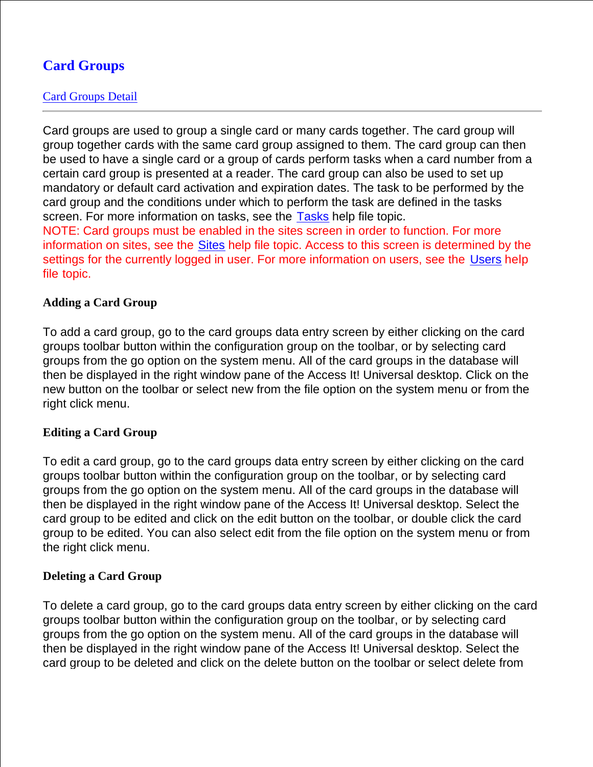# Card Groups

[Card Groups Detail]

---

Card groups are used to group a single card or many cards together. The card group will group together cards with the same card group assigned to them. The card group can then be used to have a single card or a group of cards perform tasks when a card number from a certain card group is presented at a reader. The card group can also be used to set up mandatory or default card activation and expiration dates. The task to be performed by the card group and the conditions under which to perform the task are defined in the tasks screen. For more information on tasks, see the Tasks help file topic.
NOTE: Card groups must be enabled in the sites screen in order to function. For more information on sites, see the Sites help file topic. Access to this screen is determined by the settings for the currently logged in user. For more information on users, see the Users help file topic.

**Adding a Card Group**

To add a card group, go to the card groups data entry screen by either clicking on the card groups toolbar button within the configuration group on the toolbar, or by selecting card groups from the go option on the system menu. All of the card groups in the database will then be displayed in the right window pane of the Access It! Universal desktop. Click on the new button on the toolbar or select new from the file option on the system menu or from the right click menu.

**Editing a Card Group**

To edit a card group, go to the card groups data entry screen by either clicking on the card groups toolbar button within the configuration group on the toolbar, or by selecting card groups from the go option on the system menu. All of the card groups in the database will then be displayed in the right window pane of the Access It! Universal desktop. Select the card group to be edited and click on the edit button on the toolbar, or double click the card group to be edited. You can also select edit from the file option on the system menu or from the right click menu.

**Deleting a Card Group**

To delete a card group, go to the card groups data entry screen by either clicking on the card groups toolbar button within the configuration group on the toolbar, or by selecting card groups from the go option on the system menu. All of the card groups in the database will then be displayed in the right window pane of the Access It! Universal desktop. Select the card group to be deleted and click on the delete button on the toolbar or select delete from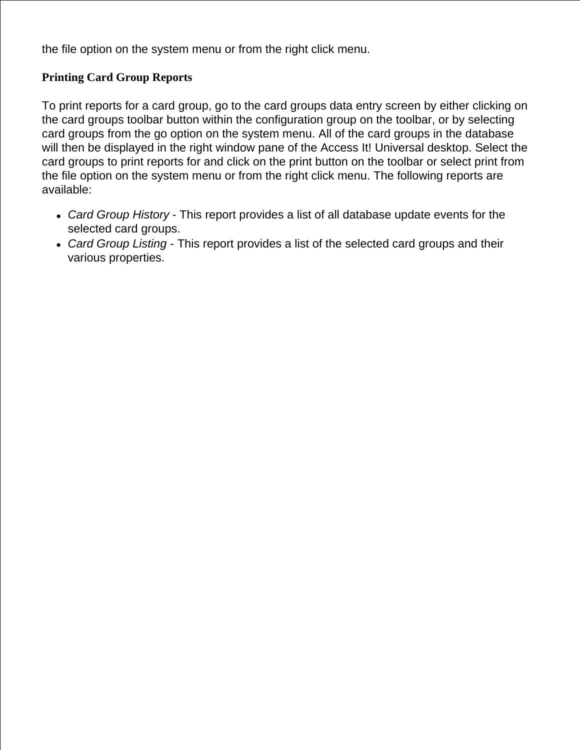the file option on the system menu or from the right click menu.

### Printing Card Group Reports

To print reports for a card group, go to the card groups data entry screen by either clicking on the card groups toolbar button within the configuration group on the toolbar, or by selecting card groups from the go option on the system menu. All of the card groups in the database will then be displayed in the right window pane of the Access It! Universal desktop. Select the card groups to print reports for and click on the print button on the toolbar or select print from the file option on the system menu or from the right click menu. The following reports are available:

- *Card Group History* - This report provides a list of all database update events for the selected card groups.
- *Card Group Listing* - This report provides a list of the selected card groups and their various properties.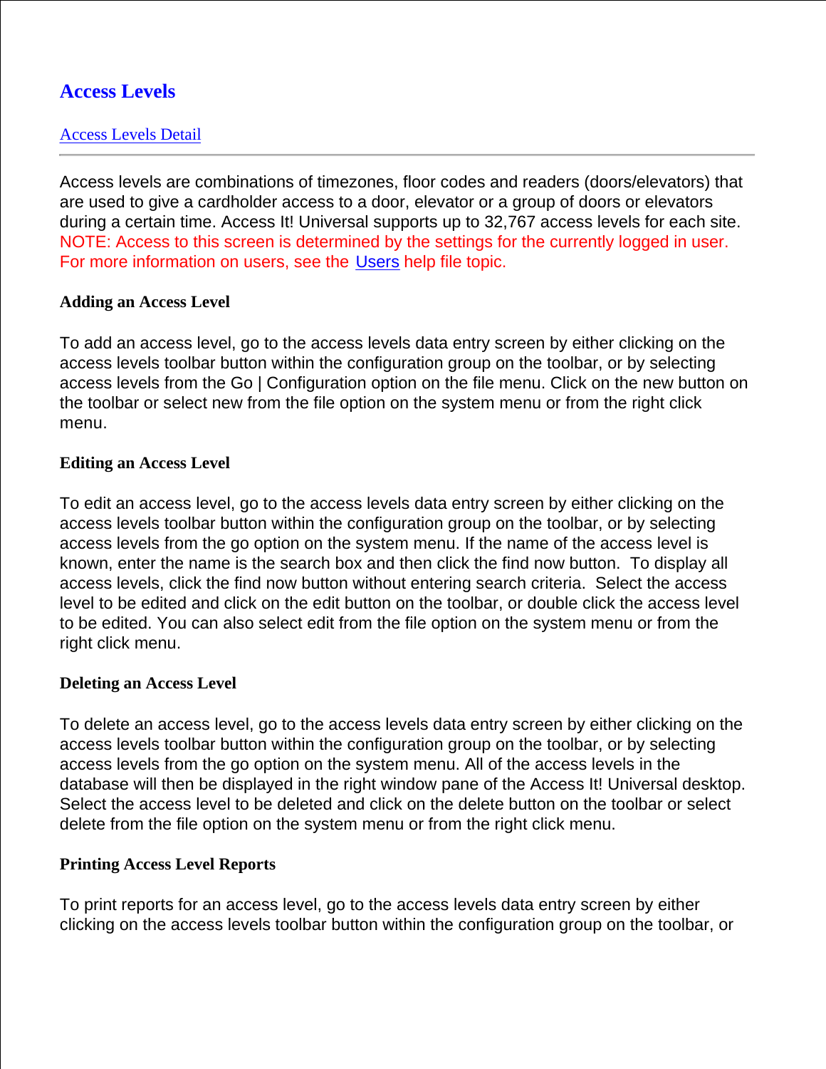# Access Levels

[Access Levels Detail](#)

---

Access levels are combinations of timezones, floor codes and readers (doors/elevators) that are used to give a cardholder access to a door, elevator or a group of doors or elevators during a certain time. Access It! Universal supports up to 32,767 access levels for each site. NOTE: Access to this screen is determined by the settings for the currently logged in user. For more information on users, see the [Users](#) help file topic.

**Adding an Access Level**

To add an access level, go to the access levels data entry screen by either clicking on the access levels toolbar button within the configuration group on the toolbar, or by selecting access levels from the Go | Configuration option on the file menu. Click on the new button on the toolbar or select new from the file option on the system menu or from the right click menu.

**Editing an Access Level**

To edit an access level, go to the access levels data entry screen by either clicking on the access levels toolbar button within the configuration group on the toolbar, or by selecting access levels from the go option on the system menu. If the name of the access level is known, enter the name is the search box and then click the find now button. To display all access levels, click the find now button without entering search criteria. Select the access level to be edited and click on the edit button on the toolbar, or double click the access level to be edited. You can also select edit from the file option on the system menu or from the right click menu.

**Deleting an Access Level**

To delete an access level, go to the access levels data entry screen by either clicking on the access levels toolbar button within the configuration group on the toolbar, or by selecting access levels from the go option on the system menu. All of the access levels in the database will then be displayed in the right window pane of the Access It! Universal desktop. Select the access level to be deleted and click on the delete button on the toolbar or select delete from the file option on the system menu or from the right click menu.

**Printing Access Level Reports**

To print reports for an access level, go to the access levels data entry screen by either clicking on the access levels toolbar button within the configuration group on the toolbar, or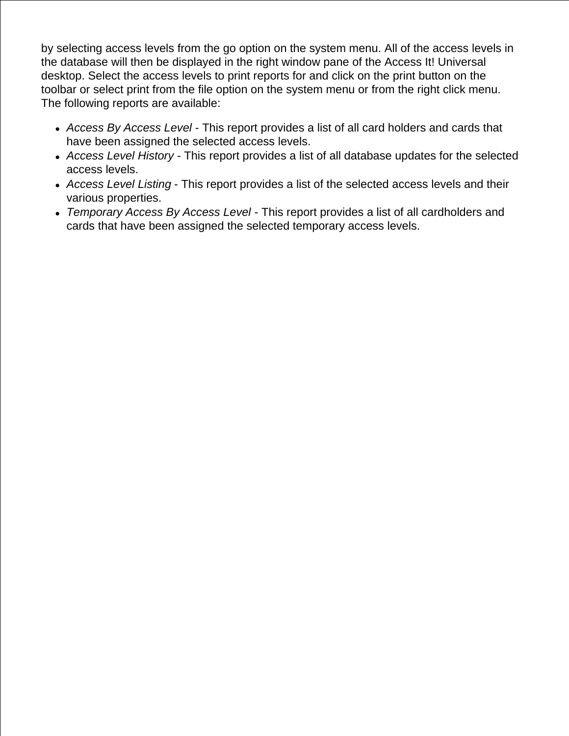by selecting access levels from the go option on the system menu. All of the access levels in the database will then be displayed in the right window pane of the Access It! Universal desktop. Select the access levels to print reports for and click on the print button on the toolbar or select print from the file option on the system menu or from the right click menu. The following reports are available:

- *Access By Access Level* - This report provides a list of all card holders and cards that have been assigned the selected access levels.
- *Access Level History* - This report provides a list of all database updates for the selected access levels.
- *Access Level Listing* - This report provides a list of the selected access levels and their various properties.
- *Temporary Access By Access Level* - This report provides a list of all cardholders and cards that have been assigned the selected temporary access levels.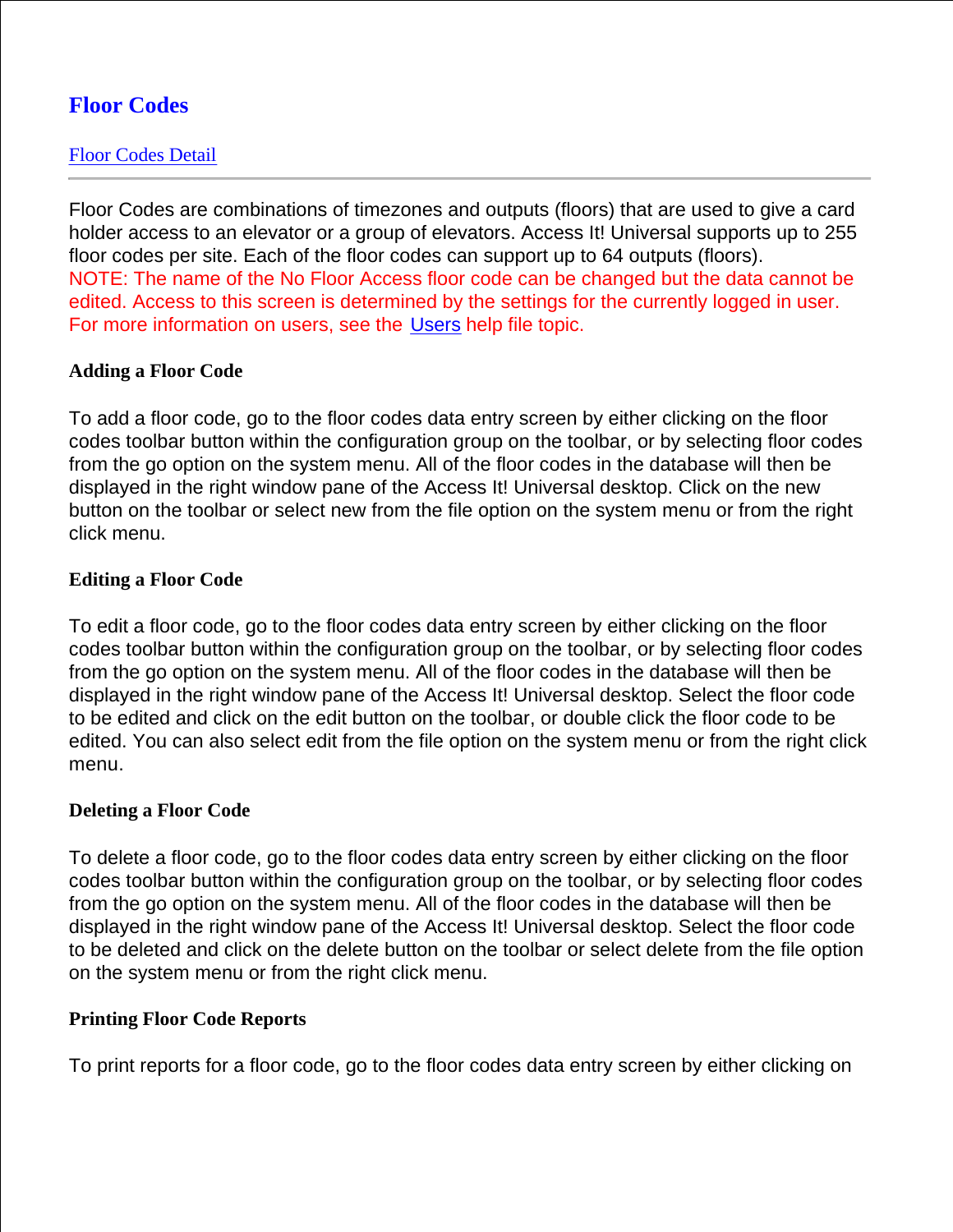# Floor Codes

[Floor Codes Detail](#)

---

Floor Codes are combinations of timezones and outputs (floors) that are used to give a card holder access to an elevator or a group of elevators. Access It! Universal supports up to 255 floor codes per site. Each of the floor codes can support up to 64 outputs (floors).
NOTE: The name of the No Floor Access floor code can be changed but the data cannot be edited. Access to this screen is determined by the settings for the currently logged in user. For more information on users, see the [Users](#) help file topic.

**Adding a Floor Code**

To add a floor code, go to the floor codes data entry screen by either clicking on the floor codes toolbar button within the configuration group on the toolbar, or by selecting floor codes from the go option on the system menu. All of the floor codes in the database will then be displayed in the right window pane of the Access It! Universal desktop. Click on the new button on the toolbar or select new from the file option on the system menu or from the right click menu.

**Editing a Floor Code**

To edit a floor code, go to the floor codes data entry screen by either clicking on the floor codes toolbar button within the configuration group on the toolbar, or by selecting floor codes from the go option on the system menu. All of the floor codes in the database will then be displayed in the right window pane of the Access It! Universal desktop. Select the floor code to be edited and click on the edit button on the toolbar, or double click the floor code to be edited. You can also select edit from the file option on the system menu or from the right click menu.

**Deleting a Floor Code**

To delete a floor code, go to the floor codes data entry screen by either clicking on the floor codes toolbar button within the configuration group on the toolbar, or by selecting floor codes from the go option on the system menu. All of the floor codes in the database will then be displayed in the right window pane of the Access It! Universal desktop. Select the floor code to be deleted and click on the delete button on the toolbar or select delete from the file option on the system menu or from the right click menu.

**Printing Floor Code Reports**

To print reports for a floor code, go to the floor codes data entry screen by either clicking on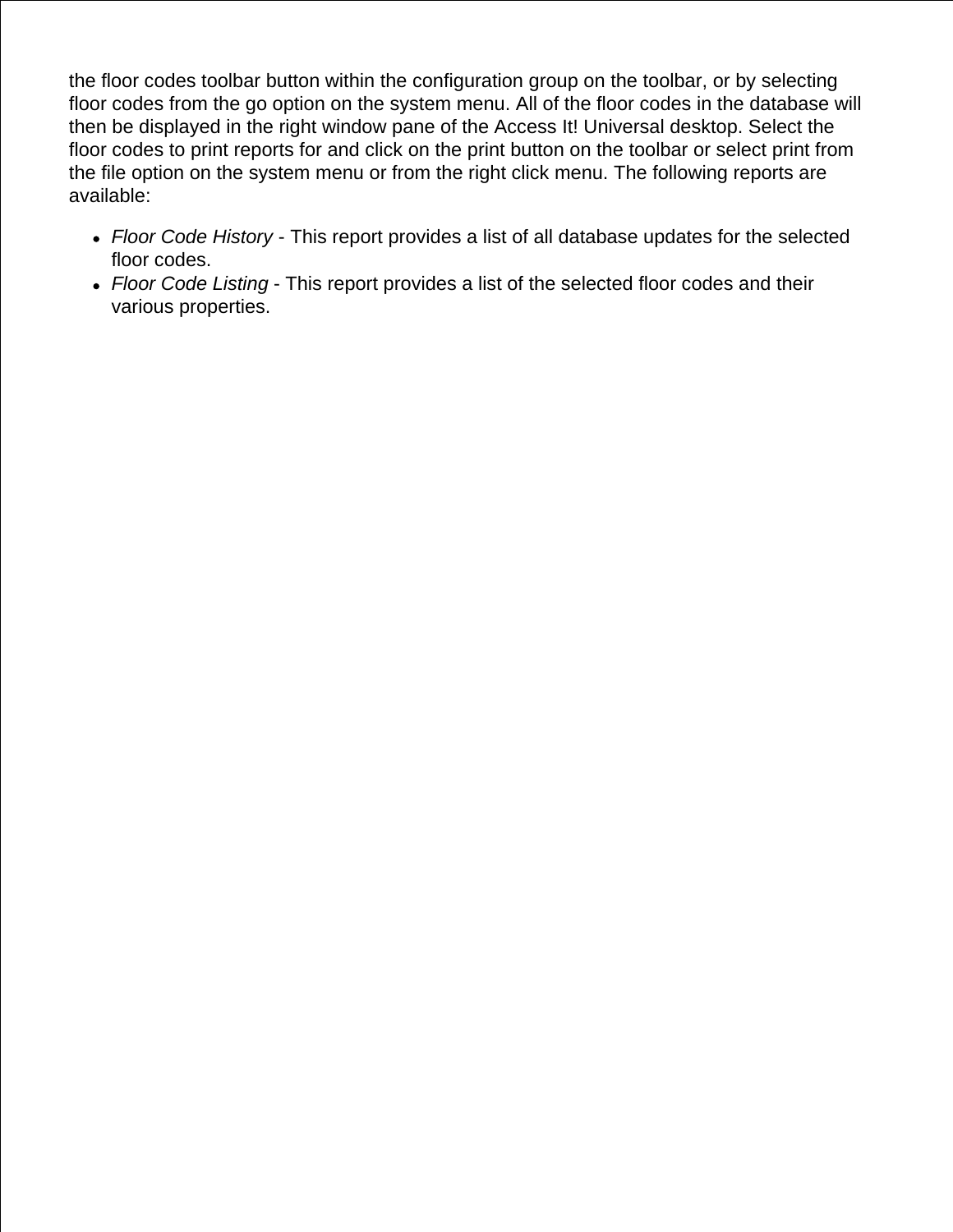the floor codes toolbar button within the configuration group on the toolbar, or by selecting floor codes from the go option on the system menu. All of the floor codes in the database will then be displayed in the right window pane of the Access It! Universal desktop. Select the floor codes to print reports for and click on the print button on the toolbar or select print from the file option on the system menu or from the right click menu. The following reports are available:

- *Floor Code History* - This report provides a list of all database updates for the selected floor codes.
- *Floor Code Listing* - This report provides a list of the selected floor codes and their various properties.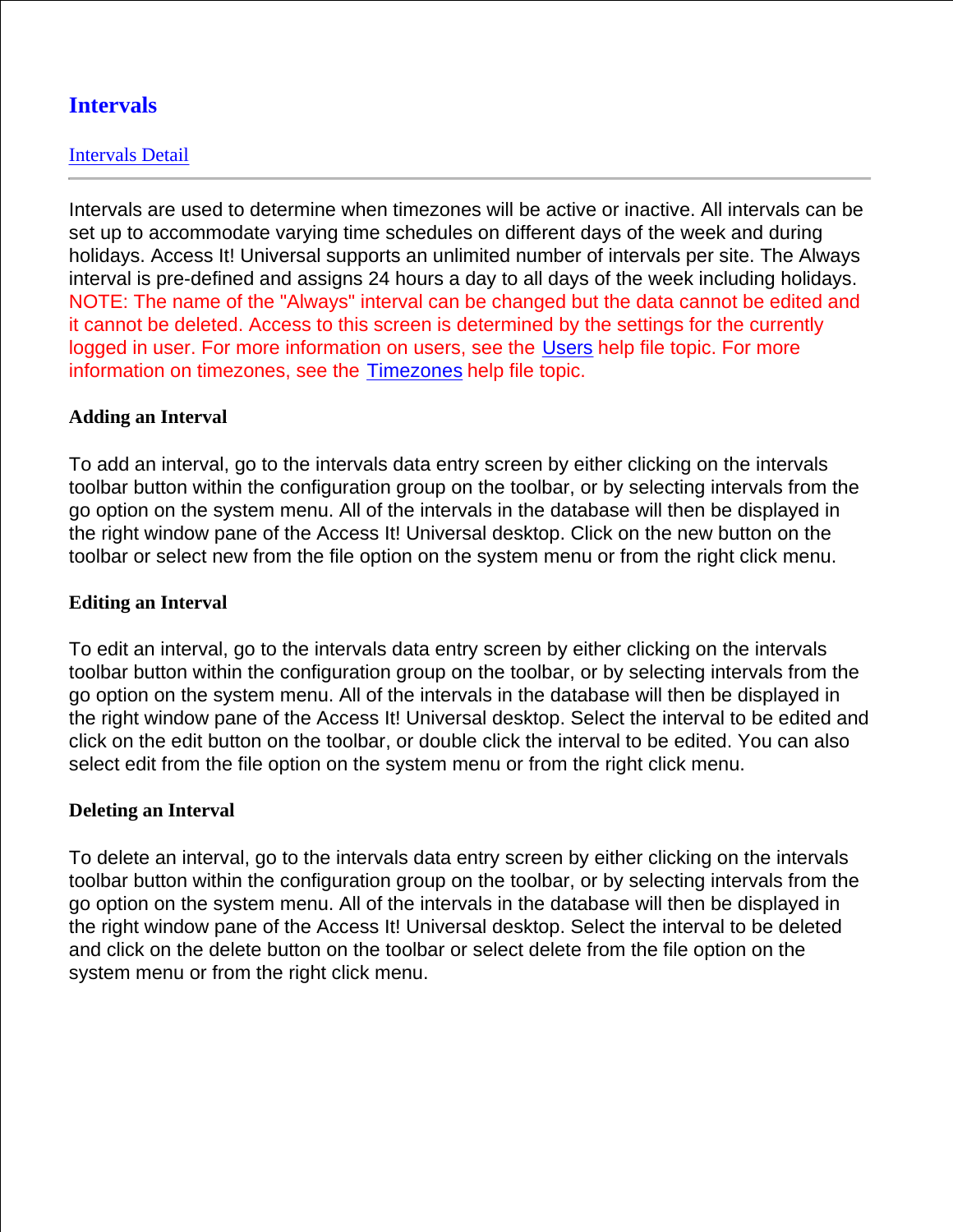# Intervals

Intervals Detail

---

Intervals are used to determine when timezones will be active or inactive. All intervals can be set up to accommodate varying time schedules on different days of the week and during holidays. Access It! Universal supports an unlimited number of intervals per site. The Always interval is pre-defined and assigns 24 hours a day to all days of the week including holidays. NOTE: The name of the "Always" interval can be changed but the data cannot be edited and it cannot be deleted. Access to this screen is determined by the settings for the currently logged in user. For more information on users, see the Users help file topic. For more information on timezones, see the Timezones help file topic.

**Adding an Interval**

To add an interval, go to the intervals data entry screen by either clicking on the intervals toolbar button within the configuration group on the toolbar, or by selecting intervals from the go option on the system menu. All of the intervals in the database will then be displayed in the right window pane of the Access It! Universal desktop. Click on the new button on the toolbar or select new from the file option on the system menu or from the right click menu.

**Editing an Interval**

To edit an interval, go to the intervals data entry screen by either clicking on the intervals toolbar button within the configuration group on the toolbar, or by selecting intervals from the go option on the system menu. All of the intervals in the database will then be displayed in the right window pane of the Access It! Universal desktop. Select the interval to be edited and click on the edit button on the toolbar, or double click the interval to be edited. You can also select edit from the file option on the system menu or from the right click menu.

**Deleting an Interval**

To delete an interval, go to the intervals data entry screen by either clicking on the intervals toolbar button within the configuration group on the toolbar, or by selecting intervals from the go option on the system menu. All of the intervals in the database will then be displayed in the right window pane of the Access It! Universal desktop. Select the interval to be deleted and click on the delete button on the toolbar or select delete from the file option on the system menu or from the right click menu.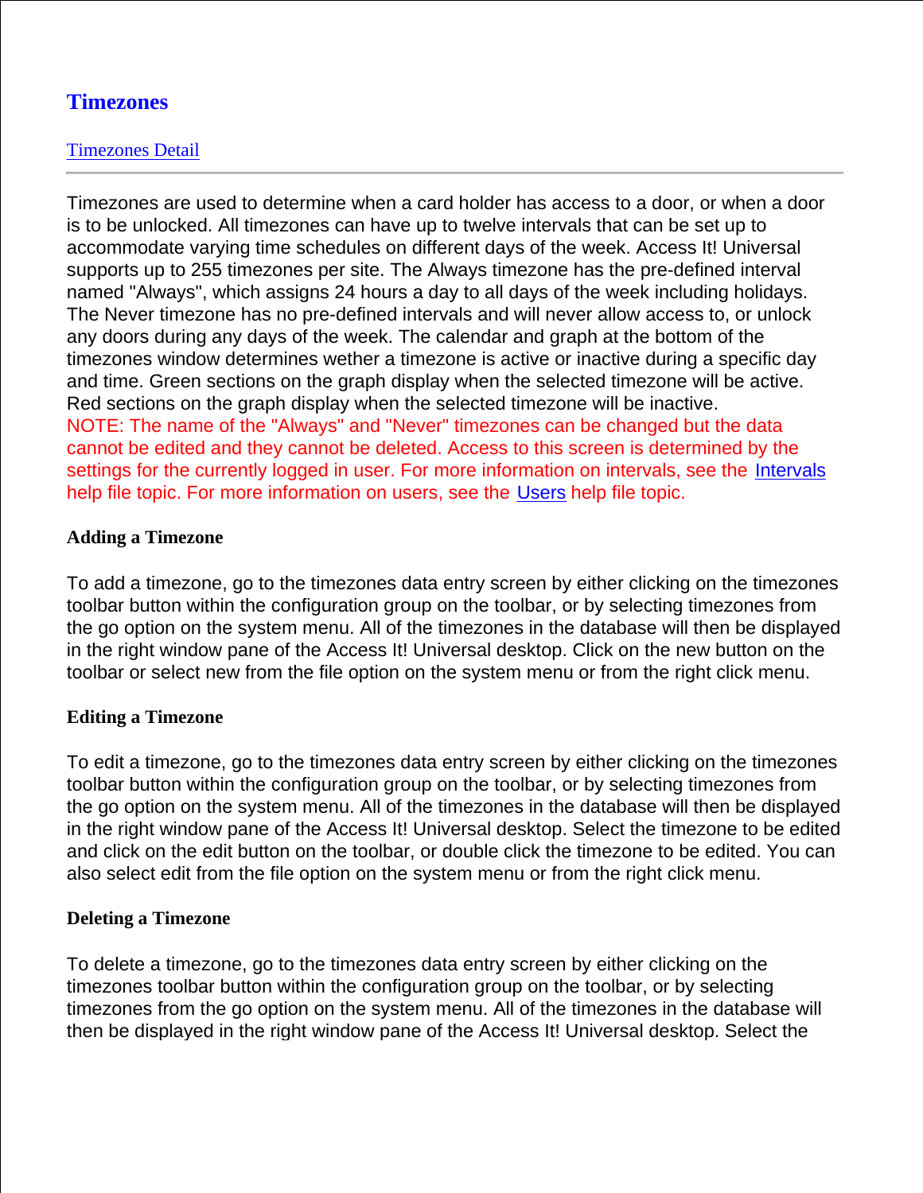# Timezones

[Timezones Detail]

---

Timezones are used to determine when a card holder has access to a door, or when a door is to be unlocked. All timezones can have up to twelve intervals that can be set up to accommodate varying time schedules on different days of the week. Access It! Universal supports up to 255 timezones per site. The Always timezone has the pre-defined interval named "Always", which assigns 24 hours a day to all days of the week including holidays. The Never timezone has no pre-defined intervals and will never allow access to, or unlock any doors during any days of the week. The calendar and graph at the bottom of the timezones window determines wether a timezone is active or inactive during a specific day and time. Green sections on the graph display when the selected timezone will be active. Red sections on the graph display when the selected timezone will be inactive.
NOTE: The name of the "Always" and "Never" timezones can be changed but the data cannot be edited and they cannot be deleted. Access to this screen is determined by the settings for the currently logged in user. For more information on intervals, see the Intervals help file topic. For more information on users, see the Users help file topic.

**Adding a Timezone**

To add a timezone, go to the timezones data entry screen by either clicking on the timezones toolbar button within the configuration group on the toolbar, or by selecting timezones from the go option on the system menu. All of the timezones in the database will then be displayed in the right window pane of the Access It! Universal desktop. Click on the new button on the toolbar or select new from the file option on the system menu or from the right click menu.

**Editing a Timezone**

To edit a timezone, go to the timezones data entry screen by either clicking on the timezones toolbar button within the configuration group on the toolbar, or by selecting timezones from the go option on the system menu. All of the timezones in the database will then be displayed in the right window pane of the Access It! Universal desktop. Select the timezone to be edited and click on the edit button on the toolbar, or double click the timezone to be edited. You can also select edit from the file option on the system menu or from the right click menu.

**Deleting a Timezone**

To delete a timezone, go to the timezones data entry screen by either clicking on the timezones toolbar button within the configuration group on the toolbar, or by selecting timezones from the go option on the system menu. All of the timezones in the database will then be displayed in the right window pane of the Access It! Universal desktop. Select the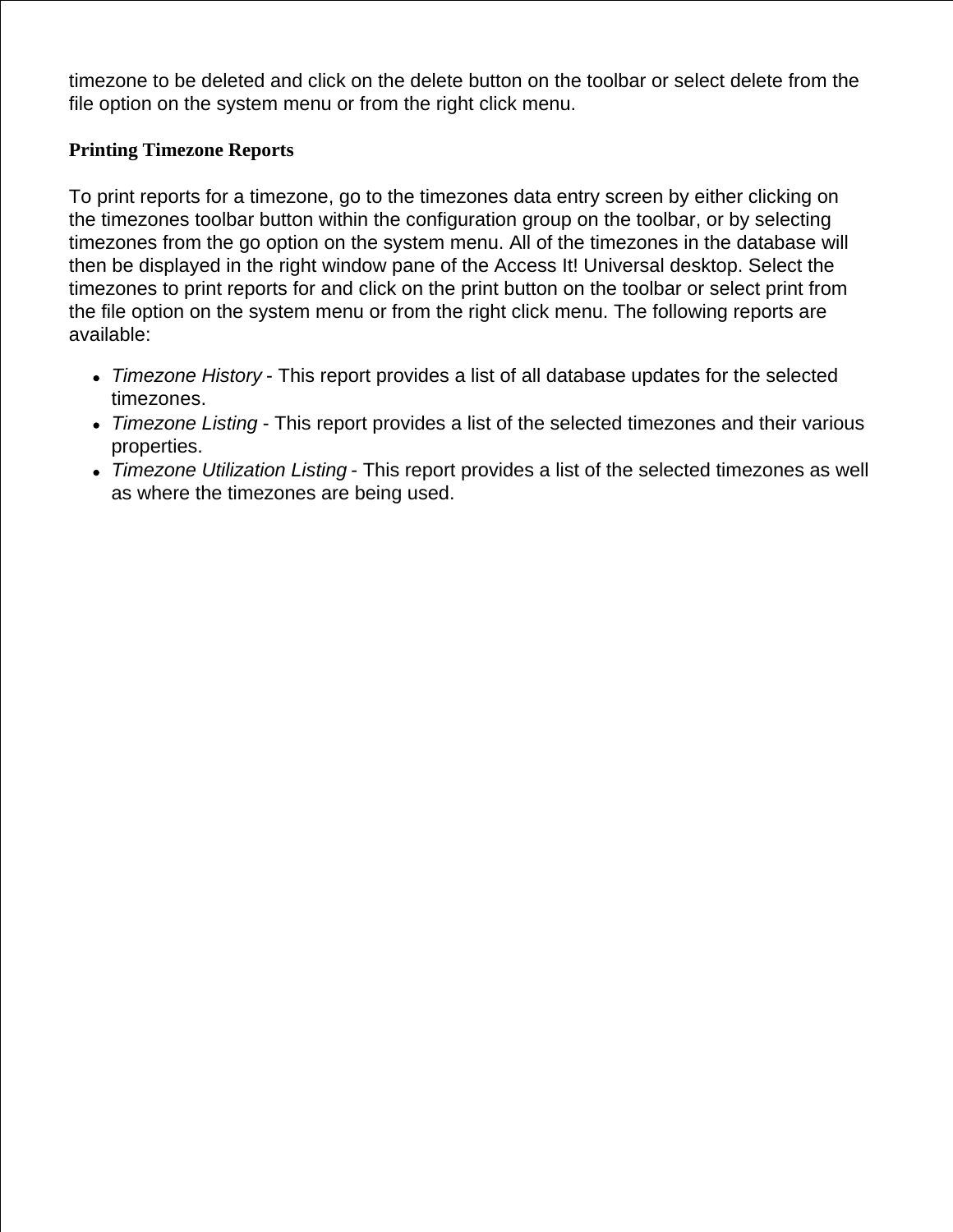timezone to be deleted and click on the delete button on the toolbar or select delete from the file option on the system menu or from the right click menu.

**Printing Timezone Reports**

To print reports for a timezone, go to the timezones data entry screen by either clicking on the timezones toolbar button within the configuration group on the toolbar, or by selecting timezones from the go option on the system menu. All of the timezones in the database will then be displayed in the right window pane of the Access It! Universal desktop. Select the timezones to print reports for and click on the print button on the toolbar or select print from the file option on the system menu or from the right click menu. The following reports are available:

- *Timezone History* - This report provides a list of all database updates for the selected timezones.
- *Timezone Listing* - This report provides a list of the selected timezones and their various properties.
- *Timezone Utilization Listing* - This report provides a list of the selected timezones as well as where the timezones are being used.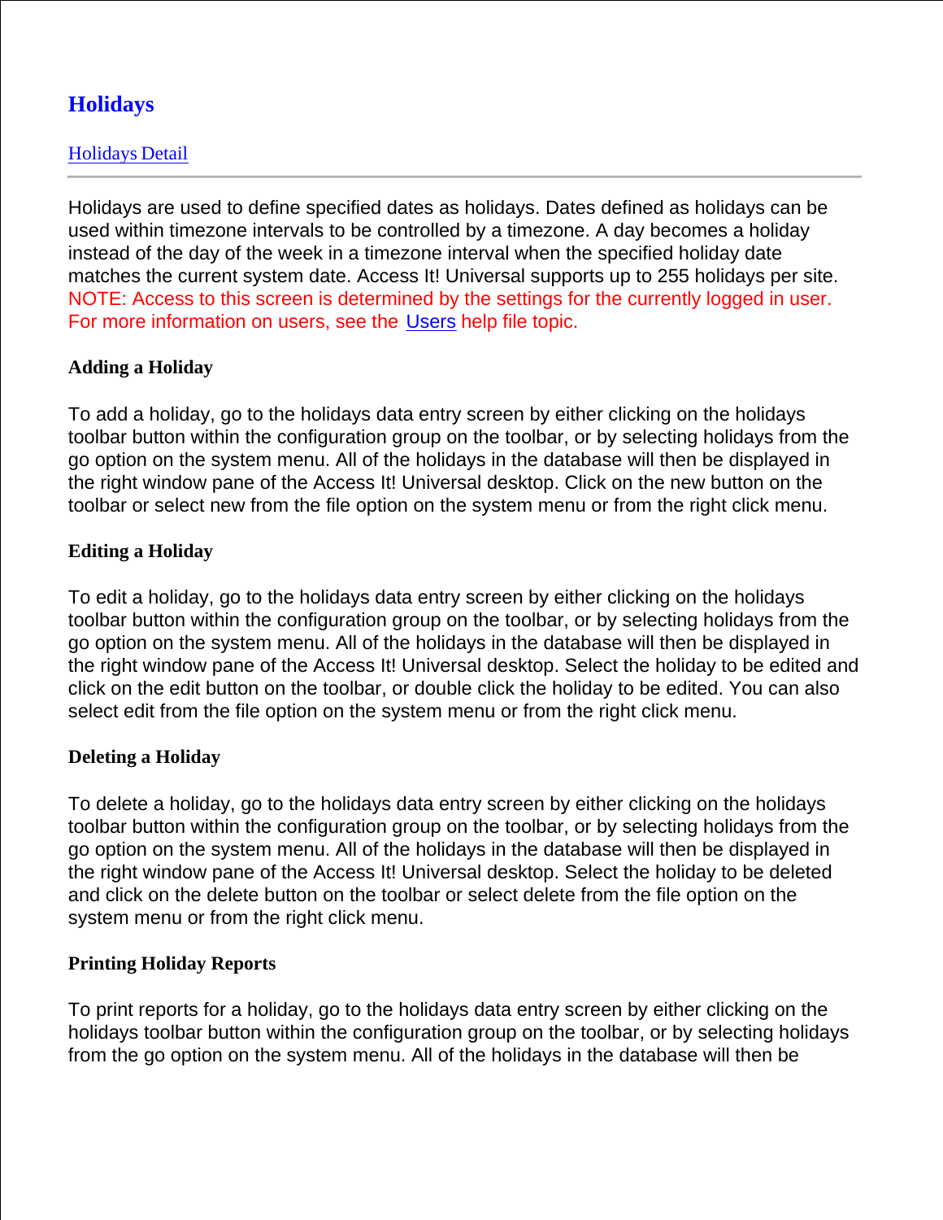# Holidays

[Holidays Detail]

---

Holidays are used to define specified dates as holidays. Dates defined as holidays can be used within timezone intervals to be controlled by a timezone. A day becomes a holiday instead of the day of the week in a timezone interval when the specified holiday date matches the current system date. Access It! Universal supports up to 255 holidays per site. NOTE: Access to this screen is determined by the settings for the currently logged in user. For more information on users, see the Users help file topic.

### Adding a Holiday

To add a holiday, go to the holidays data entry screen by either clicking on the holidays toolbar button within the configuration group on the toolbar, or by selecting holidays from the go option on the system menu. All of the holidays in the database will then be displayed in the right window pane of the Access It! Universal desktop. Click on the new button on the toolbar or select new from the file option on the system menu or from the right click menu.

### Editing a Holiday

To edit a holiday, go to the holidays data entry screen by either clicking on the holidays toolbar button within the configuration group on the toolbar, or by selecting holidays from the go option on the system menu. All of the holidays in the database will then be displayed in the right window pane of the Access It! Universal desktop. Select the holiday to be edited and click on the edit button on the toolbar, or double click the holiday to be edited. You can also select edit from the file option on the system menu or from the right click menu.

### Deleting a Holiday

To delete a holiday, go to the holidays data entry screen by either clicking on the holidays toolbar button within the configuration group on the toolbar, or by selecting holidays from the go option on the system menu. All of the holidays in the database will then be displayed in the right window pane of the Access It! Universal desktop. Select the holiday to be deleted and click on the delete button on the toolbar or select delete from the file option on the system menu or from the right click menu.

### Printing Holiday Reports

To print reports for a holiday, go to the holidays data entry screen by either clicking on the holidays toolbar button within the configuration group on the toolbar, or by selecting holidays from the go option on the system menu. All of the holidays in the database will then be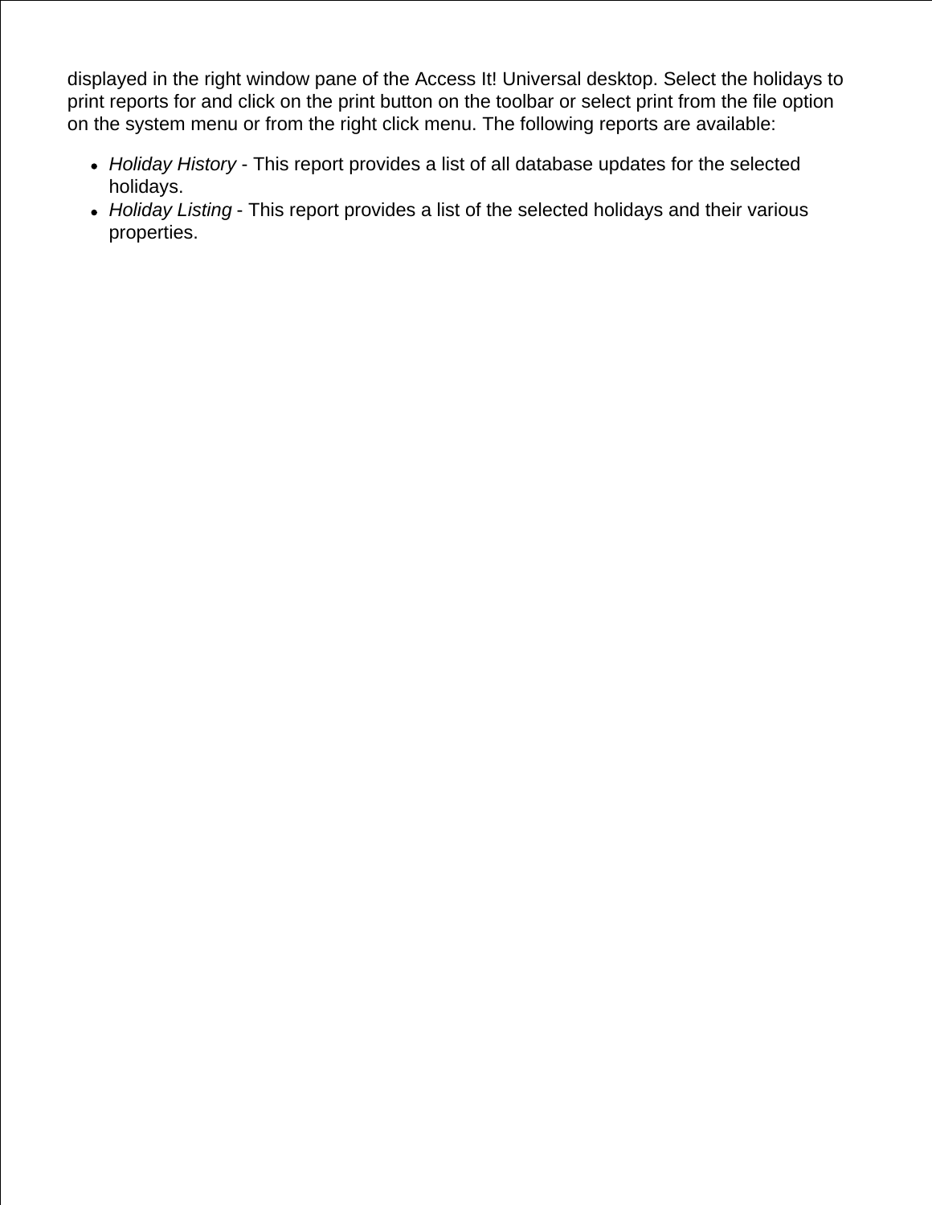displayed in the right window pane of the Access It! Universal desktop. Select the holidays to print reports for and click on the print button on the toolbar or select print from the file option on the system menu or from the right click menu. The following reports are available:

- *Holiday History* - This report provides a list of all database updates for the selected holidays.
- *Holiday Listing* - This report provides a list of the selected holidays and their various properties.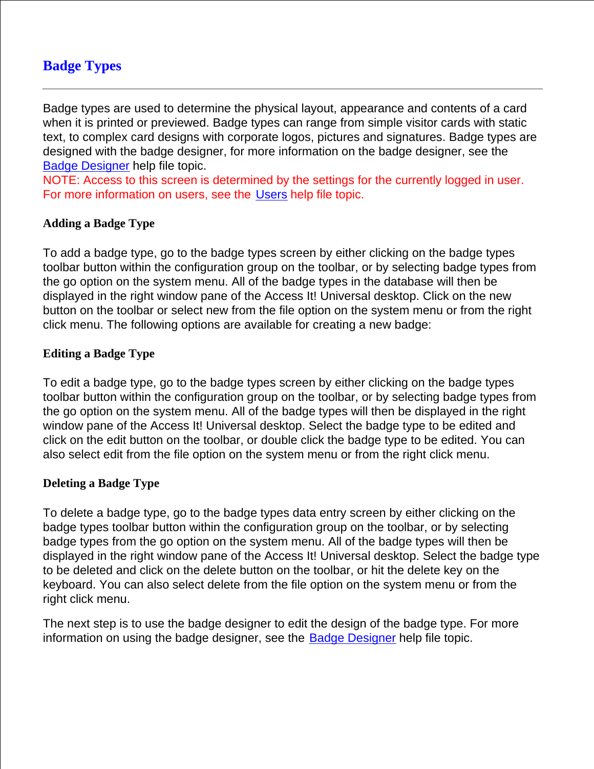# Badge Types

---

Badge types are used to determine the physical layout, appearance and contents of a card when it is printed or previewed. Badge types can range from simple visitor cards with static text, to complex card designs with corporate logos, pictures and signatures. Badge types are designed with the badge designer, for more information on the badge designer, see the Badge Designer help file topic.

NOTE: Access to this screen is determined by the settings for the currently logged in user. For more information on users, see the Users help file topic.

### Adding a Badge Type

To add a badge type, go to the badge types screen by either clicking on the badge types toolbar button within the configuration group on the toolbar, or by selecting badge types from the go option on the system menu. All of the badge types in the database will then be displayed in the right window pane of the Access It! Universal desktop. Click on the new button on the toolbar or select new from the file option on the system menu or from the right click menu. The following options are available for creating a new badge:

### Editing a Badge Type

To edit a badge type, go to the badge types screen by either clicking on the badge types toolbar button within the configuration group on the toolbar, or by selecting badge types from the go option on the system menu. All of the badge types will then be displayed in the right window pane of the Access It! Universal desktop. Select the badge type to be edited and click on the edit button on the toolbar, or double click the badge type to be edited. You can also select edit from the file option on the system menu or from the right click menu.

### Deleting a Badge Type

To delete a badge type, go to the badge types data entry screen by either clicking on the badge types toolbar button within the configuration group on the toolbar, or by selecting badge types from the go option on the system menu. All of the badge types will then be displayed in the right window pane of the Access It! Universal desktop. Select the badge type to be deleted and click on the delete button on the toolbar, or hit the delete key on the keyboard. You can also select delete from the file option on the system menu or from the right click menu.

The next step is to use the badge designer to edit the design of the badge type. For more information on using the badge designer, see the Badge Designer help file topic.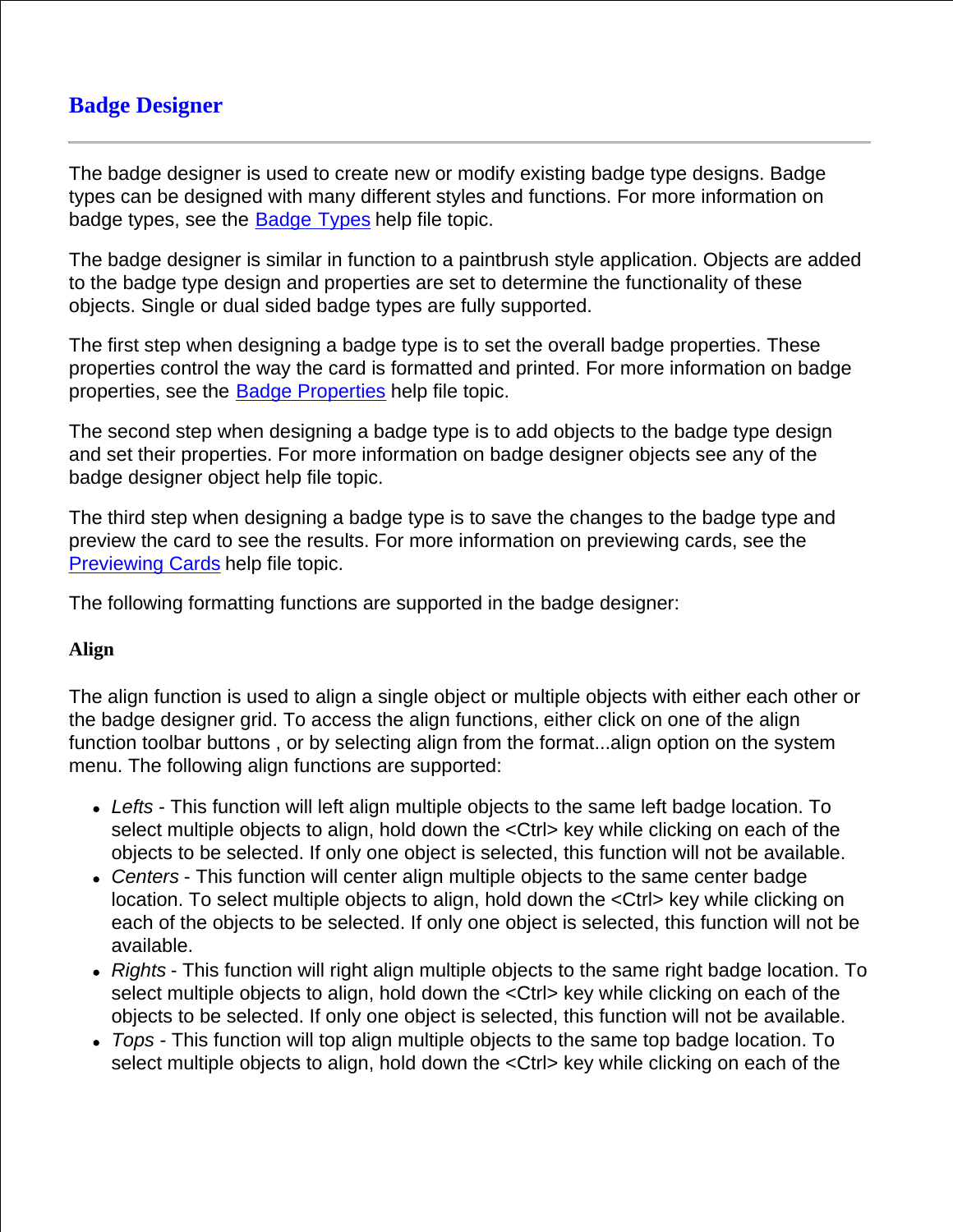## Badge Designer

---

The badge designer is used to create new or modify existing badge type designs. Badge types can be designed with many different styles and functions. For more information on badge types, see the Badge Types help file topic.

The badge designer is similar in function to a paintbrush style application. Objects are added to the badge type design and properties are set to determine the functionality of these objects. Single or dual sided badge types are fully supported.

The first step when designing a badge type is to set the overall badge properties. These properties control the way the card is formatted and printed. For more information on badge properties, see the Badge Properties help file topic.

The second step when designing a badge type is to add objects to the badge type design and set their properties. For more information on badge designer objects see any of the badge designer object help file topic.

The third step when designing a badge type is to save the changes to the badge type and preview the card to see the results. For more information on previewing cards, see the Previewing Cards help file topic.

The following formatting functions are supported in the badge designer:

#### Align

The align function is used to align a single object or multiple objects with either each other or the badge designer grid. To access the align functions, either click on one of the align function toolbar buttons , or by selecting align from the format...align option on the system menu. The following align functions are supported:

- *Lefts* - This function will left align multiple objects to the same left badge location. To select multiple objects to align, hold down the <Ctrl> key while clicking on each of the objects to be selected. If only one object is selected, this function will not be available.
- *Centers* - This function will center align multiple objects to the same center badge location. To select multiple objects to align, hold down the <Ctrl> key while clicking on each of the objects to be selected. If only one object is selected, this function will not be available.
- *Rights* - This function will right align multiple objects to the same right badge location. To select multiple objects to align, hold down the <Ctrl> key while clicking on each of the objects to be selected. If only one object is selected, this function will not be available.
- *Tops* - This function will top align multiple objects to the same top badge location. To select multiple objects to align, hold down the <Ctrl> key while clicking on each of the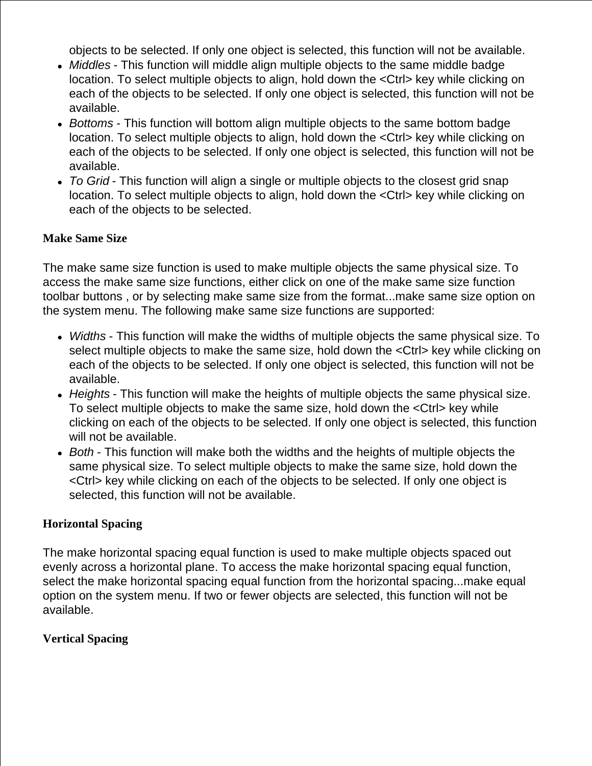objects to be selected. If only one object is selected, this function will not be available.

- *Middles* - This function will middle align multiple objects to the same middle badge location. To select multiple objects to align, hold down the <Ctrl> key while clicking on each of the objects to be selected. If only one object is selected, this function will not be available.
- *Bottoms* - This function will bottom align multiple objects to the same bottom badge location. To select multiple objects to align, hold down the <Ctrl> key while clicking on each of the objects to be selected. If only one object is selected, this function will not be available.
- *To Grid* - This function will align a single or multiple objects to the closest grid snap location. To select multiple objects to align, hold down the <Ctrl> key while clicking on each of the objects to be selected.

**Make Same Size**

The make same size function is used to make multiple objects the same physical size. To access the make same size functions, either click on one of the make same size function toolbar buttons , or by selecting make same size from the format...make same size option on the system menu. The following make same size functions are supported:

- *Widths* - This function will make the widths of multiple objects the same physical size. To select multiple objects to make the same size, hold down the <Ctrl> key while clicking on each of the objects to be selected. If only one object is selected, this function will not be available.
- *Heights* - This function will make the heights of multiple objects the same physical size. To select multiple objects to make the same size, hold down the <Ctrl> key while clicking on each of the objects to be selected. If only one object is selected, this function will not be available.
- *Both* - This function will make both the widths and the heights of multiple objects the same physical size. To select multiple objects to make the same size, hold down the <Ctrl> key while clicking on each of the objects to be selected. If only one object is selected, this function will not be available.

**Horizontal Spacing**

The make horizontal spacing equal function is used to make multiple objects spaced out evenly across a horizontal plane. To access the make horizontal spacing equal function, select the make horizontal spacing equal function from the horizontal spacing...make equal option on the system menu. If two or fewer objects are selected, this function will not be available.

**Vertical Spacing**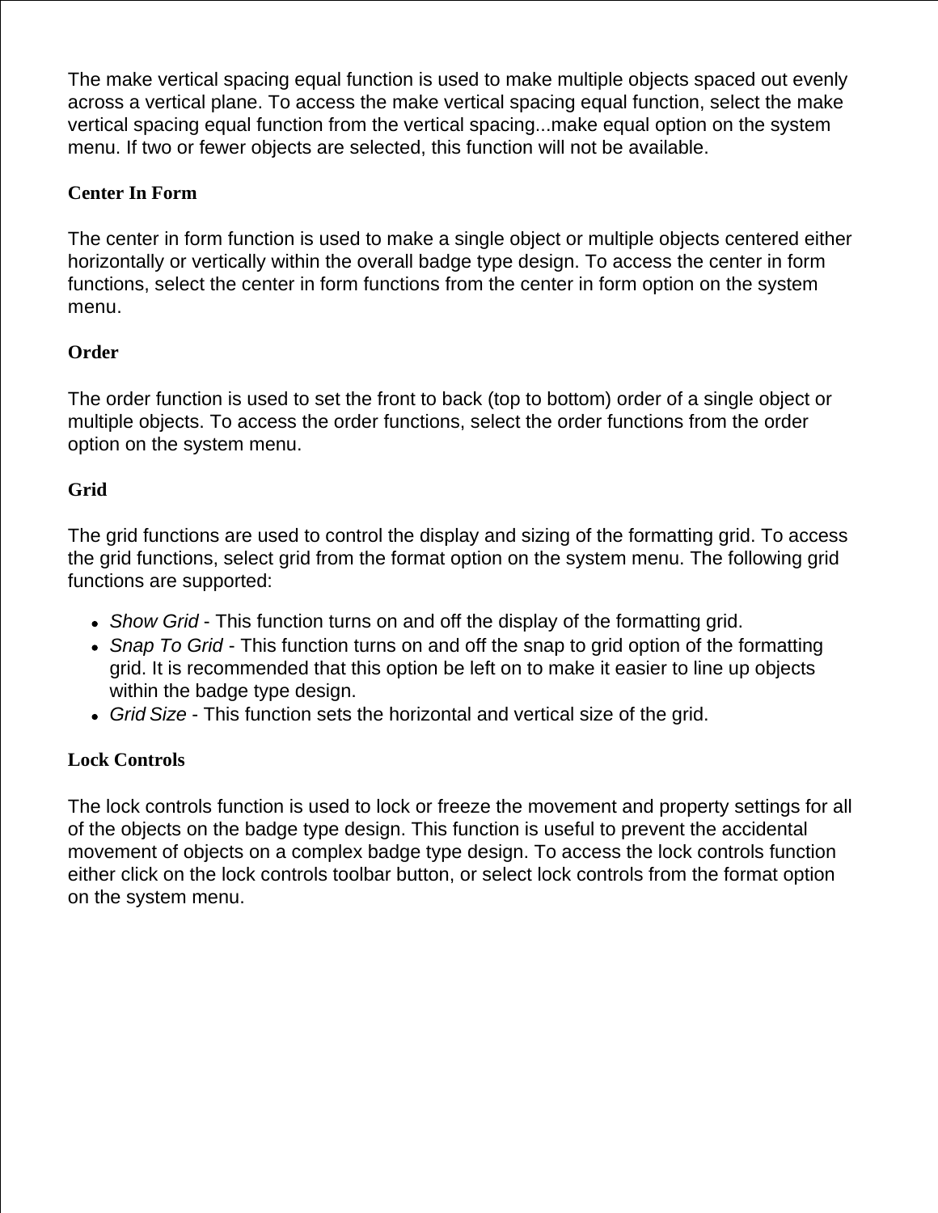The make vertical spacing equal function is used to make multiple objects spaced out evenly across a vertical plane. To access the make vertical spacing equal function, select the make vertical spacing equal function from the vertical spacing...make equal option on the system menu. If two or fewer objects are selected, this function will not be available.

**Center In Form**

The center in form function is used to make a single object or multiple objects centered either horizontally or vertically within the overall badge type design. To access the center in form functions, select the center in form functions from the center in form option on the system menu.

**Order**

The order function is used to set the front to back (top to bottom) order of a single object or multiple objects. To access the order functions, select the order functions from the order option on the system menu.

**Grid**

The grid functions are used to control the display and sizing of the formatting grid. To access the grid functions, select grid from the format option on the system menu. The following grid functions are supported:

- *Show Grid* - This function turns on and off the display of the formatting grid.
- *Snap To Grid* - This function turns on and off the snap to grid option of the formatting grid. It is recommended that this option be left on to make it easier to line up objects within the badge type design.
- *Grid Size* - This function sets the horizontal and vertical size of the grid.

**Lock Controls**

The lock controls function is used to lock or freeze the movement and property settings for all of the objects on the badge type design. This function is useful to prevent the accidental movement of objects on a complex badge type design. To access the lock controls function either click on the lock controls toolbar button, or select lock controls from the format option on the system menu.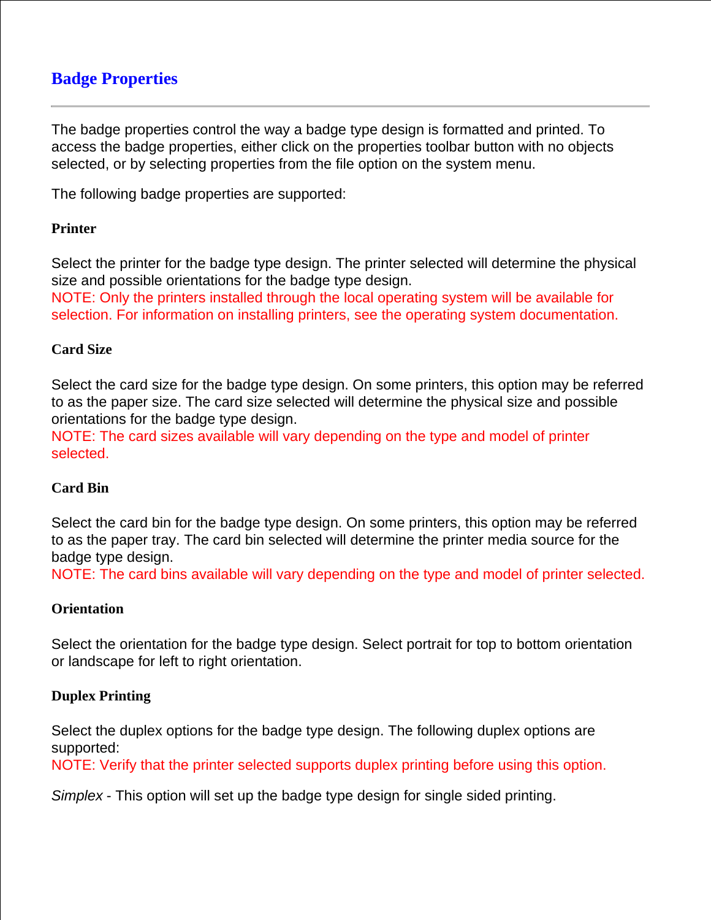## Badge Properties

---

The badge properties control the way a badge type design is formatted and printed. To access the badge properties, either click on the properties toolbar button with no objects selected, or by selecting properties from the file option on the system menu.

The following badge properties are supported:

### Printer

Select the printer for the badge type design. The printer selected will determine the physical size and possible orientations for the badge type design.
NOTE: Only the printers installed through the local operating system will be available for selection. For information on installing printers, see the operating system documentation.

### Card Size

Select the card size for the badge type design. On some printers, this option may be referred to as the paper size. The card size selected will determine the physical size and possible orientations for the badge type design.
NOTE: The card sizes available will vary depending on the type and model of printer selected.

### Card Bin

Select the card bin for the badge type design. On some printers, this option may be referred to as the paper tray. The card bin selected will determine the printer media source for the badge type design.
NOTE: The card bins available will vary depending on the type and model of printer selected.

### Orientation

Select the orientation for the badge type design. Select portrait for top to bottom orientation or landscape for left to right orientation.

### Duplex Printing

Select the duplex options for the badge type design. The following duplex options are supported:
NOTE: Verify that the printer selected supports duplex printing before using this option.

*Simplex* - This option will set up the badge type design for single sided printing.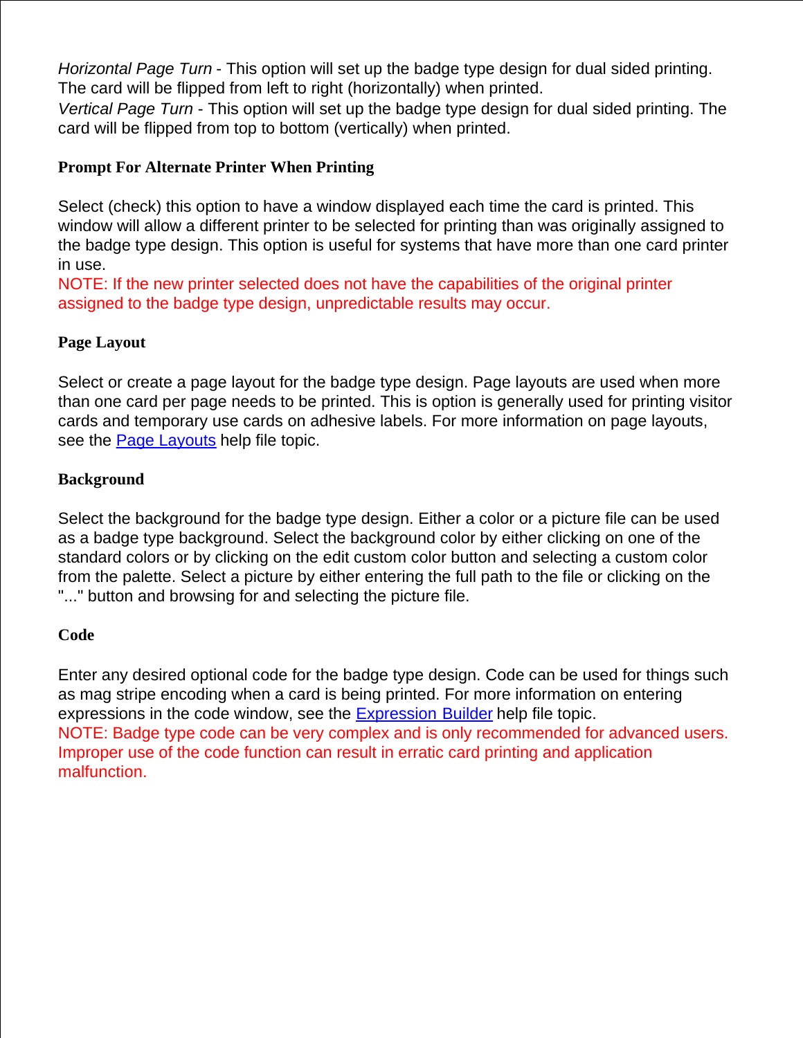*Horizontal Page Turn* - This option will set up the badge type design for dual sided printing. The card will be flipped from left to right (horizontally) when printed.
*Vertical Page Turn* - This option will set up the badge type design for dual sided printing. The card will be flipped from top to bottom (vertically) when printed.

**Prompt For Alternate Printer When Printing**

Select (check) this option to have a window displayed each time the card is printed. This window will allow a different printer to be selected for printing than was originally assigned to the badge type design. This option is useful for systems that have more than one card printer in use.
NOTE: If the new printer selected does not have the capabilities of the original printer assigned to the badge type design, unpredictable results may occur.

**Page Layout**

Select or create a page layout for the badge type design. Page layouts are used when more than one card per page needs to be printed. This is option is generally used for printing visitor cards and temporary use cards on adhesive labels. For more information on page layouts, see the Page Layouts help file topic.

**Background**

Select the background for the badge type design. Either a color or a picture file can be used as a badge type background. Select the background color by either clicking on one of the standard colors or by clicking on the edit custom color button and selecting a custom color from the palette. Select a picture by either entering the full path to the file or clicking on the "..." button and browsing for and selecting the picture file.

**Code**

Enter any desired optional code for the badge type design. Code can be used for things such as mag stripe encoding when a card is being printed. For more information on entering expressions in the code window, see the Expression Builder help file topic.
NOTE: Badge type code can be very complex and is only recommended for advanced users. Improper use of the code function can result in erratic card printing and application malfunction.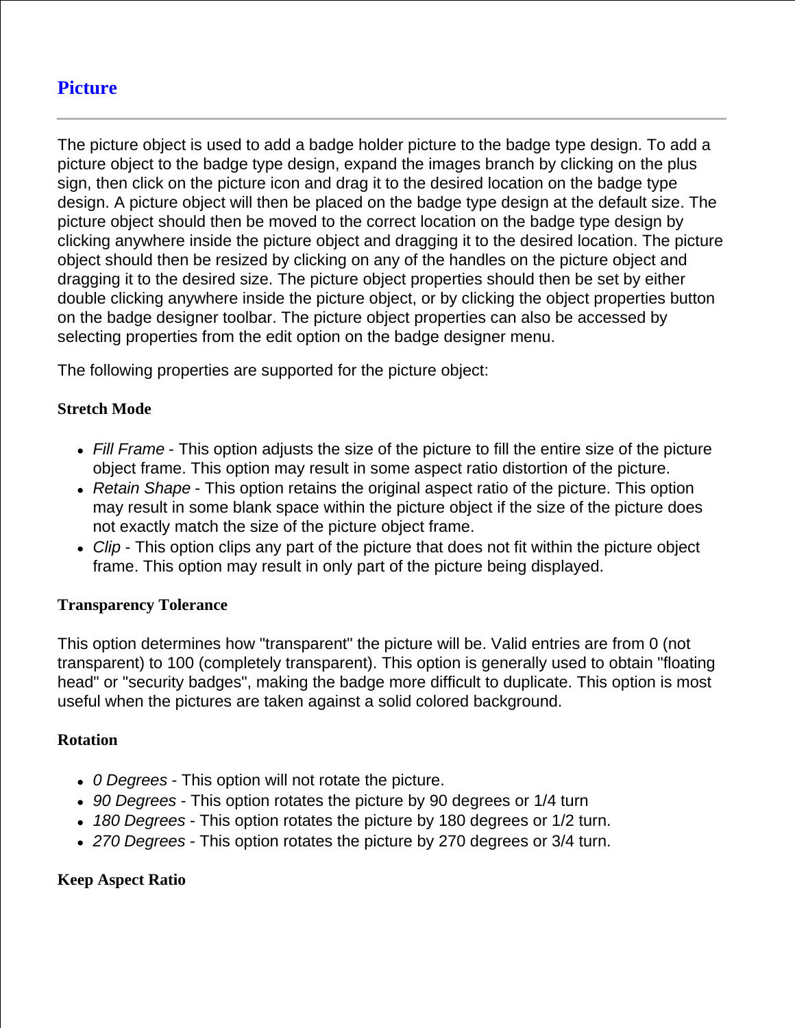# Picture

---

The picture object is used to add a badge holder picture to the badge type design. To add a picture object to the badge type design, expand the images branch by clicking on the plus sign, then click on the picture icon and drag it to the desired location on the badge type design. A picture object will then be placed on the badge type design at the default size. The picture object should then be moved to the correct location on the badge type design by clicking anywhere inside the picture object and dragging it to the desired location. The picture object should then be resized by clicking on any of the handles on the picture object and dragging it to the desired size. The picture object properties should then be set by either double clicking anywhere inside the picture object, or by clicking the object properties button on the badge designer toolbar. The picture object properties can also be accessed by selecting properties from the edit option on the badge designer menu.

The following properties are supported for the picture object:

#### Stretch Mode

- *Fill Frame* - This option adjusts the size of the picture to fill the entire size of the picture object frame. This option may result in some aspect ratio distortion of the picture.
- *Retain Shape* - This option retains the original aspect ratio of the picture. This option may result in some blank space within the picture object if the size of the picture does not exactly match the size of the picture object frame.
- *Clip* - This option clips any part of the picture that does not fit within the picture object frame. This option may result in only part of the picture being displayed.

#### Transparency Tolerance

This option determines how "transparent" the picture will be. Valid entries are from 0 (not transparent) to 100 (completely transparent). This option is generally used to obtain "floating head" or "security badges", making the badge more difficult to duplicate. This option is most useful when the pictures are taken against a solid colored background.

#### Rotation

- *0 Degrees* - This option will not rotate the picture.
- *90 Degrees* - This option rotates the picture by 90 degrees or 1/4 turn
- *180 Degrees* - This option rotates the picture by 180 degrees or 1/2 turn.
- *270 Degrees* - This option rotates the picture by 270 degrees or 3/4 turn.

#### Keep Aspect Ratio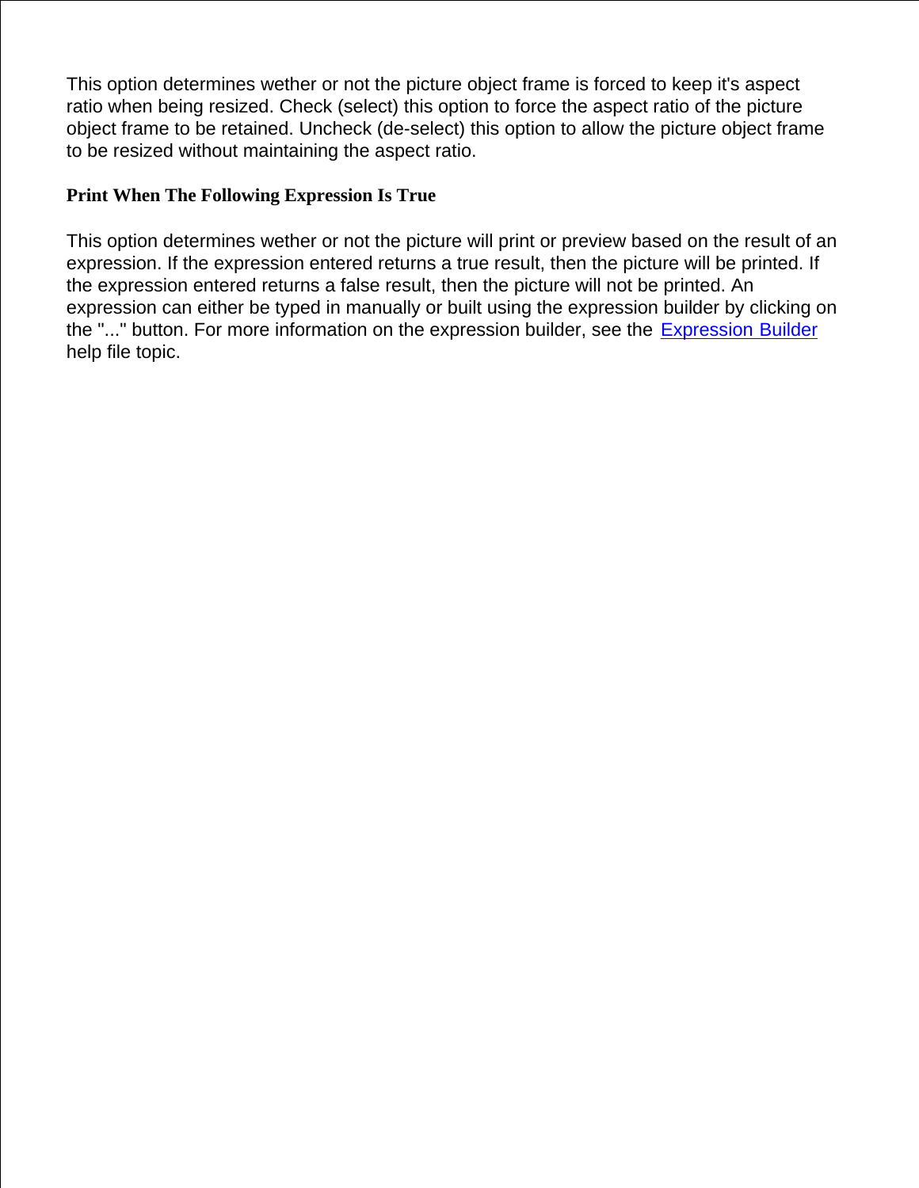This option determines wether or not the picture object frame is forced to keep it's aspect ratio when being resized. Check (select) this option to force the aspect ratio of the picture object frame to be retained. Uncheck (de-select) this option to allow the picture object frame to be resized without maintaining the aspect ratio.

### Print When The Following Expression Is True

This option determines wether or not the picture will print or preview based on the result of an expression. If the expression entered returns a true result, then the picture will be printed. If the expression entered returns a false result, then the picture will not be printed. An expression can either be typed in manually or built using the expression builder by clicking on the "..." button. For more information on the expression builder, see the Expression Builder help file topic.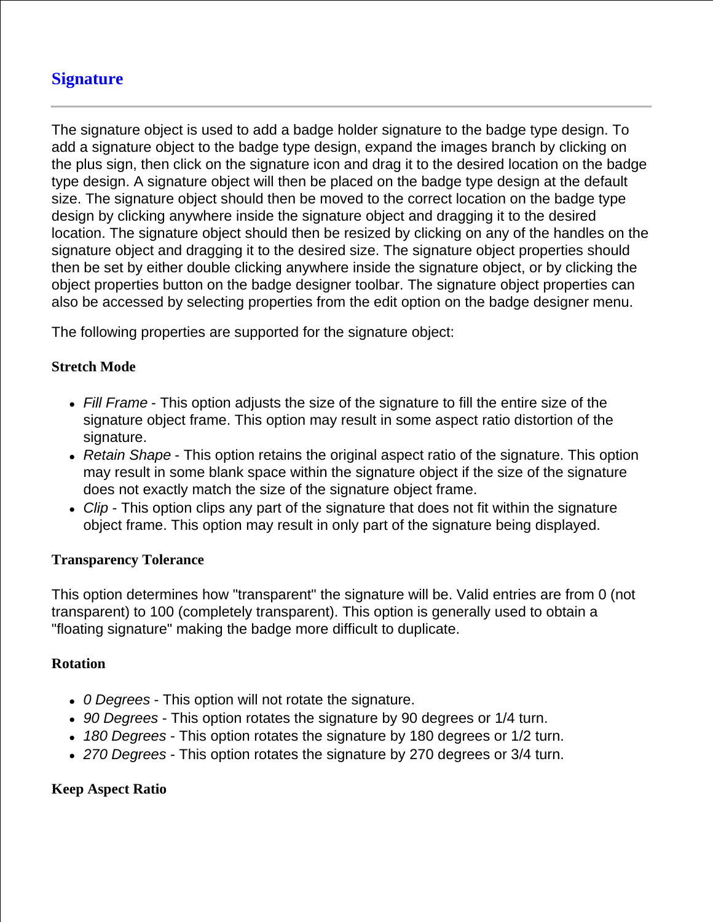## Signature

---

The signature object is used to add a badge holder signature to the badge type design. To add a signature object to the badge type design, expand the images branch by clicking on the plus sign, then click on the signature icon and drag it to the desired location on the badge type design. A signature object will then be placed on the badge type design at the default size. The signature object should then be moved to the correct location on the badge type design by clicking anywhere inside the signature object and dragging it to the desired location. The signature object should then be resized by clicking on any of the handles on the signature object and dragging it to the desired size. The signature object properties should then be set by either double clicking anywhere inside the signature object, or by clicking the object properties button on the badge designer toolbar. The signature object properties can also be accessed by selecting properties from the edit option on the badge designer menu.

The following properties are supported for the signature object:

**Stretch Mode**

- *Fill Frame* - This option adjusts the size of the signature to fill the entire size of the signature object frame. This option may result in some aspect ratio distortion of the signature.
- *Retain Shape* - This option retains the original aspect ratio of the signature. This option may result in some blank space within the signature object if the size of the signature does not exactly match the size of the signature object frame.
- *Clip* - This option clips any part of the signature that does not fit within the signature object frame. This option may result in only part of the signature being displayed.

**Transparency Tolerance**

This option determines how "transparent" the signature will be. Valid entries are from 0 (not transparent) to 100 (completely transparent). This option is generally used to obtain a "floating signature" making the badge more difficult to duplicate.

**Rotation**

- *0 Degrees* - This option will not rotate the signature.
- *90 Degrees* - This option rotates the signature by 90 degrees or 1/4 turn.
- *180 Degrees* - This option rotates the signature by 180 degrees or 1/2 turn.
- *270 Degrees* - This option rotates the signature by 270 degrees or 3/4 turn.

**Keep Aspect Ratio**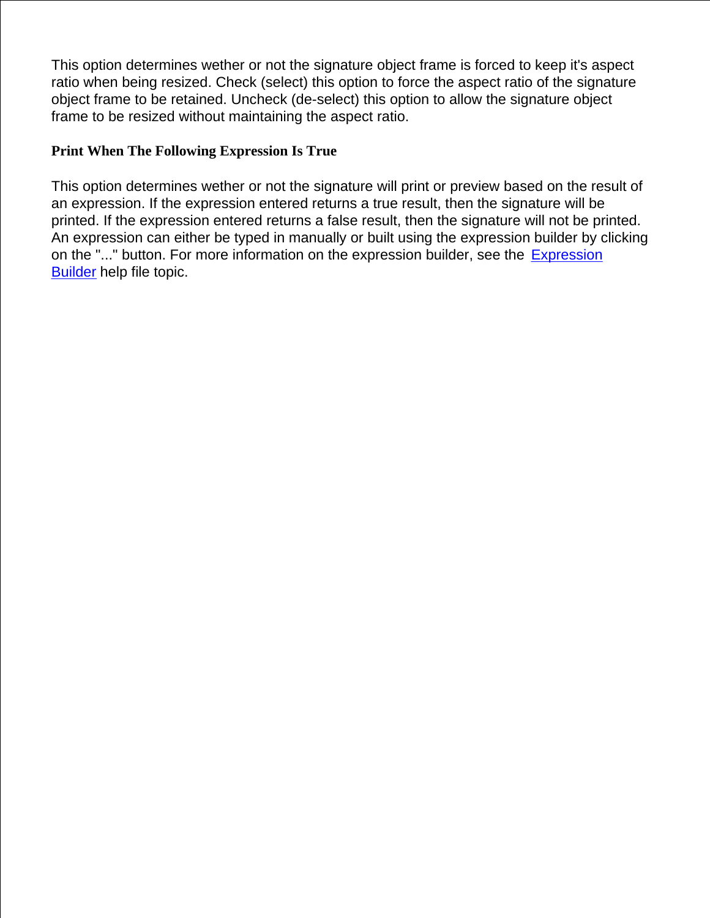This option determines wether or not the signature object frame is forced to keep it's aspect ratio when being resized. Check (select) this option to force the aspect ratio of the signature object frame to be retained. Uncheck (de-select) this option to allow the signature object frame to be resized without maintaining the aspect ratio.

**Print When The Following Expression Is True**

This option determines wether or not the signature will print or preview based on the result of an expression. If the expression entered returns a true result, then the signature will be printed. If the expression entered returns a false result, then the signature will not be printed. An expression can either be typed in manually or built using the expression builder by clicking on the "..." button. For more information on the expression builder, see the Expression Builder help file topic.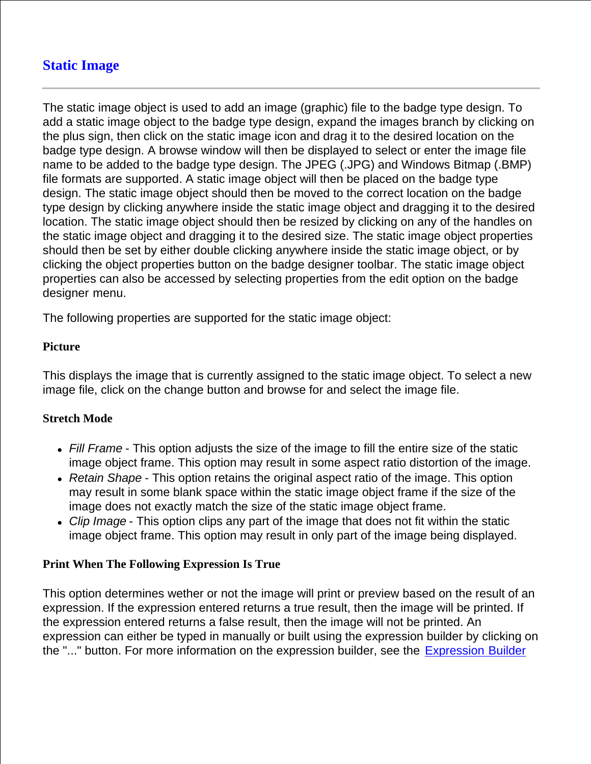## Static Image

---

The static image object is used to add an image (graphic) file to the badge type design. To add a static image object to the badge type design, expand the images branch by clicking on the plus sign, then click on the static image icon and drag it to the desired location on the badge type design. A browse window will then be displayed to select or enter the image file name to be added to the badge type design. The JPEG (.JPG) and Windows Bitmap (.BMP) file formats are supported. A static image object will then be placed on the badge type design. The static image object should then be moved to the correct location on the badge type design by clicking anywhere inside the static image object and dragging it to the desired location. The static image object should then be resized by clicking on any of the handles on the static image object and dragging it to the desired size. The static image object properties should then be set by either double clicking anywhere inside the static image object, or by clicking the object properties button on the badge designer toolbar. The static image object properties can also be accessed by selecting properties from the edit option on the badge designer menu.

The following properties are supported for the static image object:

**Picture**

This displays the image that is currently assigned to the static image object. To select a new image file, click on the change button and browse for and select the image file.

**Stretch Mode**

- *Fill Frame* - This option adjusts the size of the image to fill the entire size of the static image object frame. This option may result in some aspect ratio distortion of the image.
- *Retain Shape* - This option retains the original aspect ratio of the image. This option may result in some blank space within the static image object frame if the size of the image does not exactly match the size of the static image object frame.
- *Clip Image* - This option clips any part of the image that does not fit within the static image object frame. This option may result in only part of the image being displayed.

**Print When The Following Expression Is True**

This option determines wether or not the image will print or preview based on the result of an expression. If the expression entered returns a true result, then the image will be printed. If the expression entered returns a false result, then the image will not be printed. An expression can either be typed in manually or built using the expression builder by clicking on the "..." button. For more information on the expression builder, see the Expression Builder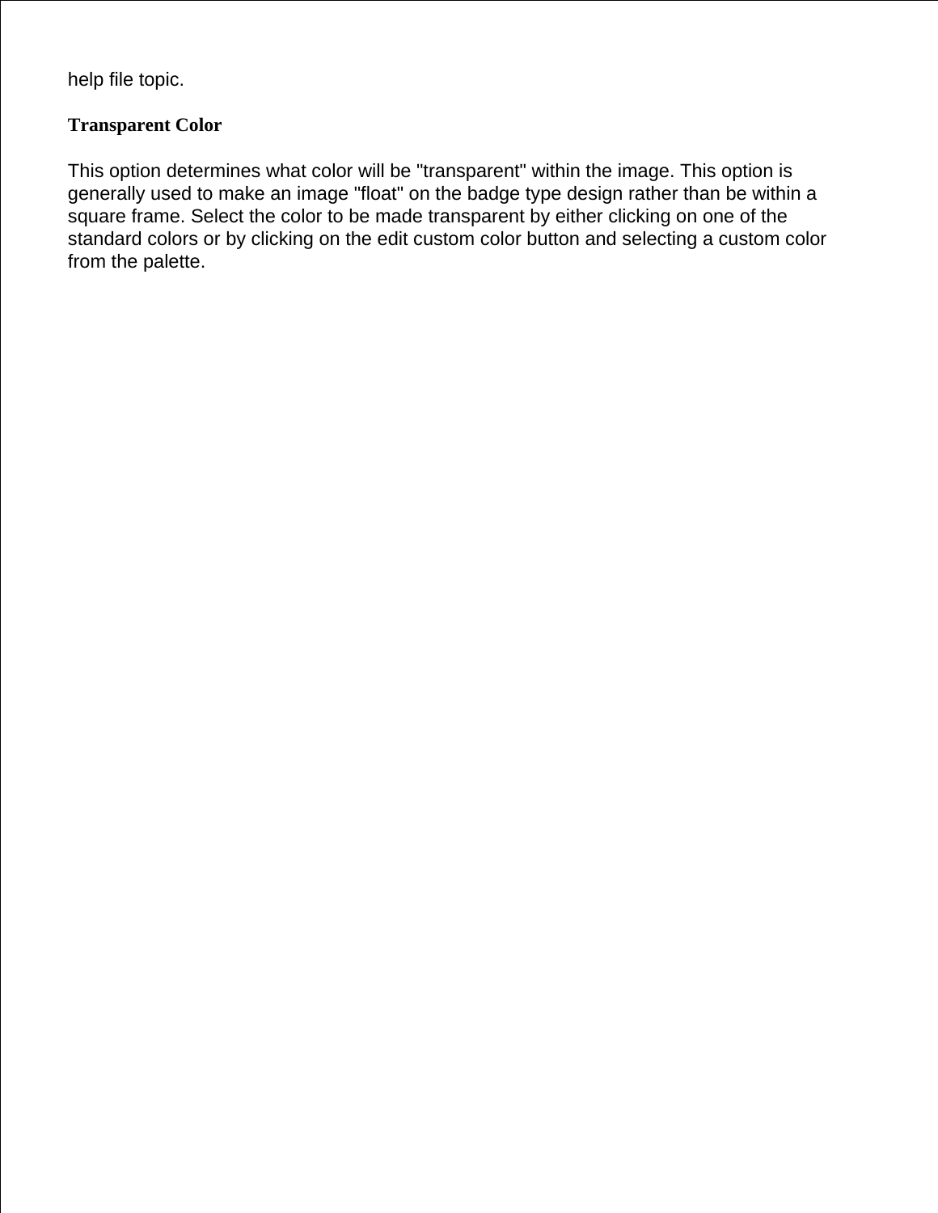help file topic.

**Transparent Color**

This option determines what color will be "transparent" within the image. This option is generally used to make an image "float" on the badge type design rather than be within a square frame. Select the color to be made transparent by either clicking on one of the standard colors or by clicking on the edit custom color button and selecting a custom color from the palette.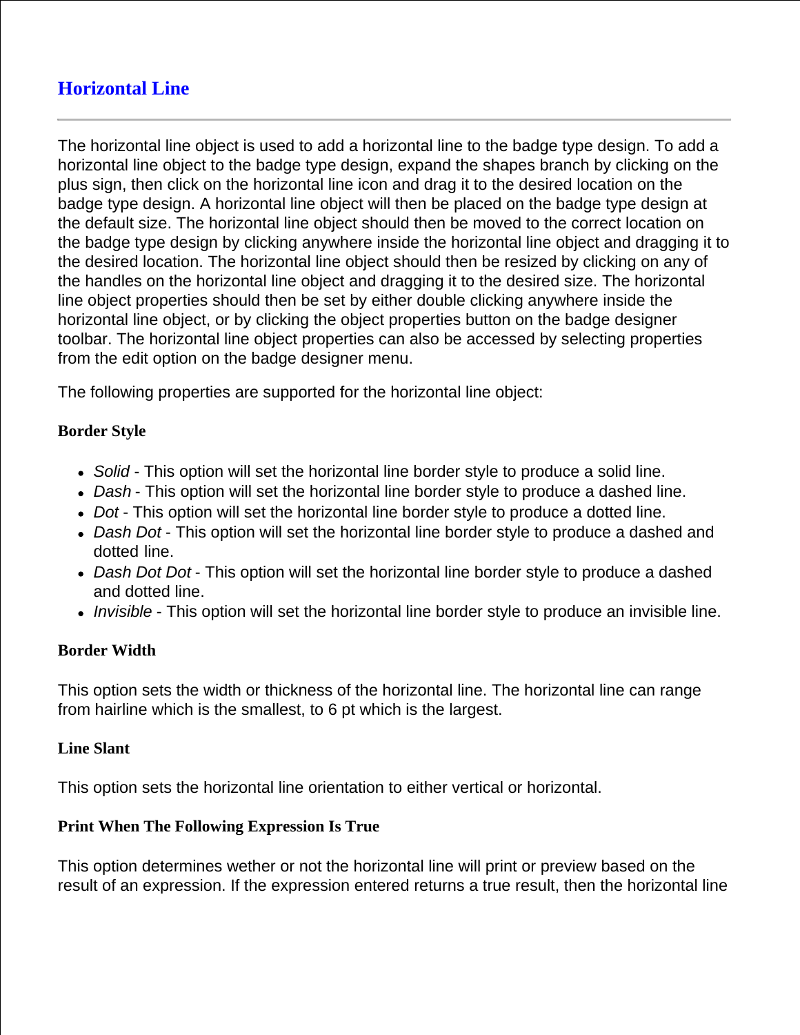# Horizontal Line

---

The horizontal line object is used to add a horizontal line to the badge type design. To add a horizontal line object to the badge type design, expand the shapes branch by clicking on the plus sign, then click on the horizontal line icon and drag it to the desired location on the badge type design. A horizontal line object will then be placed on the badge type design at the default size. The horizontal line object should then be moved to the correct location on the badge type design by clicking anywhere inside the horizontal line object and dragging it to the desired location. The horizontal line object should then be resized by clicking on any of the handles on the horizontal line object and dragging it to the desired size. The horizontal line object properties should then be set by either double clicking anywhere inside the horizontal line object, or by clicking the object properties button on the badge designer toolbar. The horizontal line object properties can also be accessed by selecting properties from the edit option on the badge designer menu.

The following properties are supported for the horizontal line object:

**Border Style**

- *Solid* - This option will set the horizontal line border style to produce a solid line.
- *Dash* - This option will set the horizontal line border style to produce a dashed line.
- *Dot* - This option will set the horizontal line border style to produce a dotted line.
- *Dash Dot* - This option will set the horizontal line border style to produce a dashed and dotted line.
- *Dash Dot Dot* - This option will set the horizontal line border style to produce a dashed and dotted line.
- *Invisible* - This option will set the horizontal line border style to produce an invisible line.

**Border Width**

This option sets the width or thickness of the horizontal line. The horizontal line can range from hairline which is the smallest, to 6 pt which is the largest.

**Line Slant**

This option sets the horizontal line orientation to either vertical or horizontal.

**Print When The Following Expression Is True**

This option determines wether or not the horizontal line will print or preview based on the result of an expression. If the expression entered returns a true result, then the horizontal line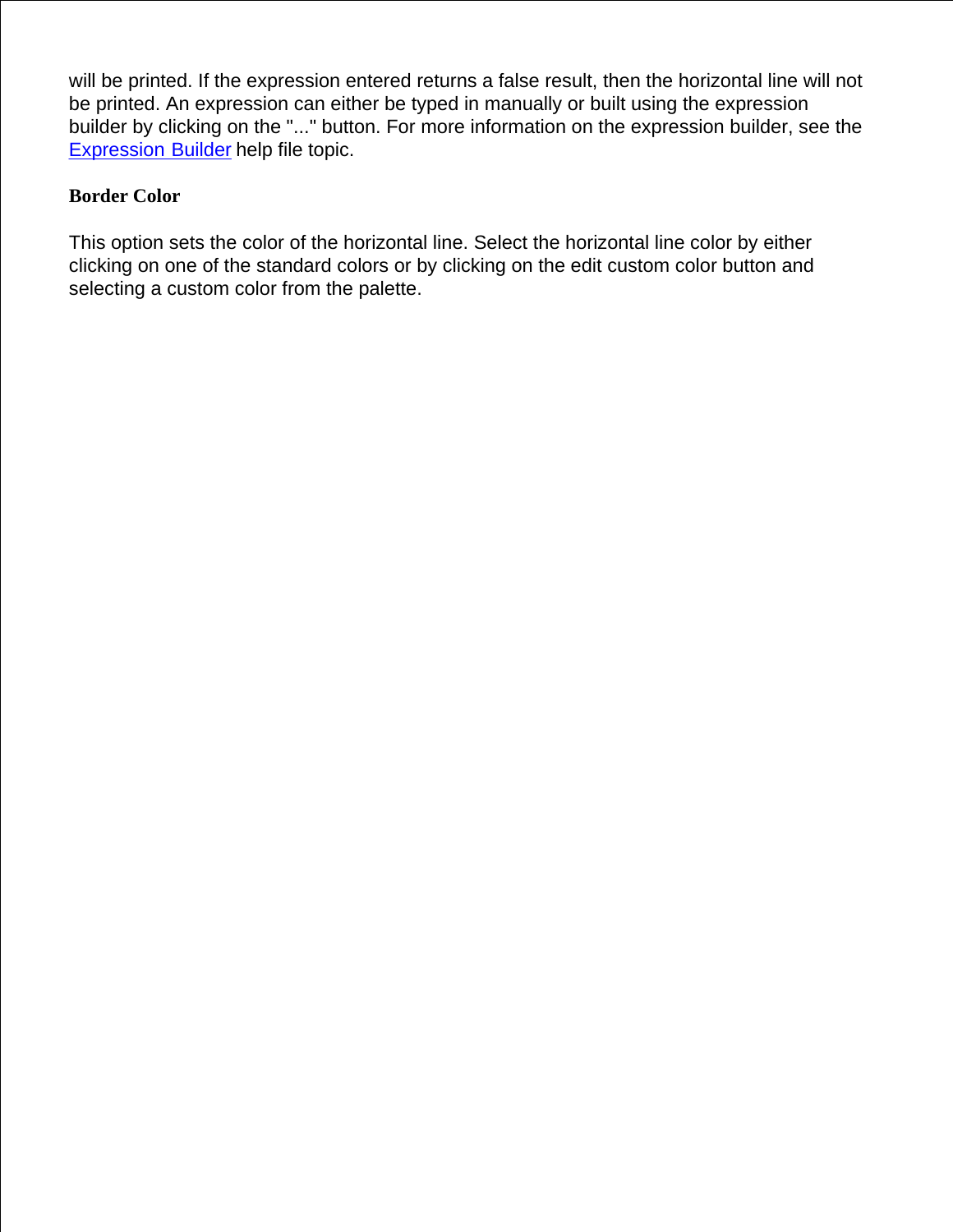will be printed. If the expression entered returns a false result, then the horizontal line will not be printed. An expression can either be typed in manually or built using the expression builder by clicking on the "..." button. For more information on the expression builder, see the Expression Builder help file topic.

**Border Color**

This option sets the color of the horizontal line. Select the horizontal line color by either clicking on one of the standard colors or by clicking on the edit custom color button and selecting a custom color from the palette.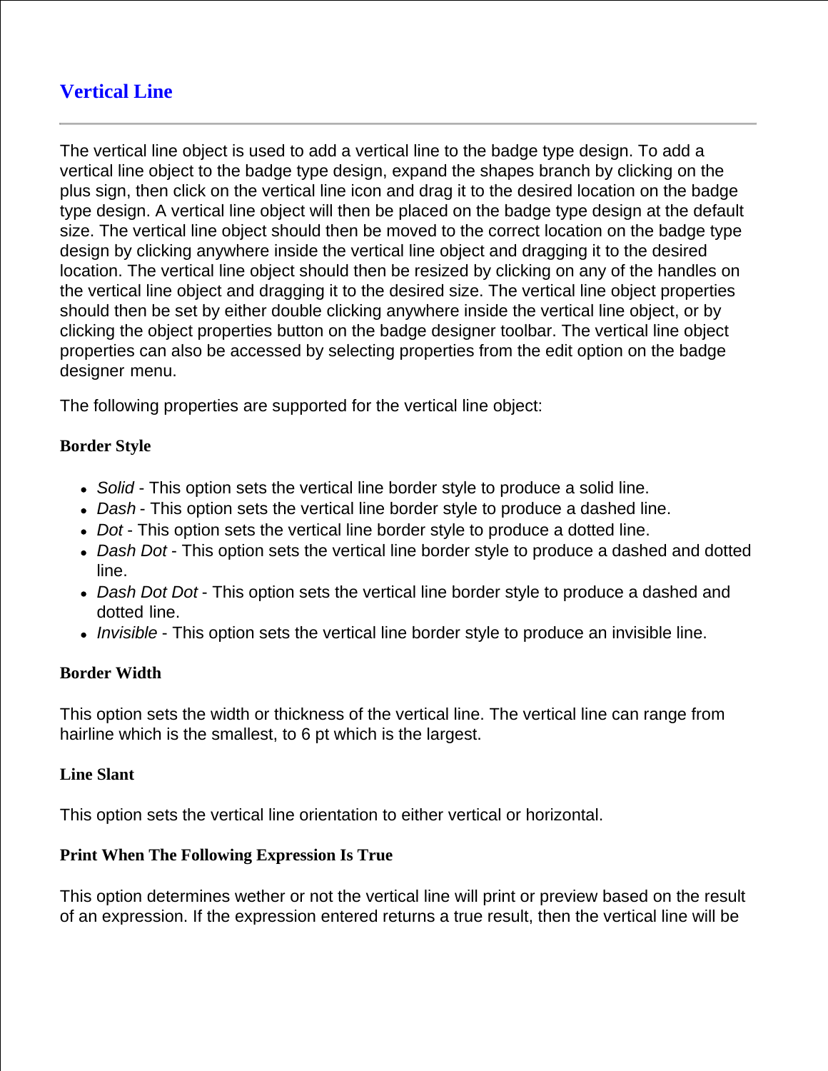# Vertical Line

---

The vertical line object is used to add a vertical line to the badge type design. To add a vertical line object to the badge type design, expand the shapes branch by clicking on the plus sign, then click on the vertical line icon and drag it to the desired location on the badge type design. A vertical line object will then be placed on the badge type design at the default size. The vertical line object should then be moved to the correct location on the badge type design by clicking anywhere inside the vertical line object and dragging it to the desired location. The vertical line object should then be resized by clicking on any of the handles on the vertical line object and dragging it to the desired size. The vertical line object properties should then be set by either double clicking anywhere inside the vertical line object, or by clicking the object properties button on the badge designer toolbar. The vertical line object properties can also be accessed by selecting properties from the edit option on the badge designer menu.

The following properties are supported for the vertical line object:

**Border Style**

- *Solid* - This option sets the vertical line border style to produce a solid line.
- *Dash* - This option sets the vertical line border style to produce a dashed line.
- *Dot* - This option sets the vertical line border style to produce a dotted line.
- *Dash Dot* - This option sets the vertical line border style to produce a dashed and dotted line.
- *Dash Dot Dot* - This option sets the vertical line border style to produce a dashed and dotted line.
- *Invisible* - This option sets the vertical line border style to produce an invisible line.

**Border Width**

This option sets the width or thickness of the vertical line. The vertical line can range from hairline which is the smallest, to 6 pt which is the largest.

**Line Slant**

This option sets the vertical line orientation to either vertical or horizontal.

**Print When The Following Expression Is True**

This option determines wether or not the vertical line will print or preview based on the result of an expression. If the expression entered returns a true result, then the vertical line will be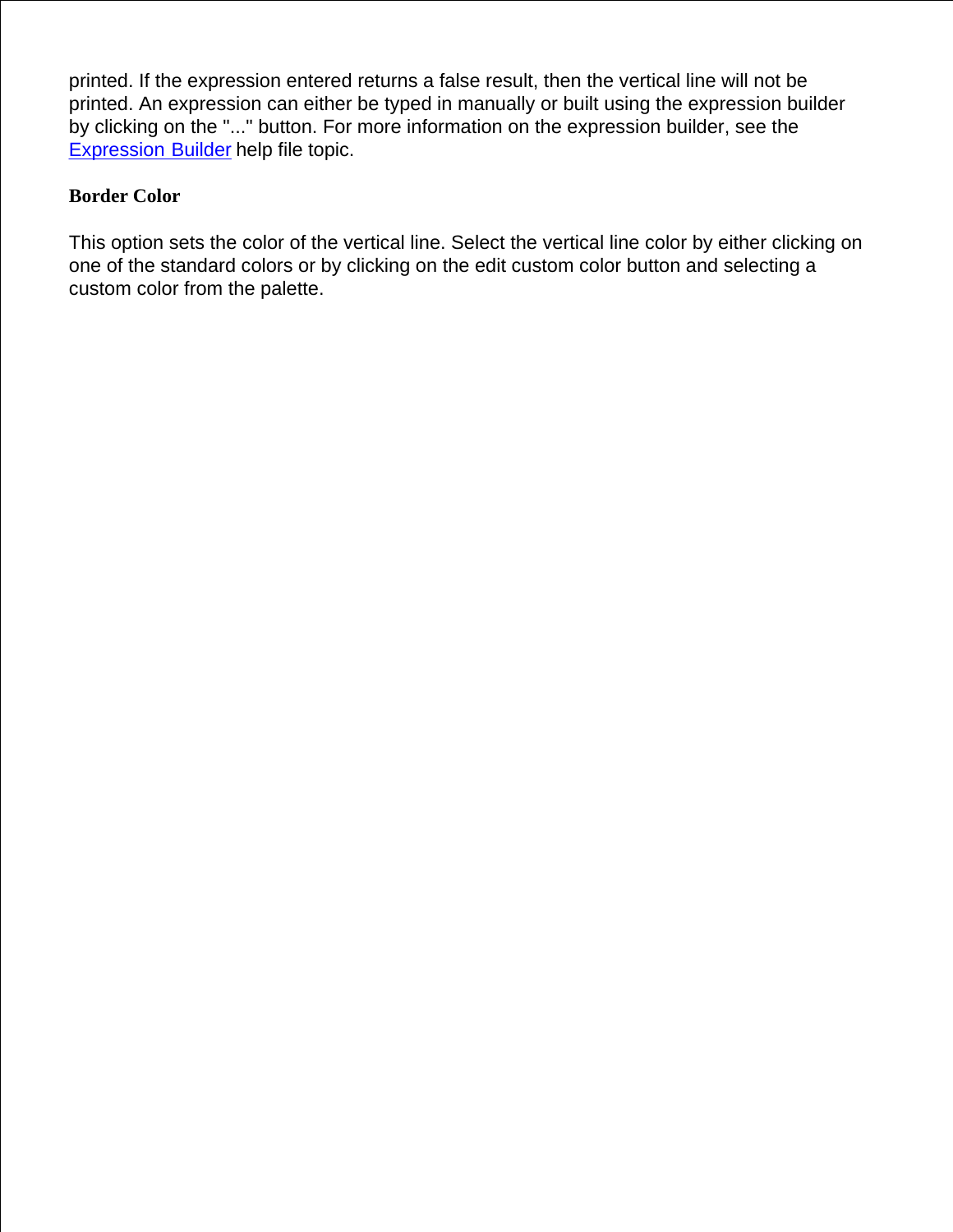printed. If the expression entered returns a false result, then the vertical line will not be printed. An expression can either be typed in manually or built using the expression builder by clicking on the "..." button. For more information on the expression builder, see the Expression Builder help file topic.

**Border Color**

This option sets the color of the vertical line. Select the vertical line color by either clicking on one of the standard colors or by clicking on the edit custom color button and selecting a custom color from the palette.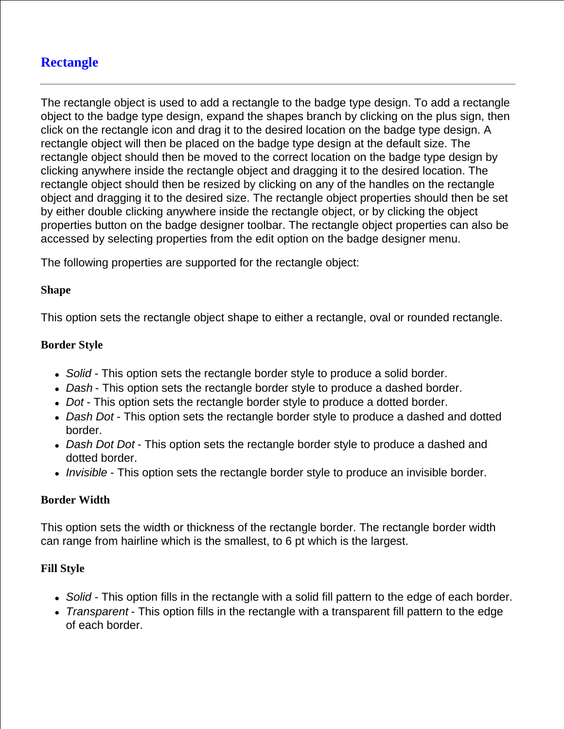# Rectangle

---

The rectangle object is used to add a rectangle to the badge type design. To add a rectangle object to the badge type design, expand the shapes branch by clicking on the plus sign, then click on the rectangle icon and drag it to the desired location on the badge type design. A rectangle object will then be placed on the badge type design at the default size. The rectangle object should then be moved to the correct location on the badge type design by clicking anywhere inside the rectangle object and dragging it to the desired location. The rectangle object should then be resized by clicking on any of the handles on the rectangle object and dragging it to the desired size. The rectangle object properties should then be set by either double clicking anywhere inside the rectangle object, or by clicking the object properties button on the badge designer toolbar. The rectangle object properties can also be accessed by selecting properties from the edit option on the badge designer menu.

The following properties are supported for the rectangle object:

#### Shape

This option sets the rectangle object shape to either a rectangle, oval or rounded rectangle.

#### Border Style

- *Solid* - This option sets the rectangle border style to produce a solid border.
- *Dash* - This option sets the rectangle border style to produce a dashed border.
- *Dot* - This option sets the rectangle border style to produce a dotted border.
- *Dash Dot* - This option sets the rectangle border style to produce a dashed and dotted border.
- *Dash Dot Dot* - This option sets the rectangle border style to produce a dashed and dotted border.
- *Invisible* - This option sets the rectangle border style to produce an invisible border.

#### Border Width

This option sets the width or thickness of the rectangle border. The rectangle border width can range from hairline which is the smallest, to 6 pt which is the largest.

#### Fill Style

- *Solid* - This option fills in the rectangle with a solid fill pattern to the edge of each border.
- *Transparent* - This option fills in the rectangle with a transparent fill pattern to the edge of each border.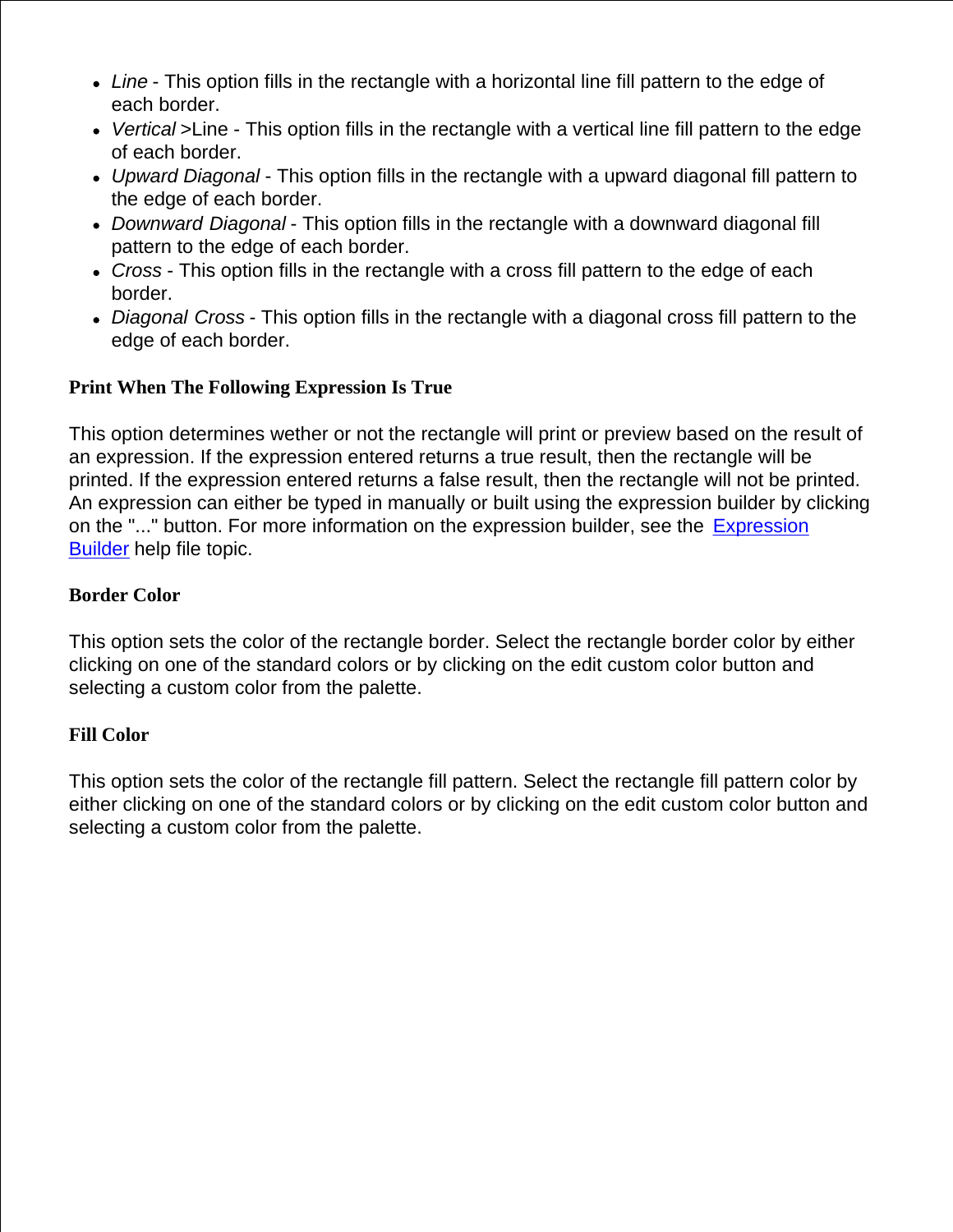- *Line* - This option fills in the rectangle with a horizontal line fill pattern to the edge of each border.
- *Vertical* >Line - This option fills in the rectangle with a vertical line fill pattern to the edge of each border.
- *Upward Diagonal* - This option fills in the rectangle with a upward diagonal fill pattern to the edge of each border.
- *Downward Diagonal* - This option fills in the rectangle with a downward diagonal fill pattern to the edge of each border.
- *Cross* - This option fills in the rectangle with a cross fill pattern to the edge of each border.
- *Diagonal Cross* - This option fills in the rectangle with a diagonal cross fill pattern to the edge of each border.

**Print When The Following Expression Is True**

This option determines wether or not the rectangle will print or preview based on the result of an expression. If the expression entered returns a true result, then the rectangle will be printed. If the expression entered returns a false result, then the rectangle will not be printed. An expression can either be typed in manually or built using the expression builder by clicking on the "..." button. For more information on the expression builder, see the Expression Builder help file topic.

**Border Color**

This option sets the color of the rectangle border. Select the rectangle border color by either clicking on one of the standard colors or by clicking on the edit custom color button and selecting a custom color from the palette.

**Fill Color**

This option sets the color of the rectangle fill pattern. Select the rectangle fill pattern color by either clicking on one of the standard colors or by clicking on the edit custom color button and selecting a custom color from the palette.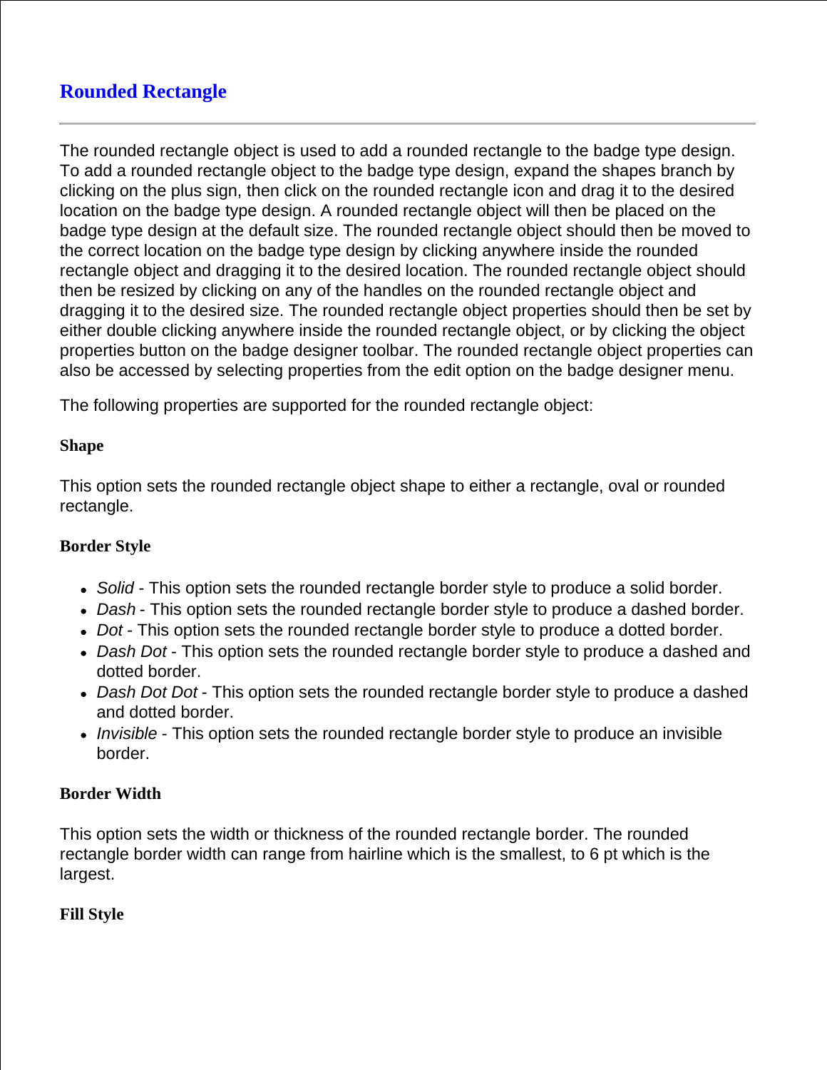## Rounded Rectangle

---

The rounded rectangle object is used to add a rounded rectangle to the badge type design. To add a rounded rectangle object to the badge type design, expand the shapes branch by clicking on the plus sign, then click on the rounded rectangle icon and drag it to the desired location on the badge type design. A rounded rectangle object will then be placed on the badge type design at the default size. The rounded rectangle object should then be moved to the correct location on the badge type design by clicking anywhere inside the rounded rectangle object and dragging it to the desired location. The rounded rectangle object should then be resized by clicking on any of the handles on the rounded rectangle object and dragging it to the desired size. The rounded rectangle object properties should then be set by either double clicking anywhere inside the rounded rectangle object, or by clicking the object properties button on the badge designer toolbar. The rounded rectangle object properties can also be accessed by selecting properties from the edit option on the badge designer menu.

The following properties are supported for the rounded rectangle object:

#### Shape

This option sets the rounded rectangle object shape to either a rectangle, oval or rounded rectangle.

#### Border Style

- *Solid* - This option sets the rounded rectangle border style to produce a solid border.
- *Dash* - This option sets the rounded rectangle border style to produce a dashed border.
- *Dot* - This option sets the rounded rectangle border style to produce a dotted border.
- *Dash Dot* - This option sets the rounded rectangle border style to produce a dashed and dotted border.
- *Dash Dot Dot* - This option sets the rounded rectangle border style to produce a dashed and dotted border.
- *Invisible* - This option sets the rounded rectangle border style to produce an invisible border.

#### Border Width

This option sets the width or thickness of the rounded rectangle border. The rounded rectangle border width can range from hairline which is the smallest, to 6 pt which is the largest.

#### Fill Style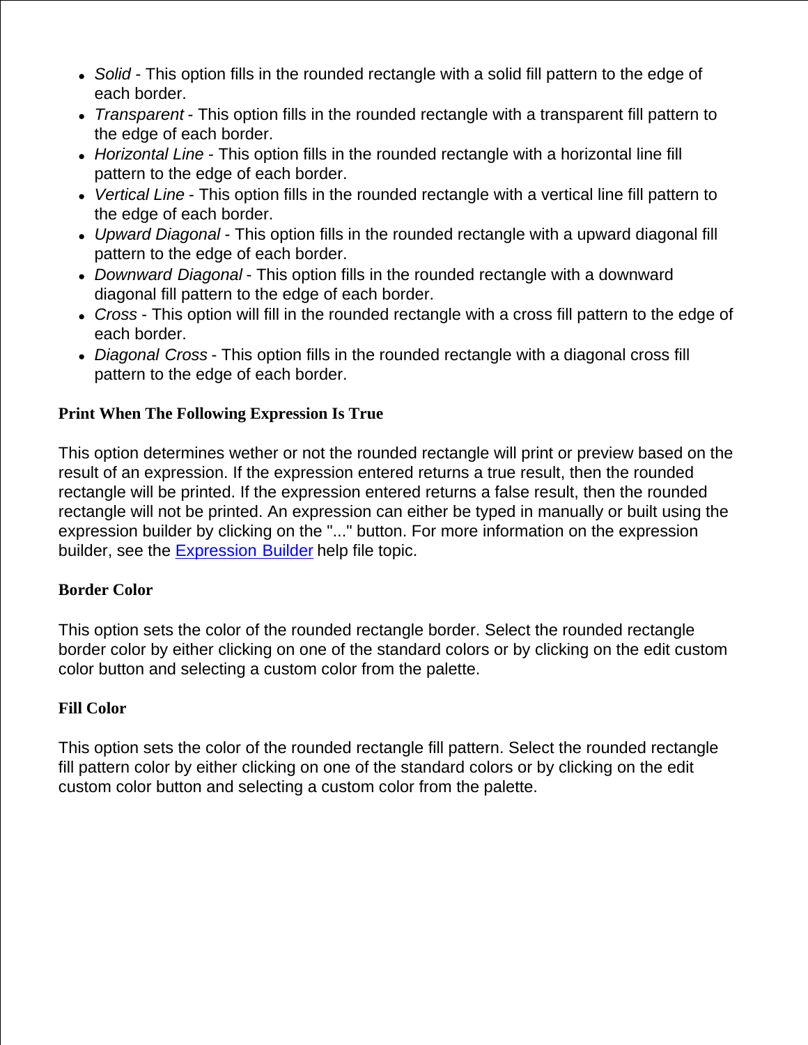- *Solid* - This option fills in the rounded rectangle with a solid fill pattern to the edge of each border.
- *Transparent* - This option fills in the rounded rectangle with a transparent fill pattern to the edge of each border.
- *Horizontal Line* - This option fills in the rounded rectangle with a horizontal line fill pattern to the edge of each border.
- *Vertical Line* - This option fills in the rounded rectangle with a vertical line fill pattern to the edge of each border.
- *Upward Diagonal* - This option fills in the rounded rectangle with a upward diagonal fill pattern to the edge of each border.
- *Downward Diagonal* - This option fills in the rounded rectangle with a downward diagonal fill pattern to the edge of each border.
- *Cross* - This option will fill in the rounded rectangle with a cross fill pattern to the edge of each border.
- *Diagonal Cross* - This option fills in the rounded rectangle with a diagonal cross fill pattern to the edge of each border.

**Print When The Following Expression Is True**

This option determines wether or not the rounded rectangle will print or preview based on the result of an expression. If the expression entered returns a true result, then the rounded rectangle will be printed. If the expression entered returns a false result, then the rounded rectangle will not be printed. An expression can either be typed in manually or built using the expression builder by clicking on the "..." button. For more information on the expression builder, see the Expression Builder help file topic.

**Border Color**

This option sets the color of the rounded rectangle border. Select the rounded rectangle border color by either clicking on one of the standard colors or by clicking on the edit custom color button and selecting a custom color from the palette.

**Fill Color**

This option sets the color of the rounded rectangle fill pattern. Select the rounded rectangle fill pattern color by either clicking on one of the standard colors or by clicking on the edit custom color button and selecting a custom color from the palette.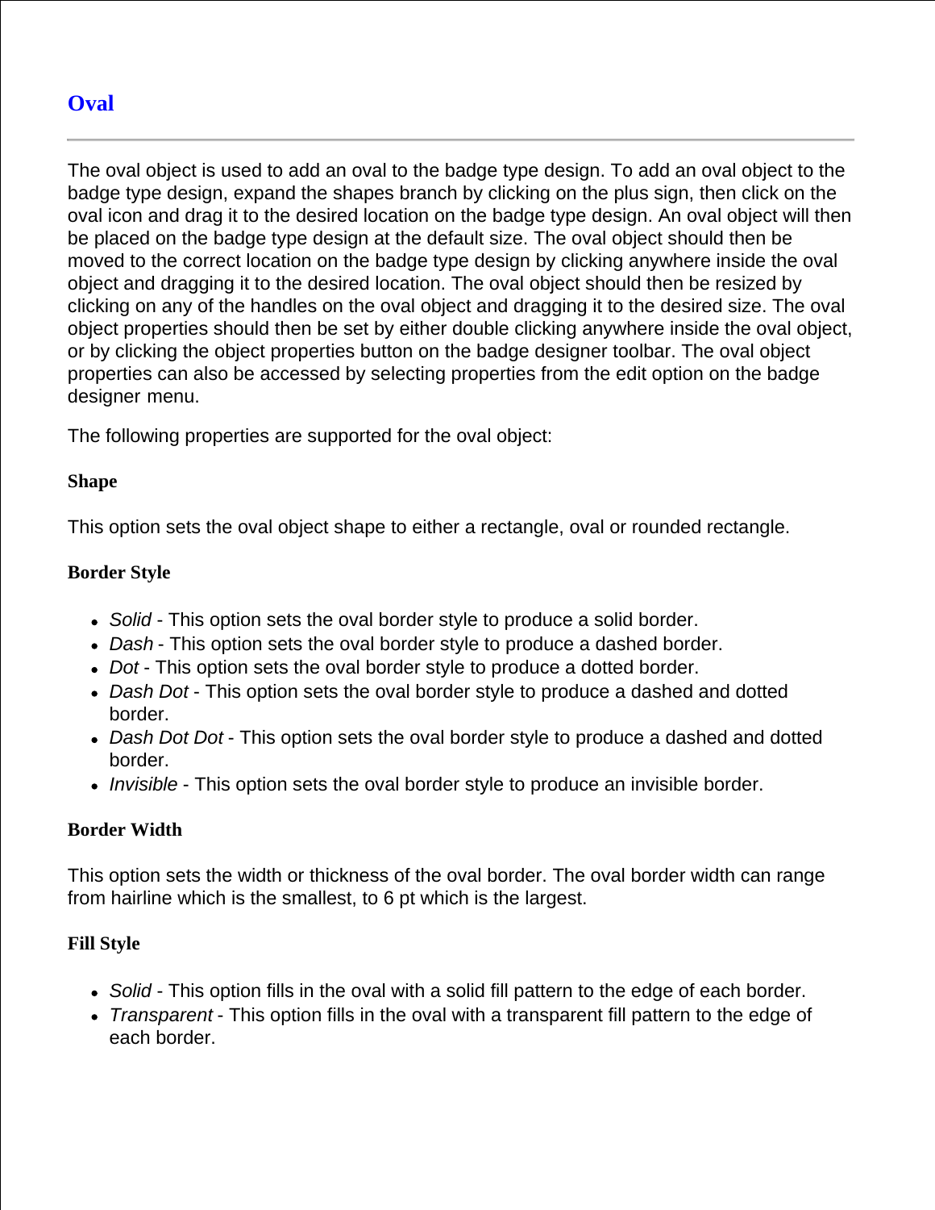## Oval

---

The oval object is used to add an oval to the badge type design. To add an oval object to the badge type design, expand the shapes branch by clicking on the plus sign, then click on the oval icon and drag it to the desired location on the badge type design. An oval object will then be placed on the badge type design at the default size. The oval object should then be moved to the correct location on the badge type design by clicking anywhere inside the oval object and dragging it to the desired location. The oval object should then be resized by clicking on any of the handles on the oval object and dragging it to the desired size. The oval object properties should then be set by either double clicking anywhere inside the oval object, or by clicking the object properties button on the badge designer toolbar. The oval object properties can also be accessed by selecting properties from the edit option on the badge designer menu.

The following properties are supported for the oval object:

#### Shape

This option sets the oval object shape to either a rectangle, oval or rounded rectangle.

#### Border Style

- *Solid* - This option sets the oval border style to produce a solid border.
- *Dash* - This option sets the oval border style to produce a dashed border.
- *Dot* - This option sets the oval border style to produce a dotted border.
- *Dash Dot* - This option sets the oval border style to produce a dashed and dotted border.
- *Dash Dot Dot* - This option sets the oval border style to produce a dashed and dotted border.
- *Invisible* - This option sets the oval border style to produce an invisible border.

#### Border Width

This option sets the width or thickness of the oval border. The oval border width can range from hairline which is the smallest, to 6 pt which is the largest.

#### Fill Style

- *Solid* - This option fills in the oval with a solid fill pattern to the edge of each border.
- *Transparent* - This option fills in the oval with a transparent fill pattern to the edge of each border.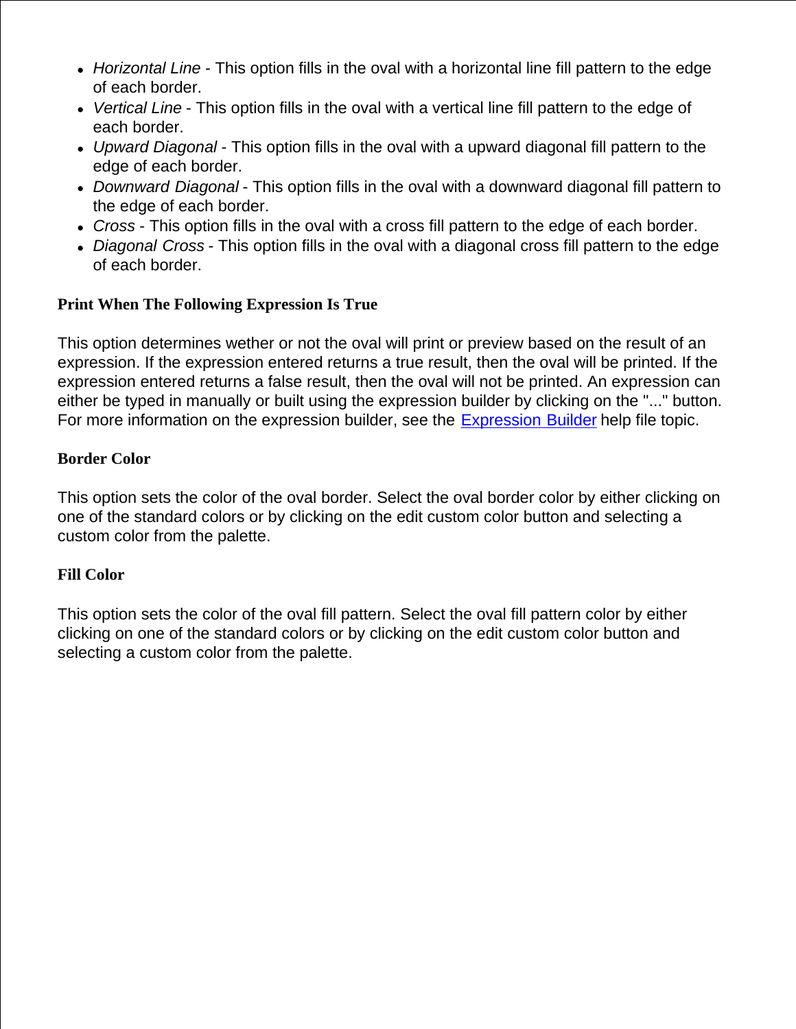- *Horizontal Line* - This option fills in the oval with a horizontal line fill pattern to the edge of each border.
- *Vertical Line* - This option fills in the oval with a vertical line fill pattern to the edge of each border.
- *Upward Diagonal* - This option fills in the oval with a upward diagonal fill pattern to the edge of each border.
- *Downward Diagonal* - This option fills in the oval with a downward diagonal fill pattern to the edge of each border.
- *Cross* - This option fills in the oval with a cross fill pattern to the edge of each border.
- *Diagonal Cross* - This option fills in the oval with a diagonal cross fill pattern to the edge of each border.

**Print When The Following Expression Is True**

This option determines wether or not the oval will print or preview based on the result of an expression. If the expression entered returns a true result, then the oval will be printed. If the expression entered returns a false result, then the oval will not be printed. An expression can either be typed in manually or built using the expression builder by clicking on the "..." button. For more information on the expression builder, see the Expression Builder help file topic.

**Border Color**

This option sets the color of the oval border. Select the oval border color by either clicking on one of the standard colors or by clicking on the edit custom color button and selecting a custom color from the palette.

**Fill Color**

This option sets the color of the oval fill pattern. Select the oval fill pattern color by either clicking on one of the standard colors or by clicking on the edit custom color button and selecting a custom color from the palette.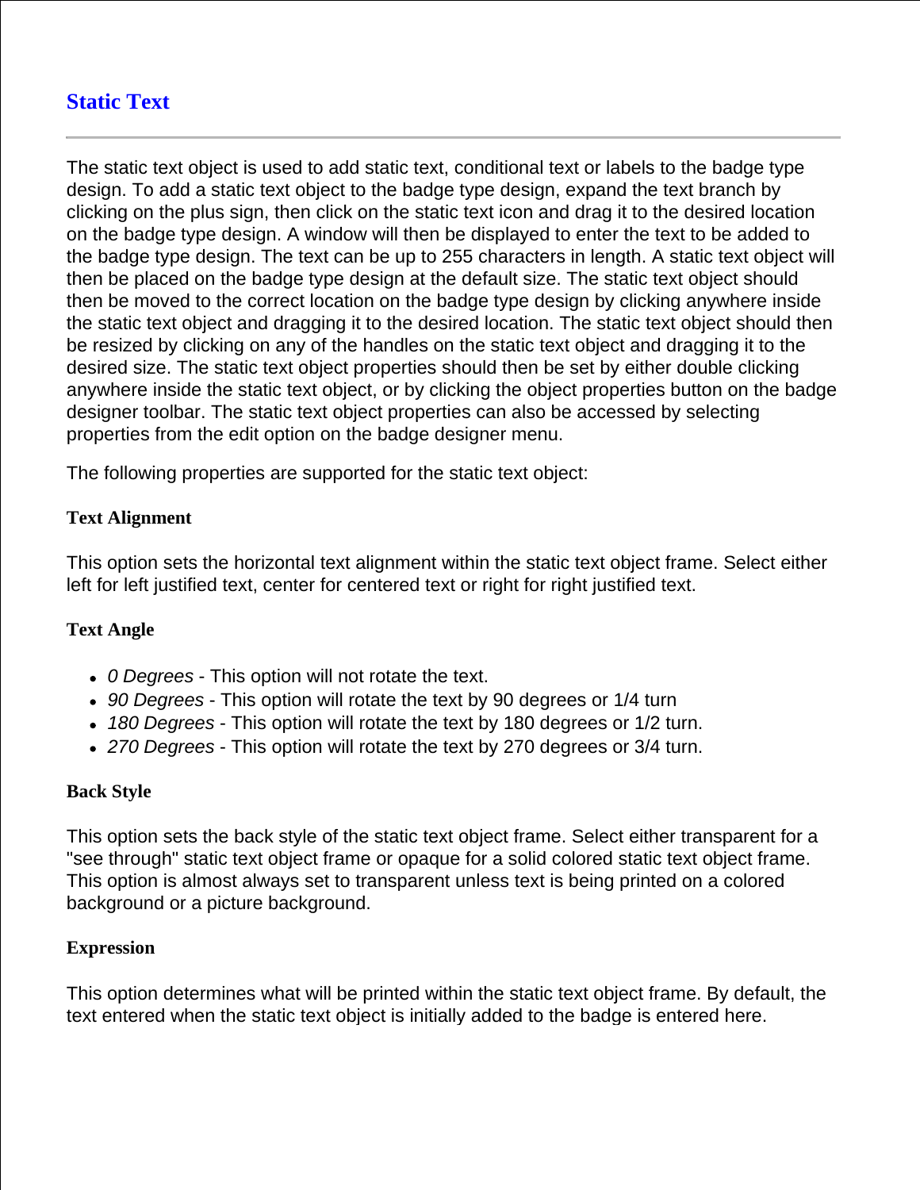## Static Text

---

The static text object is used to add static text, conditional text or labels to the badge type design. To add a static text object to the badge type design, expand the text branch by clicking on the plus sign, then click on the static text icon and drag it to the desired location on the badge type design. A window will then be displayed to enter the text to be added to the badge type design. The text can be up to 255 characters in length. A static text object will then be placed on the badge type design at the default size. The static text object should then be moved to the correct location on the badge type design by clicking anywhere inside the static text object and dragging it to the desired location. The static text object should then be resized by clicking on any of the handles on the static text object and dragging it to the desired size. The static text object properties should then be set by either double clicking anywhere inside the static text object, or by clicking the object properties button on the badge designer toolbar. The static text object properties can also be accessed by selecting properties from the edit option on the badge designer menu.

The following properties are supported for the static text object:

**Text Alignment**

This option sets the horizontal text alignment within the static text object frame. Select either left for left justified text, center for centered text or right for right justified text.

**Text Angle**

- *0 Degrees* - This option will not rotate the text.
- *90 Degrees* - This option will rotate the text by 90 degrees or 1/4 turn
- *180 Degrees* - This option will rotate the text by 180 degrees or 1/2 turn.
- *270 Degrees* - This option will rotate the text by 270 degrees or 3/4 turn.

**Back Style**

This option sets the back style of the static text object frame. Select either transparent for a "see through" static text object frame or opaque for a solid colored static text object frame. This option is almost always set to transparent unless text is being printed on a colored background or a picture background.

**Expression**

This option determines what will be printed within the static text object frame. By default, the text entered when the static text object is initially added to the badge is entered here.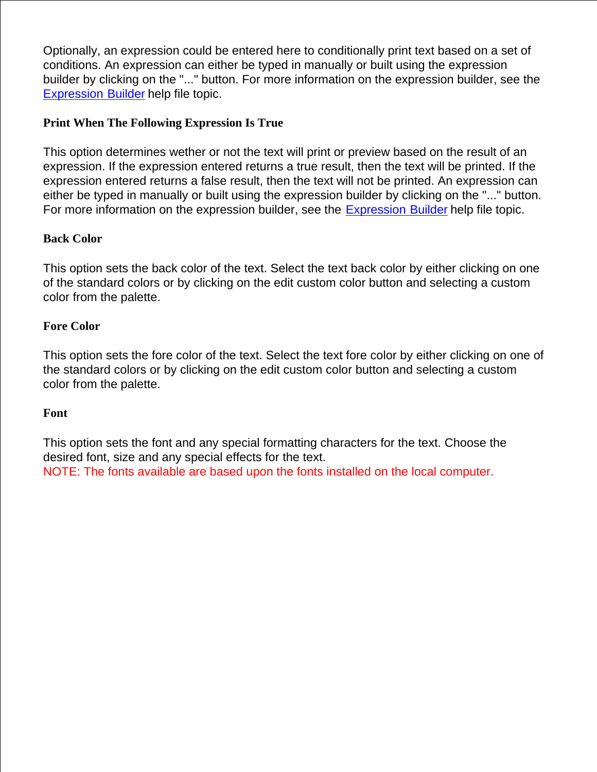Optionally, an expression could be entered here to conditionally print text based on a set of conditions. An expression can either be typed in manually or built using the expression builder by clicking on the "..." button. For more information on the expression builder, see the Expression Builder help file topic.

**Print When The Following Expression Is True**

This option determines wether or not the text will print or preview based on the result of an expression. If the expression entered returns a true result, then the text will be printed. If the expression entered returns a false result, then the text will not be printed. An expression can either be typed in manually or built using the expression builder by clicking on the "..." button. For more information on the expression builder, see the Expression Builder help file topic.

**Back Color**

This option sets the back color of the text. Select the text back color by either clicking on one of the standard colors or by clicking on the edit custom color button and selecting a custom color from the palette.

**Fore Color**

This option sets the fore color of the text. Select the text fore color by either clicking on one of the standard colors or by clicking on the edit custom color button and selecting a custom color from the palette.

**Font**

This option sets the font and any special formatting characters for the text. Choose the desired font, size and any special effects for the text.
NOTE: The fonts available are based upon the fonts installed on the local computer.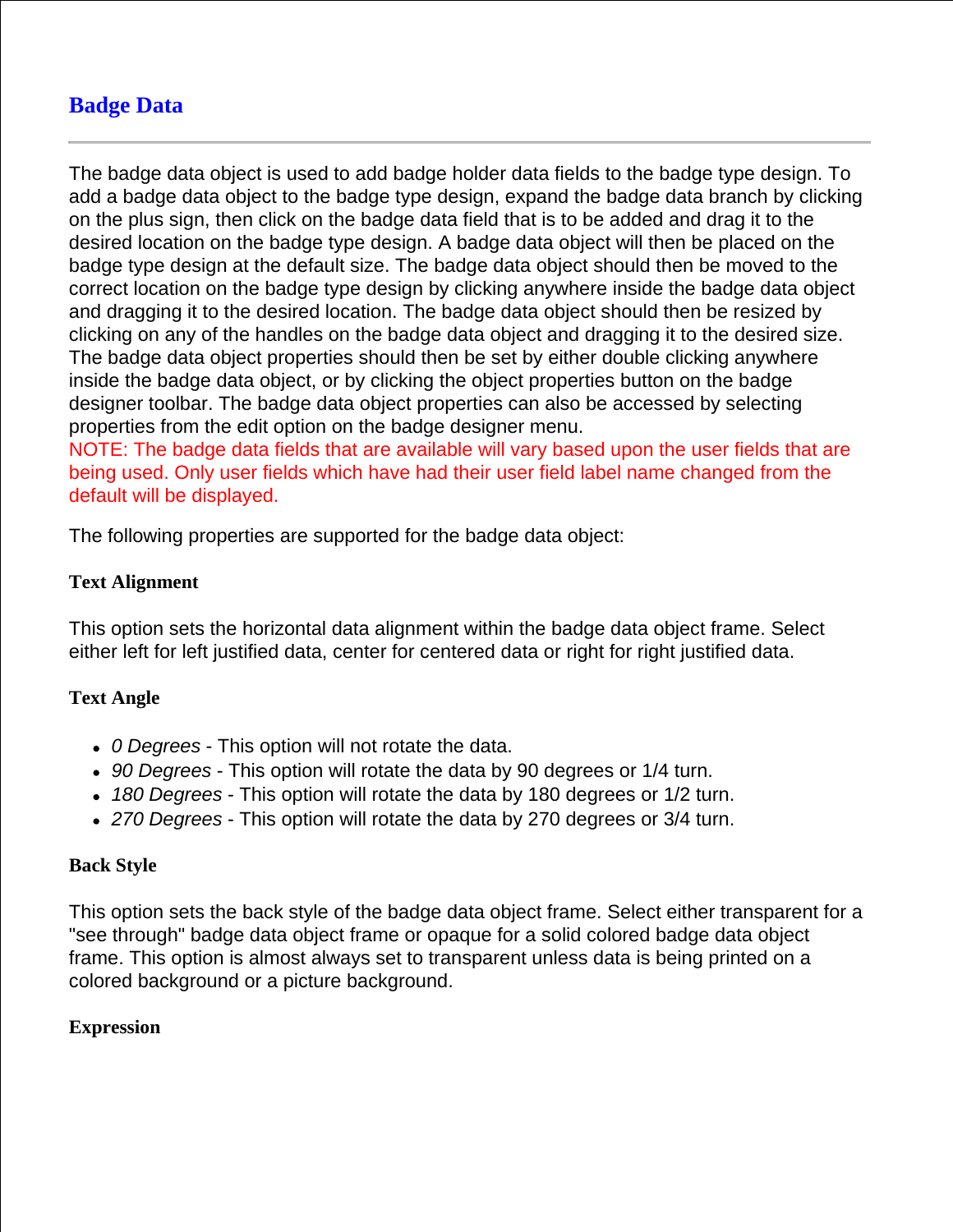## Badge Data

---

The badge data object is used to add badge holder data fields to the badge type design. To add a badge data object to the badge type design, expand the badge data branch by clicking on the plus sign, then click on the badge data field that is to be added and drag it to the desired location on the badge type design. A badge data object will then be placed on the badge type design at the default size. The badge data object should then be moved to the correct location on the badge type design by clicking anywhere inside the badge data object and dragging it to the desired location. The badge data object should then be resized by clicking on any of the handles on the badge data object and dragging it to the desired size. The badge data object properties should then be set by either double clicking anywhere inside the badge data object, or by clicking the object properties button on the badge designer toolbar. The badge data object properties can also be accessed by selecting properties from the edit option on the badge designer menu.
NOTE: The badge data fields that are available will vary based upon the user fields that are being used. Only user fields which have had their user field label name changed from the default will be displayed.

The following properties are supported for the badge data object:

**Text Alignment**

This option sets the horizontal data alignment within the badge data object frame. Select either left for left justified data, center for centered data or right for right justified data.

**Text Angle**

- *0 Degrees* - This option will not rotate the data.
- *90 Degrees* - This option will rotate the data by 90 degrees or 1/4 turn.
- *180 Degrees* - This option will rotate the data by 180 degrees or 1/2 turn.
- *270 Degrees* - This option will rotate the data by 270 degrees or 3/4 turn.

**Back Style**

This option sets the back style of the badge data object frame. Select either transparent for a "see through" badge data object frame or opaque for a solid colored badge data object frame. This option is almost always set to transparent unless data is being printed on a colored background or a picture background.

**Expression**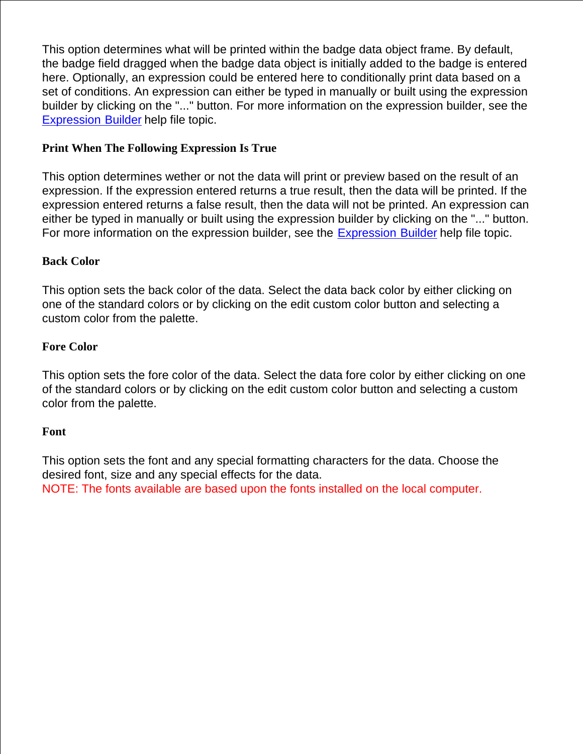This option determines what will be printed within the badge data object frame. By default, the badge field dragged when the badge data object is initially added to the badge is entered here. Optionally, an expression could be entered here to conditionally print data based on a set of conditions. An expression can either be typed in manually or built using the expression builder by clicking on the "..." button. For more information on the expression builder, see the Expression Builder help file topic.

**Print When The Following Expression Is True**

This option determines wether or not the data will print or preview based on the result of an expression. If the expression entered returns a true result, then the data will be printed. If the expression entered returns a false result, then the data will not be printed. An expression can either be typed in manually or built using the expression builder by clicking on the "..." button. For more information on the expression builder, see the Expression Builder help file topic.

**Back Color**

This option sets the back color of the data. Select the data back color by either clicking on one of the standard colors or by clicking on the edit custom color button and selecting a custom color from the palette.

**Fore Color**

This option sets the fore color of the data. Select the data fore color by either clicking on one of the standard colors or by clicking on the edit custom color button and selecting a custom color from the palette.

**Font**

This option sets the font and any special formatting characters for the data. Choose the desired font, size and any special effects for the data.
NOTE: The fonts available are based upon the fonts installed on the local computer.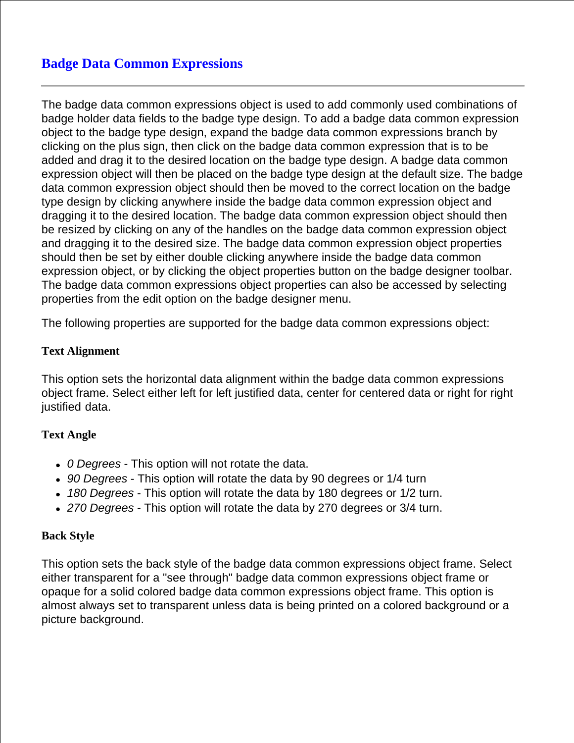# Badge Data Common Expressions

---

The badge data common expressions object is used to add commonly used combinations of badge holder data fields to the badge type design. To add a badge data common expression object to the badge type design, expand the badge data common expressions branch by clicking on the plus sign, then click on the badge data common expression that is to be added and drag it to the desired location on the badge type design. A badge data common expression object will then be placed on the badge type design at the default size. The badge data common expression object should then be moved to the correct location on the badge type design by clicking anywhere inside the badge data common expression object and dragging it to the desired location. The badge data common expression object should then be resized by clicking on any of the handles on the badge data common expression object and dragging it to the desired size. The badge data common expression object properties should then be set by either double clicking anywhere inside the badge data common expression object, or by clicking the object properties button on the badge designer toolbar. The badge data common expressions object properties can also be accessed by selecting properties from the edit option on the badge designer menu.

The following properties are supported for the badge data common expressions object:

**Text Alignment**

This option sets the horizontal data alignment within the badge data common expressions object frame. Select either left for left justified data, center for centered data or right for right justified data.

**Text Angle**

- *0 Degrees* - This option will not rotate the data.
- *90 Degrees* - This option will rotate the data by 90 degrees or 1/4 turn
- *180 Degrees* - This option will rotate the data by 180 degrees or 1/2 turn.
- *270 Degrees* - This option will rotate the data by 270 degrees or 3/4 turn.

**Back Style**

This option sets the back style of the badge data common expressions object frame. Select either transparent for a "see through" badge data common expressions object frame or opaque for a solid colored badge data common expressions object frame. This option is almost always set to transparent unless data is being printed on a colored background or a picture background.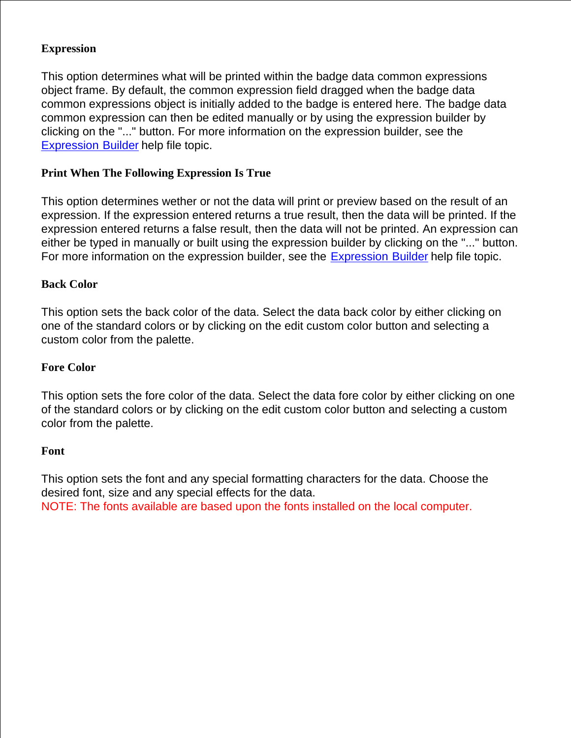**Expression**

This option determines what will be printed within the badge data common expressions object frame. By default, the common expression field dragged when the badge data common expressions object is initially added to the badge is entered here. The badge data common expression can then be edited manually or by using the expression builder by clicking on the "..." button. For more information on the expression builder, see the Expression Builder help file topic.

**Print When The Following Expression Is True**

This option determines wether or not the data will print or preview based on the result of an expression. If the expression entered returns a true result, then the data will be printed. If the expression entered returns a false result, then the data will not be printed. An expression can either be typed in manually or built using the expression builder by clicking on the "..." button. For more information on the expression builder, see the Expression Builder help file topic.

**Back Color**

This option sets the back color of the data. Select the data back color by either clicking on one of the standard colors or by clicking on the edit custom color button and selecting a custom color from the palette.

**Fore Color**

This option sets the fore color of the data. Select the data fore color by either clicking on one of the standard colors or by clicking on the edit custom color button and selecting a custom color from the palette.

**Font**

This option sets the font and any special formatting characters for the data. Choose the desired font, size and any special effects for the data.
NOTE: The fonts available are based upon the fonts installed on the local computer.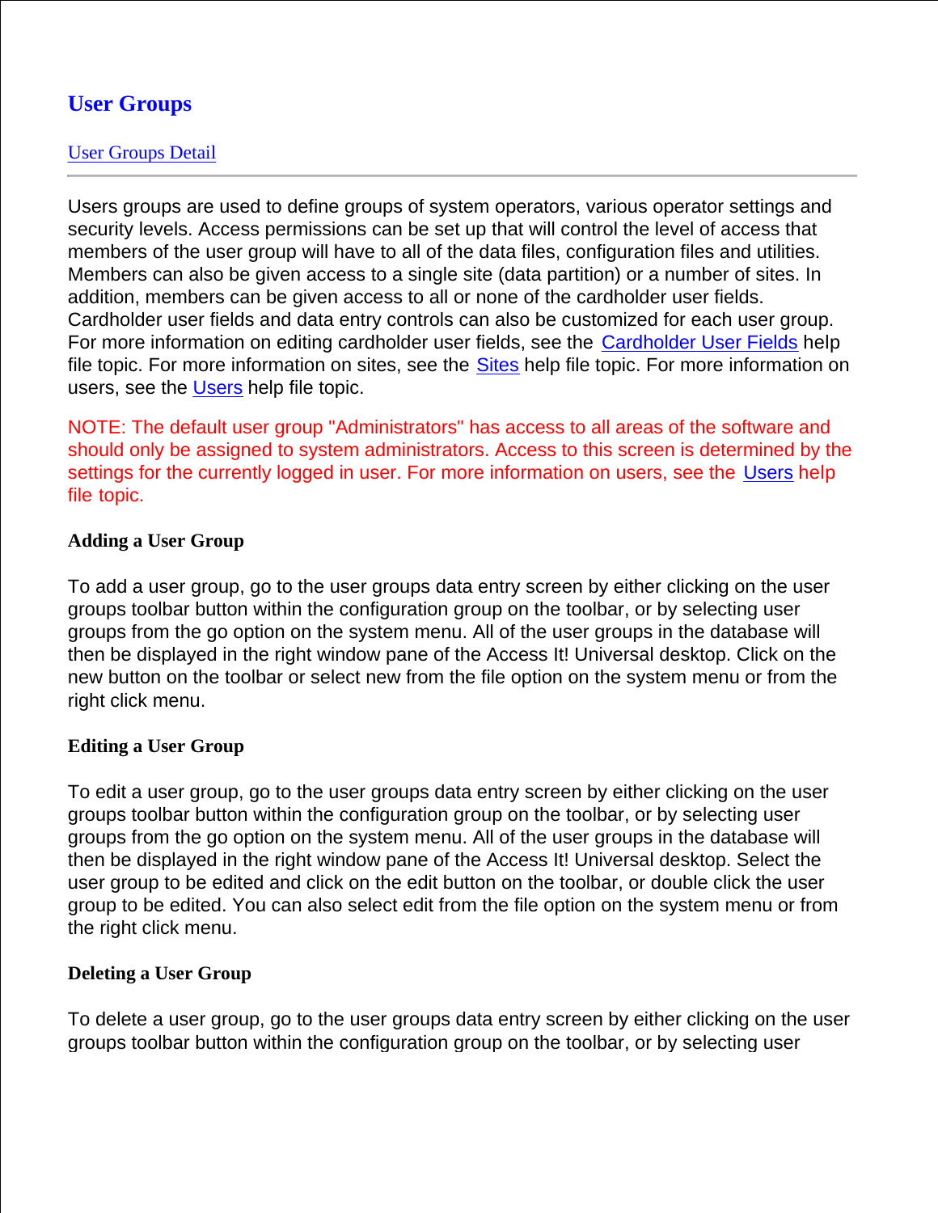# User Groups

User Groups Detail

---

Users groups are used to define groups of system operators, various operator settings and security levels. Access permissions can be set up that will control the level of access that members of the user group will have to all of the data files, configuration files and utilities. Members can also be given access to a single site (data partition) or a number of sites. In addition, members can be given access to all or none of the cardholder user fields. Cardholder user fields and data entry controls can also be customized for each user group. For more information on editing cardholder user fields, see the Cardholder User Fields help file topic. For more information on sites, see the Sites help file topic. For more information on users, see the Users help file topic.

NOTE: The default user group "Administrators" has access to all areas of the software and should only be assigned to system administrators. Access to this screen is determined by the settings for the currently logged in user. For more information on users, see the Users help file topic.

### Adding a User Group

To add a user group, go to the user groups data entry screen by either clicking on the user groups toolbar button within the configuration group on the toolbar, or by selecting user groups from the go option on the system menu. All of the user groups in the database will then be displayed in the right window pane of the Access It! Universal desktop. Click on the new button on the toolbar or select new from the file option on the system menu or from the right click menu.

### Editing a User Group

To edit a user group, go to the user groups data entry screen by either clicking on the user groups toolbar button within the configuration group on the toolbar, or by selecting user groups from the go option on the system menu. All of the user groups in the database will then be displayed in the right window pane of the Access It! Universal desktop. Select the user group to be edited and click on the edit button on the toolbar, or double click the user group to be edited. You can also select edit from the file option on the system menu or from the right click menu.

### Deleting a User Group

To delete a user group, go to the user groups data entry screen by either clicking on the user groups toolbar button within the configuration group on the toolbar, or by selecting user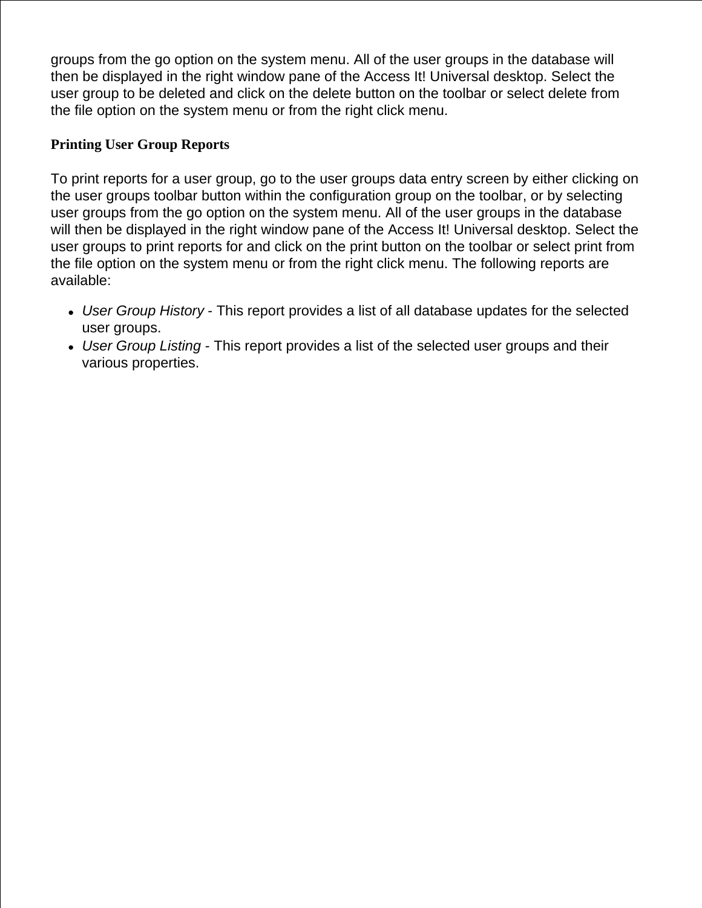groups from the go option on the system menu. All of the user groups in the database will then be displayed in the right window pane of the Access It! Universal desktop. Select the user group to be deleted and click on the delete button on the toolbar or select delete from the file option on the system menu or from the right click menu.

### Printing User Group Reports

To print reports for a user group, go to the user groups data entry screen by either clicking on the user groups toolbar button within the configuration group on the toolbar, or by selecting user groups from the go option on the system menu. All of the user groups in the database will then be displayed in the right window pane of the Access It! Universal desktop. Select the user groups to print reports for and click on the print button on the toolbar or select print from the file option on the system menu or from the right click menu. The following reports are available:

- *User Group History* - This report provides a list of all database updates for the selected user groups.
- *User Group Listing* - This report provides a list of the selected user groups and their various properties.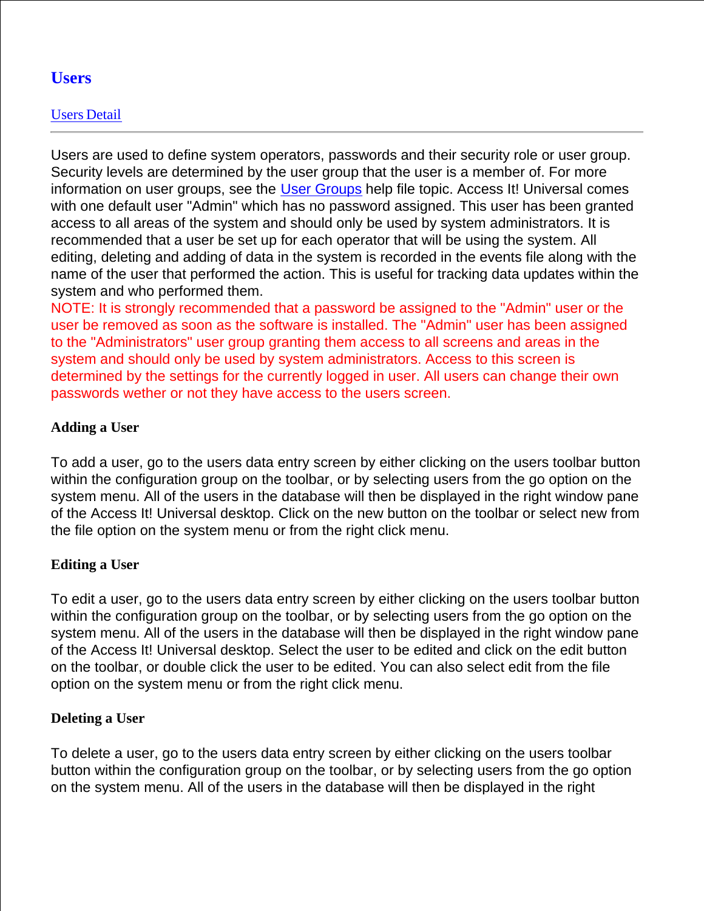# Users

[Users Detail]

---

Users are used to define system operators, passwords and their security role or user group. Security levels are determined by the user group that the user is a member of. For more information on user groups, see the [User Groups] help file topic. Access It! Universal comes with one default user "Admin" which has no password assigned. This user has been granted access to all areas of the system and should only be used by system administrators. It is recommended that a user be set up for each operator that will be using the system. All editing, deleting and adding of data in the system is recorded in the events file along with the name of the user that performed the action. This is useful for tracking data updates within the system and who performed them.

NOTE: It is strongly recommended that a password be assigned to the "Admin" user or the user be removed as soon as the software is installed. The "Admin" user has been assigned to the "Administrators" user group granting them access to all screens and areas in the system and should only be used by system administrators. Access to this screen is determined by the settings for the currently logged in user. All users can change their own passwords wether or not they have access to the users screen.

**Adding a User**

To add a user, go to the users data entry screen by either clicking on the users toolbar button within the configuration group on the toolbar, or by selecting users from the go option on the system menu. All of the users in the database will then be displayed in the right window pane of the Access It! Universal desktop. Click on the new button on the toolbar or select new from the file option on the system menu or from the right click menu.

**Editing a User**

To edit a user, go to the users data entry screen by either clicking on the users toolbar button within the configuration group on the toolbar, or by selecting users from the go option on the system menu. All of the users in the database will then be displayed in the right window pane of the Access It! Universal desktop. Select the user to be edited and click on the edit button on the toolbar, or double click the user to be edited. You can also select edit from the file option on the system menu or from the right click menu.

**Deleting a User**

To delete a user, go to the users data entry screen by either clicking on the users toolbar button within the configuration group on the toolbar, or by selecting users from the go option on the system menu. All of the users in the database will then be displayed in the right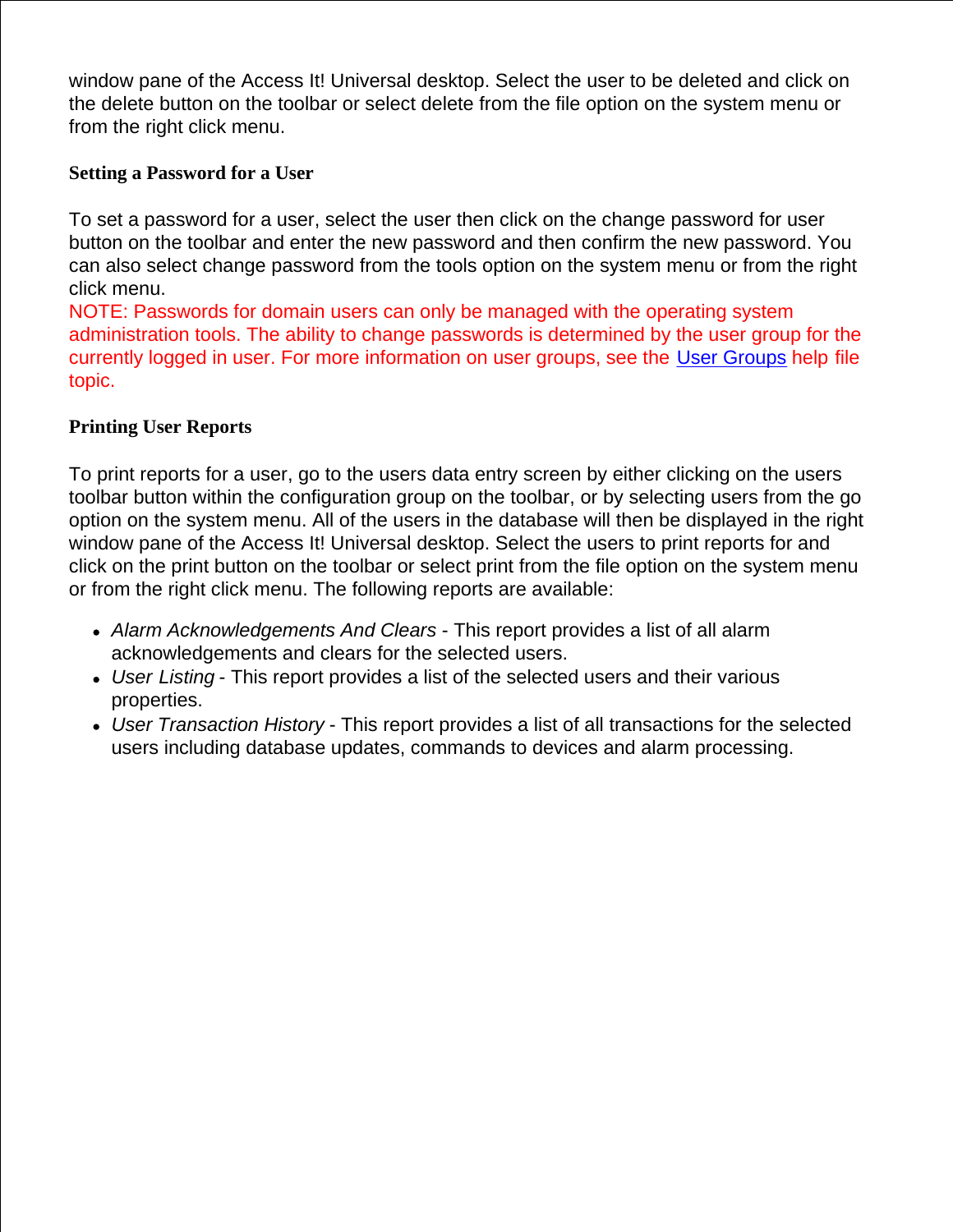window pane of the Access It! Universal desktop. Select the user to be deleted and click on the delete button on the toolbar or select delete from the file option on the system menu or from the right click menu.

### Setting a Password for a User

To set a password for a user, select the user then click on the change password for user button on the toolbar and enter the new password and then confirm the new password. You can also select change password from the tools option on the system menu or from the right click menu.
NOTE: Passwords for domain users can only be managed with the operating system administration tools. The ability to change passwords is determined by the user group for the currently logged in user. For more information on user groups, see the User Groups help file topic.

### Printing User Reports

To print reports for a user, go to the users data entry screen by either clicking on the users toolbar button within the configuration group on the toolbar, or by selecting users from the go option on the system menu. All of the users in the database will then be displayed in the right window pane of the Access It! Universal desktop. Select the users to print reports for and click on the print button on the toolbar or select print from the file option on the system menu or from the right click menu. The following reports are available:

- *Alarm Acknowledgements And Clears* - This report provides a list of all alarm acknowledgements and clears for the selected users.
- *User Listing* - This report provides a list of the selected users and their various properties.
- *User Transaction History* - This report provides a list of all transactions for the selected users including database updates, commands to devices and alarm processing.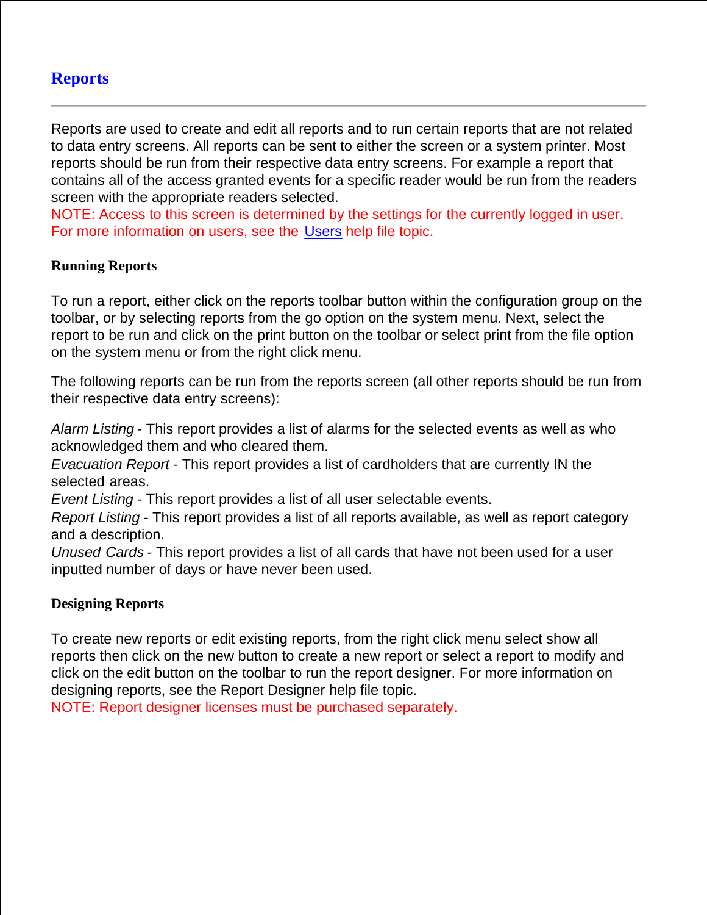# Reports

Reports are used to create and edit all reports and to run certain reports that are not related to data entry screens. All reports can be sent to either the screen or a system printer. Most reports should be run from their respective data entry screens. For example a report that contains all of the access granted events for a specific reader would be run from the readers screen with the appropriate readers selected.
NOTE: Access to this screen is determined by the settings for the currently logged in user. For more information on users, see the Users help file topic.

### Running Reports

To run a report, either click on the reports toolbar button within the configuration group on the toolbar, or by selecting reports from the go option on the system menu. Next, select the report to be run and click on the print button on the toolbar or select print from the file option on the system menu or from the right click menu.

The following reports can be run from the reports screen (all other reports should be run from their respective data entry screens):

*Alarm Listing* - This report provides a list of alarms for the selected events as well as who acknowledged them and who cleared them.
*Evacuation Report* - This report provides a list of cardholders that are currently IN the selected areas.
*Event Listing* - This report provides a list of all user selectable events.
*Report Listing* - This report provides a list of all reports available, as well as report category and a description.
*Unused Cards* - This report provides a list of all cards that have not been used for a user inputted number of days or have never been used.

### Designing Reports

To create new reports or edit existing reports, from the right click menu select show all reports then click on the new button to create a new report or select a report to modify and click on the edit button on the toolbar to run the report designer. For more information on designing reports, see the Report Designer help file topic.
NOTE: Report designer licenses must be purchased separately.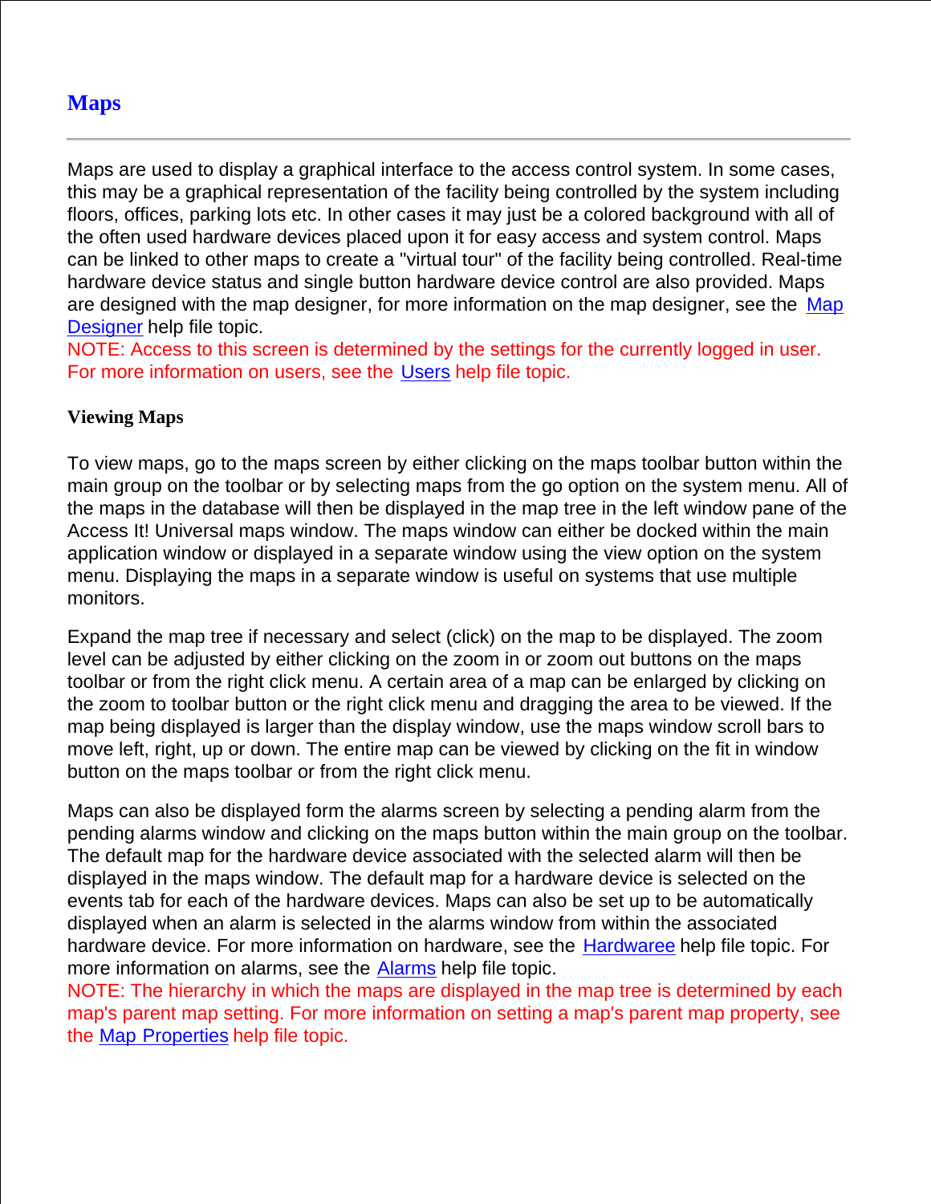# Maps

---

Maps are used to display a graphical interface to the access control system. In some cases, this may be a graphical representation of the facility being controlled by the system including floors, offices, parking lots etc. In other cases it may just be a colored background with all of the often used hardware devices placed upon it for easy access and system control. Maps can be linked to other maps to create a "virtual tour" of the facility being controlled. Real-time hardware device status and single button hardware device control are also provided. Maps are designed with the map designer, for more information on the map designer, see the Map Designer help file topic.
NOTE: Access to this screen is determined by the settings for the currently logged in user. For more information on users, see the Users help file topic.

### Viewing Maps

To view maps, go to the maps screen by either clicking on the maps toolbar button within the main group on the toolbar or by selecting maps from the go option on the system menu. All of the maps in the database will then be displayed in the map tree in the left window pane of the Access It! Universal maps window. The maps window can either be docked within the main application window or displayed in a separate window using the view option on the system menu. Displaying the maps in a separate window is useful on systems that use multiple monitors.

Expand the map tree if necessary and select (click) on the map to be displayed. The zoom level can be adjusted by either clicking on the zoom in or zoom out buttons on the maps toolbar or from the right click menu. A certain area of a map can be enlarged by clicking on the zoom to toolbar button or the right click menu and dragging the area to be viewed. If the map being displayed is larger than the display window, use the maps window scroll bars to move left, right, up or down. The entire map can be viewed by clicking on the fit in window button on the maps toolbar or from the right click menu.

Maps can also be displayed form the alarms screen by selecting a pending alarm from the pending alarms window and clicking on the maps button within the main group on the toolbar. The default map for the hardware device associated with the selected alarm will then be displayed in the maps window. The default map for a hardware device is selected on the events tab for each of the hardware devices. Maps can also be set up to be automatically displayed when an alarm is selected in the alarms window from within the associated hardware device. For more information on hardware, see the Hardwaree help file topic. For more information on alarms, see the Alarms help file topic.
NOTE: The hierarchy in which the maps are displayed in the map tree is determined by each map's parent map setting. For more information on setting a map's parent map property, see the Map Properties help file topic.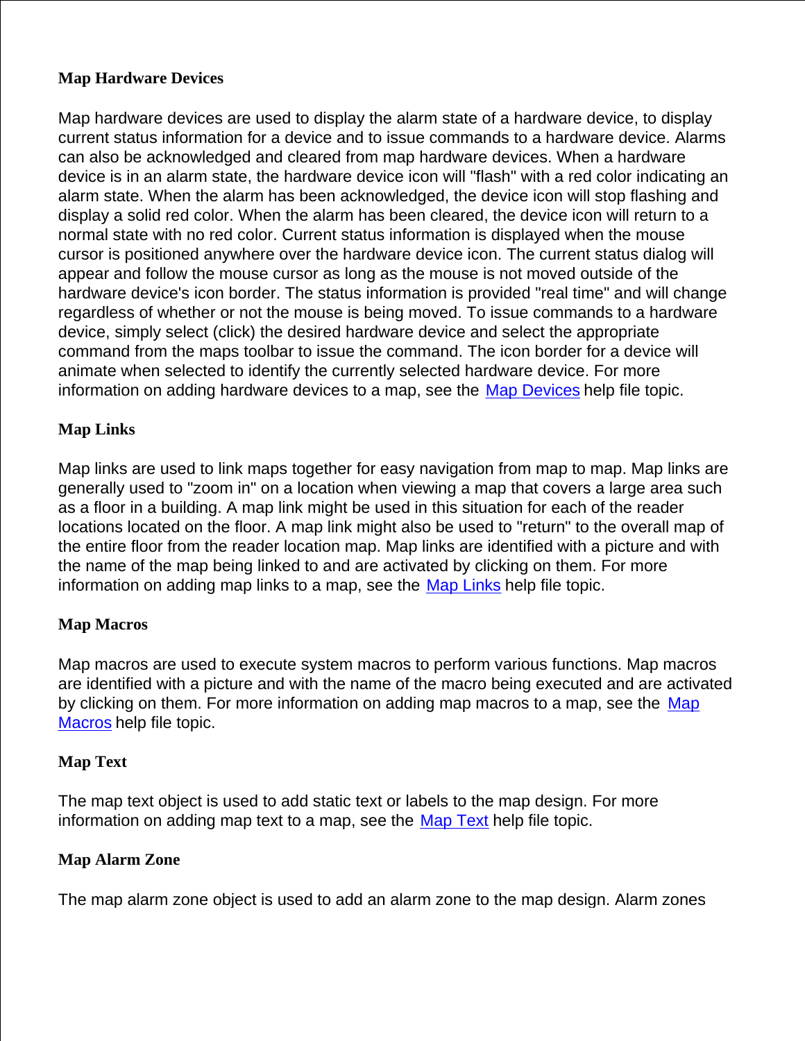**Map Hardware Devices**

Map hardware devices are used to display the alarm state of a hardware device, to display current status information for a device and to issue commands to a hardware device. Alarms can also be acknowledged and cleared from map hardware devices. When a hardware device is in an alarm state, the hardware device icon will "flash" with a red color indicating an alarm state. When the alarm has been acknowledged, the device icon will stop flashing and display a solid red color. When the alarm has been cleared, the device icon will return to a normal state with no red color. Current status information is displayed when the mouse cursor is positioned anywhere over the hardware device icon. The current status dialog will appear and follow the mouse cursor as long as the mouse is not moved outside of the hardware device's icon border. The status information is provided "real time" and will change regardless of whether or not the mouse is being moved. To issue commands to a hardware device, simply select (click) the desired hardware device and select the appropriate command from the maps toolbar to issue the command. The icon border for a device will animate when selected to identify the currently selected hardware device. For more information on adding hardware devices to a map, see the Map Devices help file topic.

**Map Links**

Map links are used to link maps together for easy navigation from map to map. Map links are generally used to "zoom in" on a location when viewing a map that covers a large area such as a floor in a building. A map link might be used in this situation for each of the reader locations located on the floor. A map link might also be used to "return" to the overall map of the entire floor from the reader location map. Map links are identified with a picture and with the name of the map being linked to and are activated by clicking on them. For more information on adding map links to a map, see the Map Links help file topic.

**Map Macros**

Map macros are used to execute system macros to perform various functions. Map macros are identified with a picture and with the name of the macro being executed and are activated by clicking on them. For more information on adding map macros to a map, see the Map Macros help file topic.

**Map Text**

The map text object is used to add static text or labels to the map design. For more information on adding map text to a map, see the Map Text help file topic.

**Map Alarm Zone**

The map alarm zone object is used to add an alarm zone to the map design. Alarm zones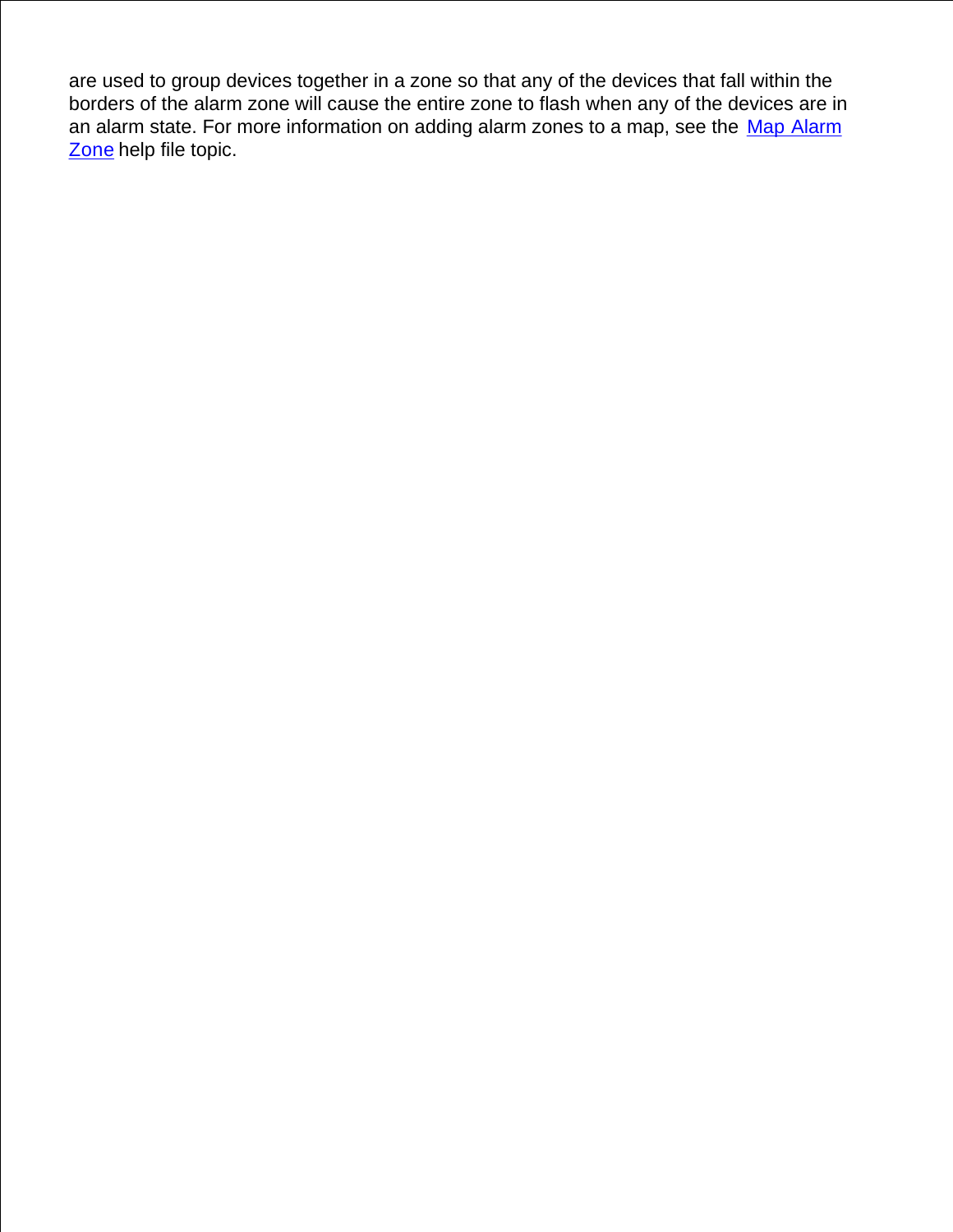are used to group devices together in a zone so that any of the devices that fall within the borders of the alarm zone will cause the entire zone to flash when any of the devices are in an alarm state. For more information on adding alarm zones to a map, see the Map Alarm Zone help file topic.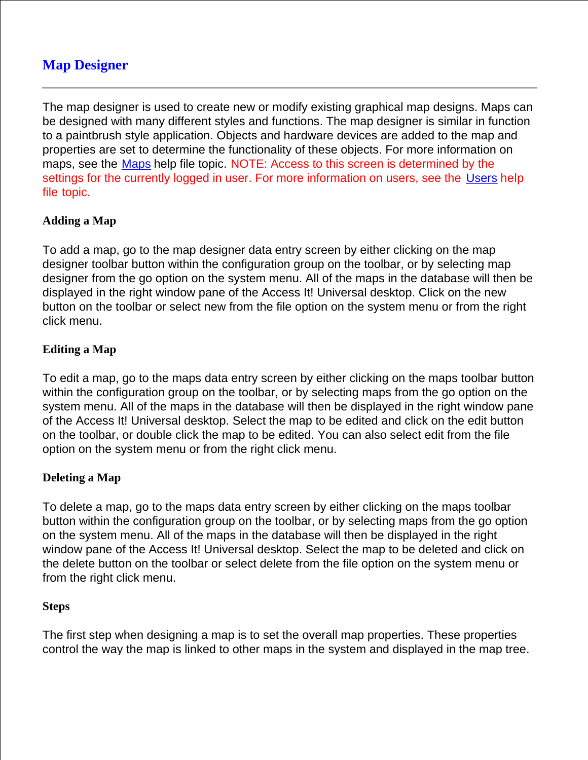# Map Designer

---

The map designer is used to create new or modify existing graphical map designs. Maps can be designed with many different styles and functions. The map designer is similar in function to a paintbrush style application. Objects and hardware devices are added to the map and properties are set to determine the functionality of these objects. For more information on maps, see the Maps help file topic. NOTE: Access to this screen is determined by the settings for the currently logged in user. For more information on users, see the Users help file topic.

### Adding a Map

To add a map, go to the map designer data entry screen by either clicking on the map designer toolbar button within the configuration group on the toolbar, or by selecting map designer from the go option on the system menu. All of the maps in the database will then be displayed in the right window pane of the Access It! Universal desktop. Click on the new button on the toolbar or select new from the file option on the system menu or from the right click menu.

### Editing a Map

To edit a map, go to the maps data entry screen by either clicking on the maps toolbar button within the configuration group on the toolbar, or by selecting maps from the go option on the system menu. All of the maps in the database will then be displayed in the right window pane of the Access It! Universal desktop. Select the map to be edited and click on the edit button on the toolbar, or double click the map to be edited. You can also select edit from the file option on the system menu or from the right click menu.

### Deleting a Map

To delete a map, go to the maps data entry screen by either clicking on the maps toolbar button within the configuration group on the toolbar, or by selecting maps from the go option on the system menu. All of the maps in the database will then be displayed in the right window pane of the Access It! Universal desktop. Select the map to be deleted and click on the delete button on the toolbar or select delete from the file option on the system menu or from the right click menu.

### Steps

The first step when designing a map is to set the overall map properties. These properties control the way the map is linked to other maps in the system and displayed in the map tree.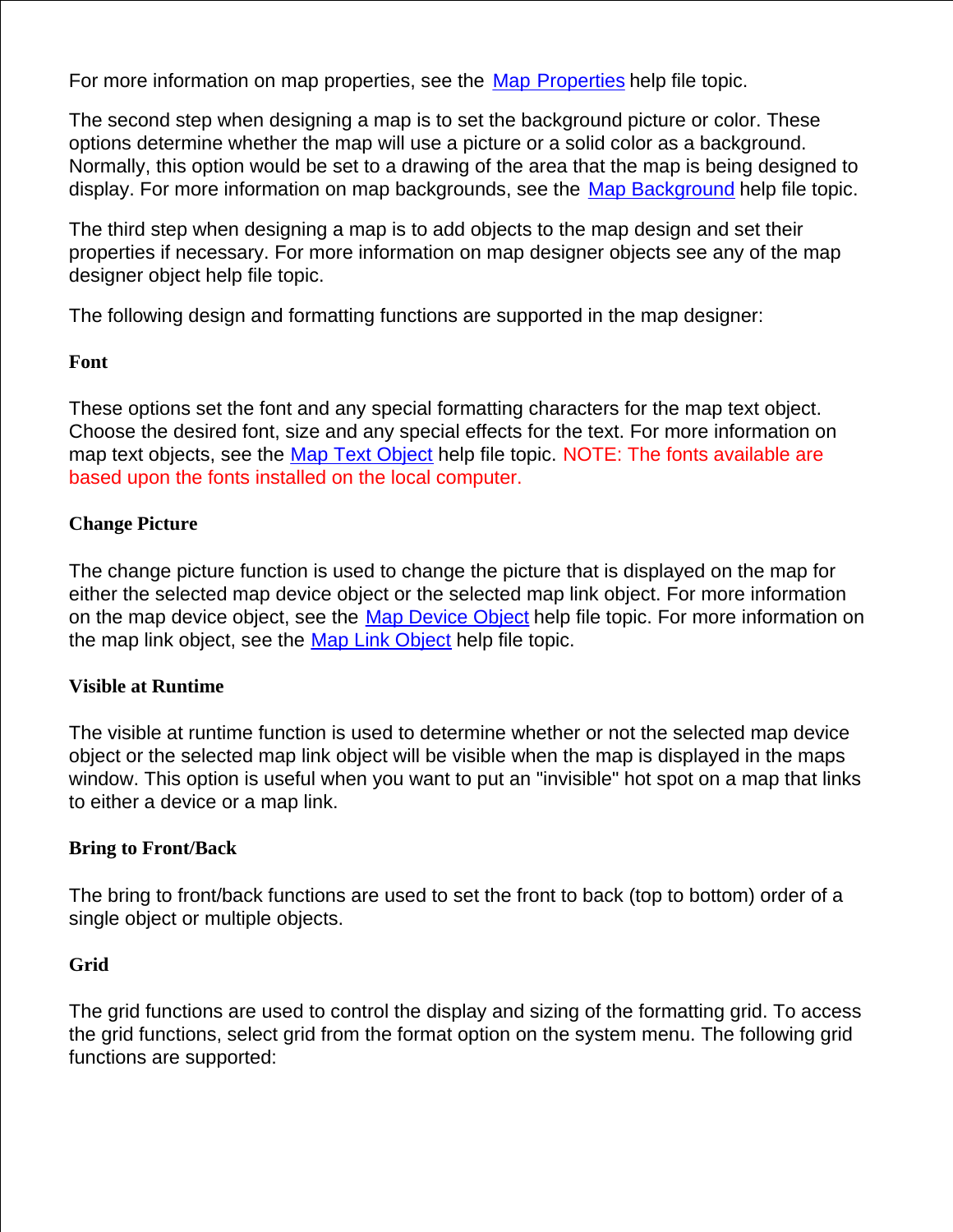For more information on map properties, see the Map Properties help file topic.

The second step when designing a map is to set the background picture or color. These options determine whether the map will use a picture or a solid color as a background. Normally, this option would be set to a drawing of the area that the map is being designed to display. For more information on map backgrounds, see the Map Background help file topic.

The third step when designing a map is to add objects to the map design and set their properties if necessary. For more information on map designer objects see any of the map designer object help file topic.

The following design and formatting functions are supported in the map designer:

**Font**

These options set the font and any special formatting characters for the map text object. Choose the desired font, size and any special effects for the text. For more information on map text objects, see the Map Text Object help file topic. NOTE: The fonts available are based upon the fonts installed on the local computer.

**Change Picture**

The change picture function is used to change the picture that is displayed on the map for either the selected map device object or the selected map link object. For more information on the map device object, see the Map Device Object help file topic. For more information on the map link object, see the Map Link Object help file topic.

**Visible at Runtime**

The visible at runtime function is used to determine whether or not the selected map device object or the selected map link object will be visible when the map is displayed in the maps window. This option is useful when you want to put an "invisible" hot spot on a map that links to either a device or a map link.

**Bring to Front/Back**

The bring to front/back functions are used to set the front to back (top to bottom) order of a single object or multiple objects.

**Grid**

The grid functions are used to control the display and sizing of the formatting grid. To access the grid functions, select grid from the format option on the system menu. The following grid functions are supported: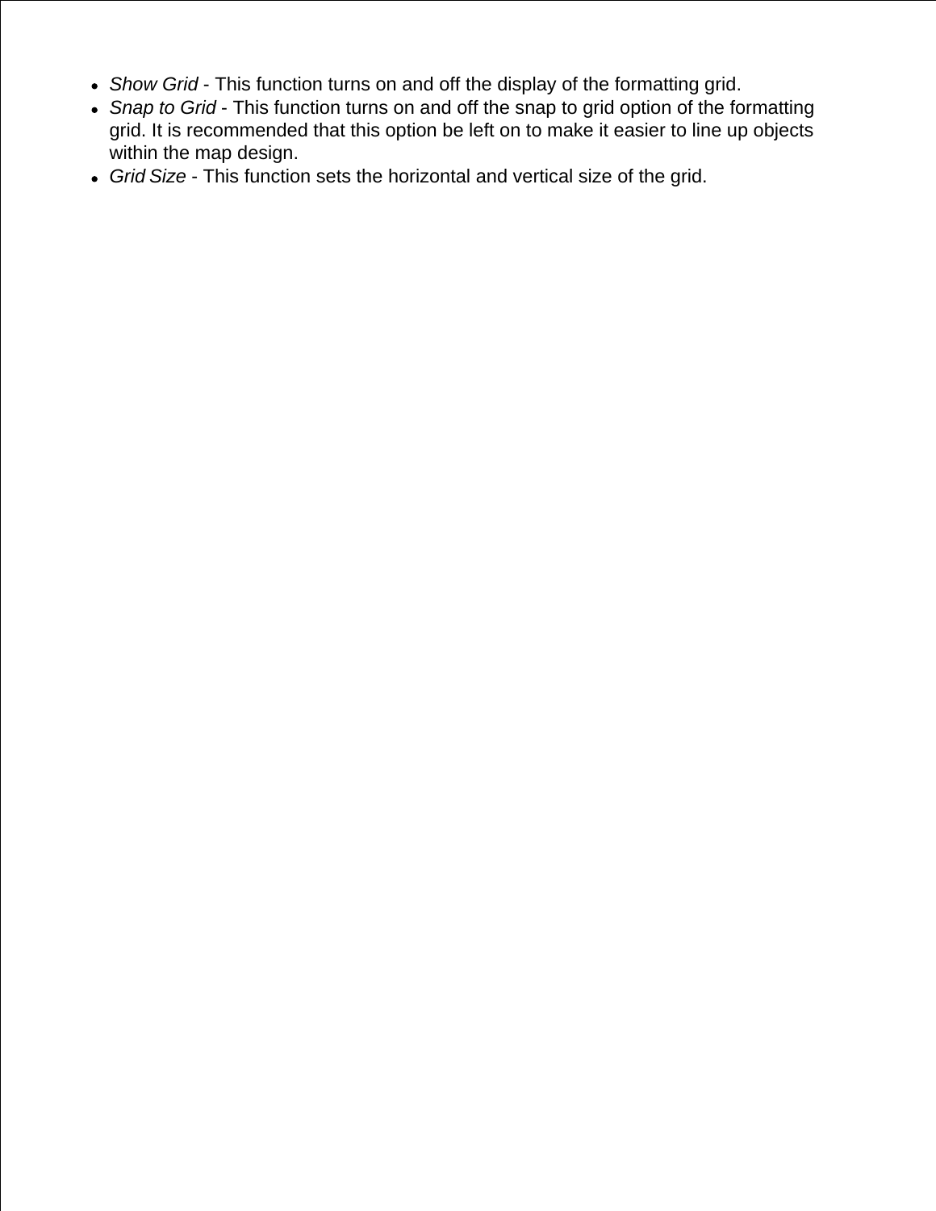- *Show Grid* - This function turns on and off the display of the formatting grid.
- *Snap to Grid* - This function turns on and off the snap to grid option of the formatting grid. It is recommended that this option be left on to make it easier to line up objects within the map design.
- *Grid Size* - This function sets the horizontal and vertical size of the grid.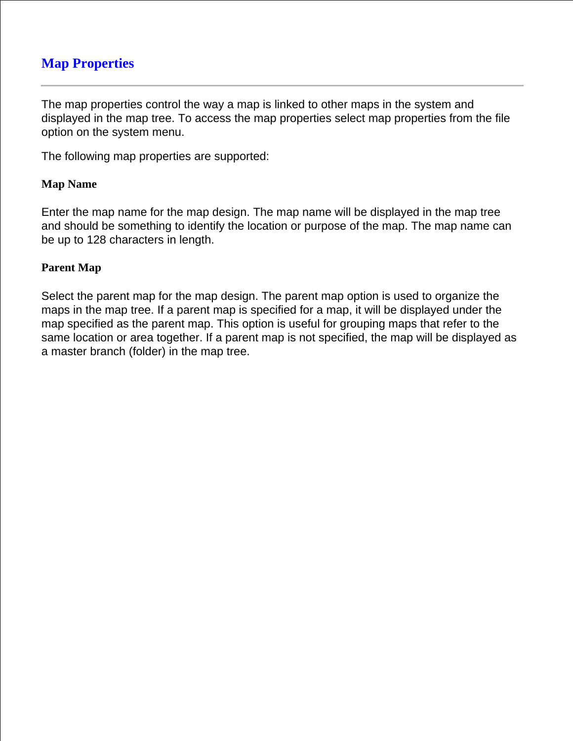# Map Properties

---

The map properties control the way a map is linked to other maps in the system and displayed in the map tree. To access the map properties select map properties from the file option on the system menu.

The following map properties are supported:

### Map Name

Enter the map name for the map design. The map name will be displayed in the map tree and should be something to identify the location or purpose of the map. The map name can be up to 128 characters in length.

### Parent Map

Select the parent map for the map design. The parent map option is used to organize the maps in the map tree. If a parent map is specified for a map, it will be displayed under the map specified as the parent map. This option is useful for grouping maps that refer to the same location or area together. If a parent map is not specified, the map will be displayed as a master branch (folder) in the map tree.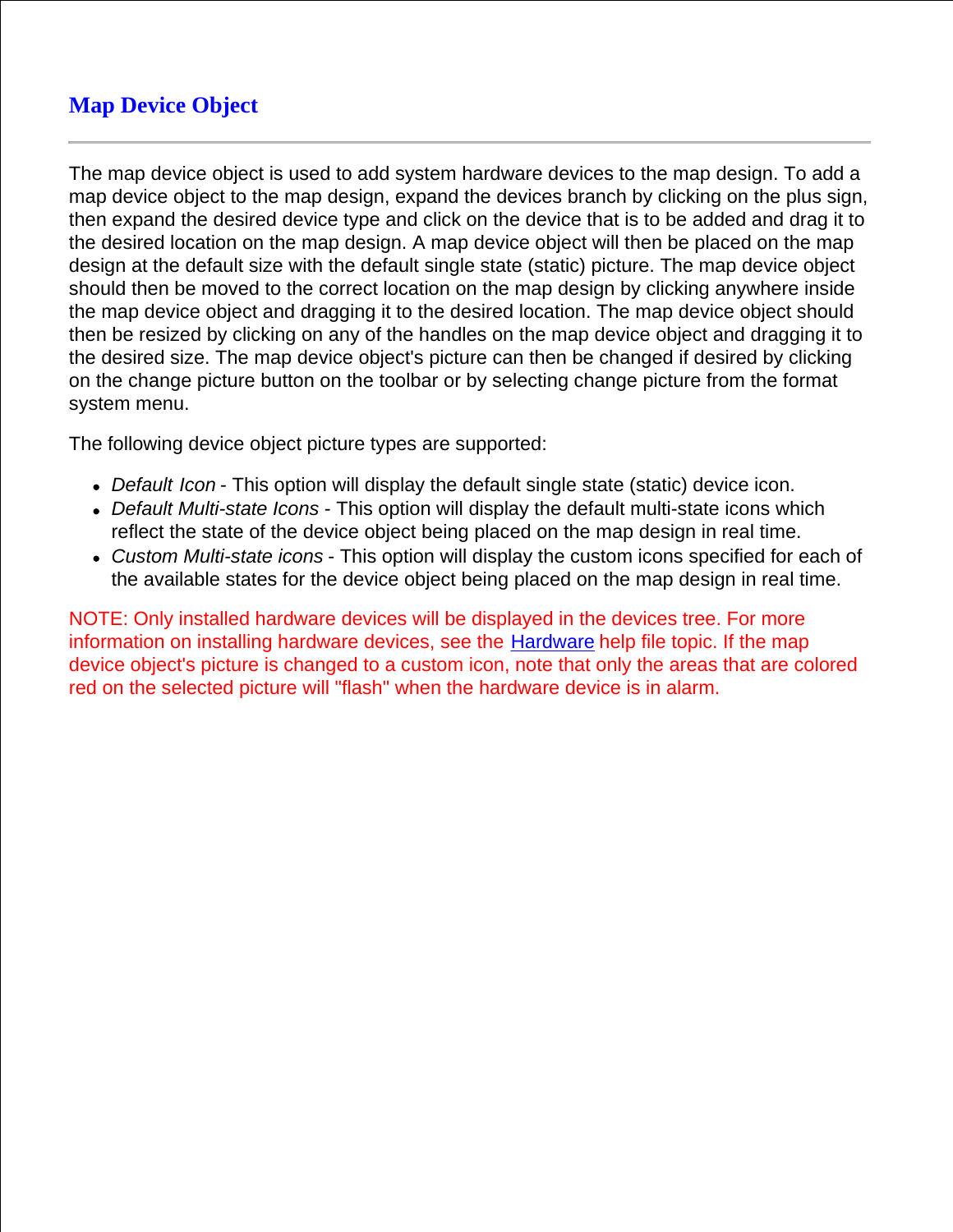# Map Device Object

---

The map device object is used to add system hardware devices to the map design. To add a map device object to the map design, expand the devices branch by clicking on the plus sign, then expand the desired device type and click on the device that is to be added and drag it to the desired location on the map design. A map device object will then be placed on the map design at the default size with the default single state (static) picture. The map device object should then be moved to the correct location on the map design by clicking anywhere inside the map device object and dragging it to the desired location. The map device object should then be resized by clicking on any of the handles on the map device object and dragging it to the desired size. The map device object's picture can then be changed if desired by clicking on the change picture button on the toolbar or by selecting change picture from the format system menu.

The following device object picture types are supported:

- *Default Icon* - This option will display the default single state (static) device icon.
- *Default Multi-state Icons* - This option will display the default multi-state icons which reflect the state of the device object being placed on the map design in real time.
- *Custom Multi-state icons* - This option will display the custom icons specified for each of the available states for the device object being placed on the map design in real time.

NOTE: Only installed hardware devices will be displayed in the devices tree. For more information on installing hardware devices, see the Hardware help file topic. If the map device object's picture is changed to a custom icon, note that only the areas that are colored red on the selected picture will "flash" when the hardware device is in alarm.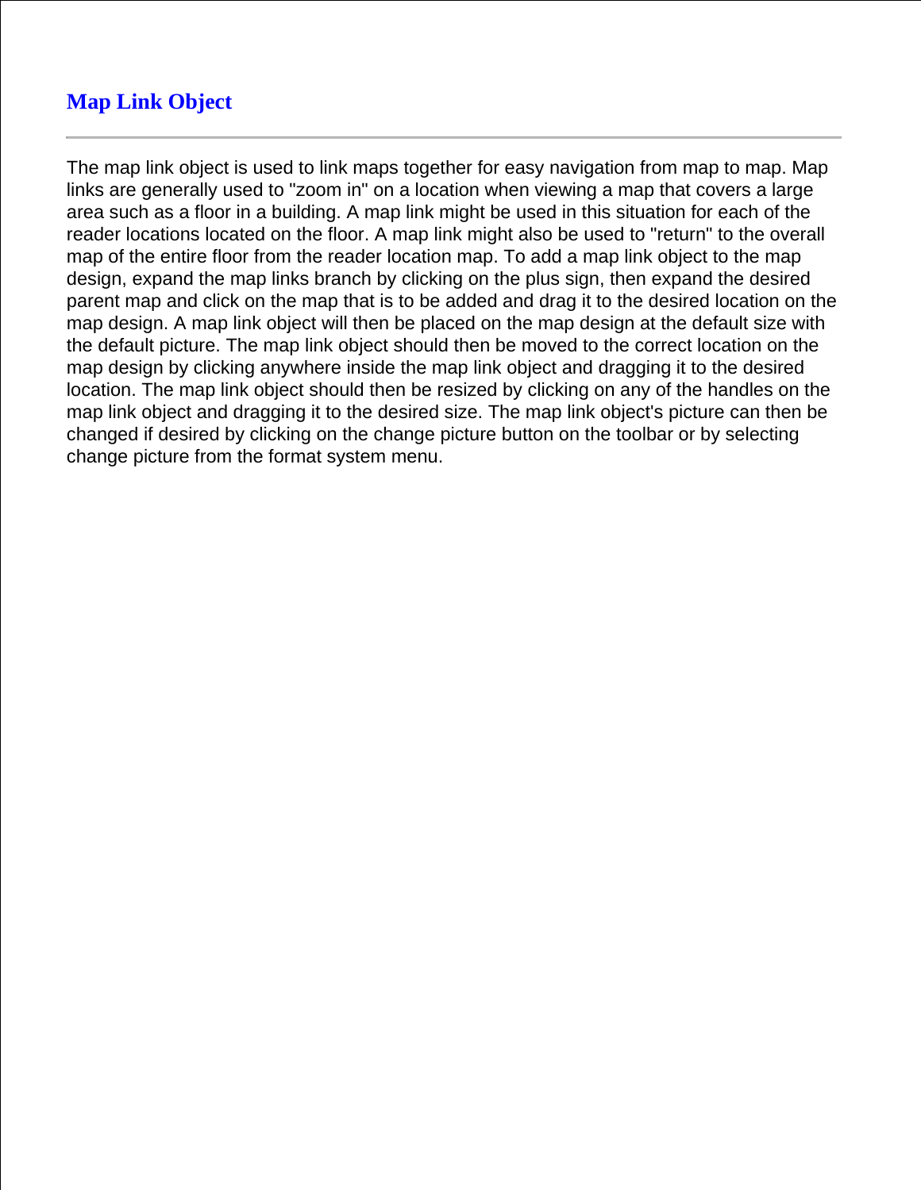## Map Link Object

---

The map link object is used to link maps together for easy navigation from map to map. Map links are generally used to "zoom in" on a location when viewing a map that covers a large area such as a floor in a building. A map link might be used in this situation for each of the reader locations located on the floor. A map link might also be used to "return" to the overall map of the entire floor from the reader location map. To add a map link object to the map design, expand the map links branch by clicking on the plus sign, then expand the desired parent map and click on the map that is to be added and drag it to the desired location on the map design. A map link object will then be placed on the map design at the default size with the default picture. The map link object should then be moved to the correct location on the map design by clicking anywhere inside the map link object and dragging it to the desired location. The map link object should then be resized by clicking on any of the handles on the map link object and dragging it to the desired size. The map link object's picture can then be changed if desired by clicking on the change picture button on the toolbar or by selecting change picture from the format system menu.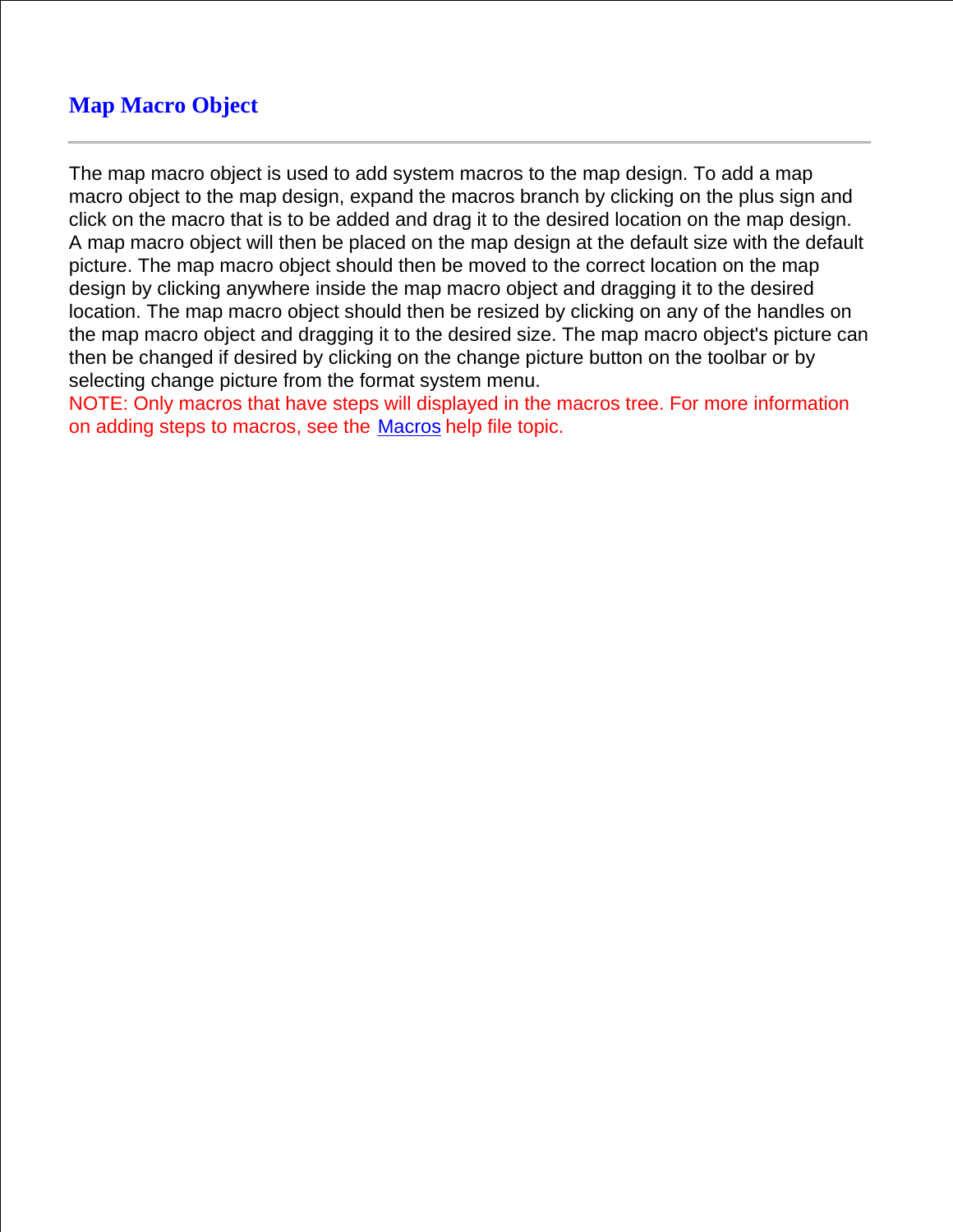# Map Macro Object

---

The map macro object is used to add system macros to the map design. To add a map macro object to the map design, expand the macros branch by clicking on the plus sign and click on the macro that is to be added and drag it to the desired location on the map design. A map macro object will then be placed on the map design at the default size with the default picture. The map macro object should then be moved to the correct location on the map design by clicking anywhere inside the map macro object and dragging it to the desired location. The map macro object should then be resized by clicking on any of the handles on the map macro object and dragging it to the desired size. The map macro object's picture can then be changed if desired by clicking on the change picture button on the toolbar or by selecting change picture from the format system menu.

NOTE: Only macros that have steps will displayed in the macros tree. For more information on adding steps to macros, see the Macros help file topic.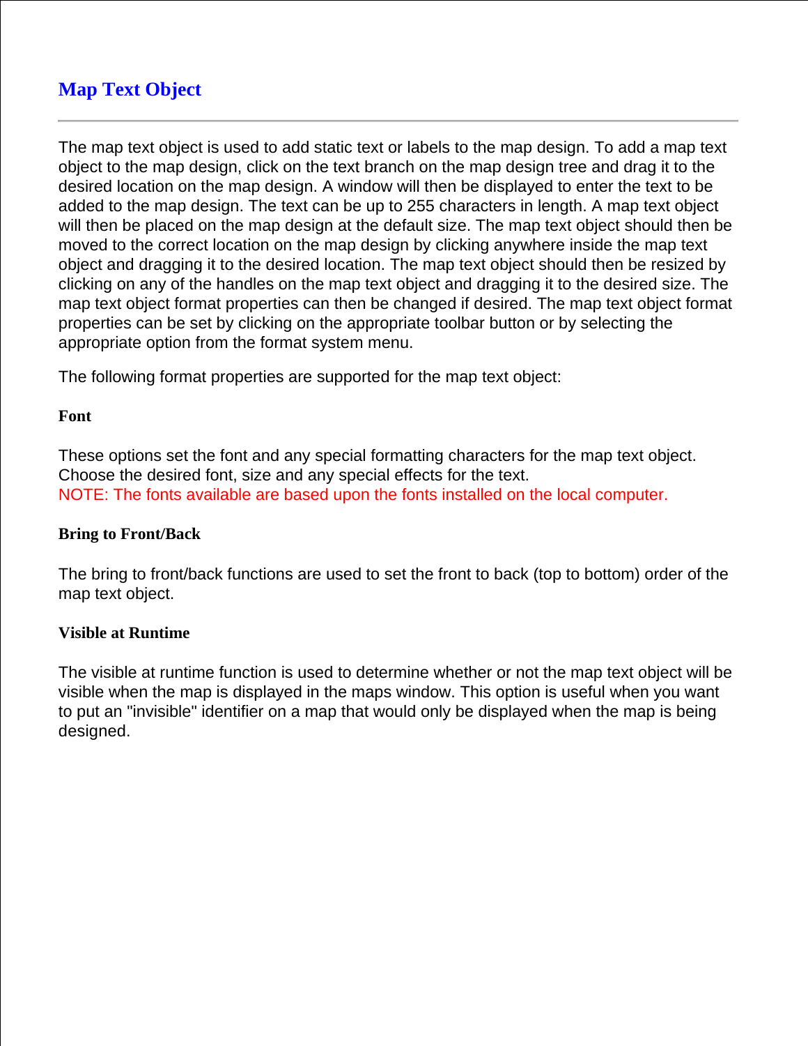# Map Text Object

---

The map text object is used to add static text or labels to the map design. To add a map text object to the map design, click on the text branch on the map design tree and drag it to the desired location on the map design. A window will then be displayed to enter the text to be added to the map design. The text can be up to 255 characters in length. A map text object will then be placed on the map design at the default size. The map text object should then be moved to the correct location on the map design by clicking anywhere inside the map text object and dragging it to the desired location. The map text object should then be resized by clicking on any of the handles on the map text object and dragging it to the desired size. The map text object format properties can then be changed if desired. The map text object format properties can be set by clicking on the appropriate toolbar button or by selecting the appropriate option from the format system menu.

The following format properties are supported for the map text object:

**Font**

These options set the font and any special formatting characters for the map text object. Choose the desired font, size and any special effects for the text.
NOTE: The fonts available are based upon the fonts installed on the local computer.

**Bring to Front/Back**

The bring to front/back functions are used to set the front to back (top to bottom) order of the map text object.

**Visible at Runtime**

The visible at runtime function is used to determine whether or not the map text object will be visible when the map is displayed in the maps window. This option is useful when you want to put an "invisible" identifier on a map that would only be displayed when the map is being designed.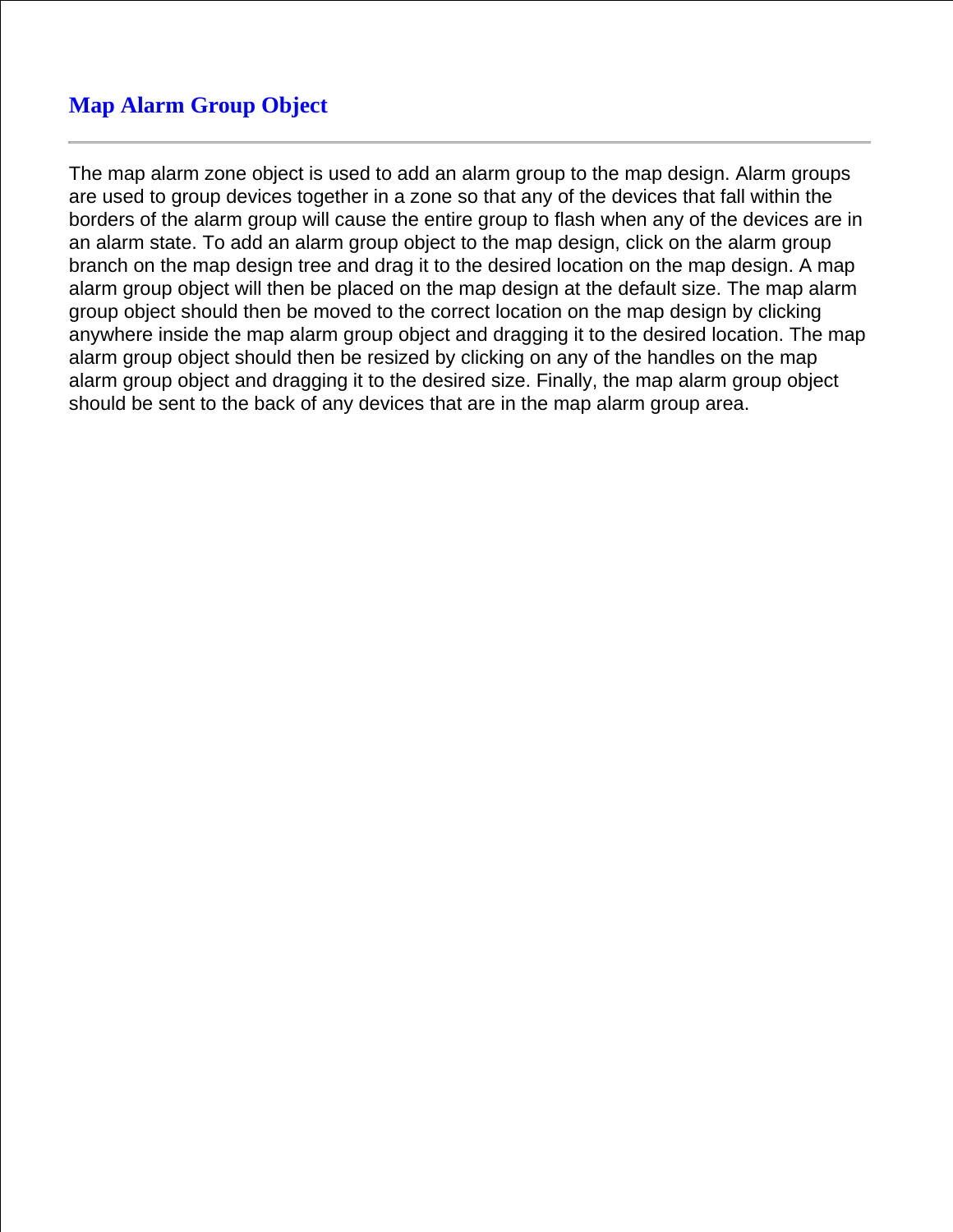## Map Alarm Group Object

---

The map alarm zone object is used to add an alarm group to the map design. Alarm groups are used to group devices together in a zone so that any of the devices that fall within the borders of the alarm group will cause the entire group to flash when any of the devices are in an alarm state. To add an alarm group object to the map design, click on the alarm group branch on the map design tree and drag it to the desired location on the map design. A map alarm group object will then be placed on the map design at the default size. The map alarm group object should then be moved to the correct location on the map design by clicking anywhere inside the map alarm group object and dragging it to the desired location. The map alarm group object should then be resized by clicking on any of the handles on the map alarm group object and dragging it to the desired size. Finally, the map alarm group object should be sent to the back of any devices that are in the map alarm group area.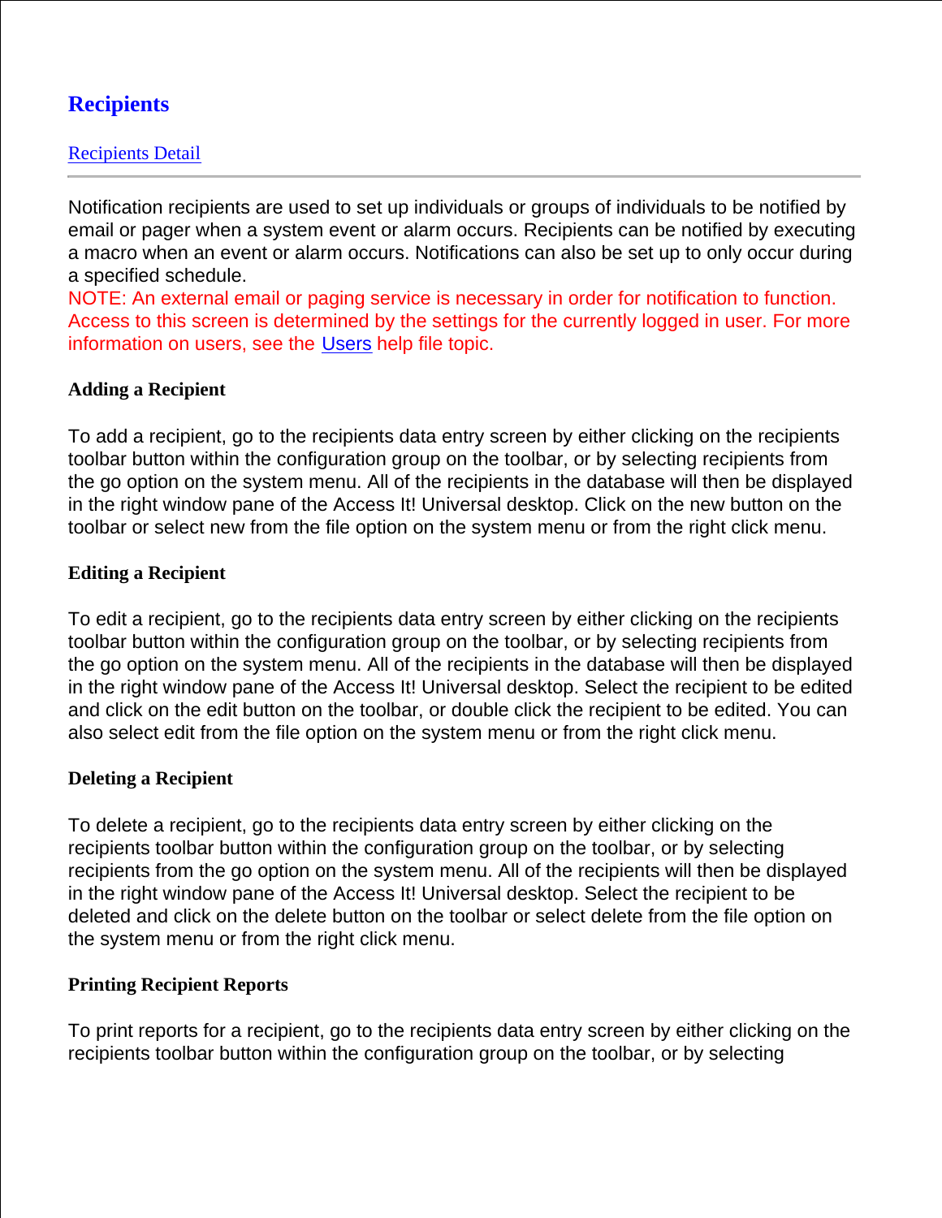# Recipients

Recipients Detail

---

Notification recipients are used to set up individuals or groups of individuals to be notified by email or pager when a system event or alarm occurs. Recipients can be notified by executing a macro when an event or alarm occurs. Notifications can also be set up to only occur during a specified schedule.
NOTE: An external email or paging service is necessary in order for notification to function. Access to this screen is determined by the settings for the currently logged in user. For more information on users, see the Users help file topic.

### Adding a Recipient

To add a recipient, go to the recipients data entry screen by either clicking on the recipients toolbar button within the configuration group on the toolbar, or by selecting recipients from the go option on the system menu. All of the recipients in the database will then be displayed in the right window pane of the Access It! Universal desktop. Click on the new button on the toolbar or select new from the file option on the system menu or from the right click menu.

### Editing a Recipient

To edit a recipient, go to the recipients data entry screen by either clicking on the recipients toolbar button within the configuration group on the toolbar, or by selecting recipients from the go option on the system menu. All of the recipients in the database will then be displayed in the right window pane of the Access It! Universal desktop. Select the recipient to be edited and click on the edit button on the toolbar, or double click the recipient to be edited. You can also select edit from the file option on the system menu or from the right click menu.

### Deleting a Recipient

To delete a recipient, go to the recipients data entry screen by either clicking on the recipients toolbar button within the configuration group on the toolbar, or by selecting recipients from the go option on the system menu. All of the recipients will then be displayed in the right window pane of the Access It! Universal desktop. Select the recipient to be deleted and click on the delete button on the toolbar or select delete from the file option on the system menu or from the right click menu.

### Printing Recipient Reports

To print reports for a recipient, go to the recipients data entry screen by either clicking on the recipients toolbar button within the configuration group on the toolbar, or by selecting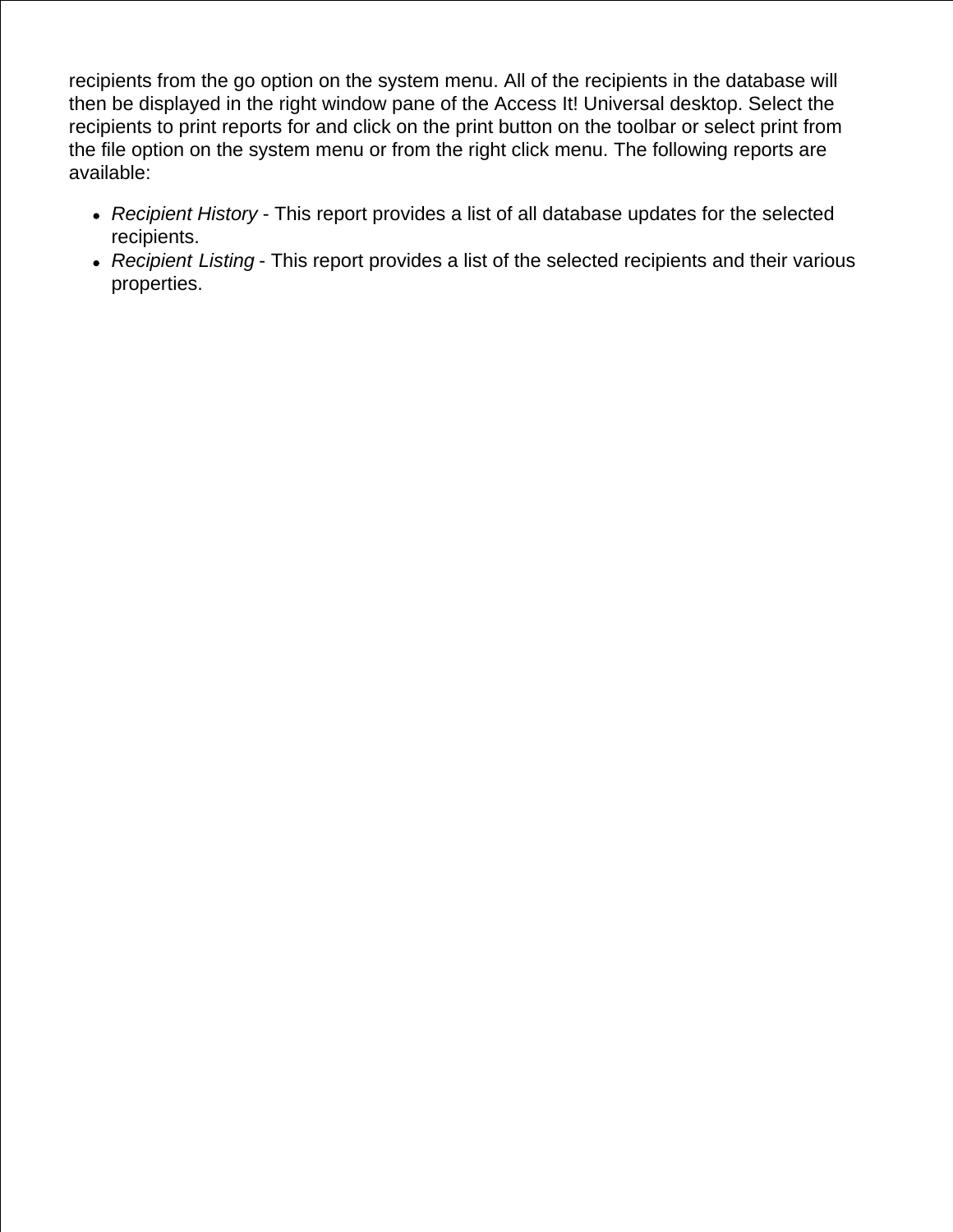recipients from the go option on the system menu. All of the recipients in the database will then be displayed in the right window pane of the Access It! Universal desktop. Select the recipients to print reports for and click on the print button on the toolbar or select print from the file option on the system menu or from the right click menu. The following reports are available:

- *Recipient History* - This report provides a list of all database updates for the selected recipients.
- *Recipient Listing* - This report provides a list of the selected recipients and their various properties.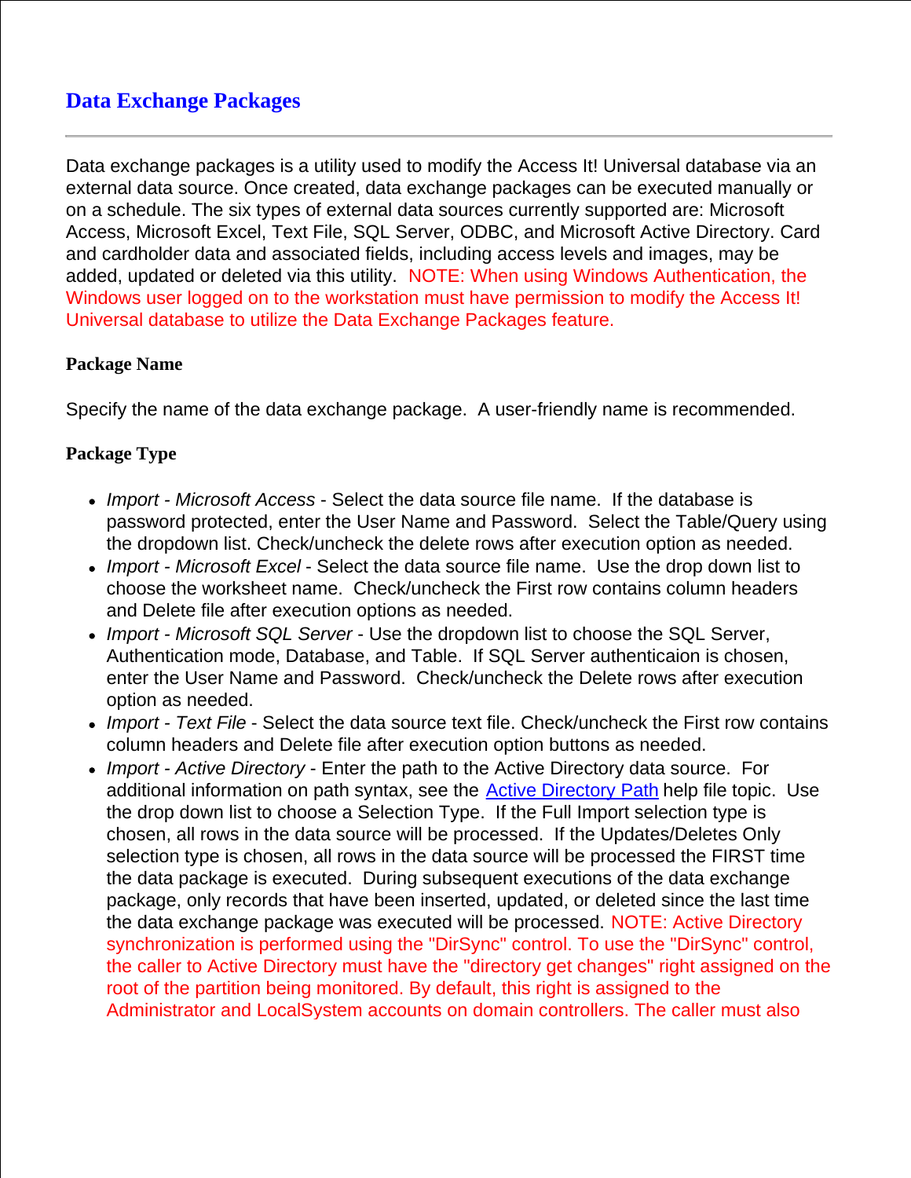# Data Exchange Packages

---

Data exchange packages is a utility used to modify the Access It! Universal database via an external data source. Once created, data exchange packages can be executed manually or on a schedule. The six types of external data sources currently supported are: Microsoft Access, Microsoft Excel, Text File, SQL Server, ODBC, and Microsoft Active Directory. Card and cardholder data and associated fields, including access levels and images, may be added, updated or deleted via this utility. NOTE: When using Windows Authentication, the Windows user logged on to the workstation must have permission to modify the Access It! Universal database to utilize the Data Exchange Packages feature.

**Package Name**

Specify the name of the data exchange package. A user-friendly name is recommended.

**Package Type**

- *Import - Microsoft Access* - Select the data source file name. If the database is password protected, enter the User Name and Password. Select the Table/Query using the dropdown list. Check/uncheck the delete rows after execution option as needed.
- *Import - Microsoft Excel* - Select the data source file name. Use the drop down list to choose the worksheet name. Check/uncheck the First row contains column headers and Delete file after execution options as needed.
- *Import - Microsoft SQL Server* - Use the dropdown list to choose the SQL Server, Authentication mode, Database, and Table. If SQL Server authenticaion is chosen, enter the User Name and Password. Check/uncheck the Delete rows after execution option as needed.
- *Import - Text File* - Select the data source text file. Check/uncheck the First row contains column headers and Delete file after execution option buttons as needed.
- *Import - Active Directory* - Enter the path to the Active Directory data source. For additional information on path syntax, see the Active Directory Path help file topic. Use the drop down list to choose a Selection Type. If the Full Import selection type is chosen, all rows in the data source will be processed. If the Updates/Deletes Only selection type is chosen, all rows in the data source will be processed the FIRST time the data package is executed. During subsequent executions of the data exchange package, only records that have been inserted, updated, or deleted since the last time the data exchange package was executed will be processed. NOTE: Active Directory synchronization is performed using the "DirSync" control. To use the "DirSync" control, the caller to Active Directory must have the "directory get changes" right assigned on the root of the partition being monitored. By default, this right is assigned to the Administrator and LocalSystem accounts on domain controllers. The caller must also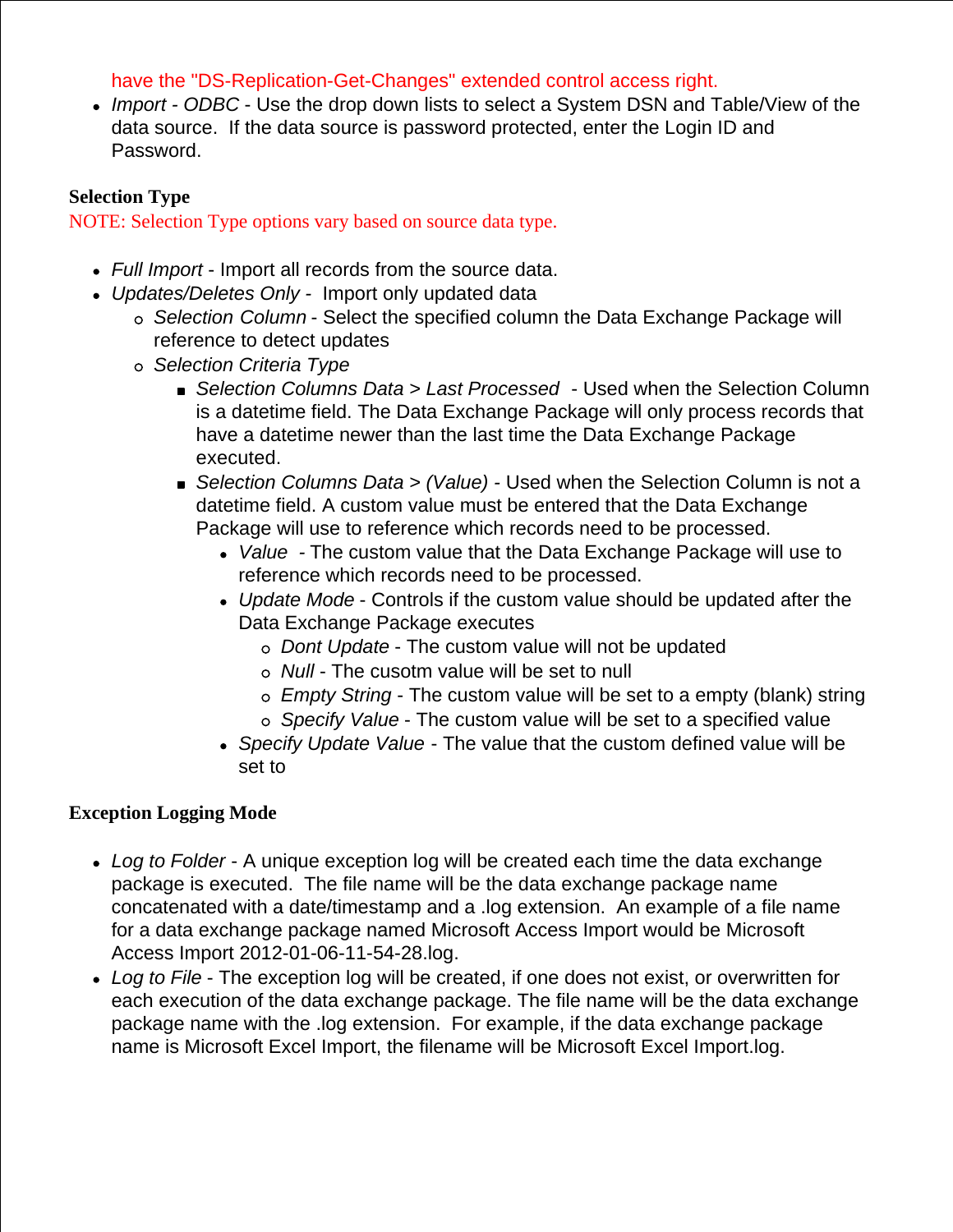have the "DS-Replication-Get-Changes" extended control access right.

- *Import - ODBC* - Use the drop down lists to select a System DSN and Table/View of the data source.  If the data source is password protected, enter the Login ID and Password.

**Selection Type**

NOTE: Selection Type options vary based on source data type.

- *Full Import* - Import all records from the source data.
- *Updates/Deletes Only* -  Import only updated data
  - *Selection Column* - Select the specified column the Data Exchange Package will reference to detect updates
  - *Selection Criteria Type*
    - *Selection Columns Data > Last Processed*  - Used when the Selection Column is a datetime field. The Data Exchange Package will only process records that have a datetime newer than the last time the Data Exchange Package executed.
    - *Selection Columns Data > (Value)* - Used when the Selection Column is not a datetime field. A custom value must be entered that the Data Exchange Package will use to reference which records need to be processed.
      - *Value*  - The custom value that the Data Exchange Package will use to reference which records need to be processed.
      - *Update Mode* - Controls if the custom value should be updated after the Data Exchange Package executes
        - *Dont Update* - The custom value will not be updated
        - *Null* - The cusotm value will be set to null
        - *Empty String* - The custom value will be set to a empty (blank) string
        - *Specify Value* - The custom value will be set to a specified value
      - *Specify Update Value* - The value that the custom defined value will be set to

**Exception Logging Mode**

- *Log to Folder* - A unique exception log will be created each time the data exchange package is executed.  The file name will be the data exchange package name concatenated with a date/timestamp and a .log extension.  An example of a file name for a data exchange package named Microsoft Access Import would be Microsoft Access Import 2012-01-06-11-54-28.log.
- *Log to File* - The exception log will be created, if one does not exist, or overwritten for each execution of the data exchange package. The file name will be the data exchange package name with the .log extension.  For example, if the data exchange package name is Microsoft Excel Import, the filename will be Microsoft Excel Import.log.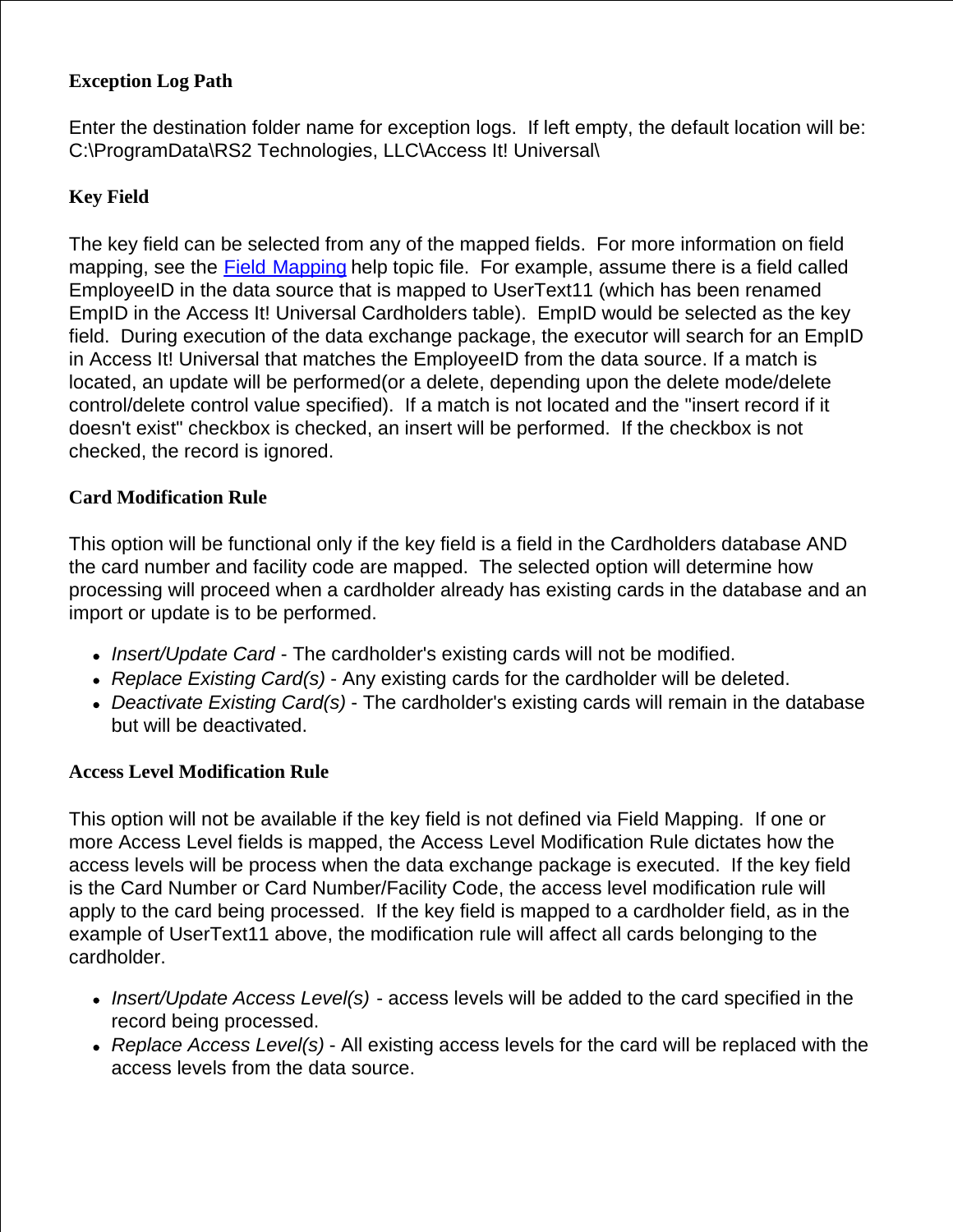**Exception Log Path**

Enter the destination folder name for exception logs. If left empty, the default location will be: C:\ProgramData\RS2 Technologies, LLC\Access It! Universal\

**Key Field**

The key field can be selected from any of the mapped fields. For more information on field mapping, see the Field Mapping help topic file. For example, assume there is a field called EmployeeID in the data source that is mapped to UserText11 (which has been renamed EmpID in the Access It! Universal Cardholders table). EmpID would be selected as the key field. During execution of the data exchange package, the executor will search for an EmpID in Access It! Universal that matches the EmployeeID from the data source. If a match is located, an update will be performed(or a delete, depending upon the delete mode/delete control/delete control value specified). If a match is not located and the "insert record if it doesn't exist" checkbox is checked, an insert will be performed. If the checkbox is not checked, the record is ignored.

**Card Modification Rule**

This option will be functional only if the key field is a field in the Cardholders database AND the card number and facility code are mapped. The selected option will determine how processing will proceed when a cardholder already has existing cards in the database and an import or update is to be performed.

- *Insert/Update Card* - The cardholder's existing cards will not be modified.
- *Replace Existing Card(s)* - Any existing cards for the cardholder will be deleted.
- *Deactivate Existing Card(s)* - The cardholder's existing cards will remain in the database but will be deactivated.

**Access Level Modification Rule**

This option will not be available if the key field is not defined via Field Mapping. If one or more Access Level fields is mapped, the Access Level Modification Rule dictates how the access levels will be process when the data exchange package is executed. If the key field is the Card Number or Card Number/Facility Code, the access level modification rule will apply to the card being processed. If the key field is mapped to a cardholder field, as in the example of UserText11 above, the modification rule will affect all cards belonging to the cardholder.

- *Insert/Update Access Level(s)* - access levels will be added to the card specified in the record being processed.
- *Replace Access Level(s)* - All existing access levels for the card will be replaced with the access levels from the data source.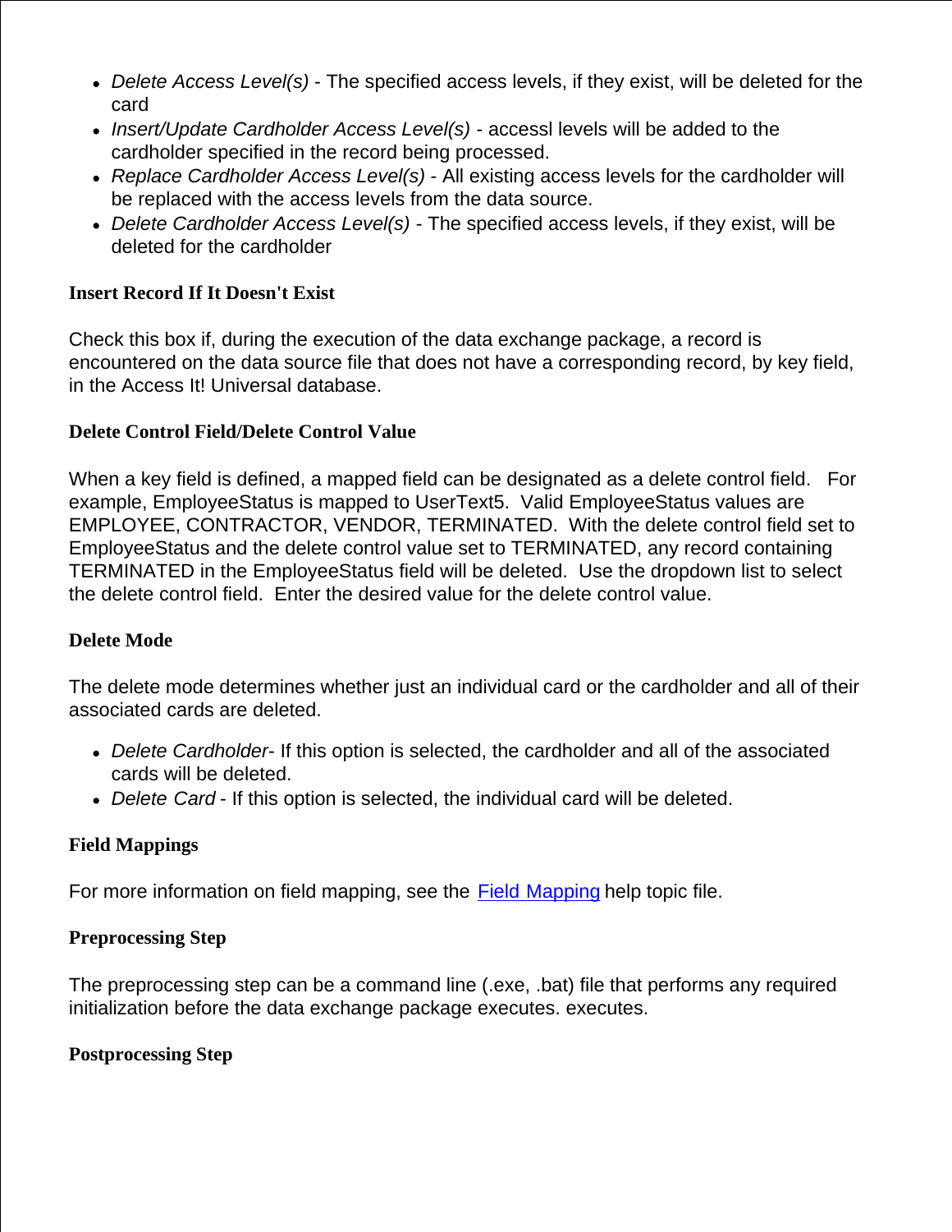- *Delete Access Level(s)* - The specified access levels, if they exist, will be deleted for the card
- *Insert/Update Cardholder Access Level(s)* - accessl levels will be added to the cardholder specified in the record being processed.
- *Replace Cardholder Access Level(s)* - All existing access levels for the cardholder will be replaced with the access levels from the data source.
- *Delete Cardholder Access Level(s)* - The specified access levels, if they exist, will be deleted for the cardholder

**Insert Record If It Doesn't Exist**

Check this box if, during the execution of the data exchange package, a record is encountered on the data source file that does not have a corresponding record, by key field, in the Access It! Universal database.

**Delete Control Field/Delete Control Value**

When a key field is defined, a mapped field can be designated as a delete control field. For example, EmployeeStatus is mapped to UserText5. Valid EmployeeStatus values are EMPLOYEE, CONTRACTOR, VENDOR, TERMINATED. With the delete control field set to EmployeeStatus and the delete control value set to TERMINATED, any record containing TERMINATED in the EmployeeStatus field will be deleted. Use the dropdown list to select the delete control field. Enter the desired value for the delete control value.

**Delete Mode**

The delete mode determines whether just an individual card or the cardholder and all of their associated cards are deleted.

- *Delete Cardholder*- If this option is selected, the cardholder and all of the associated cards will be deleted.
- *Delete Card* - If this option is selected, the individual card will be deleted.

**Field Mappings**

For more information on field mapping, see the Field Mapping help topic file.

**Preprocessing Step**

The preprocessing step can be a command line (.exe, .bat) file that performs any required initialization before the data exchange package executes. executes.

**Postprocessing Step**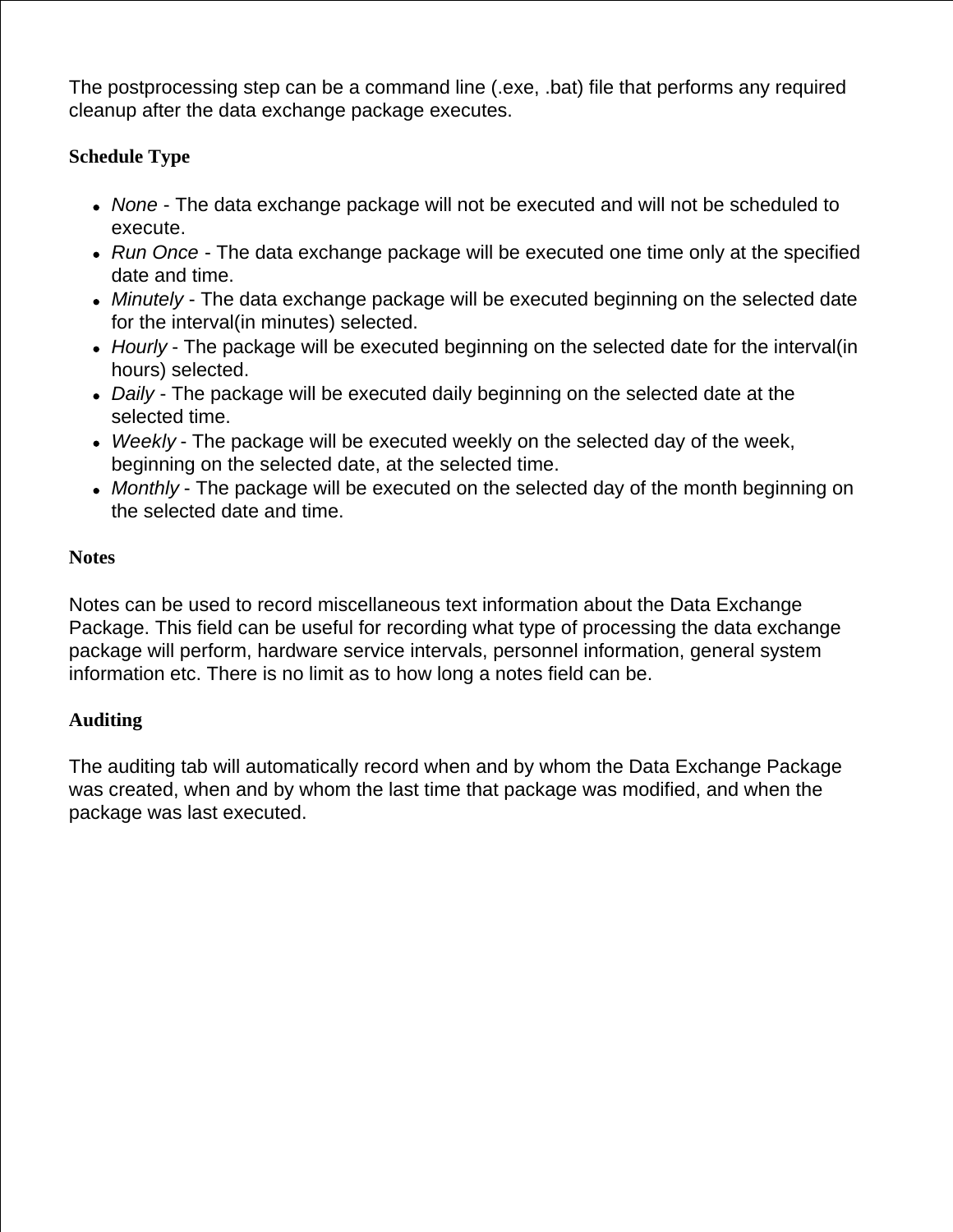The postprocessing step can be a command line (.exe, .bat) file that performs any required cleanup after the data exchange package executes.

### Schedule Type

- *None* - The data exchange package will not be executed and will not be scheduled to execute.
- *Run Once* - The data exchange package will be executed one time only at the specified date and time.
- *Minutely* - The data exchange package will be executed beginning on the selected date for the interval(in minutes) selected.
- *Hourly* - The package will be executed beginning on the selected date for the interval(in hours) selected.
- *Daily* - The package will be executed daily beginning on the selected date at the selected time.
- *Weekly* - The package will be executed weekly on the selected day of the week, beginning on the selected date, at the selected time.
- *Monthly* - The package will be executed on the selected day of the month beginning on the selected date and time.

### Notes

Notes can be used to record miscellaneous text information about the Data Exchange Package. This field can be useful for recording what type of processing the data exchange package will perform, hardware service intervals, personnel information, general system information etc. There is no limit as to how long a notes field can be.

### Auditing

The auditing tab will automatically record when and by whom the Data Exchange Package was created, when and by whom the last time that package was modified, and when the package was last executed.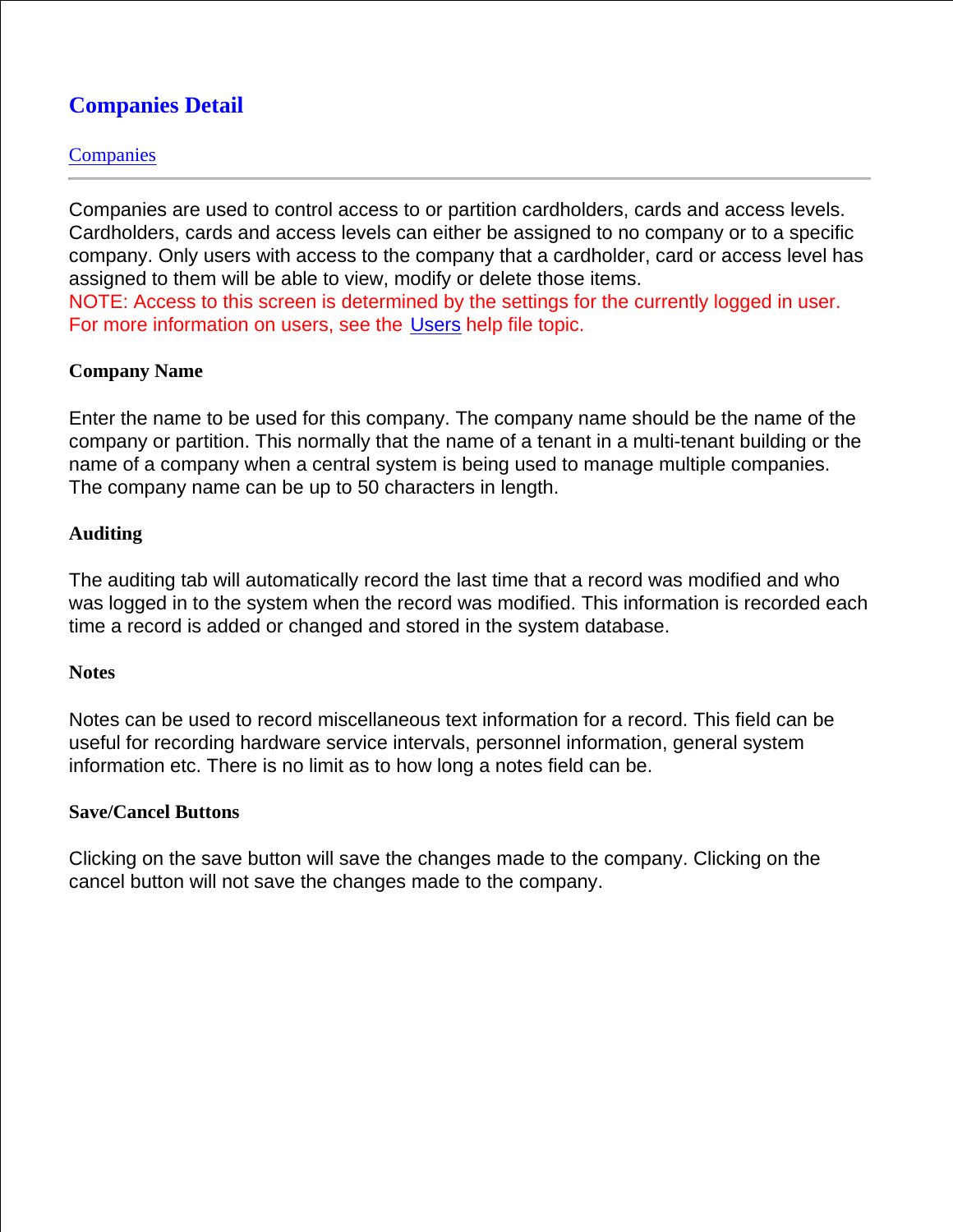# Companies Detail

[Companies]

---

Companies are used to control access to or partition cardholders, cards and access levels. Cardholders, cards and access levels can either be assigned to no company or to a specific company. Only users with access to the company that a cardholder, card or access level has assigned to them will be able to view, modify or delete those items.
NOTE: Access to this screen is determined by the settings for the currently logged in user. For more information on users, see the Users help file topic.

**Company Name**

Enter the name to be used for this company. The company name should be the name of the company or partition. This normally that the name of a tenant in a multi-tenant building or the name of a company when a central system is being used to manage multiple companies. The company name can be up to 50 characters in length.

**Auditing**

The auditing tab will automatically record the last time that a record was modified and who was logged in to the system when the record was modified. This information is recorded each time a record is added or changed and stored in the system database.

**Notes**

Notes can be used to record miscellaneous text information for a record. This field can be useful for recording hardware service intervals, personnel information, general system information etc. There is no limit as to how long a notes field can be.

**Save/Cancel Buttons**

Clicking on the save button will save the changes made to the company. Clicking on the cancel button will not save the changes made to the company.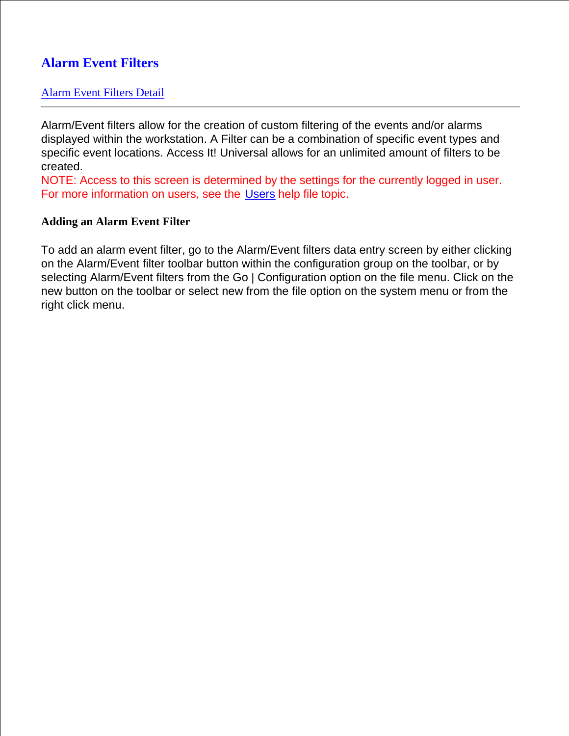# Alarm Event Filters

Alarm Event Filters Detail

---

Alarm/Event filters allow for the creation of custom filtering of the events and/or alarms displayed within the workstation. A Filter can be a combination of specific event types and specific event locations. Access It! Universal allows for an unlimited amount of filters to be created.

NOTE: Access to this screen is determined by the settings for the currently logged in user. For more information on users, see the Users help file topic.

**Adding an Alarm Event Filter**

To add an alarm event filter, go to the Alarm/Event filters data entry screen by either clicking on the Alarm/Event filter toolbar button within the configuration group on the toolbar, or by selecting Alarm/Event filters from the Go | Configuration option on the file menu. Click on the new button on the toolbar or select new from the file option on the system menu or from the right click menu.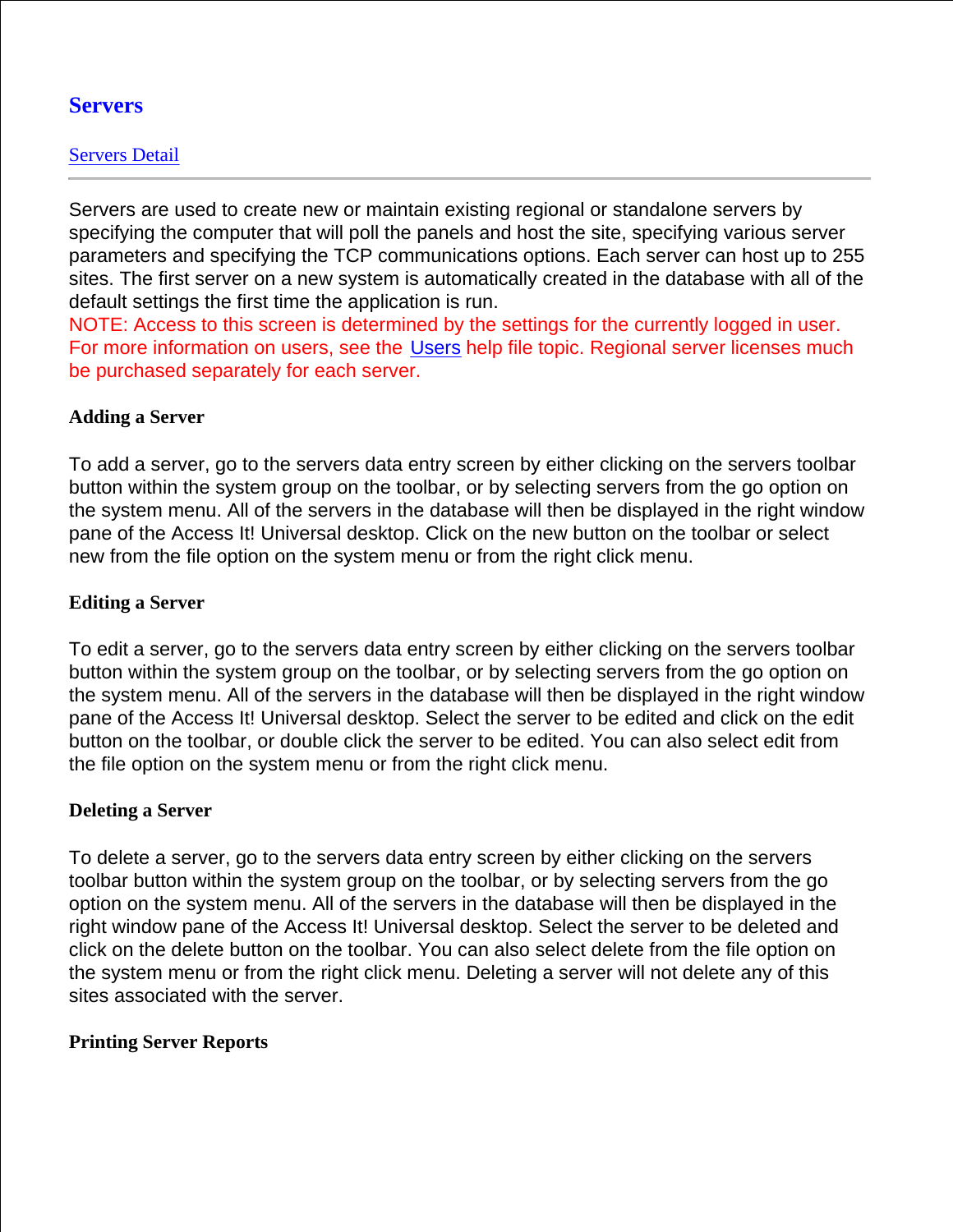# Servers

[Servers Detail]

---

Servers are used to create new or maintain existing regional or standalone servers by specifying the computer that will poll the panels and host the site, specifying various server parameters and specifying the TCP communications options. Each server can host up to 255 sites. The first server on a new system is automatically created in the database with all of the default settings the first time the application is run.
NOTE: Access to this screen is determined by the settings for the currently logged in user. For more information on users, see the [Users] help file topic. Regional server licenses much be purchased separately for each server.

### Adding a Server

To add a server, go to the servers data entry screen by either clicking on the servers toolbar button within the system group on the toolbar, or by selecting servers from the go option on the system menu. All of the servers in the database will then be displayed in the right window pane of the Access It! Universal desktop. Click on the new button on the toolbar or select new from the file option on the system menu or from the right click menu.

### Editing a Server

To edit a server, go to the servers data entry screen by either clicking on the servers toolbar button within the system group on the toolbar, or by selecting servers from the go option on the system menu. All of the servers in the database will then be displayed in the right window pane of the Access It! Universal desktop. Select the server to be edited and click on the edit button on the toolbar, or double click the server to be edited. You can also select edit from the file option on the system menu or from the right click menu.

### Deleting a Server

To delete a server, go to the servers data entry screen by either clicking on the servers toolbar button within the system group on the toolbar, or by selecting servers from the go option on the system menu. All of the servers in the database will then be displayed in the right window pane of the Access It! Universal desktop. Select the server to be deleted and click on the delete button on the toolbar. You can also select delete from the file option on the system menu or from the right click menu. Deleting a server will not delete any of this sites associated with the server.

### Printing Server Reports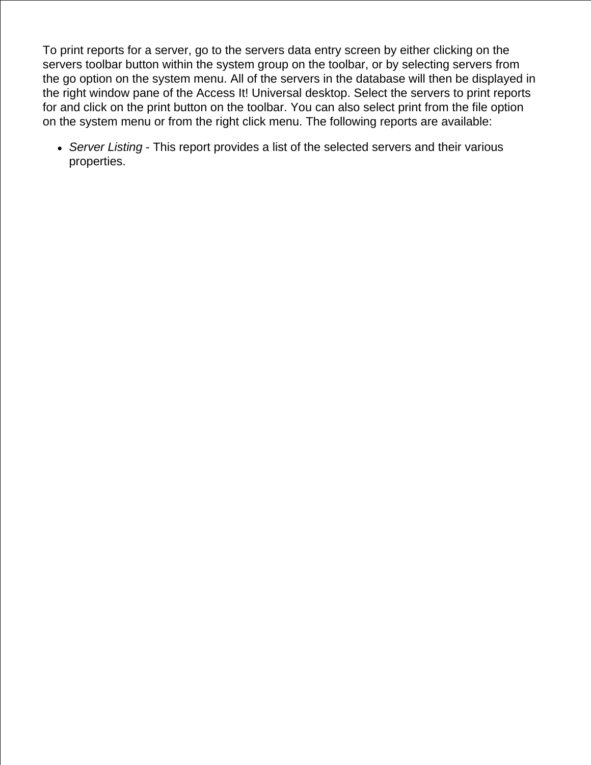To print reports for a server, go to the servers data entry screen by either clicking on the servers toolbar button within the system group on the toolbar, or by selecting servers from the go option on the system menu. All of the servers in the database will then be displayed in the right window pane of the Access It! Universal desktop. Select the servers to print reports for and click on the print button on the toolbar. You can also select print from the file option on the system menu or from the right click menu. The following reports are available:

- *Server Listing* - This report provides a list of the selected servers and their various properties.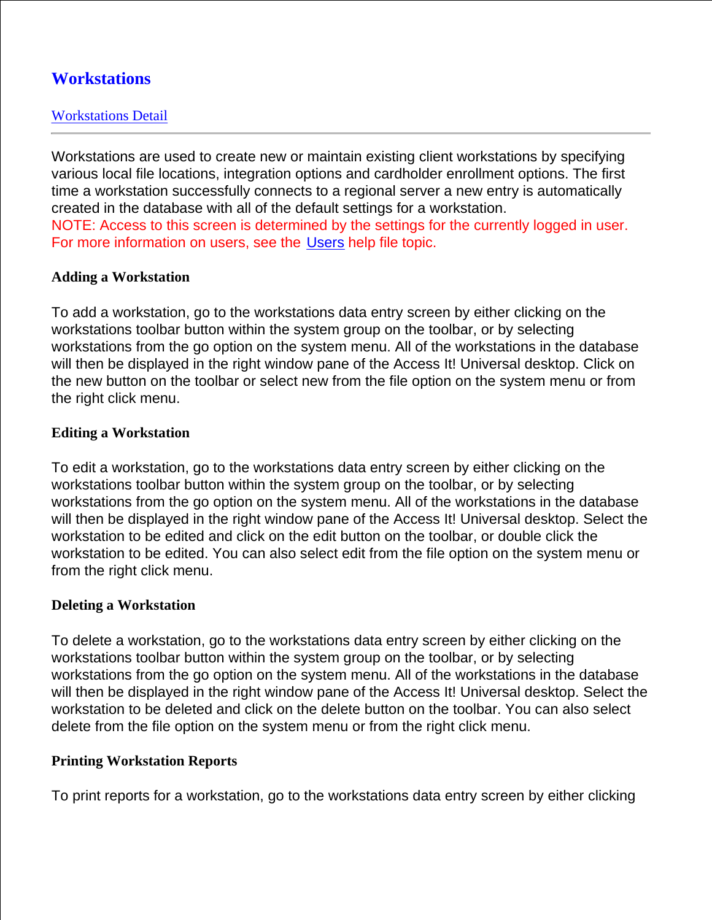# Workstations

[Workstations Detail]

---

Workstations are used to create new or maintain existing client workstations by specifying various local file locations, integration options and cardholder enrollment options. The first time a workstation successfully connects to a regional server a new entry is automatically created in the database with all of the default settings for a workstation.
NOTE: Access to this screen is determined by the settings for the currently logged in user. For more information on users, see the Users help file topic.

### Adding a Workstation

To add a workstation, go to the workstations data entry screen by either clicking on the workstations toolbar button within the system group on the toolbar, or by selecting workstations from the go option on the system menu. All of the workstations in the database will then be displayed in the right window pane of the Access It! Universal desktop. Click on the new button on the toolbar or select new from the file option on the system menu or from the right click menu.

### Editing a Workstation

To edit a workstation, go to the workstations data entry screen by either clicking on the workstations toolbar button within the system group on the toolbar, or by selecting workstations from the go option on the system menu. All of the workstations in the database will then be displayed in the right window pane of the Access It! Universal desktop. Select the workstation to be edited and click on the edit button on the toolbar, or double click the workstation to be edited. You can also select edit from the file option on the system menu or from the right click menu.

### Deleting a Workstation

To delete a workstation, go to the workstations data entry screen by either clicking on the workstations toolbar button within the system group on the toolbar, or by selecting workstations from the go option on the system menu. All of the workstations in the database will then be displayed in the right window pane of the Access It! Universal desktop. Select the workstation to be deleted and click on the delete button on the toolbar. You can also select delete from the file option on the system menu or from the right click menu.

### Printing Workstation Reports

To print reports for a workstation, go to the workstations data entry screen by either clicking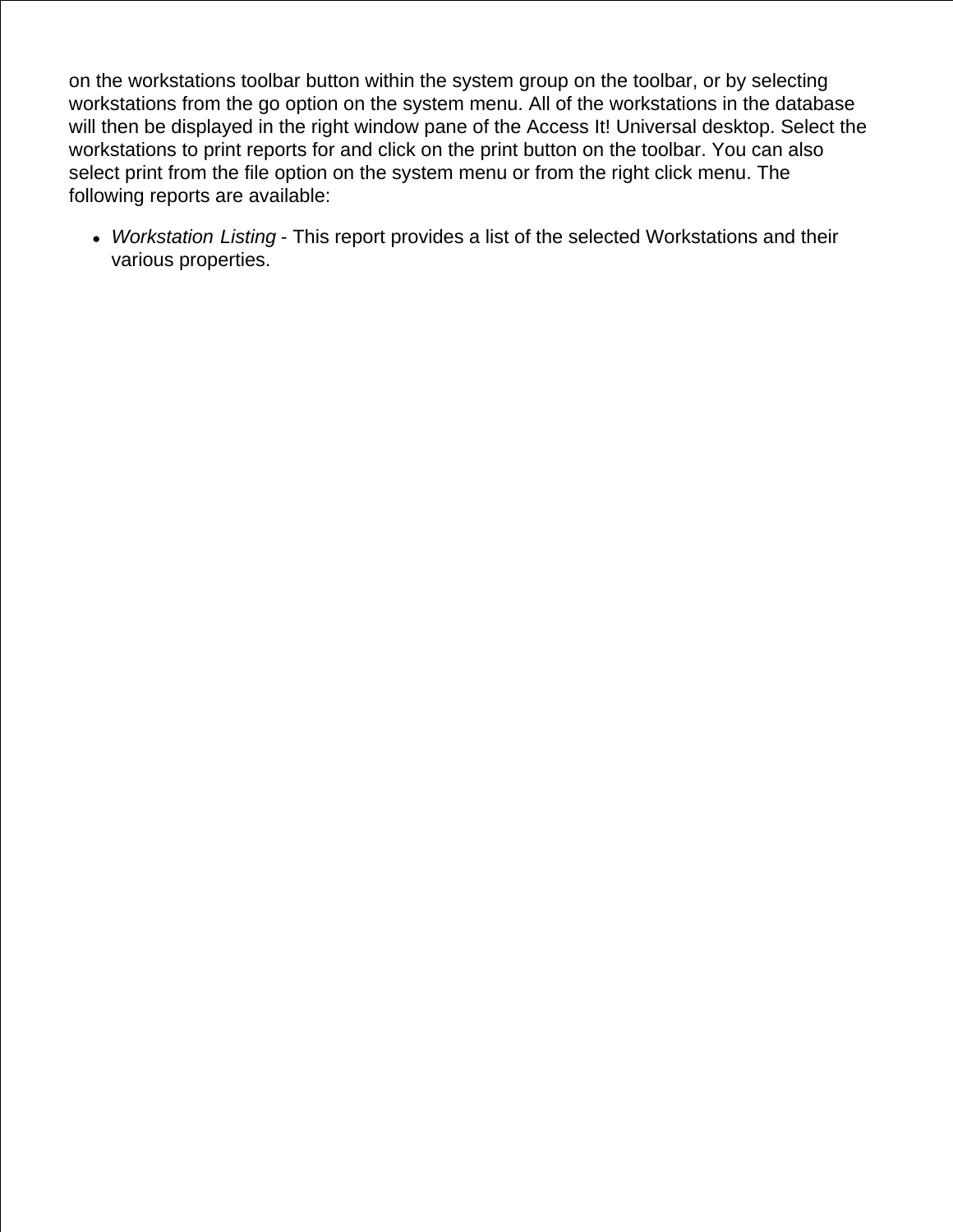on the workstations toolbar button within the system group on the toolbar, or by selecting workstations from the go option on the system menu. All of the workstations in the database will then be displayed in the right window pane of the Access It! Universal desktop. Select the workstations to print reports for and click on the print button on the toolbar. You can also select print from the file option on the system menu or from the right click menu. The following reports are available:

- *Workstation Listing* - This report provides a list of the selected Workstations and their various properties.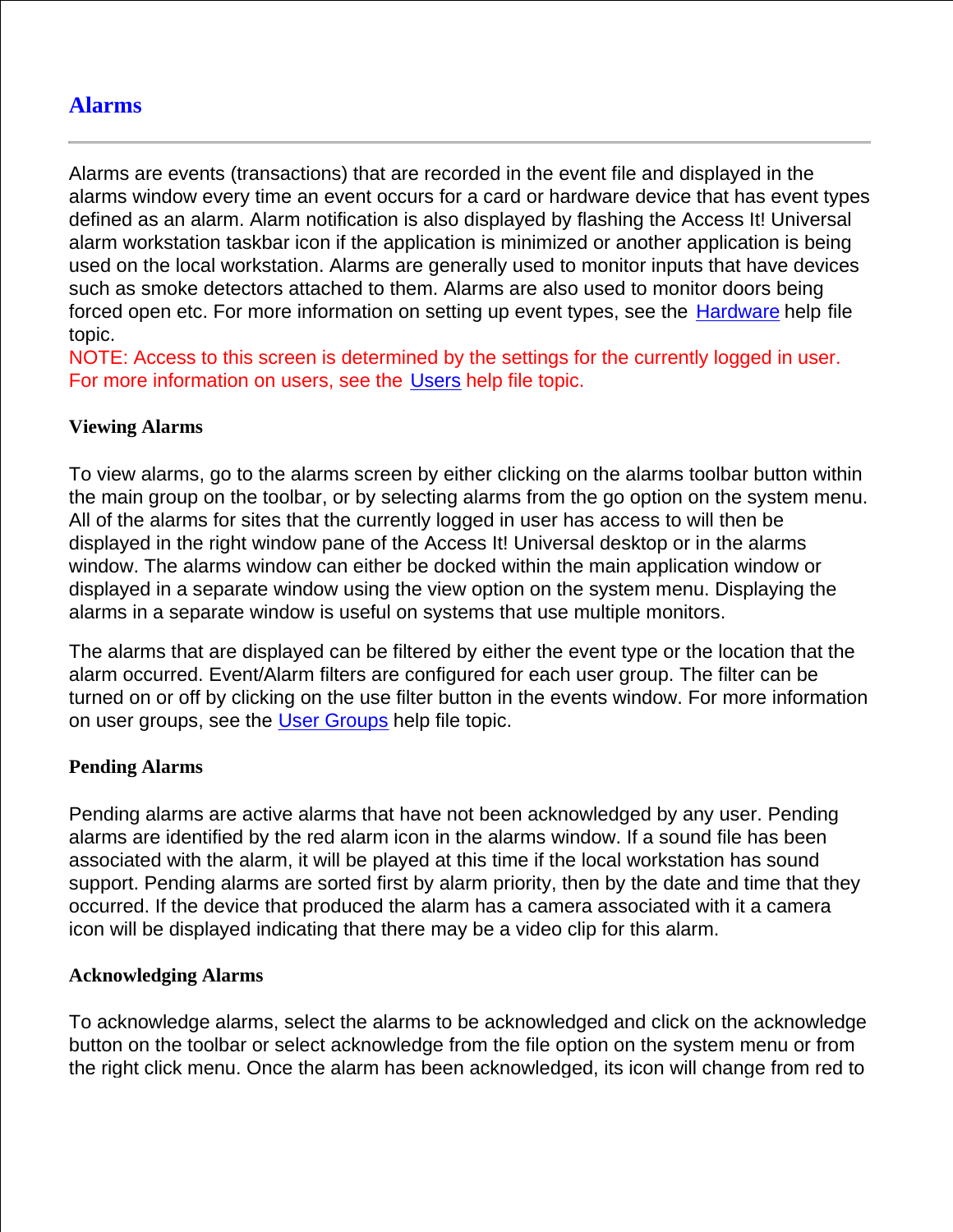# Alarms

---

Alarms are events (transactions) that are recorded in the event file and displayed in the alarms window every time an event occurs for a card or hardware device that has event types defined as an alarm. Alarm notification is also displayed by flashing the Access It! Universal alarm workstation taskbar icon if the application is minimized or another application is being used on the local workstation. Alarms are generally used to monitor inputs that have devices such as smoke detectors attached to them. Alarms are also used to monitor doors being forced open etc. For more information on setting up event types, see the Hardware help file topic.
NOTE: Access to this screen is determined by the settings for the currently logged in user. For more information on users, see the Users help file topic.

**Viewing Alarms**

To view alarms, go to the alarms screen by either clicking on the alarms toolbar button within the main group on the toolbar, or by selecting alarms from the go option on the system menu. All of the alarms for sites that the currently logged in user has access to will then be displayed in the right window pane of the Access It! Universal desktop or in the alarms window. The alarms window can either be docked within the main application window or displayed in a separate window using the view option on the system menu. Displaying the alarms in a separate window is useful on systems that use multiple monitors.

The alarms that are displayed can be filtered by either the event type or the location that the alarm occurred. Event/Alarm filters are configured for each user group. The filter can be turned on or off by clicking on the use filter button in the events window. For more information on user groups, see the User Groups help file topic.

**Pending Alarms**

Pending alarms are active alarms that have not been acknowledged by any user. Pending alarms are identified by the red alarm icon in the alarms window. If a sound file has been associated with the alarm, it will be played at this time if the local workstation has sound support. Pending alarms are sorted first by alarm priority, then by the date and time that they occurred. If the device that produced the alarm has a camera associated with it a camera icon will be displayed indicating that there may be a video clip for this alarm.

**Acknowledging Alarms**

To acknowledge alarms, select the alarms to be acknowledged and click on the acknowledge button on the toolbar or select acknowledge from the file option on the system menu or from the right click menu. Once the alarm has been acknowledged, its icon will change from red to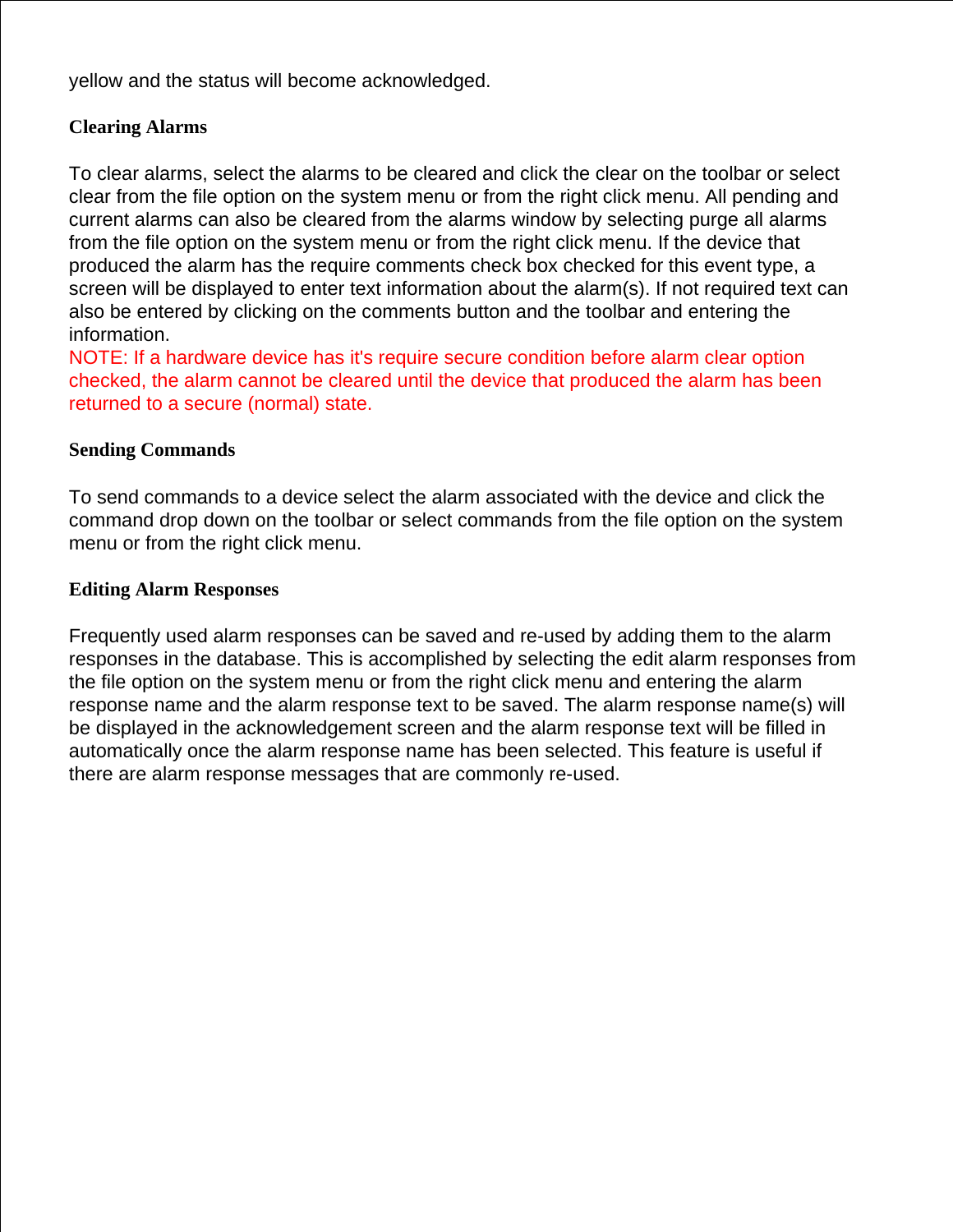yellow and the status will become acknowledged.

### Clearing Alarms

To clear alarms, select the alarms to be cleared and click the clear on the toolbar or select clear from the file option on the system menu or from the right click menu. All pending and current alarms can also be cleared from the alarms window by selecting purge all alarms from the file option on the system menu or from the right click menu. If the device that produced the alarm has the require comments check box checked for this event type, a screen will be displayed to enter text information about the alarm(s). If not required text can also be entered by clicking on the comments button and the toolbar and entering the information.
NOTE: If a hardware device has it's require secure condition before alarm clear option checked, the alarm cannot be cleared until the device that produced the alarm has been returned to a secure (normal) state.

### Sending Commands

To send commands to a device select the alarm associated with the device and click the command drop down on the toolbar or select commands from the file option on the system menu or from the right click menu.

### Editing Alarm Responses

Frequently used alarm responses can be saved and re-used by adding them to the alarm responses in the database. This is accomplished by selecting the edit alarm responses from the file option on the system menu or from the right click menu and entering the alarm response name and the alarm response text to be saved. The alarm response name(s) will be displayed in the acknowledgement screen and the alarm response text will be filled in automatically once the alarm response name has been selected. This feature is useful if there are alarm response messages that are commonly re-used.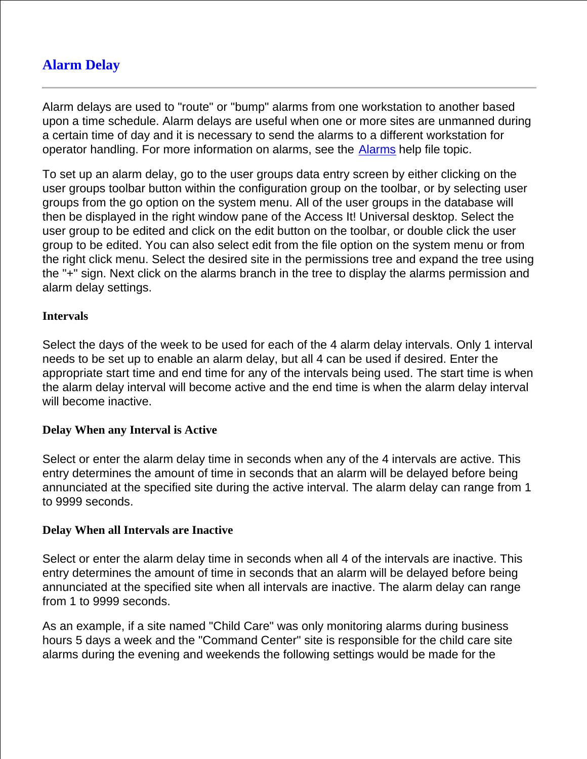# Alarm Delay

---

Alarm delays are used to "route" or "bump" alarms from one workstation to another based upon a time schedule. Alarm delays are useful when one or more sites are unmanned during a certain time of day and it is necessary to send the alarms to a different workstation for operator handling. For more information on alarms, see the Alarms help file topic.

To set up an alarm delay, go to the user groups data entry screen by either clicking on the user groups toolbar button within the configuration group on the toolbar, or by selecting user groups from the go option on the system menu. All of the user groups in the database will then be displayed in the right window pane of the Access It! Universal desktop. Select the user group to be edited and click on the edit button on the toolbar, or double click the user group to be edited. You can also select edit from the file option on the system menu or from the right click menu. Select the desired site in the permissions tree and expand the tree using the "+" sign. Next click on the alarms branch in the tree to display the alarms permission and alarm delay settings.

**Intervals**

Select the days of the week to be used for each of the 4 alarm delay intervals. Only 1 interval needs to be set up to enable an alarm delay, but all 4 can be used if desired. Enter the appropriate start time and end time for any of the intervals being used. The start time is when the alarm delay interval will become active and the end time is when the alarm delay interval will become inactive.

**Delay When any Interval is Active**

Select or enter the alarm delay time in seconds when any of the 4 intervals are active. This entry determines the amount of time in seconds that an alarm will be delayed before being annunciated at the specified site during the active interval. The alarm delay can range from 1 to 9999 seconds.

**Delay When all Intervals are Inactive**

Select or enter the alarm delay time in seconds when all 4 of the intervals are inactive. This entry determines the amount of time in seconds that an alarm will be delayed before being annunciated at the specified site when all intervals are inactive. The alarm delay can range from 1 to 9999 seconds.

As an example, if a site named "Child Care" was only monitoring alarms during business hours 5 days a week and the "Command Center" site is responsible for the child care site alarms during the evening and weekends the following settings would be made for the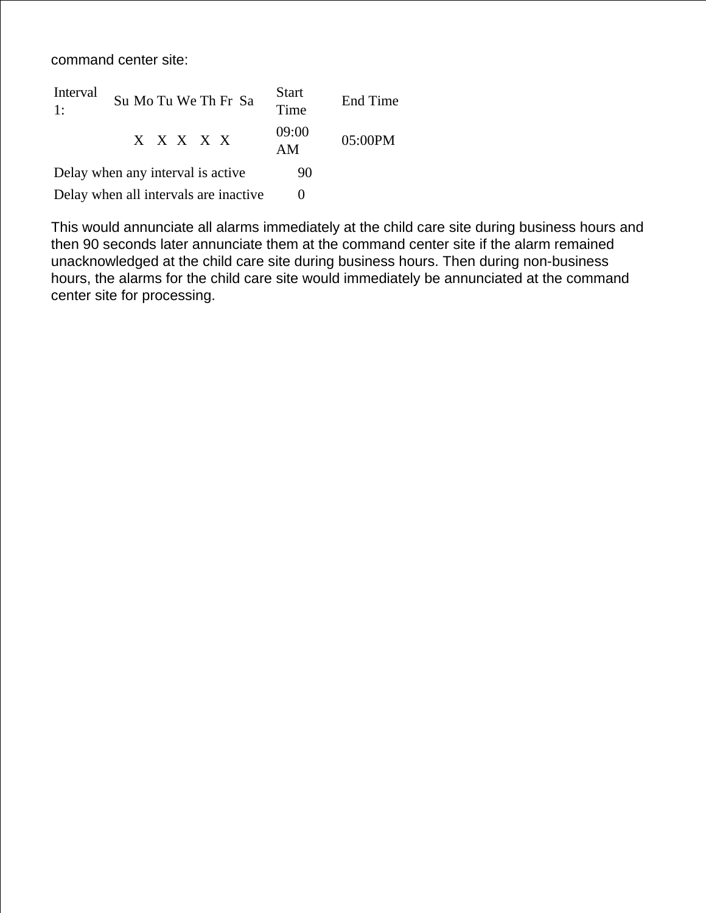command center site:

| Interval 1: | Su Mo Tu We Th Fr Sa | Start Time | End Time |
| --- | --- | --- | --- |
| | X X X X X | 09:00 AM | 05:00PM |
| Delay when any interval is active | | 90 | |
| Delay when all intervals are inactive | | 0 | |

This would annunciate all alarms immediately at the child care site during business hours and then 90 seconds later annunciate them at the command center site if the alarm remained unacknowledged at the child care site during business hours. Then during non-business hours, the alarms for the child care site would immediately be annunciated at the command center site for processing.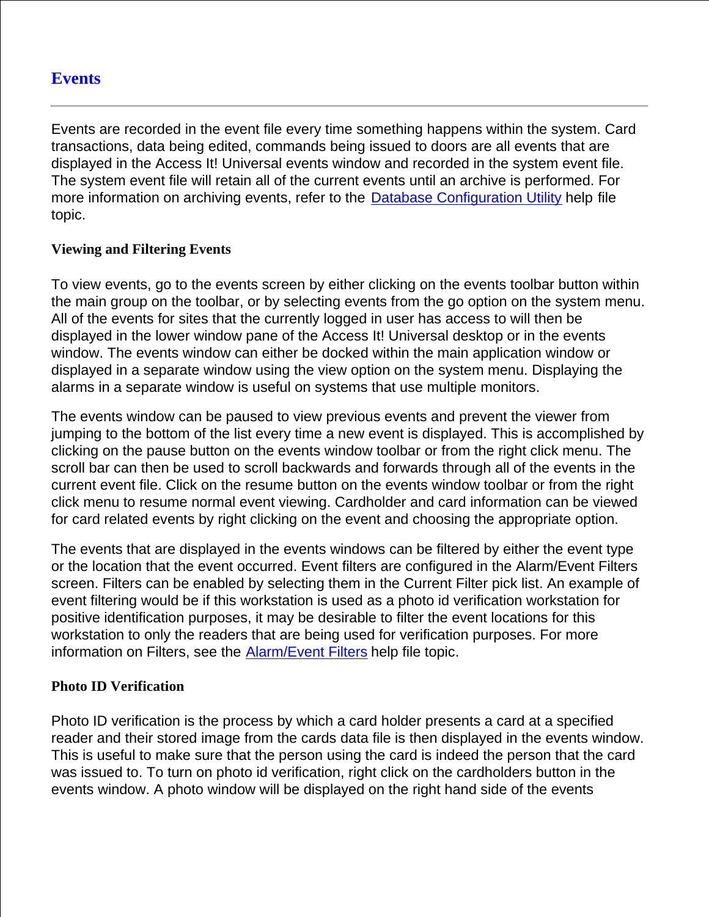# Events

Events are recorded in the event file every time something happens within the system. Card transactions, data being edited, commands being issued to doors are all events that are displayed in the Access It! Universal events window and recorded in the system event file. The system event file will retain all of the current events until an archive is performed. For more information on archiving events, refer to the Database Configuration Utility help file topic.

### Viewing and Filtering Events

To view events, go to the events screen by either clicking on the events toolbar button within the main group on the toolbar, or by selecting events from the go option on the system menu. All of the events for sites that the currently logged in user has access to will then be displayed in the lower window pane of the Access It! Universal desktop or in the events window. The events window can either be docked within the main application window or displayed in a separate window using the view option on the system menu. Displaying the alarms in a separate window is useful on systems that use multiple monitors.

The events window can be paused to view previous events and prevent the viewer from jumping to the bottom of the list every time a new event is displayed. This is accomplished by clicking on the pause button on the events window toolbar or from the right click menu. The scroll bar can then be used to scroll backwards and forwards through all of the events in the current event file. Click on the resume button on the events window toolbar or from the right click menu to resume normal event viewing. Cardholder and card information can be viewed for card related events by right clicking on the event and choosing the appropriate option.

The events that are displayed in the events windows can be filtered by either the event type or the location that the event occurred. Event filters are configured in the Alarm/Event Filters screen. Filters can be enabled by selecting them in the Current Filter pick list. An example of event filtering would be if this workstation is used as a photo id verification workstation for positive identification purposes, it may be desirable to filter the event locations for this workstation to only the readers that are being used for verification purposes. For more information on Filters, see the Alarm/Event Filters help file topic.

### Photo ID Verification

Photo ID verification is the process by which a card holder presents a card at a specified reader and their stored image from the cards data file is then displayed in the events window. This is useful to make sure that the person using the card is indeed the person that the card was issued to. To turn on photo id verification, right click on the cardholders button in the events window. A photo window will be displayed on the right hand side of the events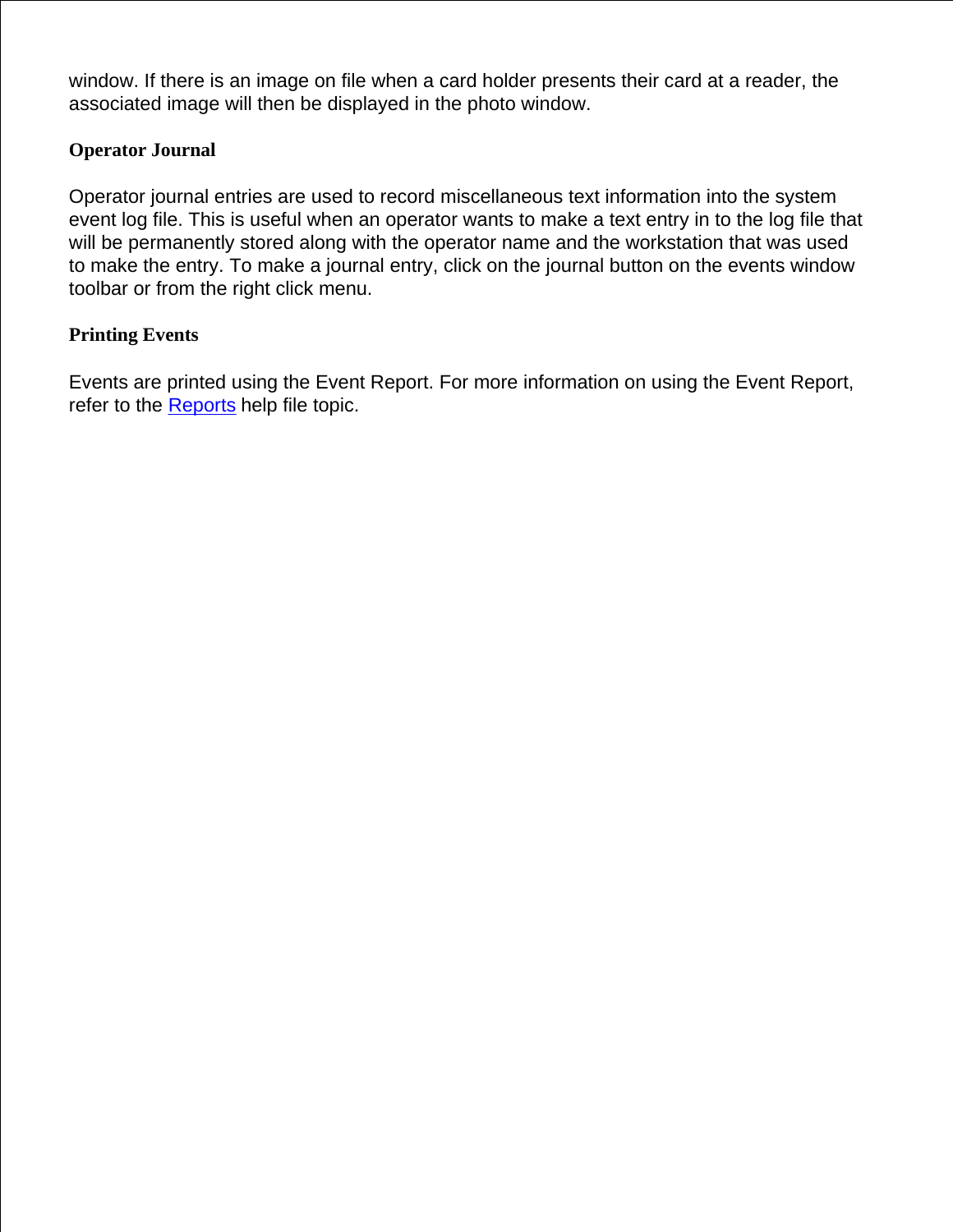window. If there is an image on file when a card holder presents their card at a reader, the associated image will then be displayed in the photo window.

**Operator Journal**

Operator journal entries are used to record miscellaneous text information into the system event log file. This is useful when an operator wants to make a text entry in to the log file that will be permanently stored along with the operator name and the workstation that was used to make the entry. To make a journal entry, click on the journal button on the events window toolbar or from the right click menu.

**Printing Events**

Events are printed using the Event Report. For more information on using the Event Report, refer to the Reports help file topic.